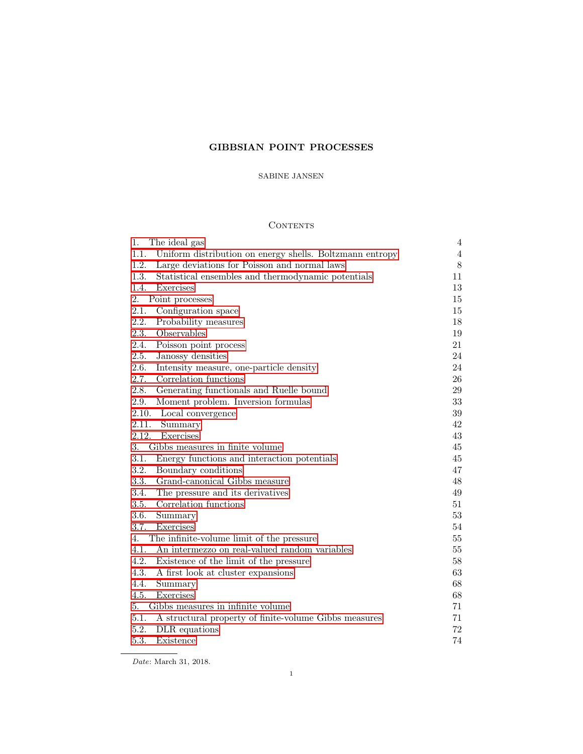# GIBBSIAN POINT PROCESSES

SABINE JANSEN

## Contents

| | |
|---|---|
| 1. The ideal gas | 4 |
| 1.1. Uniform distribution on energy shells. Boltzmann entropy | 4 |
| 1.2. Large deviations for Poisson and normal laws | 8 |
| 1.3. Statistical ensembles and thermodynamic potentials | 11 |
| 1.4. Exercises | 13 |
| 2. Point processes | 15 |
| 2.1. Configuration space | 15 |
| 2.2. Probability measures | 18 |
| 2.3. Observables | 19 |
| 2.4. Poisson point process | 21 |
| 2.5. Janossy densities | 24 |
| 2.6. Intensity measure, one-particle density | 24 |
| 2.7. Correlation functions | 26 |
| 2.8. Generating functionals and Ruelle bound | 29 |
| 2.9. Moment problem. Inversion formulas | 33 |
| 2.10. Local convergence | 39 |
| 2.11. Summary | 42 |
| 2.12. Exercises | 43 |
| 3. Gibbs measures in finite volume | 45 |
| 3.1. Energy functions and interaction potentials | 45 |
| 3.2. Boundary conditions | 47 |
| 3.3. Grand-canonical Gibbs measure | 48 |
| 3.4. The pressure and its derivatives | 49 |
| 3.5. Correlation functions | 51 |
| 3.6. Summary | 53 |
| 3.7. Exercises | 54 |
| 4. The infinite-volume limit of the pressure | 55 |
| 4.1. An intermezzo on real-valued random variables | 55 |
| 4.2. Existence of the limit of the pressure | 58 |
| 4.3. A first look at cluster expansions | 63 |
| 4.4. Summary | 68 |
| 4.5. Exercises | 68 |
| 5. Gibbs measures in infinite volume | 71 |
| 5.1. A structural property of finite-volume Gibbs measures | 71 |
| 5.2. DLR equations | 72 |
| 5.3. Existence | 74 |

*Date*: March 31, 2018.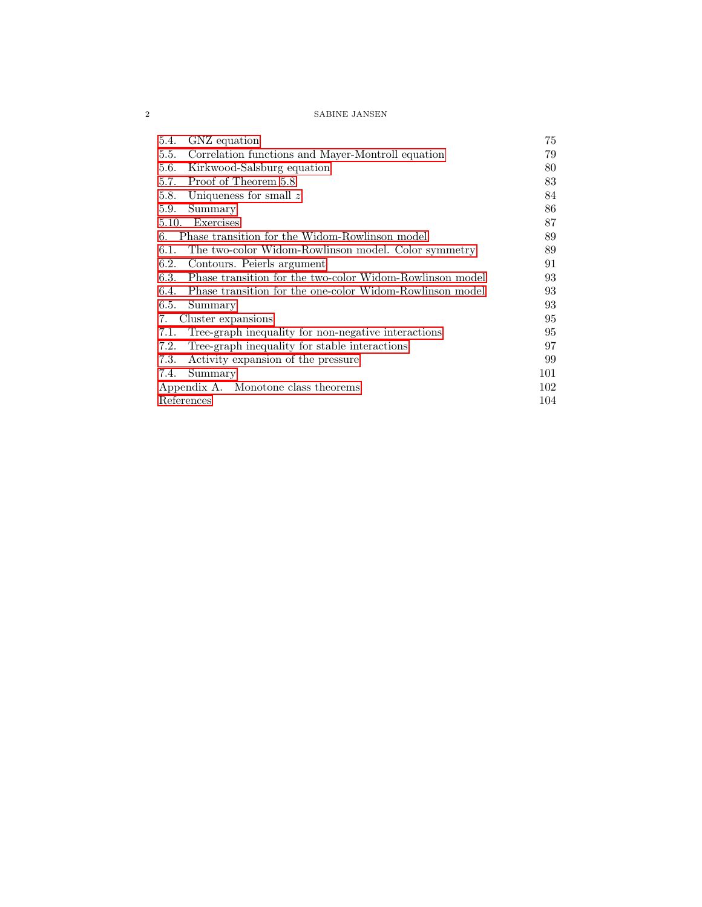| | |
|---|---|
| 5.4. GNZ equation | 75 |
| 5.5. Correlation functions and Mayer-Montroll equation | 79 |
| 5.6. Kirkwood-Salsburg equation | 80 |
| 5.7. Proof of Theorem 5.8 | 83 |
| 5.8. Uniqueness for small $z$ | 84 |
| 5.9. Summary | 86 |
| 5.10. Exercises | 87 |
| 6. Phase transition for the Widom-Rowlinson model | 89 |
| 6.1. The two-color Widom-Rowlinson model. Color symmetry | 89 |
| 6.2. Contours. Peierls argument | 91 |
| 6.3. Phase transition for the two-color Widom-Rowlinson model | 93 |
| 6.4. Phase transition for the one-color Widom-Rowlinson model | 93 |
| 6.5. Summary | 93 |
| 7. Cluster expansions | 95 |
| 7.1. Tree-graph inequality for non-negative interactions | 95 |
| 7.2. Tree-graph inequality for stable interactions | 97 |
| 7.3. Activity expansion of the pressure | 99 |
| 7.4. Summary | 101 |
| Appendix A. Monotone class theorems | 102 |
| References | 104 |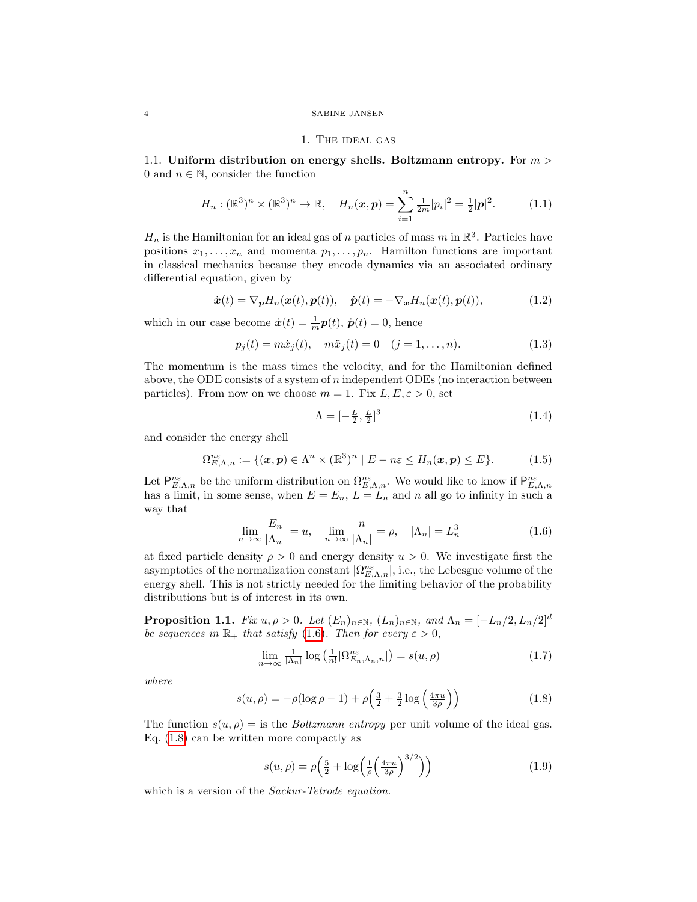# 1. The ideal gas

## 1.1. Uniform distribution on energy shells. Boltzmann entropy.

For $m > 0$ and $n \in \mathbb{N}$, consider the function

$$H_n : (\mathbb{R}^3)^n \times (\mathbb{R}^3)^n \to \mathbb{R}, \quad H_n(\boldsymbol{x}, \boldsymbol{p}) = \sum_{i=1}^n \tfrac{1}{2m} |p_i|^2 = \tfrac{1}{2} |\boldsymbol{p}|^2. \tag{1.1}$$

$H_n$ is the Hamiltonian for an ideal gas of $n$ particles of mass $m$ in $\mathbb{R}^3$. Particles have positions $x_1, \ldots, x_n$ and momenta $p_1, \ldots, p_n$. Hamilton functions are important in classical mechanics because they encode dynamics via an associated ordinary differential equation, given by

$$\dot{\boldsymbol{x}}(t) = \nabla_{\boldsymbol{p}} H_n(\boldsymbol{x}(t), \boldsymbol{p}(t)), \quad \dot{\boldsymbol{p}}(t) = -\nabla_{\boldsymbol{x}} H_n(\boldsymbol{x}(t), \boldsymbol{p}(t)), \tag{1.2}$$

which in our case become $\dot{\boldsymbol{x}}(t) = \frac{1}{m} \boldsymbol{p}(t)$, $\dot{\boldsymbol{p}}(t) = 0$, hence

$$p_j(t) = m \dot{x}_j(t), \quad m \ddot{x}_j(t) = 0 \quad (j = 1, \ldots, n). \tag{1.3}$$

The momentum is the mass times the velocity, and for the Hamiltonian defined above, the ODE consists of a system of $n$ independent ODEs (no interaction between particles). From now on we choose $m = 1$. Fix $L, E, \varepsilon > 0$, set

$$\Lambda = [-\tfrac{L}{2}, \tfrac{L}{2}]^3 \tag{1.4}$$

and consider the energy shell

$$\Omega_{E,\Lambda,n}^{n\varepsilon} := \{(\boldsymbol{x}, \boldsymbol{p}) \in \Lambda^n \times (\mathbb{R}^3)^n \mid E - n\varepsilon \leq H_n(\boldsymbol{x}, \boldsymbol{p}) \leq E\}. \tag{1.5}$$

Let $\mathsf{P}_{E,\Lambda,n}^{n\varepsilon}$ be the uniform distribution on $\Omega_{E,\Lambda,n}^{n\varepsilon}$. We would like to know if $\mathsf{P}_{E,\Lambda,n}^{n\varepsilon}$ has a limit, in some sense, when $E = E_n$, $L = L_n$ and $n$ all go to infinity in such a way that

$$\lim_{n\to\infty} \frac{E_n}{|\Lambda_n|} = u, \quad \lim_{n\to\infty} \frac{n}{|\Lambda_n|} = \rho, \quad |\Lambda_n| = L_n^3 \tag{1.6}$$

at fixed particle density $\rho > 0$ and energy density $u > 0$. We investigate first the asymptotics of the normalization constant $|\Omega_{E,\Lambda,n}^{n\varepsilon}|$, i.e., the Lebesgue volume of the energy shell. This is not strictly needed for the limiting behavior of the probability distributions but is of interest in its own.

**Proposition 1.1.** *Fix $u, \rho > 0$. Let $(E_n)_{n\in\mathbb{N}}$, $(L_n)_{n\in\mathbb{N}}$, and $\Lambda_n = [-L_n/2, L_n/2]^d$ be sequences in $\mathbb{R}_+$ that satisfy (1.6). Then for every $\varepsilon > 0$,*

$$\lim_{n\to\infty} \tfrac{1}{|\Lambda_n|} \log \left( \tfrac{1}{n!} |\Omega_{E_n,\Lambda_n,n}^{n\varepsilon}| \right) = s(u, \rho) \tag{1.7}$$

*where*

$$s(u, \rho) = -\rho(\log \rho - 1) + \rho \Big( \tfrac{3}{2} + \tfrac{3}{2} \log \Big( \tfrac{4\pi u}{3\rho} \Big) \Big) \tag{1.8}$$

The function $s(u, \rho) =$ is the *Boltzmann entropy* per unit volume of the ideal gas. Eq. (1.8) can be written more compactly as

$$s(u, \rho) = \rho \Big( \tfrac{5}{2} + \log \Big( \tfrac{1}{\rho} \Big( \tfrac{4\pi u}{3\rho} \Big)^{3/2} \Big) \Big) \tag{1.9}$$

which is a version of the *Sackur-Tetrode equation*.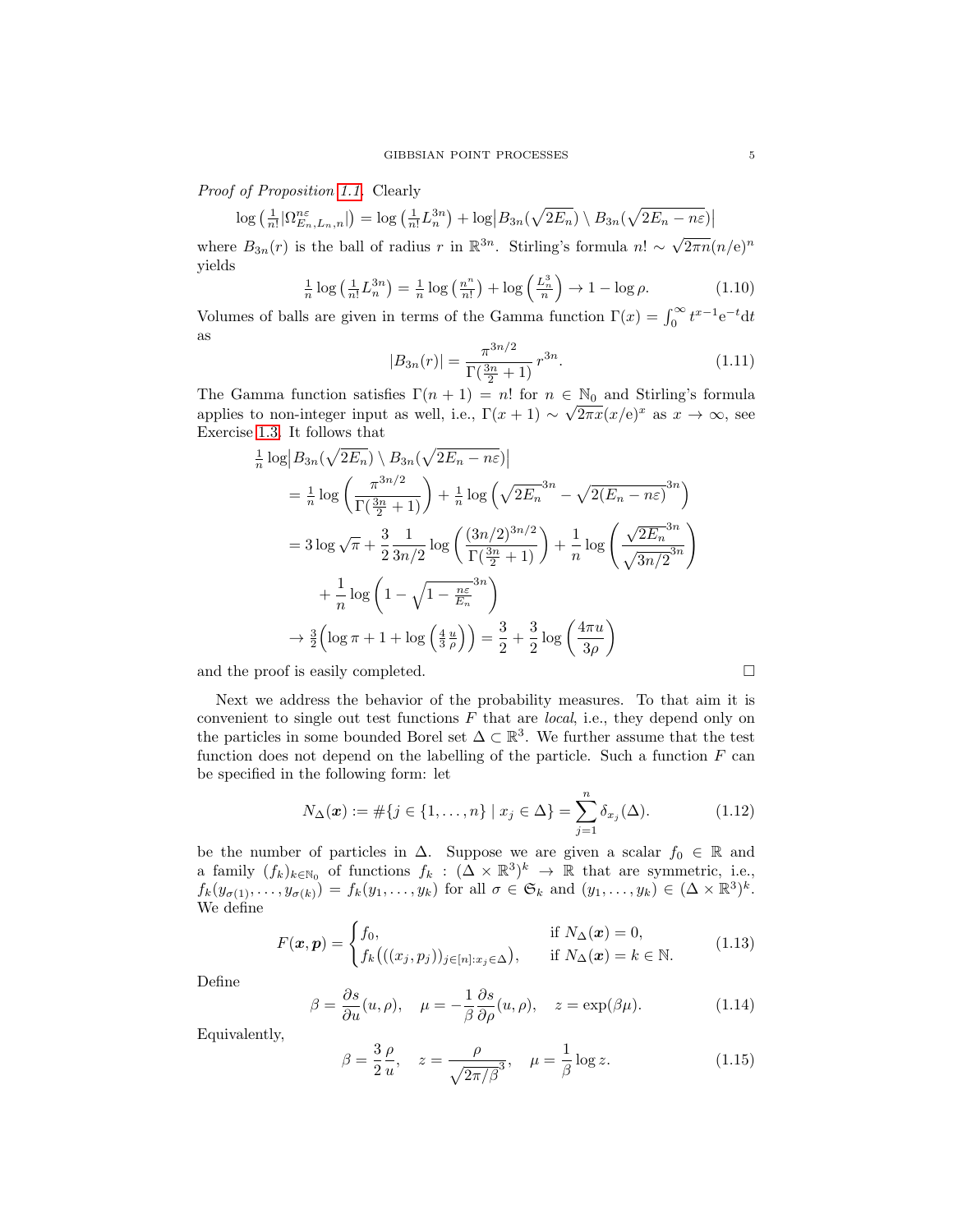*Proof of Proposition 1.1.* Clearly

$$\log\left(\tfrac{1}{n!}|\Omega^{n\varepsilon}_{E_n,L_n,n}|\right) = \log\left(\tfrac{1}{n!}L_n^{3n}\right) + \log\left|B_{3n}(\sqrt{2E_n}) \setminus B_{3n}(\sqrt{2E_n - n\varepsilon})\right|$$

where $B_{3n}(r)$ is the ball of radius $r$ in $\mathbb{R}^{3n}$. Stirling's formula $n! \sim \sqrt{2\pi n}(n/\mathrm{e})^n$ yields

$$\tfrac{1}{n}\log\left(\tfrac{1}{n!}L_n^{3n}\right) = \tfrac{1}{n}\log\left(\tfrac{n^n}{n!}\right) + \log\left(\tfrac{L_n^3}{n}\right) \to 1 - \log\rho. \tag{1.10}$$

Volumes of balls are given in terms of the Gamma function $\Gamma(x) = \int_0^\infty t^{x-1}\mathrm{e}^{-t}\mathrm{d}t$ as

$$|B_{3n}(r)| = \frac{\pi^{3n/2}}{\Gamma(\frac{3n}{2}+1)}\, r^{3n}. \tag{1.11}$$

The Gamma function satisfies $\Gamma(n+1) = n!$ for $n \in \mathbb{N}_0$ and Stirling's formula applies to non-integer input as well, i.e., $\Gamma(x+1) \sim \sqrt{2\pi x}(x/\mathrm{e})^x$ as $x \to \infty$, see Exercise 1.3. It follows that

$$\begin{aligned}
&\tfrac{1}{n}\log\left|B_{3n}(\sqrt{2E_n}) \setminus B_{3n}(\sqrt{2E_n - n\varepsilon})\right| \\
&= \tfrac{1}{n}\log\left(\frac{\pi^{3n/2}}{\Gamma(\frac{3n}{2}+1)}\right) + \tfrac{1}{n}\log\left(\sqrt{2E_n}^{3n} - \sqrt{2(E_n - n\varepsilon)}^{3n}\right) \\
&= 3\log\sqrt{\pi} + \frac{3}{2}\frac{1}{3n/2}\log\left(\frac{(3n/2)^{3n/2}}{\Gamma(\frac{3n}{2}+1)}\right) + \frac{1}{n}\log\left(\frac{\sqrt{2E_n}^{3n}}{\sqrt{3n/2}^{3n}}\right) \\
&\quad + \frac{1}{n}\log\left(1 - \sqrt{1 - \tfrac{n\varepsilon}{E_n}}^{3n}\right) \\
&\to \tfrac{3}{2}\left(\log\pi + 1 + \log\left(\tfrac{4}{3}\tfrac{u}{\rho}\right)\right) = \frac{3}{2} + \frac{3}{2}\log\left(\frac{4\pi u}{3\rho}\right)
\end{aligned}$$

and the proof is easily completed. □

Next we address the behavior of the probability measures. To that aim it is convenient to single out test functions $F$ that are *local*, i.e., they depend only on the particles in some bounded Borel set $\Delta \subset \mathbb{R}^3$. We further assume that the test function does not depend on the labelling of the particle. Such a function $F$ can be specified in the following form: let

$$N_\Delta(\boldsymbol{x}) := \#\{j \in \{1,\dots,n\} \mid x_j \in \Delta\} = \sum_{j=1}^n \delta_{x_j}(\Delta). \tag{1.12}$$

be the number of particles in $\Delta$. Suppose we are given a scalar $f_0 \in \mathbb{R}$ and a family $(f_k)_{k\in\mathbb{N}_0}$ of functions $f_k : (\Delta \times \mathbb{R}^3)^k \to \mathbb{R}$ that are symmetric, i.e., $f_k(y_{\sigma(1)},\dots,y_{\sigma(k)}) = f_k(y_1,\dots,y_k)$ for all $\sigma \in \mathfrak{S}_k$ and $(y_1,\dots,y_k) \in (\Delta\times\mathbb{R}^3)^k$. We define

$$F(\boldsymbol{x},\boldsymbol{p}) = \begin{cases} f_0, & \text{if } N_\Delta(\boldsymbol{x}) = 0, \\ f_k\big(((x_j,p_j))_{j\in[n]: x_j\in\Delta}\big), & \text{if } N_\Delta(\boldsymbol{x}) = k \in \mathbb{N}. \end{cases} \tag{1.13}$$

Define

$$\beta = \frac{\partial s}{\partial u}(u,\rho), \quad \mu = -\frac{1}{\beta}\frac{\partial s}{\partial \rho}(u,\rho), \quad z = \exp(\beta\mu). \tag{1.14}$$

Equivalently,

$$\beta = \frac{3}{2}\frac{\rho}{u}, \quad z = \frac{\rho}{\sqrt{2\pi/\beta}^3}, \quad \mu = \frac{1}{\beta}\log z. \tag{1.15}$$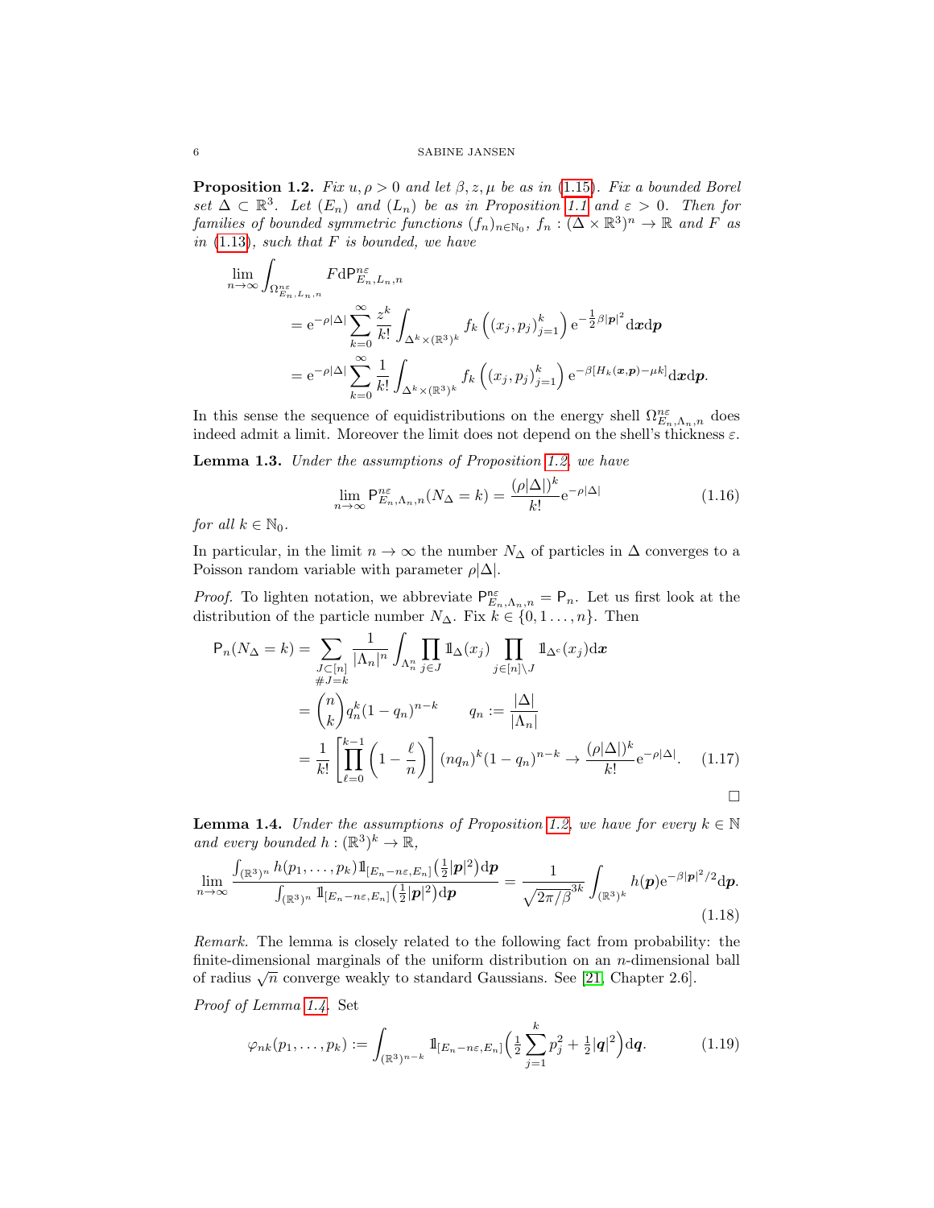**Proposition 1.2.** *Fix $u, \rho > 0$ and let $\beta, z, \mu$ be as in (1.15). Fix a bounded Borel set $\Delta \subset \mathbb{R}^3$. Let $(E_n)$ and $(L_n)$ be as in Proposition 1.1 and $\varepsilon > 0$. Then for families of bounded symmetric functions $(f_n)_{n\in\mathbb{N}_0}$, $f_n : (\Delta \times \mathbb{R}^3)^n \to \mathbb{R}$ and $F$ as in (1.13), such that $F$ is bounded, we have*

$$
\begin{aligned}
\lim_{n\to\infty} \int_{\Omega^{n\varepsilon}_{E_n,L_n,n}} F \mathrm{d}\mathsf{P}^{n\varepsilon}_{E_n,L_n,n} \\
&= \mathrm{e}^{-\rho|\Delta|} \sum_{k=0}^{\infty} \frac{z^k}{k!} \int_{\Delta^k \times (\mathbb{R}^3)^k} f_k\left( (x_j, p_j)_{j=1}^k \right) \mathrm{e}^{-\frac{1}{2}\beta|\boldsymbol{p}|^2} \mathrm{d}\boldsymbol{x}\mathrm{d}\boldsymbol{p} \\
&= \mathrm{e}^{-\rho|\Delta|} \sum_{k=0}^{\infty} \frac{1}{k!} \int_{\Delta^k \times (\mathbb{R}^3)^k} f_k\left( (x_j, p_j)_{j=1}^k \right) \mathrm{e}^{-\beta[H_k(\boldsymbol{x},\boldsymbol{p}) - \mu k]} \mathrm{d}\boldsymbol{x}\mathrm{d}\boldsymbol{p}.
\end{aligned}
$$

In this sense the sequence of equidistributions on the energy shell $\Omega^{n\varepsilon}_{E_n,\Lambda_n,n}$ does indeed admit a limit. Moreover the limit does not depend on the shell's thickness $\varepsilon$.

**Lemma 1.3.** *Under the assumptions of Proposition 1.2, we have*

$$
\lim_{n\to\infty} \mathsf{P}^{n\varepsilon}_{E_n,\Lambda_n,n}(N_\Delta = k) = \frac{(\rho|\Delta|)^k}{k!} \mathrm{e}^{-\rho|\Delta|} \tag{1.16}
$$

*for all $k \in \mathbb{N}_0$.*

In particular, in the limit $n \to \infty$ the number $N_\Delta$ of particles in $\Delta$ converges to a Poisson random variable with parameter $\rho|\Delta|$.

*Proof.* To lighten notation, we abbreviate $\mathsf{P}^{n\varepsilon}_{E_n,\Lambda_n,n} = \mathsf{P}_n$. Let us first look at the distribution of the particle number $N_\Delta$. Fix $k \in \{0, 1 \ldots, n\}$. Then

$$
\begin{aligned}
\mathsf{P}_n(N_\Delta = k) &= \sum_{\substack{J \subset [n] \\ \# J = k}} \frac{1}{|\Lambda_n|^n} \int_{\Lambda_n^n} \prod_{j\in J} \mathbb{1}_\Delta(x_j) \prod_{j \in [n]\setminus J} \mathbb{1}_{\Delta^c}(x_j) \mathrm{d}\boldsymbol{x} \\
&= \binom{n}{k} q_n^k (1 - q_n)^{n-k} \qquad q_n := \frac{|\Delta|}{|\Lambda_n|} \\
&= \frac{1}{k!} \left[ \prod_{\ell=0}^{k-1} \left(1 - \frac{\ell}{n}\right) \right] (nq_n)^k (1 - q_n)^{n-k} \to \frac{(\rho|\Delta|)^k}{k!} \mathrm{e}^{-\rho|\Delta|}. \qquad (1.17)
\end{aligned}
$$

□

**Lemma 1.4.** *Under the assumptions of Proposition 1.2, we have for every $k \in \mathbb{N}$ and every bounded $h : (\mathbb{R}^3)^k \to \mathbb{R}$,*

$$
\lim_{n\to\infty} \frac{\int_{(\mathbb{R}^3)^n} h(p_1, \ldots, p_k) \mathbb{1}_{[E_n - n\varepsilon, E_n]}\left(\frac{1}{2}|\boldsymbol{p}|^2\right) \mathrm{d}\boldsymbol{p}}{\int_{(\mathbb{R}^3)^n} \mathbb{1}_{[E_n - n\varepsilon, E_n]}\left(\frac{1}{2}|\boldsymbol{p}|^2\right) \mathrm{d}\boldsymbol{p}} = \frac{1}{\sqrt{2\pi/\beta}^{3k}} \int_{(\mathbb{R}^3)^k} h(\boldsymbol{p}) \mathrm{e}^{-\beta|\boldsymbol{p}|^2/2} \mathrm{d}\boldsymbol{p}. \tag{1.18}
$$

*Remark.* The lemma is closely related to the following fact from probability: the finite-dimensional marginals of the uniform distribution on an $n$-dimensional ball of radius $\sqrt{n}$ converge weakly to standard Gaussians. See [21, Chapter 2.6].

*Proof of Lemma 1.4.* Set

$$
\varphi_{nk}(p_1, \ldots, p_k) := \int_{(\mathbb{R}^3)^{n-k}} \mathbb{1}_{[E_n - n\varepsilon, E_n]}\Big( \frac{1}{2} \sum_{j=1}^k p_j^2 + \tfrac{1}{2} |\boldsymbol{q}|^2 \Big) \mathrm{d}\boldsymbol{q}. \tag{1.19}
$$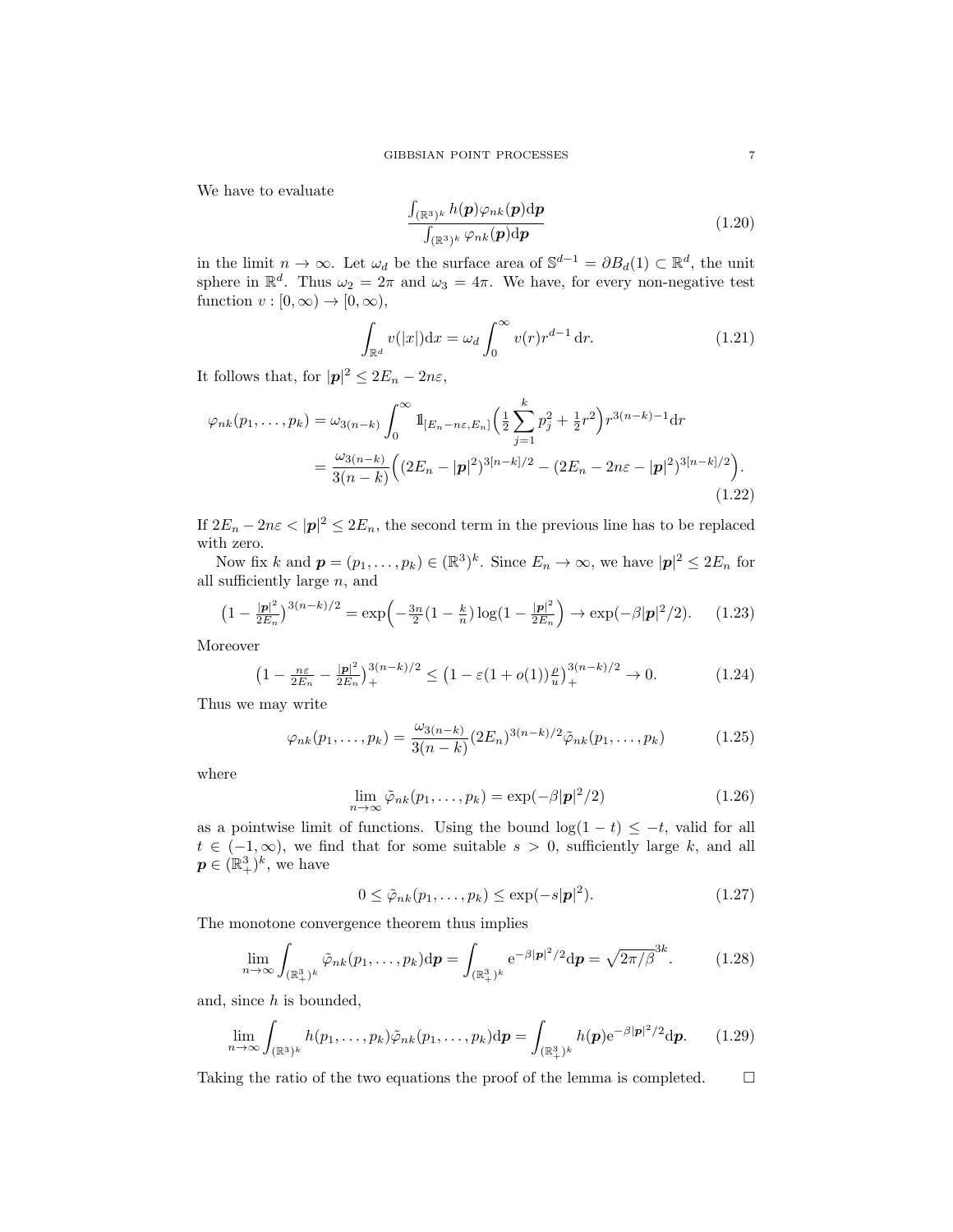We have to evaluate

$$\frac{\int_{(\mathbb{R}^3)^k} h(\boldsymbol{p})\varphi_{nk}(\boldsymbol{p})\mathrm{d}\boldsymbol{p}}{\int_{(\mathbb{R}^3)^k} \varphi_{nk}(\boldsymbol{p})\mathrm{d}\boldsymbol{p}} \tag{1.20}$$

in the limit $n \to \infty$. Let $\omega_d$ be the surface area of $\mathbb{S}^{d-1} = \partial B_d(1) \subset \mathbb{R}^d$, the unit sphere in $\mathbb{R}^d$. Thus $\omega_2 = 2\pi$ and $\omega_3 = 4\pi$. We have, for every non-negative test function $v : [0, \infty) \to [0, \infty)$,

$$\int_{\mathbb{R}^d} v(|x|)\mathrm{d}x = \omega_d \int_0^\infty v(r) r^{d-1}\,\mathrm{d}r. \tag{1.21}$$

It follows that, for $|\boldsymbol{p}|^2 \le 2E_n - 2n\varepsilon$,

$$\begin{aligned}\varphi_{nk}(p_1, \dots, p_k) &= \omega_{3(n-k)} \int_0^\infty \mathbb{1}_{[E_n - n\varepsilon, E_n]}\Big(\tfrac{1}{2}\sum_{j=1}^k p_j^2 + \tfrac{1}{2}r^2\Big) r^{3(n-k)-1}\mathrm{d}r \\ &= \frac{\omega_{3(n-k)}}{3(n-k)}\Big((2E_n - |\boldsymbol{p}|^2)^{3[n-k]/2} - (2E_n - 2n\varepsilon - |\boldsymbol{p}|^2)^{3[n-k]/2}\Big).\end{aligned} \tag{1.22}$$

If $2E_n - 2n\varepsilon < |\boldsymbol{p}|^2 \le 2E_n$, the second term in the previous line has to be replaced with zero.

Now fix $k$ and $\boldsymbol{p} = (p_1, \dots, p_k) \in (\mathbb{R}^3)^k$. Since $E_n \to \infty$, we have $|\boldsymbol{p}|^2 \le 2E_n$ for all sufficiently large $n$, and

$$\big(1 - \tfrac{|\boldsymbol{p}|^2}{2E_n}\big)^{3(n-k)/2} = \exp\Big(-\tfrac{3n}{2}(1 - \tfrac{k}{n})\log(1 - \tfrac{|\boldsymbol{p}|^2}{2E_n}\Big) \to \exp(-\beta|\boldsymbol{p}|^2/2). \tag{1.23}$$

Moreover

$$\big(1 - \tfrac{n\varepsilon}{2E_n} - \tfrac{|\boldsymbol{p}|^2}{2E_n}\big)_+^{3(n-k)/2} \le \big(1 - \varepsilon(1 + o(1))\tfrac{\rho}{u}\big)_+^{3(n-k)/2} \to 0. \tag{1.24}$$

Thus we may write

$$\varphi_{nk}(p_1, \dots, p_k) = \frac{\omega_{3(n-k)}}{3(n-k)}(2E_n)^{3(n-k)/2}\tilde{\varphi}_{nk}(p_1, \dots, p_k) \tag{1.25}$$

where

$$\lim_{n\to\infty} \tilde{\varphi}_{nk}(p_1, \dots, p_k) = \exp(-\beta|\boldsymbol{p}|^2/2) \tag{1.26}$$

as a pointwise limit of functions. Using the bound $\log(1-t) \le -t$, valid for all $t \in (-1, \infty)$, we find that for some suitable $s > 0$, sufficiently large $k$, and all $\boldsymbol{p} \in (\mathbb{R}^3_+)^k$, we have

$$0 \le \tilde{\varphi}_{nk}(p_1, \dots, p_k) \le \exp(-s|\boldsymbol{p}|^2). \tag{1.27}$$

The monotone convergence theorem thus implies

$$\lim_{n\to\infty} \int_{(\mathbb{R}^3_+)^k} \tilde{\varphi}_{nk}(p_1, \dots, p_k)\mathrm{d}\boldsymbol{p} = \int_{(\mathbb{R}^3_+)^k} \mathrm{e}^{-\beta|\boldsymbol{p}|^2/2}\mathrm{d}\boldsymbol{p} = \sqrt{2\pi/\beta}^{3k}. \tag{1.28}$$

and, since $h$ is bounded,

$$\lim_{n\to\infty} \int_{(\mathbb{R}^3)^k} h(p_1, \dots, p_k)\tilde{\varphi}_{nk}(p_1, \dots, p_k)\mathrm{d}\boldsymbol{p} = \int_{(\mathbb{R}^3_+)^k} h(\boldsymbol{p})\mathrm{e}^{-\beta|\boldsymbol{p}|^2/2}\mathrm{d}\boldsymbol{p}. \tag{1.29}$$

Taking the ratio of the two equations the proof of the lemma is completed. □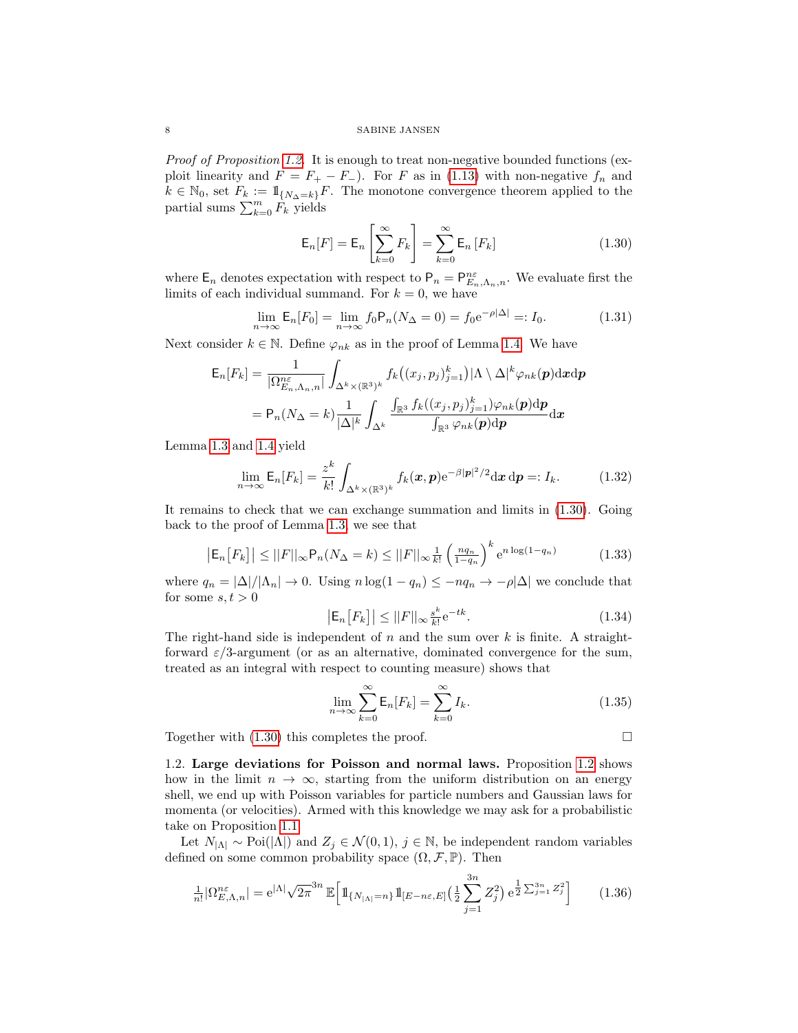*Proof of Proposition 1.2.* It is enough to treat non-negative bounded functions (exploit linearity and $F = F_+ - F_-$). For $F$ as in (1.13) with non-negative $f_n$ and $k \in \mathbb{N}_0$, set $F_k := \mathbb{1}_{\{N_\Delta = k\}} F$. The monotone convergence theorem applied to the partial sums $\sum_{k=0}^m F_k$ yields

$$\mathsf{E}_n[F] = \mathsf{E}_n\left[\sum_{k=0}^\infty F_k\right] = \sum_{k=0}^\infty \mathsf{E}_n\left[F_k\right] \tag{1.30}$$

where $\mathsf{E}_n$ denotes expectation with respect to $\mathsf{P}_n = \mathsf{P}^{n\varepsilon}_{E_n,\Lambda_n,n}$. We evaluate first the limits of each individual summand. For $k=0$, we have

$$\lim_{n\to\infty} \mathsf{E}_n[F_0] = \lim_{n\to\infty} f_0 \mathsf{P}_n(N_\Delta = 0) = f_0 \mathrm{e}^{-\rho|\Delta|} =: I_0. \tag{1.31}$$

Next consider $k \in \mathbb{N}$. Define $\varphi_{nk}$ as in the proof of Lemma 1.4. We have

$$\begin{aligned}
\mathsf{E}_n[F_k] &= \frac{1}{|\Omega^{n\varepsilon}_{E_n,\Lambda_n,n}|} \int_{\Delta^k\times(\mathbb{R}^3)^k} f_k\big((x_j,p_j)_{j=1}^k\big) |\Lambda\setminus\Delta|^k \varphi_{nk}(\boldsymbol{p}) \mathrm{d}\boldsymbol{x}\mathrm{d}\boldsymbol{p} \\
&= \mathsf{P}_n(N_\Delta = k) \frac{1}{|\Delta|^k} \int_{\Delta^k} \frac{\int_{\mathbb{R}^3} f_k((x_j,p_j)_{j=1}^k)\varphi_{nk}(\boldsymbol{p})\mathrm{d}\boldsymbol{p}}{\int_{\mathbb{R}^3} \varphi_{nk}(\boldsymbol{p})\mathrm{d}\boldsymbol{p}} \mathrm{d}\boldsymbol{x}
\end{aligned}$$

Lemma 1.3 and 1.4 yield

$$\lim_{n\to\infty} \mathsf{E}_n[F_k] = \frac{z^k}{k!} \int_{\Delta^k\times(\mathbb{R}^3)^k} f_k(\boldsymbol{x},\boldsymbol{p}) \mathrm{e}^{-\beta|\boldsymbol{p}|^2/2} \mathrm{d}\boldsymbol{x}\,\mathrm{d}\boldsymbol{p} =: I_k. \tag{1.32}$$

It remains to check that we can exchange summation and limits in (1.30). Going back to the proof of Lemma 1.3, we see that

$$\big|\mathsf{E}_n\big[F_k\big]\big| \le ||F||_\infty \mathsf{P}_n(N_\Delta = k) \le ||F||_\infty \tfrac{1}{k!}\left(\tfrac{nq_n}{1-q_n}\right)^k \mathrm{e}^{n\log(1-q_n)} \tag{1.33}$$

where $q_n = |\Delta|/|\Lambda_n| \to 0$. Using $n\log(1-q_n) \le -nq_n \to -\rho|\Delta|$ we conclude that for some $s,t>0$

$$\big|\mathsf{E}_n\big[F_k\big]\big| \le ||F||_\infty \tfrac{s^k}{k!}\mathrm{e}^{-tk}. \tag{1.34}$$

The right-hand side is independent of $n$ and the sum over $k$ is finite. A straightforward $\varepsilon/3$-argument (or as an alternative, dominated convergence for the sum, treated as an integral with respect to counting measure) shows that

$$\lim_{n\to\infty} \sum_{k=0}^\infty \mathsf{E}_n[F_k] = \sum_{k=0}^\infty I_k. \tag{1.35}$$

Together with (1.30) this completes the proof. □

1.2. **Large deviations for Poisson and normal laws.** Proposition 1.2 shows how in the limit $n\to\infty$, starting from the uniform distribution on an energy shell, we end up with Poisson variables for particle numbers and Gaussian laws for momenta (or velocities). Armed with this knowledge we may ask for a probabilistic take on Proposition 1.1.

Let $N_{|\Lambda|} \sim \mathrm{Poi}(|\Lambda|)$ and $Z_j \in \mathcal{N}(0,1)$, $j\in\mathbb{N}$, be independent random variables defined on some common probability space $(\Omega,\mathcal{F},\mathbb{P})$. Then

$$\tfrac{1}{n!}|\Omega^{n\varepsilon}_{E,\Lambda,n}| = \mathrm{e}^{|\Lambda|}\sqrt{2\pi}^{3n}\, \mathbb{E}\Big[\mathbb{1}_{\{N_{|\Lambda|}=n\}} \mathbb{1}_{[E-n\varepsilon,E]}\big(\tfrac12 \sum_{j=1}^{3n} Z_j^2\big)\, \mathrm{e}^{\frac12\sum_{j=1}^{3n} Z_j^2}\Big] \tag{1.36}$$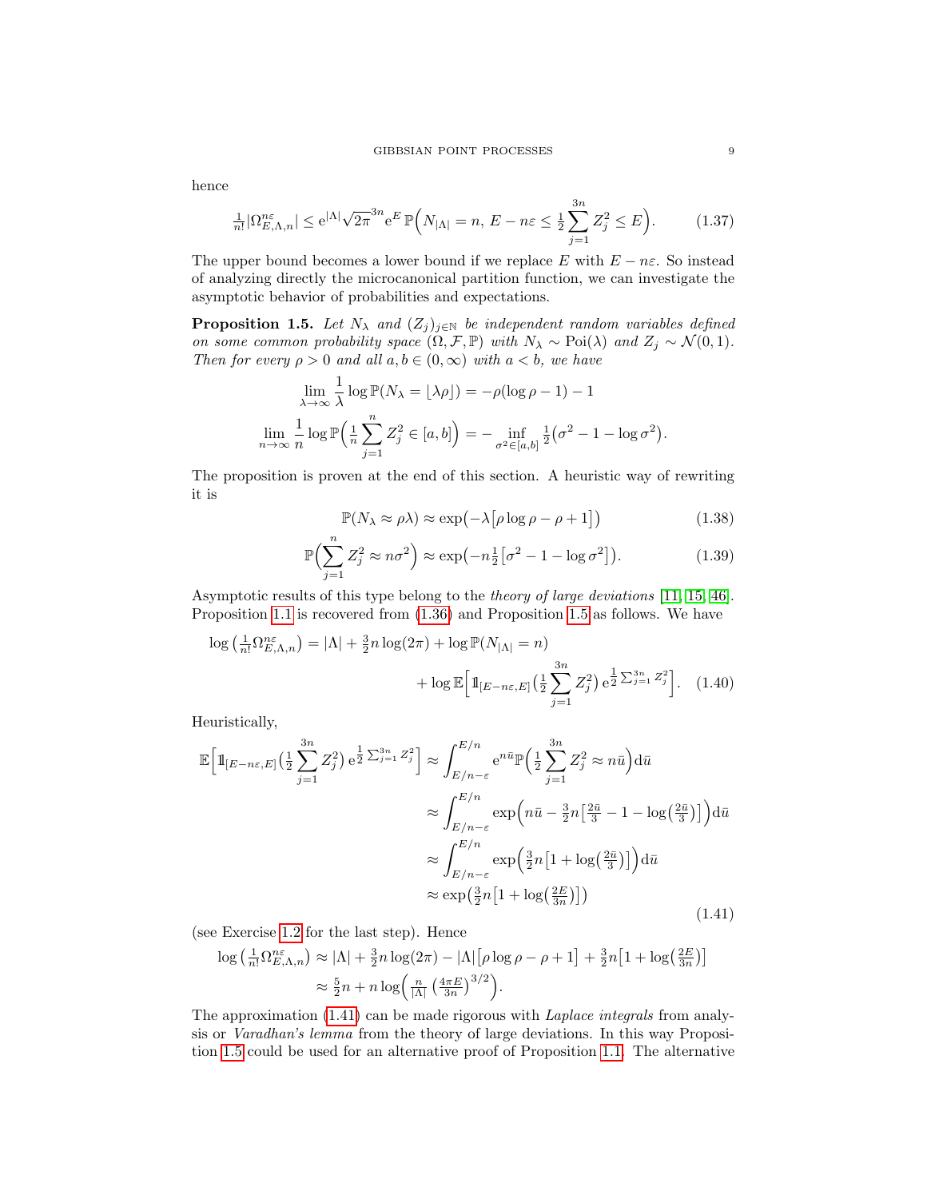hence

$$\tfrac{1}{n!}|\Omega_{E,\Lambda,n}^{n\varepsilon}| \leq \mathrm{e}^{|\Lambda|}\sqrt{2\pi}^{3n}\mathrm{e}^{E}\,\mathbb{P}\Big(N_{|\Lambda|}=n,\ E-n\varepsilon\leq \tfrac{1}{2}\sum_{j=1}^{3n} Z_j^2 \leq E\Big). \tag{1.37}$$

The upper bound becomes a lower bound if we replace $E$ with $E-n\varepsilon$. So instead of analyzing directly the microcanonical partition function, we can investigate the asymptotic behavior of probabilities and expectations.

**Proposition 1.5.** *Let $N_\lambda$ and $(Z_j)_{j\in\mathbb{N}}$ be independent random variables defined on some common probability space $(\Omega,\mathcal{F},\mathbb{P})$ with $N_\lambda\sim \mathrm{Poi}(\lambda)$ and $Z_j\sim\mathcal{N}(0,1)$. Then for every $\rho>0$ and all $a,b\in(0,\infty)$ with $a<b$, we have*

$$\lim_{\lambda\to\infty}\frac{1}{\lambda}\log\mathbb{P}(N_\lambda=\lfloor\lambda\rho\rfloor) = -\rho(\log\rho-1)-1$$

$$\lim_{n\to\infty}\frac{1}{n}\log\mathbb{P}\Big(\tfrac{1}{n}\sum_{j=1}^{n}Z_j^2\in[a,b]\Big) = -\inf_{\sigma^2\in[a,b]}\tfrac{1}{2}\big(\sigma^2-1-\log\sigma^2\big).$$

The proposition is proven at the end of this section. A heuristic way of rewriting it is

$$\mathbb{P}(N_\lambda\approx\rho\lambda)\approx\exp\big(-\lambda\big[\rho\log\rho-\rho+1\big]\big) \tag{1.38}$$

$$\mathbb{P}\Big(\sum_{j=1}^{n}Z_j^2\approx n\sigma^2\Big)\approx\exp\big(-n\tfrac{1}{2}\big[\sigma^2-1-\log\sigma^2\big]\big). \tag{1.39}$$

Asymptotic results of this type belong to the *theory of large deviations* [11, 15, 46]. Proposition 1.1 is recovered from (1.36) and Proposition 1.5 as follows. We have

$$\log\big(\tfrac{1}{n!}\Omega_{E,\Lambda,n}^{n\varepsilon}\big) = |\Lambda| + \tfrac{3}{2}n\log(2\pi) + \log\mathbb{P}(N_{|\Lambda|}=n) + \log\mathbb{E}\Big[\mathbb{1}_{[E-n\varepsilon,E]}\big(\tfrac{1}{2}\sum_{j=1}^{3n}Z_j^2\big)\,\mathrm{e}^{\frac{1}{2}\sum_{j=1}^{3n}Z_j^2}\Big]. \tag{1.40}$$

Heuristically,

$$\begin{aligned}
\mathbb{E}\Big[\mathbb{1}_{[E-n\varepsilon,E]}\big(\tfrac{1}{2}\sum_{j=1}^{3n}Z_j^2\big)\,\mathrm{e}^{\frac{1}{2}\sum_{j=1}^{3n}Z_j^2}\Big] &\approx \int_{E/n-\varepsilon}^{E/n}\mathrm{e}^{n\bar u}\,\mathbb{P}\Big(\tfrac{1}{2}\sum_{j=1}^{3n}Z_j^2\approx n\bar u\Big)\mathrm{d}\bar u\\
&\approx \int_{E/n-\varepsilon}^{E/n}\exp\Big(n\bar u - \tfrac{3}{2}n\big[\tfrac{2\bar u}{3}-1-\log\big(\tfrac{2\bar u}{3}\big)\big]\Big)\mathrm{d}\bar u\\
&\approx \int_{E/n-\varepsilon}^{E/n}\exp\Big(\tfrac{3}{2}n\big[1+\log\big(\tfrac{2\bar u}{3}\big)\big]\Big)\mathrm{d}\bar u\\
&\approx \exp\big(\tfrac{3}{2}n\big[1+\log\big(\tfrac{2E}{3n}\big)\big]\big)
\end{aligned} \tag{1.41}$$

(see Exercise 1.2 for the last step). Hence

$$\begin{aligned}
\log\big(\tfrac{1}{n!}\Omega_{E,\Lambda,n}^{n\varepsilon}\big) &\approx |\Lambda| + \tfrac{3}{2}n\log(2\pi) - |\Lambda|\big[\rho\log\rho-\rho+1\big] + \tfrac{3}{2}n\big[1+\log\big(\tfrac{2E}{3n}\big)\big]\\
&\approx \tfrac{5}{2}n + n\log\Big(\tfrac{n}{|\Lambda|}\,\big(\tfrac{4\pi E}{3n}\big)^{3/2}\Big).
\end{aligned}$$

The approximation (1.41) can be made rigorous with *Laplace integrals* from analysis or *Varadhan's lemma* from the theory of large deviations. In this way Proposition 1.5 could be used for an alternative proof of Proposition 1.1. The alternative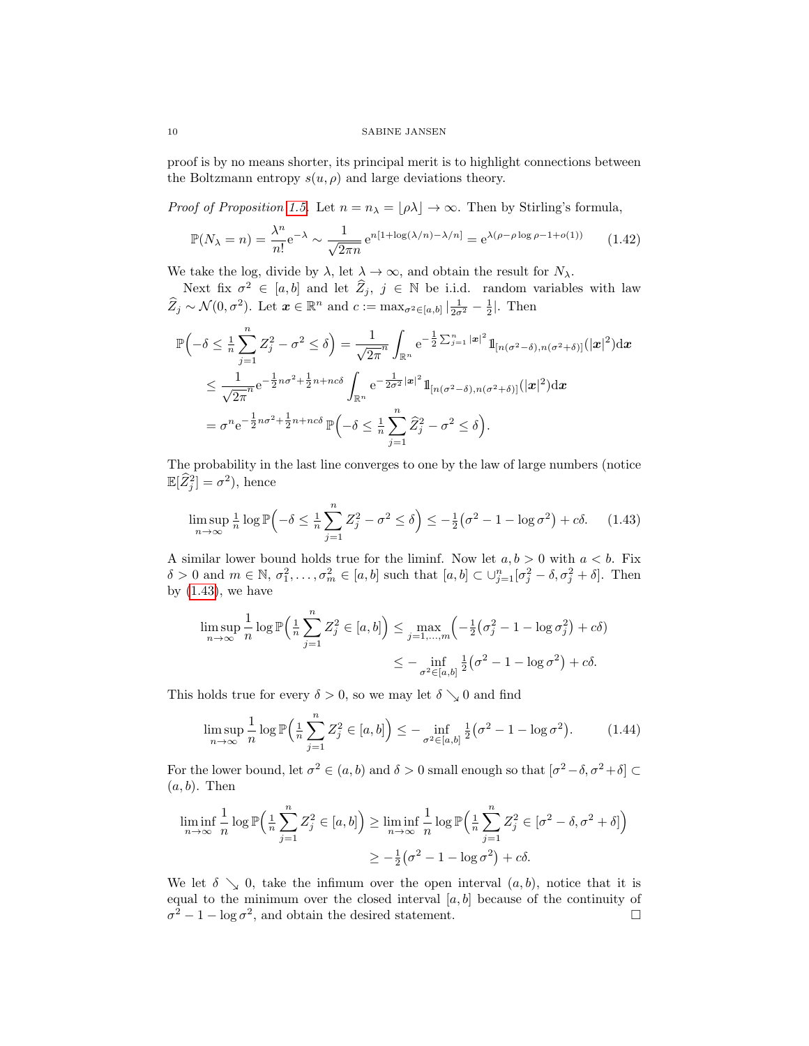proof is by no means shorter, its principal merit is to highlight connections between the Boltzmann entropy $s(u,\rho)$ and large deviations theory.

*Proof of Proposition 1.5.* Let $n = n_\lambda = \lfloor \rho\lambda \rfloor \to \infty$. Then by Stirling's formula,

$$\mathbb{P}(N_\lambda = n) = \frac{\lambda^n}{n!}\mathrm{e}^{-\lambda} \sim \frac{1}{\sqrt{2\pi n}}\,\mathrm{e}^{n[1+\log(\lambda/n)-\lambda/n]} = \mathrm{e}^{\lambda(\rho-\rho\log\rho-1+o(1))} \tag{1.42}$$

We take the log, divide by $\lambda$, let $\lambda\to\infty$, and obtain the result for $N_\lambda$.

Next fix $\sigma^2 \in [a,b]$ and let $\widehat{Z}_j$, $j\in\mathbb{N}$ be i.i.d. random variables with law $\widehat{Z}_j \sim \mathcal{N}(0,\sigma^2)$. Let $\boldsymbol{x}\in\mathbb{R}^n$ and $c := \max_{\sigma^2\in[a,b]} |\frac{1}{2\sigma^2} - \frac{1}{2}|$. Then

$$\begin{aligned}
\mathbb{P}\Big(-\delta \leq \tfrac{1}{n}\sum_{j=1}^n Z_j^2 - \sigma^2 \leq \delta\Big) &= \frac{1}{\sqrt{2\pi}^n}\int_{\mathbb{R}^n} \mathrm{e}^{-\frac{1}{2}\sum_{j=1}^n |\boldsymbol{x}|^2}\,\mathbb{1}_{[n(\sigma^2-\delta),n(\sigma^2+\delta)]}(|\boldsymbol{x}|^2)\mathrm{d}\boldsymbol{x}\\
&\leq \frac{1}{\sqrt{2\pi}^n}\mathrm{e}^{-\frac{1}{2}n\sigma^2+\frac{1}{2}n+nc\delta}\int_{\mathbb{R}^n}\mathrm{e}^{-\frac{1}{2\sigma^2}|\boldsymbol{x}|^2}\,\mathbb{1}_{[n(\sigma^2-\delta),n(\sigma^2+\delta)]}(|\boldsymbol{x}|^2)\mathrm{d}\boldsymbol{x}\\
&= \sigma^n \mathrm{e}^{-\frac{1}{2}n\sigma^2+\frac{1}{2}n+nc\delta}\,\mathbb{P}\Big(-\delta \leq \tfrac{1}{n}\sum_{j=1}^n \widehat{Z}_j^2 - \sigma^2\leq\delta\Big).
\end{aligned}$$

The probability in the last line converges to one by the law of large numbers (notice $\mathbb{E}[\widehat{Z}_j^2] = \sigma^2$), hence

$$\limsup_{n\to\infty} \tfrac{1}{n}\log\mathbb{P}\Big(-\delta\leq \tfrac{1}{n}\sum_{j=1}^n Z_j^2 - \sigma^2 \leq \delta\Big) \leq -\tfrac{1}{2}\big(\sigma^2 - 1 - \log\sigma^2\big) + c\delta. \tag{1.43}$$

A similar lower bound holds true for the liminf. Now let $a,b>0$ with $a<b$. Fix $\delta>0$ and $m\in\mathbb{N}$, $\sigma_1^2,\dots,\sigma_m^2 \in [a,b]$ such that $[a,b]\subset \cup_{j=1}^n[\sigma_j^2-\delta,\sigma_j^2+\delta]$. Then by (1.43), we have

$$\begin{aligned}
\limsup_{n\to\infty}\frac{1}{n}\log\mathbb{P}\Big(\tfrac{1}{n}\sum_{j=1}^n Z_j^2\in[a,b]\Big) &\leq \max_{j=1,\dots,m}\Big(-\tfrac{1}{2}\big(\sigma_j^2-1-\log\sigma_j^2\big)+c\delta\Big)\\
&\leq -\inf_{\sigma^2\in[a,b]}\tfrac{1}{2}\big(\sigma^2-1-\log\sigma^2\big)+c\delta.
\end{aligned}$$

This holds true for every $\delta>0$, so we may let $\delta\searrow 0$ and find

$$\limsup_{n\to\infty}\frac{1}{n}\log\mathbb{P}\Big(\tfrac{1}{n}\sum_{j=1}^n Z_j^2\in[a,b]\Big) \leq -\inf_{\sigma^2\in[a,b]}\tfrac{1}{2}\big(\sigma^2-1-\log\sigma^2\big). \tag{1.44}$$

For the lower bound, let $\sigma^2\in(a,b)$ and $\delta>0$ small enough so that $[\sigma^2-\delta,\sigma^2+\delta]\subset(a,b)$. Then

$$\begin{aligned}
\liminf_{n\to\infty}\frac{1}{n}\log\mathbb{P}\Big(\tfrac{1}{n}\sum_{j=1}^n Z_j^2\in[a,b]\Big) &\geq \liminf_{n\to\infty}\frac{1}{n}\log\mathbb{P}\Big(\tfrac{1}{n}\sum_{j=1}^n Z_j^2\in[\sigma^2-\delta,\sigma^2+\delta]\Big)\\
&\geq -\tfrac{1}{2}\big(\sigma^2-1-\log\sigma^2\big)+c\delta.
\end{aligned}$$

We let $\delta\searrow 0$, take the infimum over the open interval $(a,b)$, notice that it is equal to the minimum over the closed interval $[a,b]$ because of the continuity of $\sigma^2-1-\log\sigma^2$, and obtain the desired statement. □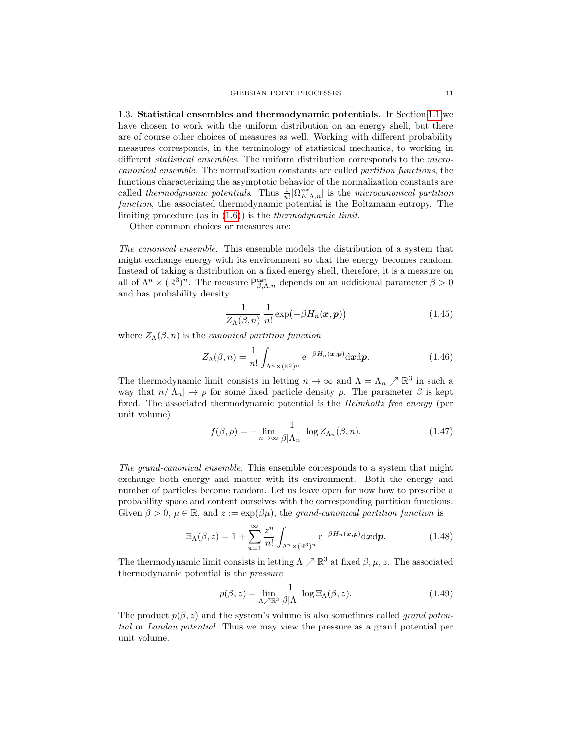1.3. **Statistical ensembles and thermodynamic potentials.** In Section 1.1 we have chosen to work with the uniform distribution on an energy shell, but there are of course other choices of measures as well. Working with different probability measures corresponds, in the terminology of statistical mechanics, to working in different *statistical ensembles*. The uniform distribution corresponds to the *microcanonical ensemble*. The normalization constants are called *partition functions*, the functions characterizing the asymptotic behavior of the normalization constants are called *thermodynamic potentials*. Thus $\frac{1}{n!}|\Omega_{E,\Lambda,n}^{n\varepsilon}|$ is the *microcanonical partition function*, the associated thermodynamic potential is the Boltzmann entropy. The limiting procedure (as in (1.6)) is the *thermodynamic limit*.

Other common choices or measures are:

*The canonical ensemble.* This ensemble models the distribution of a system that might exchange energy with its environment so that the energy becomes random. Instead of taking a distribution on a fixed energy shell, therefore, it is a measure on all of $\Lambda^n \times (\mathbb{R}^3)^n$. The measure $\mathsf{P}^{\mathsf{can}}_{\beta,\Lambda,n}$ depends on an additional parameter $\beta > 0$ and has probability density

$$\frac{1}{Z_\Lambda(\beta,n)}\,\frac{1}{n!}\exp\bigl(-\beta H_n(\boldsymbol{x},\boldsymbol{p})\bigr) \tag{1.45}$$

where $Z_\Lambda(\beta,n)$ is the *canonical partition function*

$$Z_\Lambda(\beta,n) = \frac{1}{n!}\int_{\Lambda^n\times(\mathbb{R}^3)^n} \mathrm{e}^{-\beta H_n(\boldsymbol{x},\boldsymbol{p})}\mathrm{d}\boldsymbol{x}\mathrm{d}\boldsymbol{p}. \tag{1.46}$$

The thermodynamic limit consists in letting $n\to\infty$ and $\Lambda = \Lambda_n \nearrow \mathbb{R}^3$ in such a way that $n/|\Lambda_n| \to \rho$ for some fixed particle density $\rho$. The parameter $\beta$ is kept fixed. The associated thermodynamic potential is the *Helmholtz free energy* (per unit volume)

$$f(\beta,\rho) = -\lim_{n\to\infty}\frac{1}{\beta|\Lambda_n|}\log Z_{\Lambda_n}(\beta,n). \tag{1.47}$$

*The grand-canonical ensemble.* This ensemble corresponds to a system that might exchange both energy and matter with its environment. Both the energy and number of particles become random. Let us leave open for now how to prescribe a probability space and content ourselves with the corresponding partition functions. Given $\beta > 0$, $\mu\in\mathbb{R}$, and $z := \exp(\beta\mu)$, the *grand-canonical partition function* is

$$\Xi_\Lambda(\beta,z) = 1 + \sum_{n=1}^\infty \frac{z^n}{n!}\int_{\Lambda^n\times(\mathbb{R}^3)^n} \mathrm{e}^{-\beta H_n(\boldsymbol{x},\boldsymbol{p})}\mathrm{d}\boldsymbol{x}\mathrm{d}\boldsymbol{p}. \tag{1.48}$$

The thermodynamic limit consists in letting $\Lambda\nearrow\mathbb{R}^3$ at fixed $\beta,\mu,z$. The associated thermodynamic potential is the *pressure*

$$p(\beta,z) = \lim_{\Lambda\nearrow\mathbb{R}^3}\frac{1}{\beta|\Lambda|}\log\Xi_\Lambda(\beta,z). \tag{1.49}$$

The product $p(\beta,z)$ and the system's volume is also sometimes called *grand potential* or *Landau potential*. Thus we may view the pressure as a grand potential per unit volume.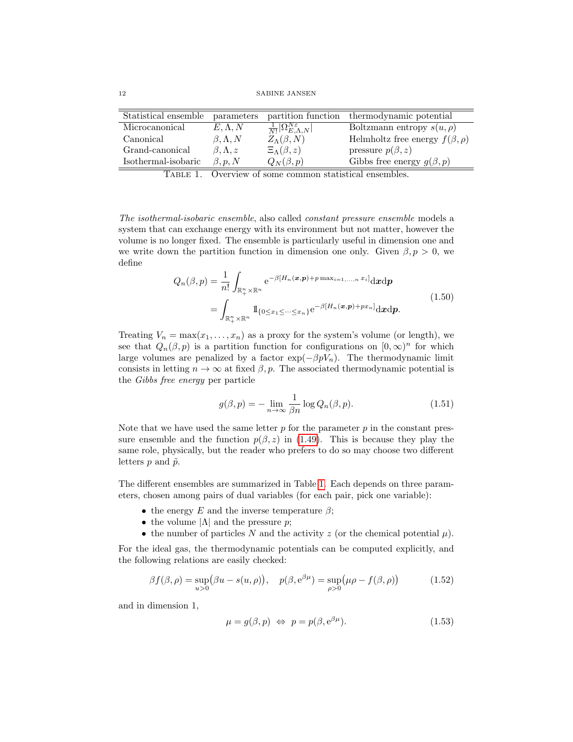| Statistical ensemble | parameters | partition function | thermodynamic potential |
|---|---|---|---|
| Microcanonical | $E, \Lambda, N$ | $\frac{1}{N!}\lvert\Omega_{E,\Lambda,N}^{\varepsilon}\rvert$ | Boltzmann entropy $s(u,\rho)$ |
| Canonical | $\beta, \Lambda, N$ | $Z_\Lambda(\beta, N)$ | Helmholtz free energy $f(\beta,\rho)$ |
| Grand-canonical | $\beta, \Lambda, z$ | $\Xi_\Lambda(\beta, z)$ | pressure $p(\beta, z)$ |
| Isothermal-isobaric | $\beta, p, N$ | $Q_N(\beta, p)$ | Gibbs free energy $g(\beta, p)$ |

TABLE 1. Overview of some common statistical ensembles.

*The isothermal-isobaric ensemble*, also called *constant pressure ensemble* models a system that can exchange energy with its environment but not matter, however the volume is no longer fixed. The ensemble is particularly useful in dimension one and we write down the partition function in dimension one only. Given $\beta, p > 0$, we define

$$
\begin{aligned}
Q_n(\beta, p) &= \frac{1}{n!}\int_{\mathbb{R}_+^n \times \mathbb{R}^n} \mathrm{e}^{-\beta[H_n(\boldsymbol{x},\boldsymbol{p}) + p \max_{i=1,\dots,n} x_i]} \mathrm{d}\boldsymbol{x}\mathrm{d}\boldsymbol{p} \\
&= \int_{\mathbb{R}_+^n \times \mathbb{R}^n} \mathbb{1}_{\{0 \le x_1 \le \dots \le x_n\}} \mathrm{e}^{-\beta[H_n(\boldsymbol{x},\boldsymbol{p}) + p x_n]} \mathrm{d}\boldsymbol{x}\mathrm{d}\boldsymbol{p}.
\end{aligned}
\tag{1.50}
$$

Treating $V_n = \max(x_1, \dots, x_n)$ as a proxy for the system's volume (or length), we see that $Q_n(\beta, p)$ is a partition function for configurations on $[0,\infty)^n$ for which large volumes are penalized by a factor $\exp(-\beta p V_n)$. The thermodynamic limit consists in letting $n \to \infty$ at fixed $\beta, p$. The associated thermodynamic potential is the *Gibbs free energy* per particle

$$
g(\beta, p) = -\lim_{n\to\infty} \frac{1}{\beta n} \log Q_n(\beta, p). \tag{1.51}
$$

Note that we have used the same letter $p$ for the parameter $p$ in the constant pressure ensemble and the function $p(\beta, z)$ in (1.49). This is because they play the same role, physically, but the reader who prefers to do so may choose two different letters $p$ and $\tilde{p}$.

The different ensembles are summarized in Table 1. Each depends on three parameters, chosen among pairs of dual variables (for each pair, pick one variable):

- the energy $E$ and the inverse temperature $\beta$;
- the volume $|\Lambda|$ and the pressure $p$;
- the number of particles $N$ and the activity $z$ (or the chemical potential $\mu$).

For the ideal gas, the thermodynamic potentials can be computed explicitly, and the following relations are easily checked:

$$
\beta f(\beta, \rho) = \sup_{u>0}\bigl(\beta u - s(u,\rho)\bigr), \quad p(\beta, \mathrm{e}^{\beta\mu}) = \sup_{\rho>0}\bigl(\mu\rho - f(\beta,\rho)\bigr) \tag{1.52}
$$

and in dimension 1,

$$
\mu = g(\beta, p) \;\Leftrightarrow\; p = p(\beta, \mathrm{e}^{\beta\mu}). \tag{1.53}
$$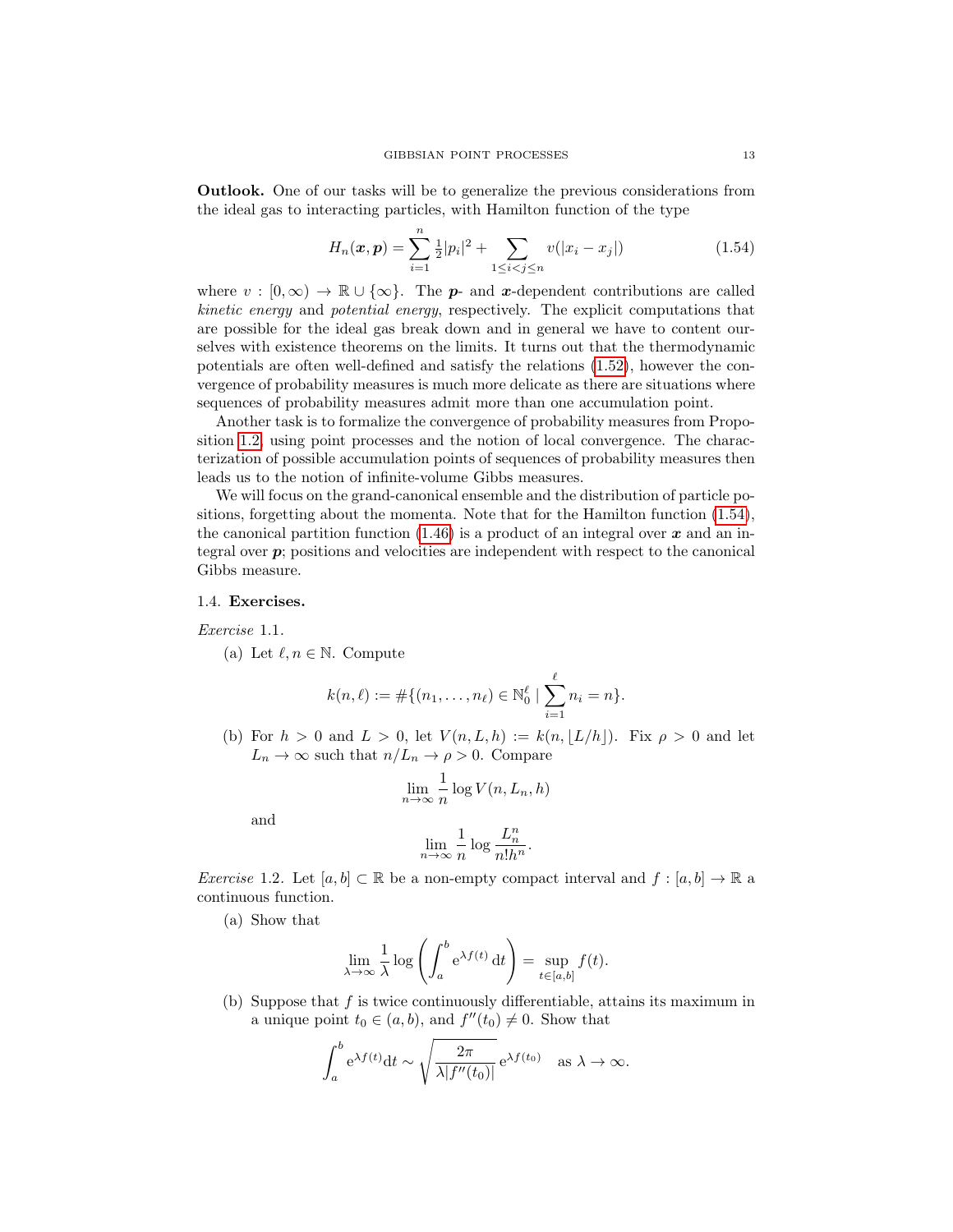**Outlook.** One of our tasks will be to generalize the previous considerations from the ideal gas to interacting particles, with Hamilton function of the type

$$H_n(\boldsymbol{x}, \boldsymbol{p}) = \sum_{i=1}^{n} \tfrac{1}{2}|p_i|^2 + \sum_{1 \le i < j \le n} v(|x_i - x_j|) \tag{1.54}$$

where $v : [0, \infty) \to \mathbb{R} \cup \{\infty\}$. The $\boldsymbol{p}$- and $\boldsymbol{x}$-dependent contributions are called *kinetic energy* and *potential energy*, respectively. The explicit computations that are possible for the ideal gas break down and in general we have to content ourselves with existence theorems on the limits. It turns out that the thermodynamic potentials are often well-defined and satisfy the relations (1.52), however the convergence of probability measures is much more delicate as there are situations where sequences of probability measures admit more than one accumulation point.

Another task is to formalize the convergence of probability measures from Proposition 1.2, using point processes and the notion of local convergence. The characterization of possible accumulation points of sequences of probability measures then leads us to the notion of infinite-volume Gibbs measures.

We will focus on the grand-canonical ensemble and the distribution of particle positions, forgetting about the momenta. Note that for the Hamilton function (1.54), the canonical partition function (1.46) is a product of an integral over $\boldsymbol{x}$ and an integral over $\boldsymbol{p}$; positions and velocities are independent with respect to the canonical Gibbs measure.

## 1.4. Exercises.

*Exercise* 1.1.

(a) Let $\ell, n \in \mathbb{N}$. Compute

$$k(n, \ell) := \#\{(n_1, \ldots, n_\ell) \in \mathbb{N}_0^\ell \mid \sum_{i=1}^{\ell} n_i = n\}.$$

(b) For $h > 0$ and $L > 0$, let $V(n, L, h) := k(n, \lfloor L/h \rfloor)$. Fix $\rho > 0$ and let $L_n \to \infty$ such that $n/L_n \to \rho > 0$. Compare

$$\lim_{n\to\infty} \frac{1}{n} \log V(n, L_n, h)$$

and

$$\lim_{n\to\infty} \frac{1}{n} \log \frac{L_n^n}{n! h^n}.$$

*Exercise* 1.2. Let $[a, b] \subset \mathbb{R}$ be a non-empty compact interval and $f : [a, b] \to \mathbb{R}$ a continuous function.

(a) Show that

$$\lim_{\lambda\to\infty} \frac{1}{\lambda} \log \left( \int_a^b \mathrm{e}^{\lambda f(t)} \, \mathrm{d}t \right) = \sup_{t \in [a,b]} f(t).$$

(b) Suppose that $f$ is twice continuously differentiable, attains its maximum in a unique point $t_0 \in (a, b)$, and $f''(t_0) \neq 0$. Show that

$$\int_a^b \mathrm{e}^{\lambda f(t)} \mathrm{d}t \sim \sqrt{\frac{2\pi}{\lambda |f''(t_0)|}} \, \mathrm{e}^{\lambda f(t_0)} \quad \text{as } \lambda \to \infty.$$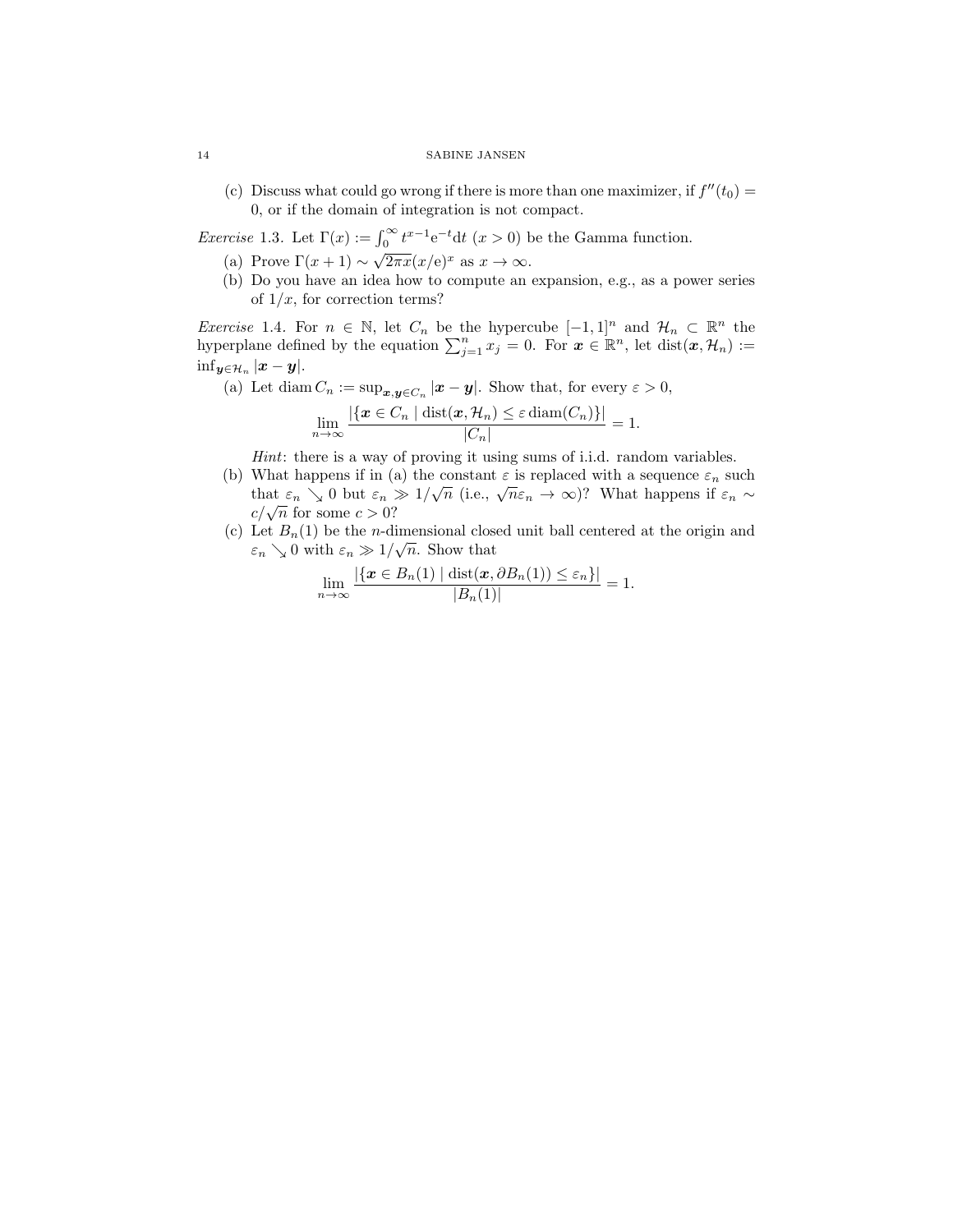(c) Discuss what could go wrong if there is more than one maximizer, if $f''(t_0) = 0$, or if the domain of integration is not compact.

*Exercise* 1.3. Let $\Gamma(x) := \int_0^\infty t^{x-1} \mathrm{e}^{-t} \mathrm{d}t$ $(x > 0)$ be the Gamma function.

(a) Prove $\Gamma(x+1) \sim \sqrt{2\pi x}(x/\mathrm{e})^x$ as $x \to \infty$.

(b) Do you have an idea how to compute an expansion, e.g., as a power series of $1/x$, for correction terms?

*Exercise* 1.4. For $n \in \mathbb{N}$, let $C_n$ be the hypercube $[-1,1]^n$ and $\mathcal{H}_n \subset \mathbb{R}^n$ the hyperplane defined by the equation $\sum_{j=1}^n x_j = 0$. For $\boldsymbol{x} \in \mathbb{R}^n$, let $\operatorname{dist}(\boldsymbol{x}, \mathcal{H}_n) := \inf_{\boldsymbol{y} \in \mathcal{H}_n} |\boldsymbol{x} - \boldsymbol{y}|$.

(a) Let $\operatorname{diam} C_n := \sup_{\boldsymbol{x}, \boldsymbol{y} \in C_n} |\boldsymbol{x} - \boldsymbol{y}|$. Show that, for every $\varepsilon > 0$,

$$\lim_{n\to\infty} \frac{|\{\boldsymbol{x} \in C_n \mid \operatorname{dist}(\boldsymbol{x}, \mathcal{H}_n) \le \varepsilon \operatorname{diam}(C_n)\}|}{|C_n|} = 1.$$

*Hint*: there is a way of proving it using sums of i.i.d. random variables.

(b) What happens if in (a) the constant $\varepsilon$ is replaced with a sequence $\varepsilon_n$ such that $\varepsilon_n \searrow 0$ but $\varepsilon_n \gg 1/\sqrt{n}$ (i.e., $\sqrt{n}\varepsilon_n \to \infty$)? What happens if $\varepsilon_n \sim c/\sqrt{n}$ for some $c > 0$?

(c) Let $B_n(1)$ be the $n$-dimensional closed unit ball centered at the origin and $\varepsilon_n \searrow 0$ with $\varepsilon_n \gg 1/\sqrt{n}$. Show that

$$\lim_{n\to\infty} \frac{|\{\boldsymbol{x} \in B_n(1) \mid \operatorname{dist}(\boldsymbol{x}, \partial B_n(1)) \le \varepsilon_n\}|}{|B_n(1)|} = 1.$$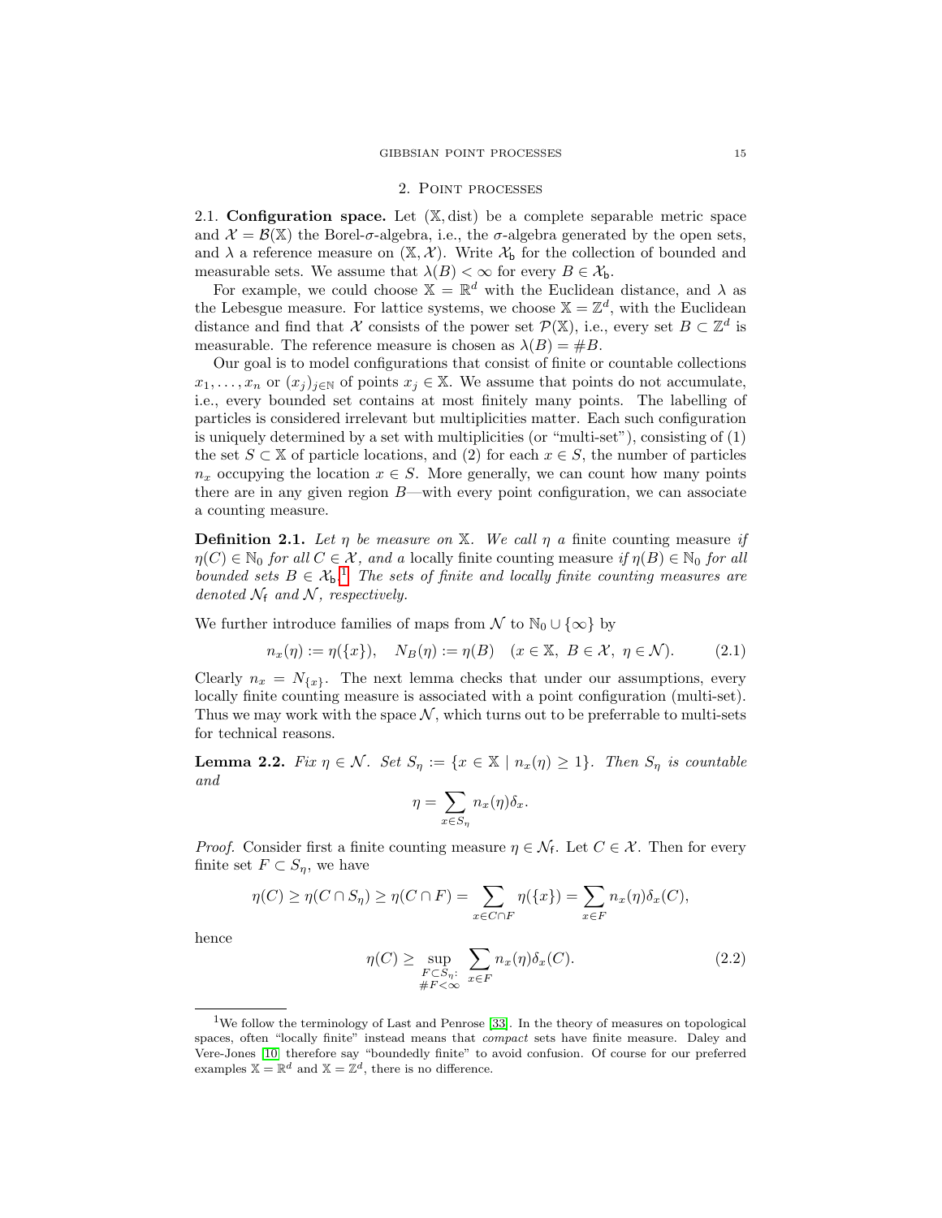## 2. Point processes

2.1. **Configuration space.** Let $(\mathbb{X}, \mathrm{dist})$ be a complete separable metric space and $\mathcal{X} = \mathcal{B}(\mathbb{X})$ the Borel-$\sigma$-algebra, i.e., the $\sigma$-algebra generated by the open sets, and $\lambda$ a reference measure on $(\mathbb{X}, \mathcal{X})$. Write $\mathcal{X}_\mathsf{b}$ for the collection of bounded and measurable sets. We assume that $\lambda(B) < \infty$ for every $B \in \mathcal{X}_\mathsf{b}$.

For example, we could choose $\mathbb{X} = \mathbb{R}^d$ with the Euclidean distance, and $\lambda$ as the Lebesgue measure. For lattice systems, we choose $\mathbb{X} = \mathbb{Z}^d$, with the Euclidean distance and find that $\mathcal{X}$ consists of the power set $\mathcal{P}(\mathbb{X})$, i.e., every set $B \subset \mathbb{Z}^d$ is measurable. The reference measure is chosen as $\lambda(B) = \#B$.

Our goal is to model configurations that consist of finite or countable collections $x_1, \ldots, x_n$ or $(x_j)_{j \in \mathbb{N}}$ of points $x_j \in \mathbb{X}$. We assume that points do not accumulate, i.e., every bounded set contains at most finitely many points. The labelling of particles is considered irrelevant but multiplicities matter. Each such configuration is uniquely determined by a set with multiplicities (or "multi-set"), consisting of (1) the set $S \subset \mathbb{X}$ of particle locations, and (2) for each $x \in S$, the number of particles $n_x$ occupying the location $x \in S$. More generally, we can count how many points there are in any given region $B$—with every point configuration, we can associate a counting measure.

**Definition 2.1.** *Let $\eta$ be measure on $\mathbb{X}$. We call $\eta$ a* finite counting measure *if $\eta(C) \in \mathbb{N}_0$ for all $C \in \mathcal{X}$, and a* locally finite counting measure *if $\eta(B) \in \mathbb{N}_0$ for all bounded sets $B \in \mathcal{X}_\mathsf{b}$.*[1] *The sets of finite and locally finite counting measures are denoted $\mathcal{N}_\mathsf{f}$ and $\mathcal{N}$, respectively.*

We further introduce families of maps from $\mathcal{N}$ to $\mathbb{N}_0 \cup \{\infty\}$ by

$$n_x(\eta) := \eta(\{x\}), \quad N_B(\eta) := \eta(B) \quad (x \in \mathbb{X},\ B \in \mathcal{X},\ \eta \in \mathcal{N}). \tag{2.1}$$

Clearly $n_x = N_{\{x\}}$. The next lemma checks that under our assumptions, every locally finite counting measure is associated with a point configuration (multi-set). Thus we may work with the space $\mathcal{N}$, which turns out to be preferrable to multi-sets for technical reasons.

**Lemma 2.2.** *Fix $\eta \in \mathcal{N}$. Set $S_\eta := \{x \in \mathbb{X} \mid n_x(\eta) \geq 1\}$. Then $S_\eta$ is countable and*

$$\eta = \sum_{x \in S_\eta} n_x(\eta) \delta_x.$$

*Proof.* Consider first a finite counting measure $\eta \in \mathcal{N}_\mathsf{f}$. Let $C \in \mathcal{X}$. Then for every finite set $F \subset S_\eta$, we have

$$\eta(C) \geq \eta(C \cap S_\eta) \geq \eta(C \cap F) = \sum_{x \in C \cap F} \eta(\{x\}) = \sum_{x \in F} n_x(\eta) \delta_x(C),$$

hence

$$\eta(C) \geq \sup_{\substack{F \subset S_\eta: \\ \#F < \infty}} \sum_{x \in F} n_x(\eta) \delta_x(C). \tag{2.2}$$

[1] We follow the terminology of Last and Penrose [33]. In the theory of measures on topological spaces, often "locally finite" instead means that *compact* sets have finite measure. Daley and Vere-Jones [10] therefore say "boundedly finite" to avoid confusion. Of course for our preferred examples $\mathbb{X} = \mathbb{R}^d$ and $\mathbb{X} = \mathbb{Z}^d$, there is no difference.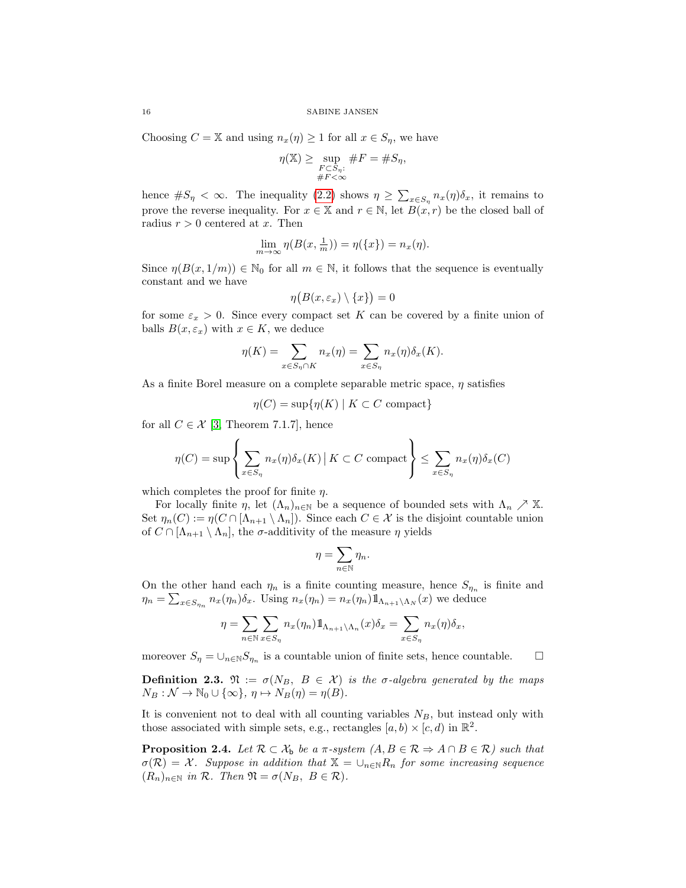Choosing $C = \mathbb{X}$ and using $n_x(\eta) \geq 1$ for all $x \in S_\eta$, we have

$$\eta(\mathbb{X}) \geq \sup_{\substack{F \subset S_\eta: \\ \#F < \infty}} \#F = \#S_\eta,$$

hence $\#S_\eta < \infty$. The inequality (2.2) shows $\eta \geq \sum_{x \in S_\eta} n_x(\eta)\delta_x$, it remains to prove the reverse inequality. For $x \in \mathbb{X}$ and $r \in \mathbb{N}$, let $B(x,r)$ be the closed ball of radius $r > 0$ centered at $x$. Then

$$\lim_{m \to \infty} \eta(B(x, \tfrac{1}{m})) = \eta(\{x\}) = n_x(\eta).$$

Since $\eta(B(x, 1/m)) \in \mathbb{N}_0$ for all $m \in \mathbb{N}$, it follows that the sequence is eventually constant and we have

$$\eta\big(B(x, \varepsilon_x) \setminus \{x\}\big) = 0$$

for some $\varepsilon_x > 0$. Since every compact set $K$ can be covered by a finite union of balls $B(x, \varepsilon_x)$ with $x \in K$, we deduce

$$\eta(K) = \sum_{x \in S_\eta \cap K} n_x(\eta) = \sum_{x \in S_\eta} n_x(\eta)\delta_x(K).$$

As a finite Borel measure on a complete separable metric space, $\eta$ satisfies

$$\eta(C) = \sup\{\eta(K) \mid K \subset C \text{ compact}\}$$

for all $C \in \mathcal{X}$ [3, Theorem 7.1.7], hence

$$\eta(C) = \sup\left\{ \sum_{x \in S_\eta} n_x(\eta)\delta_x(K) \,\Big|\, K \subset C \text{ compact} \right\} \leq \sum_{x \in S_\eta} n_x(\eta)\delta_x(C)$$

which completes the proof for finite $\eta$.

For locally finite $\eta$, let $(\Lambda_n)_{n \in \mathbb{N}}$ be a sequence of bounded sets with $\Lambda_n \nearrow \mathbb{X}$. Set $\eta_n(C) := \eta(C \cap [\Lambda_{n+1} \setminus \Lambda_n])$. Since each $C \in \mathcal{X}$ is the disjoint countable union of $C \cap [\Lambda_{n+1} \setminus \Lambda_n]$, the $\sigma$-additivity of the measure $\eta$ yields

$$\eta = \sum_{n \in \mathbb{N}} \eta_n.$$

On the other hand each $\eta_n$ is a finite counting measure, hence $S_{\eta_n}$ is finite and $\eta_n = \sum_{x \in S_{\eta_n}} n_x(\eta_n)\delta_x$. Using $n_x(\eta_n) = n_x(\eta_n)\mathbb{1}_{\Lambda_{n+1} \setminus \Lambda_N}(x)$ we deduce

$$\eta = \sum_{n \in \mathbb{N}} \sum_{x \in S_\eta} n_x(\eta_n)\mathbb{1}_{\Lambda_{n+1} \setminus \Lambda_n}(x)\delta_x = \sum_{x \in S_\eta} n_x(\eta)\delta_x,$$

moreover $S_\eta = \cup_{n \in \mathbb{N}} S_{\eta_n}$ is a countable union of finite sets, hence countable. $\square$

**Definition 2.3.** *$\mathfrak{N} := \sigma(N_B,\ B \in \mathcal{X})$ is the $\sigma$-algebra generated by the maps $N_B : \mathcal{N} \to \mathbb{N}_0 \cup \{\infty\}$, $\eta \mapsto N_B(\eta) = \eta(B)$.*

It is convenient not to deal with all counting variables $N_B$, but instead only with those associated with simple sets, e.g., rectangles $[a,b) \times [c,d)$ in $\mathbb{R}^2$.

**Proposition 2.4.** *Let $\mathcal{R} \subset \mathcal{X}_\mathsf{b}$ be a $\pi$-system ($A, B \in \mathcal{R} \Rightarrow A \cap B \in \mathcal{R}$) such that $\sigma(\mathcal{R}) = \mathcal{X}$. Suppose in addition that $\mathbb{X} = \cup_{n \in \mathbb{N}} R_n$ for some increasing sequence $(R_n)_{n \in \mathbb{N}}$ in $\mathcal{R}$. Then $\mathfrak{N} = \sigma(N_B,\ B \in \mathcal{R})$.*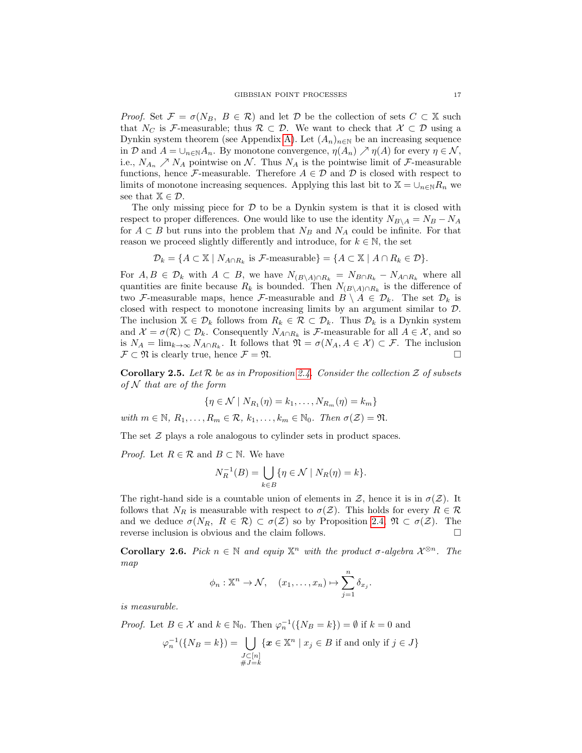*Proof.* Set $\mathcal{F} = \sigma(N_B,\ B \in \mathcal{R})$ and let $\mathcal{D}$ be the collection of sets $C \subset \mathbb{X}$ such that $N_C$ is $\mathcal{F}$-measurable; thus $\mathcal{R} \subset \mathcal{D}$. We want to check that $\mathcal{X} \subset \mathcal{D}$ using a Dynkin system theorem (see Appendix A). Let $(A_n)_{n\in\mathbb{N}}$ be an increasing sequence in $\mathcal{D}$ and $A = \cup_{n\in\mathbb{N}} A_n$. By monotone convergence, $\eta(A_n) \nearrow \eta(A)$ for every $\eta \in \mathcal{N}$, i.e., $N_{A_n} \nearrow N_A$ pointwise on $\mathcal{N}$. Thus $N_A$ is the pointwise limit of $\mathcal{F}$-measurable functions, hence $\mathcal{F}$-measurable. Therefore $A \in \mathcal{D}$ and $\mathcal{D}$ is closed with respect to limits of monotone increasing sequences. Applying this last bit to $\mathbb{X} = \cup_{n\in\mathbb{N}} R_n$ we see that $\mathbb{X} \in \mathcal{D}$.

The only missing piece for $\mathcal{D}$ to be a Dynkin system is that it is closed with respect to proper differences. One would like to use the identity $N_{B\setminus A} = N_B - N_A$ for $A \subset B$ but runs into the problem that $N_B$ and $N_A$ could be infinite. For that reason we proceed slightly differently and introduce, for $k \in \mathbb{N}$, the set

$$\mathcal{D}_k = \{A \subset \mathbb{X} \mid N_{A\cap R_k} \text{ is } \mathcal{F}\text{-measurable}\} = \{A \subset \mathbb{X} \mid A \cap R_k \in \mathcal{D}\}.$$

For $A, B \in \mathcal{D}_k$ with $A \subset B$, we have $N_{(B\setminus A)\cap R_k} = N_{B\cap R_k} - N_{A\cap R_k}$ where all quantities are finite because $R_k$ is bounded. Then $N_{(B\setminus A)\cap R_k}$ is the difference of two $\mathcal{F}$-measurable maps, hence $\mathcal{F}$-measurable and $B \setminus A \in \mathcal{D}_k$. The set $\mathcal{D}_k$ is closed with respect to monotone increasing limits by an argument similar to $\mathcal{D}$. The inclusion $\mathbb{X} \in \mathcal{D}_k$ follows from $R_k \in \mathcal{R} \subset \mathcal{D}_k$. Thus $\mathcal{D}_k$ is a Dynkin system and $\mathcal{X} = \sigma(\mathcal{R}) \subset \mathcal{D}_k$. Consequently $N_{A\cap R_k}$ is $\mathcal{F}$-measurable for all $A \in \mathcal{X}$, and so is $N_A = \lim_{k\to\infty} N_{A\cap R_k}$. It follows that $\mathfrak{N} = \sigma(N_A, A \in \mathcal{X}) \subset \mathcal{F}$. The inclusion $\mathcal{F} \subset \mathfrak{N}$ is clearly true, hence $\mathcal{F} = \mathfrak{N}$. $\square$

**Corollary 2.5.** *Let $\mathcal{R}$ be as in Proposition 2.4. Consider the collection $\mathcal{Z}$ of subsets of $\mathcal{N}$ that are of the form*

$$\{\eta \in \mathcal{N} \mid N_{R_1}(\eta) = k_1, \ldots, N_{R_m}(\eta) = k_m\}$$

*with $m \in \mathbb{N}$, $R_1, \ldots, R_m \in \mathcal{R}$, $k_1, \ldots, k_m \in \mathbb{N}_0$. Then $\sigma(\mathcal{Z}) = \mathfrak{N}$.*

The set $\mathcal{Z}$ plays a role analogous to cylinder sets in product spaces.

*Proof.* Let $R \in \mathcal{R}$ and $B \subset \mathbb{N}$. We have

$$N_R^{-1}(B) = \bigcup_{k\in B} \{\eta \in \mathcal{N} \mid N_R(\eta) = k\}.$$

The right-hand side is a countable union of elements in $\mathcal{Z}$, hence it is in $\sigma(\mathcal{Z})$. It follows that $N_R$ is measurable with respect to $\sigma(\mathcal{Z})$. This holds for every $R \in \mathcal{R}$ and we deduce $\sigma(N_R,\ R \in \mathcal{R}) \subset \sigma(\mathcal{Z})$ so by Proposition 2.4, $\mathfrak{N} \subset \sigma(\mathcal{Z})$. The reverse inclusion is obvious and the claim follows. $\square$

**Corollary 2.6.** *Pick $n \in \mathbb{N}$ and equip $\mathbb{X}^n$ with the product $\sigma$-algebra $\mathcal{X}^{\otimes n}$. The map*

$$\phi_n : \mathbb{X}^n \to \mathcal{N}, \quad (x_1, \ldots, x_n) \mapsto \sum_{j=1}^n \delta_{x_j}.$$

*is measurable.*

*Proof.* Let $B \in \mathcal{X}$ and $k \in \mathbb{N}_0$. Then $\varphi_n^{-1}(\{N_B = k\}) = \emptyset$ if $k = 0$ and

$$\varphi_n^{-1}(\{N_B = k\}) = \bigcup_{\substack{J\subset[n]\\ \#J=k}} \{\boldsymbol{x} \in \mathbb{X}^n \mid x_j \in B \text{ if and only if } j \in J\}$$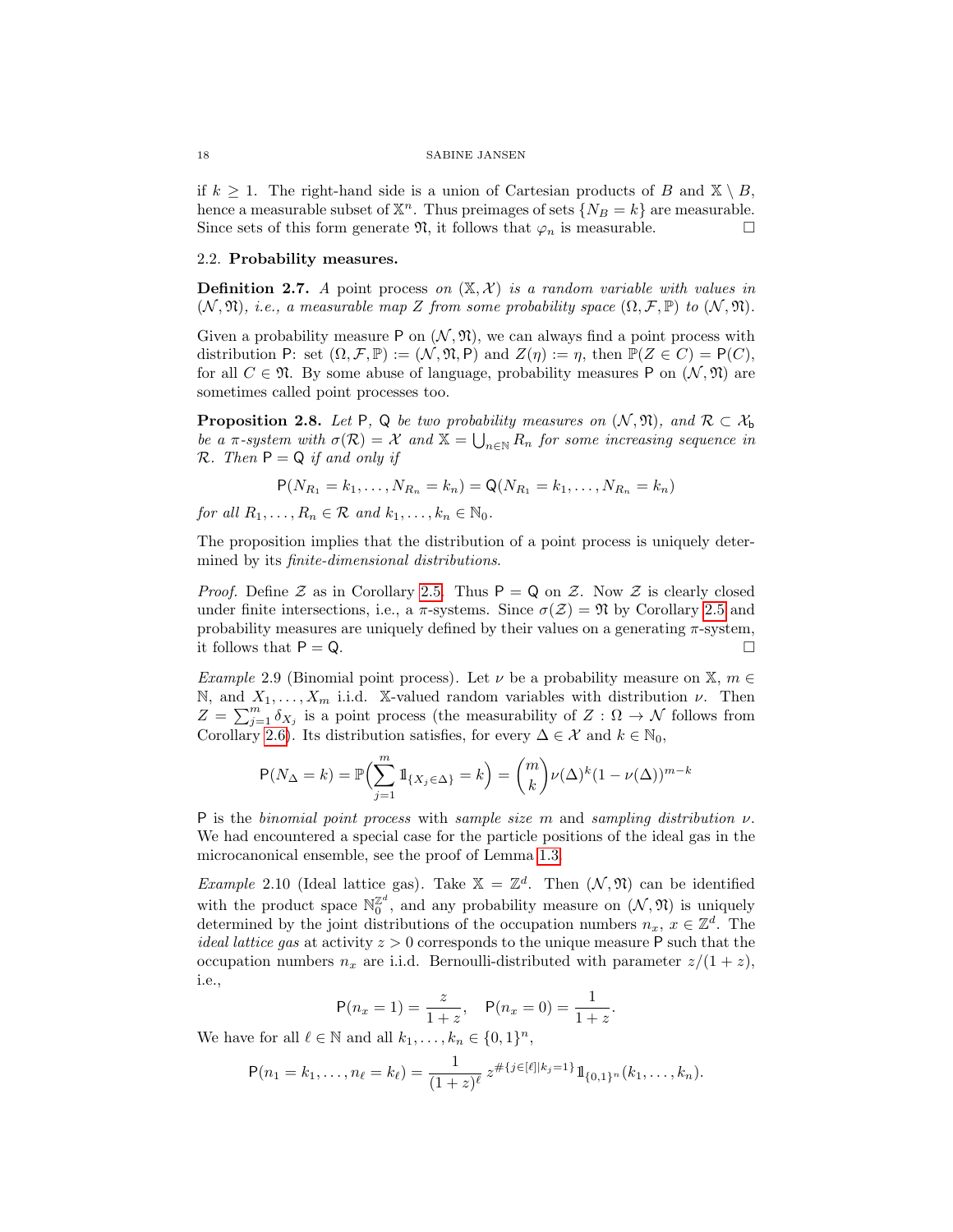if $k \geq 1$. The right-hand side is a union of Cartesian products of $B$ and $\mathbb{X} \setminus B$, hence a measurable subset of $\mathbb{X}^n$. Thus preimages of sets $\{N_B = k\}$ are measurable. Since sets of this form generate $\mathfrak{N}$, it follows that $\varphi_n$ is measurable. □

### 2.2. **Probability measures.**

**Definition 2.7.** *A* point process *on $(\mathbb{X}, \mathcal{X})$ is a random variable with values in $(\mathcal{N}, \mathfrak{N})$, i.e., a measurable map $Z$ from some probability space $(\Omega, \mathcal{F}, \mathbb{P})$ to $(\mathcal{N}, \mathfrak{N})$.*

Given a probability measure $\mathsf{P}$ on $(\mathcal{N}, \mathfrak{N})$, we can always find a point process with distribution $\mathsf{P}$: set $(\Omega, \mathcal{F}, \mathbb{P}) := (\mathcal{N}, \mathfrak{N}, \mathsf{P})$ and $Z(\eta) := \eta$, then $\mathbb{P}(Z \in C) = \mathsf{P}(C)$, for all $C \in \mathfrak{N}$. By some abuse of language, probability measures $\mathsf{P}$ on $(\mathcal{N}, \mathfrak{N})$ are sometimes called point processes too.

**Proposition 2.8.** *Let $\mathsf{P}$, $\mathsf{Q}$ be two probability measures on $(\mathcal{N}, \mathfrak{N})$, and $\mathcal{R} \subset \mathcal{X}_\mathsf{b}$ be a $\pi$-system with $\sigma(\mathcal{R}) = \mathcal{X}$ and $\mathbb{X} = \bigcup_{n \in \mathbb{N}} R_n$ for some increasing sequence in $\mathcal{R}$. Then $\mathsf{P} = \mathsf{Q}$ if and only if*

$$\mathsf{P}(N_{R_1} = k_1, \ldots, N_{R_n} = k_n) = \mathsf{Q}(N_{R_1} = k_1, \ldots, N_{R_n} = k_n)$$

*for all $R_1, \ldots, R_n \in \mathcal{R}$ and $k_1, \ldots, k_n \in \mathbb{N}_0$.*

The proposition implies that the distribution of a point process is uniquely determined by its *finite-dimensional distributions*.

*Proof.* Define $\mathcal{Z}$ as in Corollary 2.5. Thus $\mathsf{P} = \mathsf{Q}$ on $\mathcal{Z}$. Now $\mathcal{Z}$ is clearly closed under finite intersections, i.e., a $\pi$-systems. Since $\sigma(\mathcal{Z}) = \mathfrak{N}$ by Corollary 2.5 and probability measures are uniquely defined by their values on a generating $\pi$-system, it follows that $\mathsf{P} = \mathsf{Q}$. □

*Example* 2.9 (Binomial point process). Let $\nu$ be a probability measure on $\mathbb{X}$, $m \in \mathbb{N}$, and $X_1, \ldots, X_m$ i.i.d. $\mathbb{X}$-valued random variables with distribution $\nu$. Then $Z = \sum_{j=1}^m \delta_{X_j}$ is a point process (the measurability of $Z : \Omega \to \mathcal{N}$ follows from Corollary 2.6). Its distribution satisfies, for every $\Delta \in \mathcal{X}$ and $k \in \mathbb{N}_0$,

$$\mathsf{P}(N_\Delta = k) = \mathbb{P}\Big(\sum_{j=1}^m \mathbb{1}_{\{X_j \in \Delta\}} = k\Big) = \binom{m}{k} \nu(\Delta)^k (1 - \nu(\Delta))^{m-k}$$

$\mathsf{P}$ is the *binomial point process* with *sample size* $m$ and *sampling distribution* $\nu$. We had encountered a special case for the particle positions of the ideal gas in the microcanonical ensemble, see the proof of Lemma 1.3.

*Example* 2.10 (Ideal lattice gas). Take $\mathbb{X} = \mathbb{Z}^d$. Then $(\mathcal{N}, \mathfrak{N})$ can be identified with the product space $\mathbb{N}_0^{\mathbb{Z}^d}$, and any probability measure on $(\mathcal{N}, \mathfrak{N})$ is uniquely determined by the joint distributions of the occupation numbers $n_x$, $x \in \mathbb{Z}^d$. The *ideal lattice gas* at activity $z > 0$ corresponds to the unique measure $\mathsf{P}$ such that the occupation numbers $n_x$ are i.i.d. Bernoulli-distributed with parameter $z/(1+z)$, i.e.,

$$\mathsf{P}(n_x = 1) = \frac{z}{1+z}, \quad \mathsf{P}(n_x = 0) = \frac{1}{1+z}.$$

We have for all $\ell \in \mathbb{N}$ and all $k_1, \ldots, k_n \in \{0, 1\}^n$,

$$\mathsf{P}(n_1 = k_1, \ldots, n_\ell = k_\ell) = \frac{1}{(1+z)^\ell}\, z^{\#\{j \in [\ell] \mid k_j = 1\}} \mathbb{1}_{\{0,1\}^n}(k_1, \ldots, k_n).$$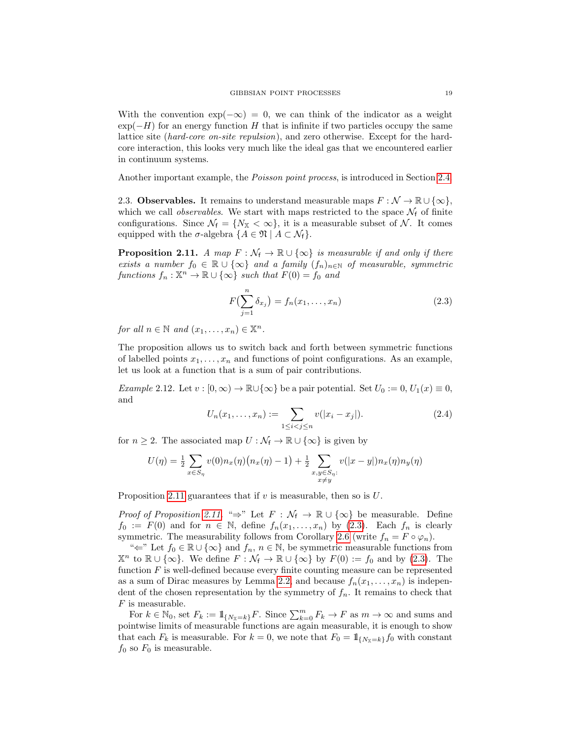With the convention $\exp(-\infty) = 0$, we can think of the indicator as a weight $\exp(-H)$ for an energy function $H$ that is infinite if two particles occupy the same lattice site (*hard-core on-site repulsion*), and zero otherwise. Except for the hard-core interaction, this looks very much like the ideal gas that we encountered earlier in continuum systems.

Another important example, the *Poisson point process*, is introduced in Section 2.4.

2.3. **Observables.** It remains to understand measurable maps $F : \mathcal{N} \to \mathbb{R} \cup \{\infty\}$, which we call *observables*. We start with maps restricted to the space $\mathcal{N}_\mathsf{f}$ of finite configurations. Since $\mathcal{N}_\mathsf{f} = \{N_\mathbb{X} < \infty\}$, it is a measurable subset of $\mathcal{N}$. It comes equipped with the $\sigma$-algebra $\{A \in \mathfrak{N} \mid A \subset \mathcal{N}_\mathsf{f}\}$.

**Proposition 2.11.** *A map $F : \mathcal{N}_\mathsf{f} \to \mathbb{R} \cup \{\infty\}$ is measurable if and only if there exists a number $f_0 \in \mathbb{R} \cup \{\infty\}$ and a family $(f_n)_{n \in \mathbb{N}}$ of measurable, symmetric functions $f_n : \mathbb{X}^n \to \mathbb{R} \cup \{\infty\}$ such that $F(0) = f_0$ and*

$$F\Big(\sum_{j=1}^n \delta_{x_j}\Big) = f_n(x_1, \dots, x_n) \tag{2.3}$$

*for all $n \in \mathbb{N}$ and $(x_1, \dots, x_n) \in \mathbb{X}^n$.*

The proposition allows us to switch back and forth between symmetric functions of labelled points $x_1, \dots, x_n$ and functions of point configurations. As an example, let us look at a function that is a sum of pair contributions.

*Example* 2.12. Let $v : [0, \infty) \to \mathbb{R} \cup \{\infty\}$ be a pair potential. Set $U_0 := 0$, $U_1(x) \equiv 0$, and

$$U_n(x_1, \dots, x_n) := \sum_{1 \le i < j \le n} v(|x_i - x_j|). \tag{2.4}$$

for $n \ge 2$. The associated map $U : \mathcal{N}_\mathsf{f} \to \mathbb{R} \cup \{\infty\}$ is given by

$$U(\eta) = \tfrac{1}{2} \sum_{x \in S_\eta} v(0) n_x(\eta)\big(n_x(\eta) - 1\big) + \tfrac{1}{2} \sum_{\substack{x, y \in S_\eta: \\ x \neq y}} v(|x - y|) n_x(\eta) n_y(\eta)$$

Proposition 2.11 guarantees that if $v$ is measurable, then so is $U$.

*Proof of Proposition 2.11.* "$\Rightarrow$" Let $F : \mathcal{N}_\mathsf{f} \to \mathbb{R} \cup \{\infty\}$ be measurable. Define $f_0 := F(0)$ and for $n \in \mathbb{N}$, define $f_n(x_1, \dots, x_n)$ by (2.3). Each $f_n$ is clearly symmetric. The measurability follows from Corollary 2.6 (write $f_n = F \circ \varphi_n$).

"$\Leftarrow$" Let $f_0 \in \mathbb{R} \cup \{\infty\}$ and $f_n$, $n \in \mathbb{N}$, be symmetric measurable functions from $\mathbb{X}^n$ to $\mathbb{R} \cup \{\infty\}$. We define $F : \mathcal{N}_\mathsf{f} \to \mathbb{R} \cup \{\infty\}$ by $F(0) := f_0$ and by (2.3). The function $F$ is well-defined because every finite counting measure can be represented as a sum of Dirac measures by Lemma 2.2, and because $f_n(x_1, \dots, x_n)$ is independent of the chosen representation by the symmetry of $f_n$. It remains to check that $F$ is measurable.

For $k \in \mathbb{N}_0$, set $F_k := \mathbb{1}_{\{N_\mathbb{X} = k\}} F$. Since $\sum_{k=0}^m F_k \to F$ as $m \to \infty$ and sums and pointwise limits of measurable functions are again measurable, it is enough to show that each $F_k$ is measurable. For $k = 0$, we note that $F_0 = \mathbb{1}_{\{N_\mathbb{X} = k\}} f_0$ with constant $f_0$ so $F_0$ is measurable.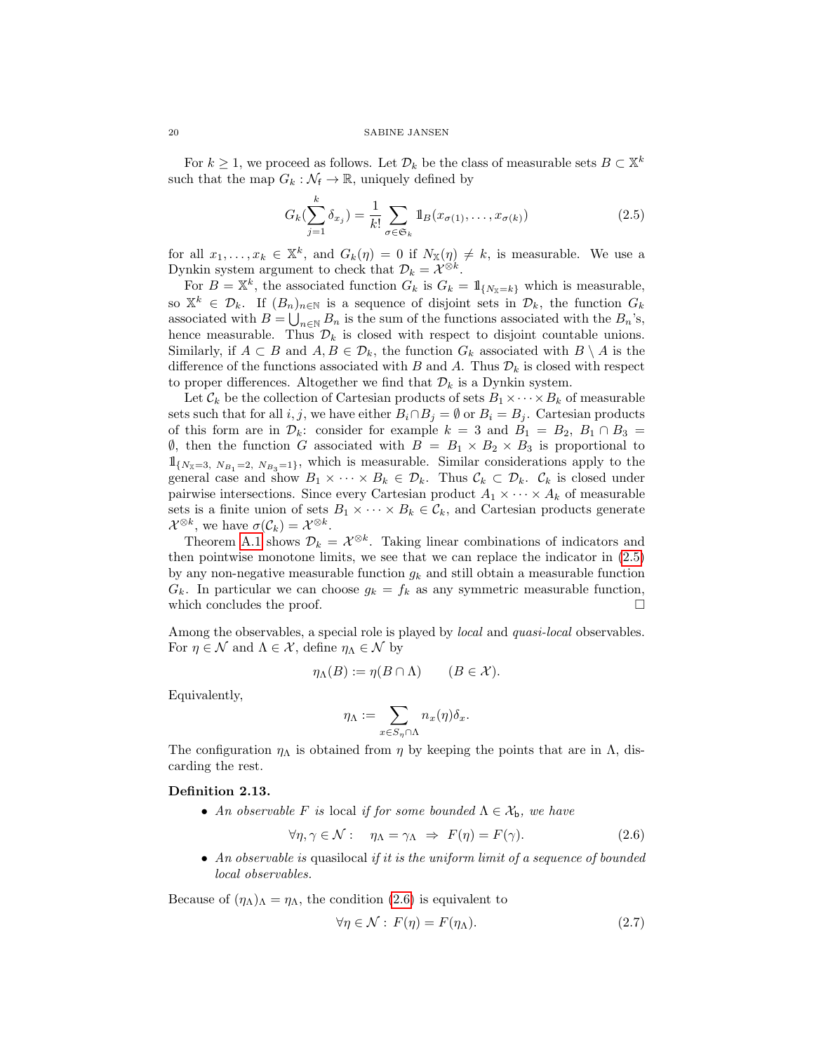For $k \geq 1$, we proceed as follows. Let $\mathcal{D}_k$ be the class of measurable sets $B \subset \mathbb{X}^k$ such that the map $G_k : \mathcal{N}_\mathsf{f} \to \mathbb{R}$, uniquely defined by

$$G_k(\sum_{j=1}^k \delta_{x_j}) = \frac{1}{k!} \sum_{\sigma \in \mathfrak{S}_k} \mathbb{1}_B(x_{\sigma(1)}, \dots, x_{\sigma(k)}) \tag{2.5}$$

for all $x_1, \dots, x_k \in \mathbb{X}^k$, and $G_k(\eta) = 0$ if $N_\mathbb{X}(\eta) \neq k$, is measurable. We use a Dynkin system argument to check that $\mathcal{D}_k = \mathcal{X}^{\otimes k}$.

For $B = \mathbb{X}^k$, the associated function $G_k$ is $G_k = \mathbb{1}_{\{N_\mathbb{X} = k\}}$ which is measurable, so $\mathbb{X}^k \in \mathcal{D}_k$. If $(B_n)_{n \in \mathbb{N}}$ is a sequence of disjoint sets in $\mathcal{D}_k$, the function $G_k$ associated with $B = \bigcup_{n \in \mathbb{N}} B_n$ is the sum of the functions associated with the $B_n$'s, hence measurable. Thus $\mathcal{D}_k$ is closed with respect to disjoint countable unions. Similarly, if $A \subset B$ and $A, B \in \mathcal{D}_k$, the function $G_k$ associated with $B \setminus A$ is the difference of the functions associated with $B$ and $A$. Thus $\mathcal{D}_k$ is closed with respect to proper differences. Altogether we find that $\mathcal{D}_k$ is a Dynkin system.

Let $\mathcal{C}_k$ be the collection of Cartesian products of sets $B_1 \times \cdots \times B_k$ of measurable sets such that for all $i, j$, we have either $B_i \cap B_j = \emptyset$ or $B_i = B_j$. Cartesian products of this form are in $\mathcal{D}_k$: consider for example $k = 3$ and $B_1 = B_2$, $B_1 \cap B_3 = \emptyset$, then the function $G$ associated with $B = B_1 \times B_2 \times B_3$ is proportional to $\mathbb{1}_{\{N_\mathbb{X} = 3,\ N_{B_1} = 2,\ N_{B_3} = 1\}}$, which is measurable. Similar considerations apply to the general case and show $B_1 \times \cdots \times B_k \in \mathcal{D}_k$. Thus $\mathcal{C}_k \subset \mathcal{D}_k$. $\mathcal{C}_k$ is closed under pairwise intersections. Since every Cartesian product $A_1 \times \cdots \times A_k$ of measurable sets is a finite union of sets $B_1 \times \cdots \times B_k \in \mathcal{C}_k$, and Cartesian products generate $\mathcal{X}^{\otimes k}$, we have $\sigma(\mathcal{C}_k) = \mathcal{X}^{\otimes k}$.

Theorem A.1 shows $\mathcal{D}_k = \mathcal{X}^{\otimes k}$. Taking linear combinations of indicators and then pointwise monotone limits, we see that we can replace the indicator in (2.5) by any non-negative measurable function $g_k$ and still obtain a measurable function $G_k$. In particular we can choose $g_k = f_k$ as any symmetric measurable function, which concludes the proof. $\square$

Among the observables, a special role is played by *local* and *quasi-local* observables. For $\eta \in \mathcal{N}$ and $\Lambda \in \mathcal{X}$, define $\eta_\Lambda \in \mathcal{N}$ by

$$\eta_\Lambda(B) := \eta(B \cap \Lambda) \qquad (B \in \mathcal{X}).$$

Equivalently,

$$\eta_\Lambda := \sum_{x \in S_\eta \cap \Lambda} n_x(\eta) \delta_x.$$

The configuration $\eta_\Lambda$ is obtained from $\eta$ by keeping the points that are in $\Lambda$, discarding the rest.

**Definition 2.13.**

- *An observable $F$ is* local *if for some bounded $\Lambda \in \mathcal{X}_\mathsf{b}$, we have*

$$\forall \eta, \gamma \in \mathcal{N}: \quad \eta_\Lambda = \gamma_\Lambda \ \Rightarrow\ F(\eta) = F(\gamma). \tag{2.6}$$

- *An observable is* quasilocal *if it is the uniform limit of a sequence of bounded local observables.*

Because of $(\eta_\Lambda)_\Lambda = \eta_\Lambda$, the condition (2.6) is equivalent to

$$\forall \eta \in \mathcal{N}: \ F(\eta) = F(\eta_\Lambda). \tag{2.7}$$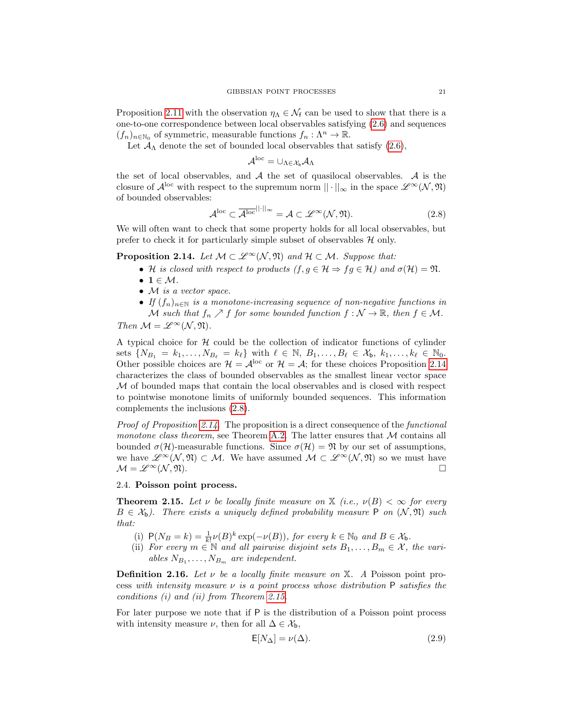Proposition 2.11 with the observation $\eta_\Lambda \in \mathcal{N}_\mathsf{f}$ can be used to show that there is a one-to-one correspondence between local observables satisfying (2.6) and sequences $(f_n)_{n\in\mathbb{N}_0}$ of symmetric, measurable functions $f_n : \Lambda^n \to \mathbb{R}$.

Let $\mathcal{A}_\Lambda$ denote the set of bounded local observables that satisfy (2.6),

$$\mathcal{A}^{\mathrm{loc}} = \cup_{\Lambda \in \mathcal{X}_\mathsf{b}} \mathcal{A}_\Lambda$$

the set of local observables, and $\mathcal{A}$ the set of quasilocal observables. $\mathcal{A}$ is the closure of $\mathcal{A}^{\mathrm{loc}}$ with respect to the supremum norm $||\cdot||_\infty$ in the space $\mathscr{L}^\infty(\mathcal{N}, \mathfrak{N})$ of bounded observables:

$$\mathcal{A}^{\mathrm{loc}} \subset \overline{\mathcal{A}^{\mathrm{loc}}}^{||\cdot||_\infty} = \mathcal{A} \subset \mathscr{L}^\infty(\mathcal{N}, \mathfrak{N}). \tag{2.8}$$

We will often want to check that some property holds for all local observables, but prefer to check it for particularly simple subset of observables $\mathcal{H}$ only.

**Proposition 2.14.** *Let $\mathcal{M} \subset \mathscr{L}^\infty(\mathcal{N}, \mathfrak{N})$ and $\mathcal{H} \subset \mathcal{M}$. Suppose that:*

- *$\mathcal{H}$ is closed with respect to products ($f, g \in \mathcal{H} \Rightarrow fg \in \mathcal{H}$) and $\sigma(\mathcal{H}) = \mathfrak{N}$.*
- *$\mathbf{1} \in \mathcal{M}$.*
- *$\mathcal{M}$ is a vector space.*
- *If $(f_n)_{n\in\mathbb{N}}$ is a monotone-increasing sequence of non-negative functions in $\mathcal{M}$ such that $f_n \nearrow f$ for some bounded function $f : \mathcal{N} \to \mathbb{R}$, then $f \in \mathcal{M}$.*

*Then $\mathcal{M} = \mathscr{L}^\infty(\mathcal{N}, \mathfrak{N})$.*

A typical choice for $\mathcal{H}$ could be the collection of indicator functions of cylinder sets $\{N_{B_1} = k_1, \ldots, N_{B_\ell} = k_\ell\}$ with $\ell \in \mathbb{N}$, $B_1, \ldots, B_\ell \in \mathcal{X}_\mathsf{b}$, $k_1, \ldots, k_\ell \in \mathbb{N}_0$. Other possible choices are $\mathcal{H} = \mathcal{A}^{\mathrm{loc}}$ or $\mathcal{H} = \mathcal{A}$; for these choices Proposition 2.14 characterizes the class of bounded observables as the smallest linear vector space $\mathcal{M}$ of bounded maps that contain the local observables and is closed with respect to pointwise monotone limits of uniformly bounded sequences. This information complements the inclusions (2.8).

*Proof of Proposition 2.14.* The proposition is a direct consequence of the *functional monotone class theorem*, see Theorem A.2. The latter ensures that $\mathcal{M}$ contains all bounded $\sigma(\mathcal{H})$-measurable functions. Since $\sigma(\mathcal{H}) = \mathfrak{N}$ by our set of assumptions, we have $\mathscr{L}^\infty(\mathcal{N}, \mathfrak{N}) \subset \mathcal{M}$. We have assumed $\mathcal{M} \subset \mathscr{L}^\infty(\mathcal{N}, \mathfrak{N})$ so we must have $\mathcal{M} = \mathscr{L}^\infty(\mathcal{N}, \mathfrak{N})$. □

### 2.4. Poisson point process.

**Theorem 2.15.** *Let $\nu$ be locally finite measure on $\mathbb{X}$ (i.e., $\nu(B) < \infty$ for every $B \in \mathcal{X}_\mathsf{b}$). There exists a uniquely defined probability measure $\mathsf{P}$ on $(\mathcal{N}, \mathfrak{N})$ such that:*

(i) *$\mathsf{P}(N_B = k) = \frac{1}{k!}\nu(B)^k \exp(-\nu(B))$, for every $k \in \mathbb{N}_0$ and $B \in \mathcal{X}_\mathsf{b}$.*

(ii) *For every $m \in \mathbb{N}$ and all pairwise disjoint sets $B_1, \ldots, B_m \in \mathcal{X}$, the variables $N_{B_1}, \ldots, N_{B_m}$ are independent.*

**Definition 2.16.** *Let $\nu$ be a locally finite measure on $\mathbb{X}$. A* Poisson point process *with intensity measure $\nu$ is a point process whose distribution $\mathsf{P}$ satisfies the conditions (i) and (ii) from Theorem 2.15.*

For later purpose we note that if $\mathsf{P}$ is the distribution of a Poisson point process with intensity measure $\nu$, then for all $\Delta \in \mathcal{X}_\mathsf{b}$,

$$\mathsf{E}[N_\Delta] = \nu(\Delta). \tag{2.9}$$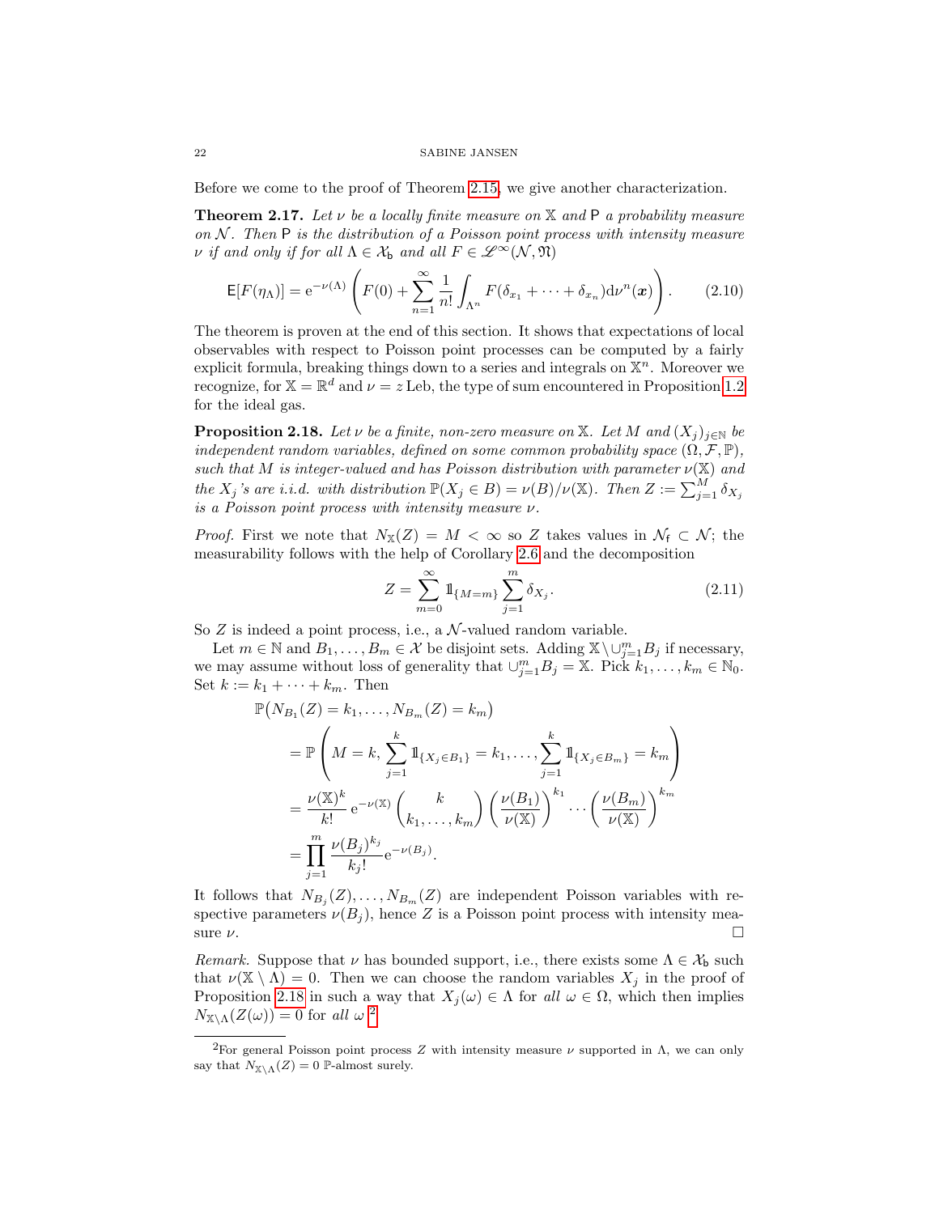Before we come to the proof of Theorem 2.15, we give another characterization.

**Theorem 2.17.** *Let $\nu$ be a locally finite measure on $\mathbb{X}$ and $\mathsf{P}$ a probability measure on $\mathcal{N}$. Then $\mathsf{P}$ is the distribution of a Poisson point process with intensity measure $\nu$ if and only if for all $\Lambda \in \mathcal{X}_\mathsf{b}$ and all $F \in \mathscr{L}^\infty(\mathcal{N}, \mathfrak{N})$*

$$\mathsf{E}[F(\eta_\Lambda)] = \mathrm{e}^{-\nu(\Lambda)} \left( F(0) + \sum_{n=1}^\infty \frac{1}{n!} \int_{\Lambda^n} F(\delta_{x_1} + \cdots + \delta_{x_n}) \mathrm{d}\nu^n(\boldsymbol{x}) \right). \tag{2.10}$$

The theorem is proven at the end of this section. It shows that expectations of local observables with respect to Poisson point processes can be computed by a fairly explicit formula, breaking things down to a series and integrals on $\mathbb{X}^n$. Moreover we recognize, for $\mathbb{X} = \mathbb{R}^d$ and $\nu = z\,\mathrm{Leb}$, the type of sum encountered in Proposition 1.2 for the ideal gas.

**Proposition 2.18.** *Let $\nu$ be a finite, non-zero measure on $\mathbb{X}$. Let $M$ and $(X_j)_{j\in\mathbb{N}}$ be independent random variables, defined on some common probability space $(\Omega, \mathcal{F}, \mathbb{P})$, such that $M$ is integer-valued and has Poisson distribution with parameter $\nu(\mathbb{X})$ and the $X_j$'s are i.i.d. with distribution $\mathbb{P}(X_j \in B) = \nu(B)/\nu(\mathbb{X})$. Then $Z := \sum_{j=1}^M \delta_{X_j}$ is a Poisson point process with intensity measure $\nu$.*

*Proof.* First we note that $N_\mathbb{X}(Z) = M < \infty$ so $Z$ takes values in $\mathcal{N}_\mathsf{f} \subset \mathcal{N}$; the measurability follows with the help of Corollary 2.6 and the decomposition

$$Z = \sum_{m=0}^\infty \mathbb{1}_{\{M=m\}} \sum_{j=1}^m \delta_{X_j}. \tag{2.11}$$

So $Z$ is indeed a point process, i.e., a $\mathcal{N}$-valued random variable.

Let $m \in \mathbb{N}$ and $B_1, \ldots, B_m \in \mathcal{X}$ be disjoint sets. Adding $\mathbb{X} \setminus \cup_{j=1}^m B_j$ if necessary, we may assume without loss of generality that $\cup_{j=1}^m B_j = \mathbb{X}$. Pick $k_1, \ldots, k_m \in \mathbb{N}_0$. Set $k := k_1 + \cdots + k_m$. Then

$$\begin{aligned}
&\mathbb{P}\big(N_{B_1}(Z) = k_1, \ldots, N_{B_m}(Z) = k_m\big) \\
&\quad = \mathbb{P}\left( M = k, \sum_{j=1}^k \mathbb{1}_{\{X_j \in B_1\}} = k_1, \ldots, \sum_{j=1}^k \mathbb{1}_{\{X_j \in B_m\}} = k_m \right) \\
&\quad = \frac{\nu(\mathbb{X})^k}{k!} \mathrm{e}^{-\nu(\mathbb{X})} \binom{k}{k_1, \ldots, k_m} \left( \frac{\nu(B_1)}{\nu(\mathbb{X})} \right)^{k_1} \cdots \left( \frac{\nu(B_m)}{\nu(\mathbb{X})} \right)^{k_m} \\
&\quad = \prod_{j=1}^m \frac{\nu(B_j)^{k_j}}{k_j!} \mathrm{e}^{-\nu(B_j)}.
\end{aligned}$$

It follows that $N_{B_j}(Z), \ldots, N_{B_m}(Z)$ are independent Poisson variables with respective parameters $\nu(B_j)$, hence $Z$ is a Poisson point process with intensity measure $\nu$. $\square$

*Remark.* Suppose that $\nu$ has bounded support, i.e., there exists some $\Lambda \in \mathcal{X}_\mathsf{b}$ such that $\nu(\mathbb{X} \setminus \Lambda) = 0$. Then we can choose the random variables $X_j$ in the proof of Proposition 2.18 in such a way that $X_j(\omega) \in \Lambda$ for *all* $\omega \in \Omega$, which then implies $N_{\mathbb{X}\setminus\Lambda}(Z(\omega)) = 0$ for *all* $\omega$.[2]

[2] For general Poisson point process $Z$ with intensity measure $\nu$ supported in $\Lambda$, we can only say that $N_{\mathbb{X}\setminus\Lambda}(Z) = 0$ $\mathbb{P}$-almost surely.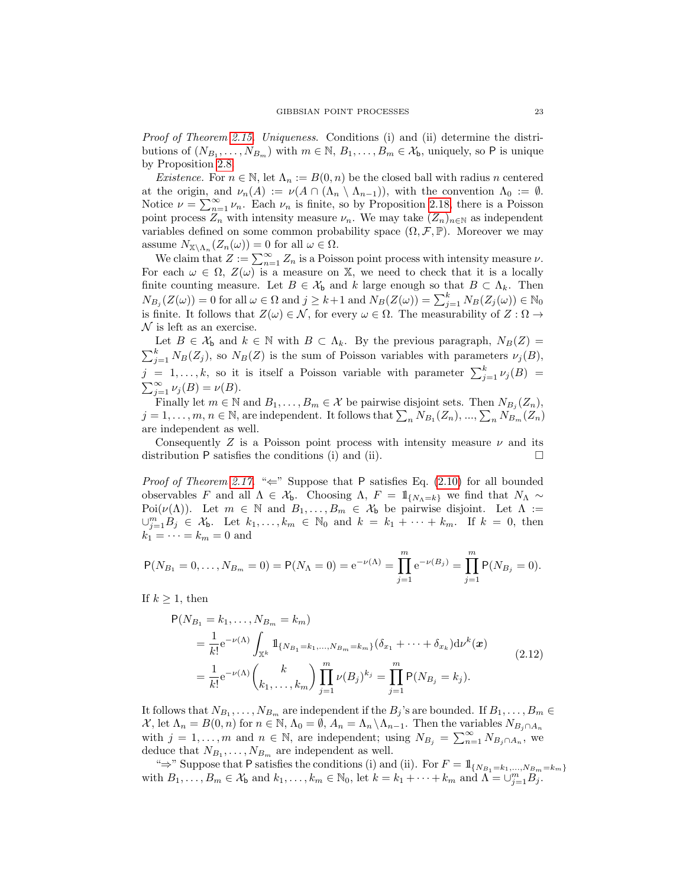*Proof of Theorem 2.15.* *Uniqueness.* Conditions (i) and (ii) determine the distributions of $(N_{B_1}, \ldots, N_{B_m})$ with $m \in \mathbb{N}$, $B_1, \ldots, B_m \in \mathcal{X}_{\mathsf{b}}$, uniquely, so $\mathsf{P}$ is unique by Proposition 2.8.

*Existence.* For $n \in \mathbb{N}$, let $\Lambda_n := B(0, n)$ be the closed ball with radius $n$ centered at the origin, and $\nu_n(A) := \nu(A \cap (\Lambda_n \setminus \Lambda_{n-1}))$, with the convention $\Lambda_0 := \emptyset$. Notice $\nu = \sum_{n=1}^{\infty} \nu_n$. Each $\nu_n$ is finite, so by Proposition 2.18, there is a Poisson point process $Z_n$ with intensity measure $\nu_n$. We may take $(Z_n)_{n \in \mathbb{N}}$ as independent variables defined on some common probability space $(\Omega, \mathcal{F}, \mathbb{P})$. Moreover we may assume $N_{\mathbb{X} \setminus \Lambda_n}(Z_n(\omega)) = 0$ for all $\omega \in \Omega$.

We claim that $Z := \sum_{n=1}^{\infty} Z_n$ is a Poisson point process with intensity measure $\nu$. For each $\omega \in \Omega$, $Z(\omega)$ is a measure on $\mathbb{X}$, we need to check that it is a locally finite counting measure. Let $B \in \mathcal{X}_{\mathsf{b}}$ and $k$ large enough so that $B \subset \Lambda_k$. Then $N_{B_j}(Z(\omega)) = 0$ for all $\omega \in \Omega$ and $j \geq k+1$ and $N_B(Z(\omega)) = \sum_{j=1}^{k} N_B(Z_j(\omega)) \in \mathbb{N}_0$ is finite. It follows that $Z(\omega) \in \mathcal{N}$, for every $\omega \in \Omega$. The measurability of $Z : \Omega \to \mathcal{N}$ is left as an exercise.

Let $B \in \mathcal{X}_{\mathsf{b}}$ and $k \in \mathbb{N}$ with $B \subset \Lambda_k$. By the previous paragraph, $N_B(Z) = \sum_{j=1}^{k} N_B(Z_j)$, so $N_B(Z)$ is the sum of Poisson variables with parameters $\nu_j(B)$, $j = 1, \ldots, k$, so it is itself a Poisson variable with parameter $\sum_{j=1}^{k} \nu_j(B) = \sum_{j=1}^{\infty} \nu_j(B) = \nu(B)$.

Finally let $m \in \mathbb{N}$ and $B_1, \ldots, B_m \in \mathcal{X}$ be pairwise disjoint sets. Then $N_{B_j}(Z_n)$, $j = 1, \ldots, m$, $n \in \mathbb{N}$, are independent. It follows that $\sum_n N_{B_1}(Z_n)$, ..., $\sum_n N_{B_m}(Z_n)$ are independent as well.

Consequently $Z$ is a Poisson point process with intensity measure $\nu$ and its distribution $\mathsf{P}$ satisfies the conditions (i) and (ii). $\square$

*Proof of Theorem 2.17.* "$\Leftarrow$" Suppose that $\mathsf{P}$ satisfies Eq. (2.10) for all bounded observables $F$ and all $\Lambda \in \mathcal{X}_{\mathsf{b}}$. Choosing $\Lambda$, $F = \mathbb{1}_{\{N_\Lambda = k\}}$ we find that $N_\Lambda \sim \mathrm{Poi}(\nu(\Lambda))$. Let $m \in \mathbb{N}$ and $B_1, \ldots, B_m \in \mathcal{X}_{\mathsf{b}}$ be pairwise disjoint. Let $\Lambda := \cup_{j=1}^{m} B_j \in \mathcal{X}_{\mathsf{b}}$. Let $k_1, \ldots, k_m \in \mathbb{N}_0$ and $k = k_1 + \cdots + k_m$. If $k = 0$, then $k_1 = \cdots = k_m = 0$ and

$$\mathsf{P}(N_{B_1} = 0, \ldots, N_{B_m} = 0) = \mathsf{P}(N_\Lambda = 0) = \mathrm{e}^{-\nu(\Lambda)} = \prod_{j=1}^{m} \mathrm{e}^{-\nu(B_j)} = \prod_{j=1}^{m} \mathsf{P}(N_{B_j} = 0).$$

If $k \geq 1$, then

$$\begin{aligned} &\mathsf{P}(N_{B_1} = k_1, \ldots, N_{B_m} = k_m) \\ &\quad = \frac{1}{k!} \mathrm{e}^{-\nu(\Lambda)} \int_{\mathbb{X}^k} \mathbb{1}_{\{N_{B_1} = k_1, \ldots, N_{B_m} = k_m\}} (\delta_{x_1} + \cdots + \delta_{x_k}) \mathrm{d}\nu^k(\boldsymbol{x}) \\ &\quad = \frac{1}{k!} \mathrm{e}^{-\nu(\Lambda)} \binom{k}{k_1, \ldots, k_m} \prod_{j=1}^{m} \nu(B_j)^{k_j} = \prod_{j=1}^{m} \mathsf{P}(N_{B_j} = k_j). \end{aligned} \tag{2.12}$$

It follows that $N_{B_1}, \ldots, N_{B_m}$ are independent if the $B_j$'s are bounded. If $B_1, \ldots, B_m \in \mathcal{X}$, let $\Lambda_n = B(0, n)$ for $n \in \mathbb{N}$, $\Lambda_0 = \emptyset$, $A_n = \Lambda_n \setminus \Lambda_{n-1}$. Then the variables $N_{B_j \cap A_n}$ with $j = 1, \ldots, m$ and $n \in \mathbb{N}$, are independent; using $N_{B_j} = \sum_{n=1}^{\infty} N_{B_j \cap A_n}$, we deduce that $N_{B_1}, \ldots, N_{B_m}$ are independent as well.

"$\Rightarrow$" Suppose that $\mathsf{P}$ satisfies the conditions (i) and (ii). For $F = \mathbb{1}_{\{N_{B_1} = k_1, \ldots, N_{B_m} = k_m\}}$ with $B_1, \ldots, B_m \in \mathcal{X}_{\mathsf{b}}$ and $k_1, \ldots, k_m \in \mathbb{N}_0$, let $k = k_1 + \cdots + k_m$ and $\Lambda = \cup_{j=1}^{m} B_j$.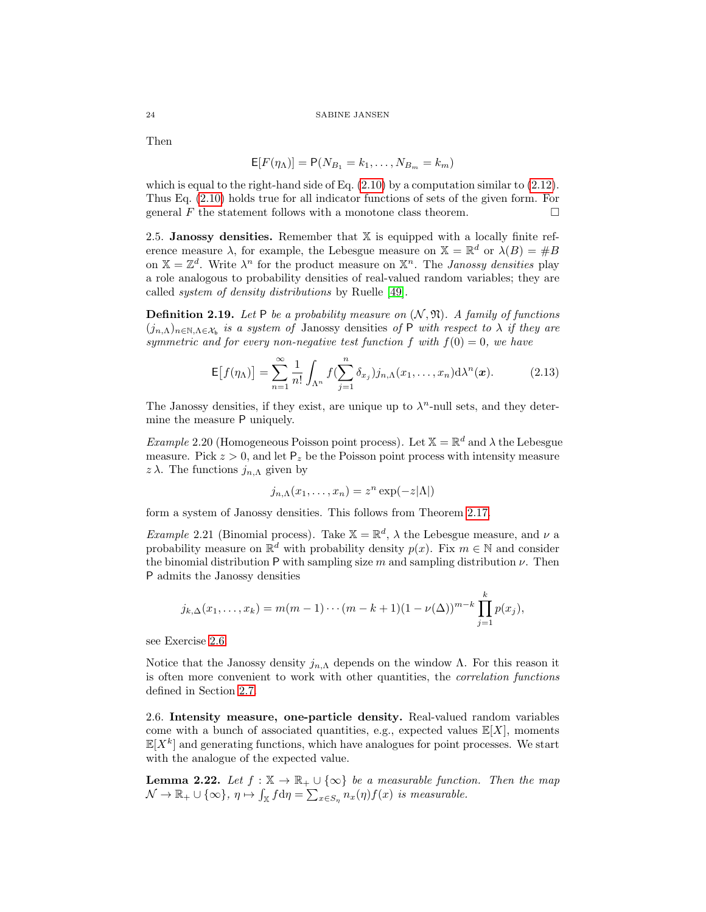Then

$$\mathsf{E}[F(\eta_\Lambda)] = \mathsf{P}(N_{B_1} = k_1, \dots, N_{B_m} = k_m)$$

which is equal to the right-hand side of Eq. (2.10) by a computation similar to (2.12). Thus Eq. (2.10) holds true for all indicator functions of sets of the given form. For general $F$ the statement follows with a monotone class theorem. □

### 2.5. Janossy densities.

Remember that $\mathbb{X}$ is equipped with a locally finite reference measure $\lambda$, for example, the Lebesgue measure on $\mathbb{X} = \mathbb{R}^d$ or $\lambda(B) = \#B$ on $\mathbb{X} = \mathbb{Z}^d$. Write $\lambda^n$ for the product measure on $\mathbb{X}^n$. The *Janossy densities* play a role analogous to probability densities of real-valued random variables; they are called *system of density distributions* by Ruelle [49].

**Definition 2.19.** *Let $\mathsf{P}$ be a probability measure on $(\mathcal{N}, \mathfrak{N})$. A family of functions $(j_{n,\Lambda})_{n\in\mathbb{N},\Lambda\in\mathcal{X}_\mathsf{b}}$ is a system of* Janossy densities *of $\mathsf{P}$ with respect to $\lambda$ if they are symmetric and for every non-negative test function $f$ with $f(0) = 0$, we have*

$$\mathsf{E}\big[f(\eta_\Lambda)\big] = \sum_{n=1}^\infty \frac{1}{n!} \int_{\Lambda^n} f\Big(\sum_{j=1}^n \delta_{x_j}\Big) j_{n,\Lambda}(x_1, \dots, x_n) \mathrm{d}\lambda^n(\boldsymbol{x}). \tag{2.13}$$

The Janossy densities, if they exist, are unique up to $\lambda^n$-null sets, and they determine the measure $\mathsf{P}$ uniquely.

*Example* 2.20 (Homogeneous Poisson point process). Let $\mathbb{X} = \mathbb{R}^d$ and $\lambda$ the Lebesgue measure. Pick $z > 0$, and let $\mathsf{P}_z$ be the Poisson point process with intensity measure $z\,\lambda$. The functions $j_{n,\Lambda}$ given by

$$j_{n,\Lambda}(x_1, \dots, x_n) = z^n \exp(-z|\Lambda|)$$

form a system of Janossy densities. This follows from Theorem 2.17.

*Example* 2.21 (Binomial process). Take $\mathbb{X} = \mathbb{R}^d$, $\lambda$ the Lebesgue measure, and $\nu$ a probability measure on $\mathbb{R}^d$ with probability density $p(x)$. Fix $m \in \mathbb{N}$ and consider the binomial distribution $\mathsf{P}$ with sampling size $m$ and sampling distribution $\nu$. Then $\mathsf{P}$ admits the Janossy densities

$$j_{k,\Delta}(x_1, \dots, x_k) = m(m-1)\cdots(m-k+1)(1 - \nu(\Delta))^{m-k} \prod_{j=1}^k p(x_j),$$

see Exercise 2.6.

Notice that the Janossy density $j_{n,\Lambda}$ depends on the window $\Lambda$. For this reason it is often more convenient to work with other quantities, the *correlation functions* defined in Section 2.7.

### 2.6. Intensity measure, one-particle density.

Real-valued random variables come with a bunch of associated quantities, e.g., expected values $\mathbb{E}[X]$, moments $\mathbb{E}[X^k]$ and generating functions, which have analogues for point processes. We start with the analogue of the expected value.

**Lemma 2.22.** *Let $f : \mathbb{X} \to \mathbb{R}_+ \cup \{\infty\}$ be a measurable function. Then the map $\mathcal{N} \to \mathbb{R}_+ \cup \{\infty\}$, $\eta \mapsto \int_\mathbb{X} f \mathrm{d}\eta = \sum_{x\in S_\eta} n_x(\eta) f(x)$ is measurable.*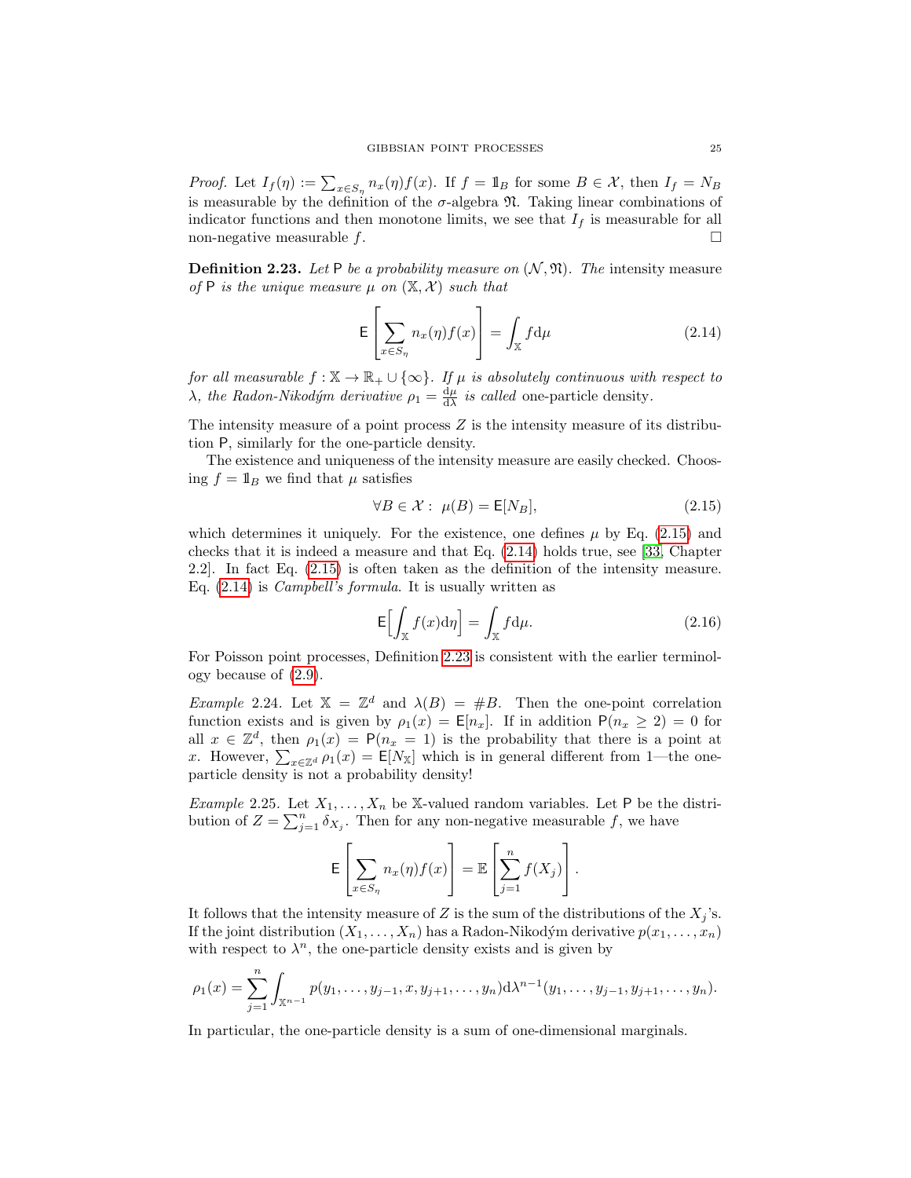*Proof.* Let $I_f(\eta) := \sum_{x\in S_\eta} n_x(\eta) f(x)$. If $f = \mathbb{1}_B$ for some $B \in \mathcal{X}$, then $I_f = N_B$ is measurable by the definition of the $\sigma$-algebra $\mathfrak{N}$. Taking linear combinations of indicator functions and then monotone limits, we see that $I_f$ is measurable for all non-negative measurable $f$. □

**Definition 2.23.** *Let* $\mathsf{P}$ *be a probability measure on* $(\mathcal{N}, \mathfrak{N})$*. The* intensity measure *of* $\mathsf{P}$ *is the unique measure* $\mu$ *on* $(\mathbb{X}, \mathcal{X})$ *such that*

$$\mathsf{E}\left[\sum_{x\in S_\eta} n_x(\eta) f(x)\right] = \int_{\mathbb{X}} f \mathrm{d}\mu \tag{2.14}$$

*for all measurable* $f : \mathbb{X} \to \mathbb{R}_+ \cup \{\infty\}$*. If* $\mu$ *is absolutely continuous with respect to* $\lambda$*, the Radon-Nikodým derivative* $\rho_1 = \frac{\mathrm{d}\mu}{\mathrm{d}\lambda}$ *is called* one-particle density*.*

The intensity measure of a point process $Z$ is the intensity measure of its distribution $\mathsf{P}$, similarly for the one-particle density.

The existence and uniqueness of the intensity measure are easily checked. Choosing $f = \mathbb{1}_B$ we find that $\mu$ satisfies

$$\forall B \in \mathcal{X} :\ \mu(B) = \mathsf{E}[N_B], \tag{2.15}$$

which determines it uniquely. For the existence, one defines $\mu$ by Eq. (2.15) and checks that it is indeed a measure and that Eq. (2.14) holds true, see [33, Chapter 2.2]. In fact Eq. (2.15) is often taken as the definition of the intensity measure. Eq. (2.14) is *Campbell's formula*. It is usually written as

$$\mathsf{E}\Big[\int_{\mathbb{X}} f(x) \mathrm{d}\eta\Big] = \int_{\mathbb{X}} f \mathrm{d}\mu. \tag{2.16}$$

For Poisson point processes, Definition 2.23 is consistent with the earlier terminology because of (2.9).

*Example* 2.24. Let $\mathbb{X} = \mathbb{Z}^d$ and $\lambda(B) = \#B$. Then the one-point correlation function exists and is given by $\rho_1(x) = \mathsf{E}[n_x]$. If in addition $\mathsf{P}(n_x \geq 2) = 0$ for all $x \in \mathbb{Z}^d$, then $\rho_1(x) = \mathsf{P}(n_x = 1)$ is the probability that there is a point at $x$. However, $\sum_{x\in\mathbb{Z}^d} \rho_1(x) = \mathsf{E}[N_{\mathbb{X}}]$ which is in general different from 1—the one-particle density is not a probability density!

*Example* 2.25. Let $X_1, \ldots, X_n$ be $\mathbb{X}$-valued random variables. Let $\mathsf{P}$ be the distribution of $Z = \sum_{j=1}^n \delta_{X_j}$. Then for any non-negative measurable $f$, we have

$$\mathsf{E}\left[\sum_{x\in S_\eta} n_x(\eta) f(x)\right] = \mathbb{E}\left[\sum_{j=1}^n f(X_j)\right].$$

It follows that the intensity measure of $Z$ is the sum of the distributions of the $X_j$'s. If the joint distribution $(X_1, \ldots, X_n)$ has a Radon-Nikodým derivative $p(x_1, \ldots, x_n)$ with respect to $\lambda^n$, the one-particle density exists and is given by

$$\rho_1(x) = \sum_{j=1}^n \int_{\mathbb{X}^{n-1}} p(y_1, \ldots, y_{j-1}, x, y_{j+1}, \ldots, y_n) \mathrm{d}\lambda^{n-1}(y_1, \ldots, y_{j-1}, y_{j+1}, \ldots, y_n).$$

In particular, the one-particle density is a sum of one-dimensional marginals.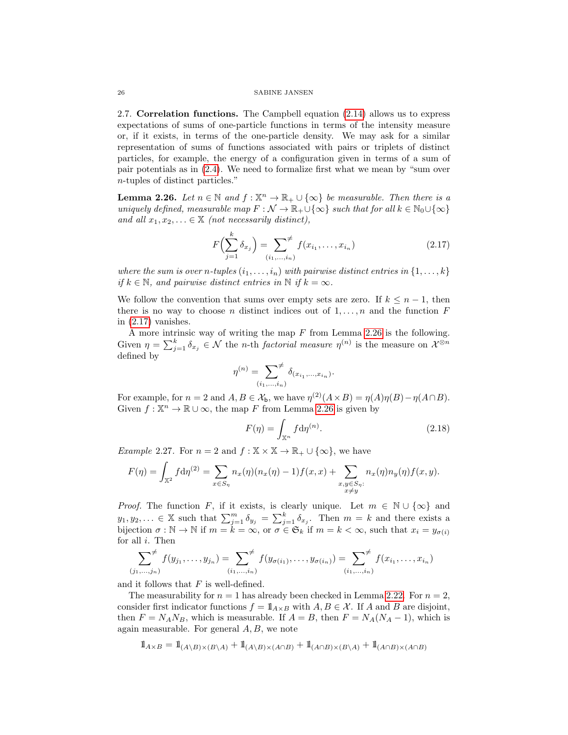2.7. **Correlation functions.** The Campbell equation (2.14) allows us to express expectations of sums of one-particle functions in terms of the intensity measure or, if it exists, in terms of the one-particle density. We may ask for a similar representation of sums of functions associated with pairs or triplets of distinct particles, for example, the energy of a configuration given in terms of a sum of pair potentials as in (2.4). We need to formalize first what we mean by "sum over $n$-tuples of distinct particles."

**Lemma 2.26.** *Let $n \in \mathbb{N}$ and $f : \mathbb{X}^n \to \mathbb{R}_+ \cup \{\infty\}$ be measurable. Then there is a uniquely defined, measurable map $F : \mathcal{N} \to \mathbb{R}_+ \cup \{\infty\}$ such that for all $k \in \mathbb{N}_0 \cup \{\infty\}$ and all $x_1, x_2, \ldots \in \mathbb{X}$ (not necessarily distinct),*

$$F\Big(\sum_{j=1}^k \delta_{x_j}\Big) = \sum_{(i_1,\ldots,i_n)}^{\neq} f(x_{i_1}, \ldots, x_{i_n}) \tag{2.17}$$

*where the sum is over $n$-tuples $(i_1, \ldots, i_n)$ with pairwise distinct entries in $\{1, \ldots, k\}$ if $k \in \mathbb{N}$, and pairwise distinct entries in $\mathbb{N}$ if $k = \infty$.*

We follow the convention that sums over empty sets are zero. If $k \leq n-1$, then there is no way to choose $n$ distinct indices out of $1, \ldots, n$ and the function $F$ in (2.17) vanishes.

A more intrinsic way of writing the map $F$ from Lemma 2.26 is the following. Given $\eta = \sum_{j=1}^k \delta_{x_j} \in \mathcal{N}$ the $n$-th *factorial measure* $\eta^{(n)}$ is the measure on $\mathcal{X}^{\otimes n}$ defined by

$$\eta^{(n)} = \sum_{(i_1,\ldots,i_n)}^{\neq} \delta_{(x_{i_1},\ldots,x_{i_n})}.$$

For example, for $n = 2$ and $A, B \in \mathcal{X}_\mathsf{b}$, we have $\eta^{(2)}(A \times B) = \eta(A)\eta(B) - \eta(A \cap B)$. Given $f : \mathbb{X}^n \to \mathbb{R} \cup \infty$, the map $F$ from Lemma 2.26 is given by

$$F(\eta) = \int_{\mathbb{X}^n} f \mathrm{d}\eta^{(n)}. \tag{2.18}$$

*Example* 2.27. For $n = 2$ and $f : \mathbb{X} \times \mathbb{X} \to \mathbb{R}_+ \cup \{\infty\}$, we have

$$F(\eta) = \int_{\mathbb{X}^2} f \mathrm{d}\eta^{(2)} = \sum_{x \in S_\eta} n_x(\eta)(n_x(\eta) - 1) f(x,x) + \sum_{\substack{x,y \in S_\eta:\\ x \neq y}} n_x(\eta) n_y(\eta) f(x,y).$$

*Proof.* The function $F$, if it exists, is clearly unique. Let $m \in \mathbb{N} \cup \{\infty\}$ and $y_1, y_2, \ldots \in \mathbb{X}$ such that $\sum_{j=1}^m \delta_{y_j} = \sum_{j=1}^k \delta_{x_j}$. Then $m = k$ and there exists a bijection $\sigma : \mathbb{N} \to \mathbb{N}$ if $m = k = \infty$, or $\sigma \in \mathfrak{S}_k$ if $m = k < \infty$, such that $x_i = y_{\sigma(i)}$ for all $i$. Then

$$\sum_{(j_1,\ldots,j_n)}^{\neq} f(y_{j_1}, \ldots, y_{j_n}) = \sum_{(i_1,\ldots,i_n)}^{\neq} f(y_{\sigma(i_1)}, \ldots, y_{\sigma(i_n)}) = \sum_{(i_1,\ldots,i_n)}^{\neq} f(x_{i_1}, \ldots, x_{i_n})$$

and it follows that $F$ is well-defined.

The measurability for $n = 1$ has already been checked in Lemma 2.22. For $n = 2$, consider first indicator functions $f = \mathbb{1}_{A \times B}$ with $A, B \in \mathcal{X}$. If $A$ and $B$ are disjoint, then $F = N_A N_B$, which is measurable. If $A = B$, then $F = N_A(N_A - 1)$, which is again measurable. For general $A, B$, we note

$$\mathbb{1}_{A \times B} = \mathbb{1}_{(A \setminus B) \times (B \setminus A)} + \mathbb{1}_{(A \setminus B) \times (A \cap B)} + \mathbb{1}_{(A \cap B) \times (B \setminus A)} + \mathbb{1}_{(A \cap B) \times (A \cap B)}$$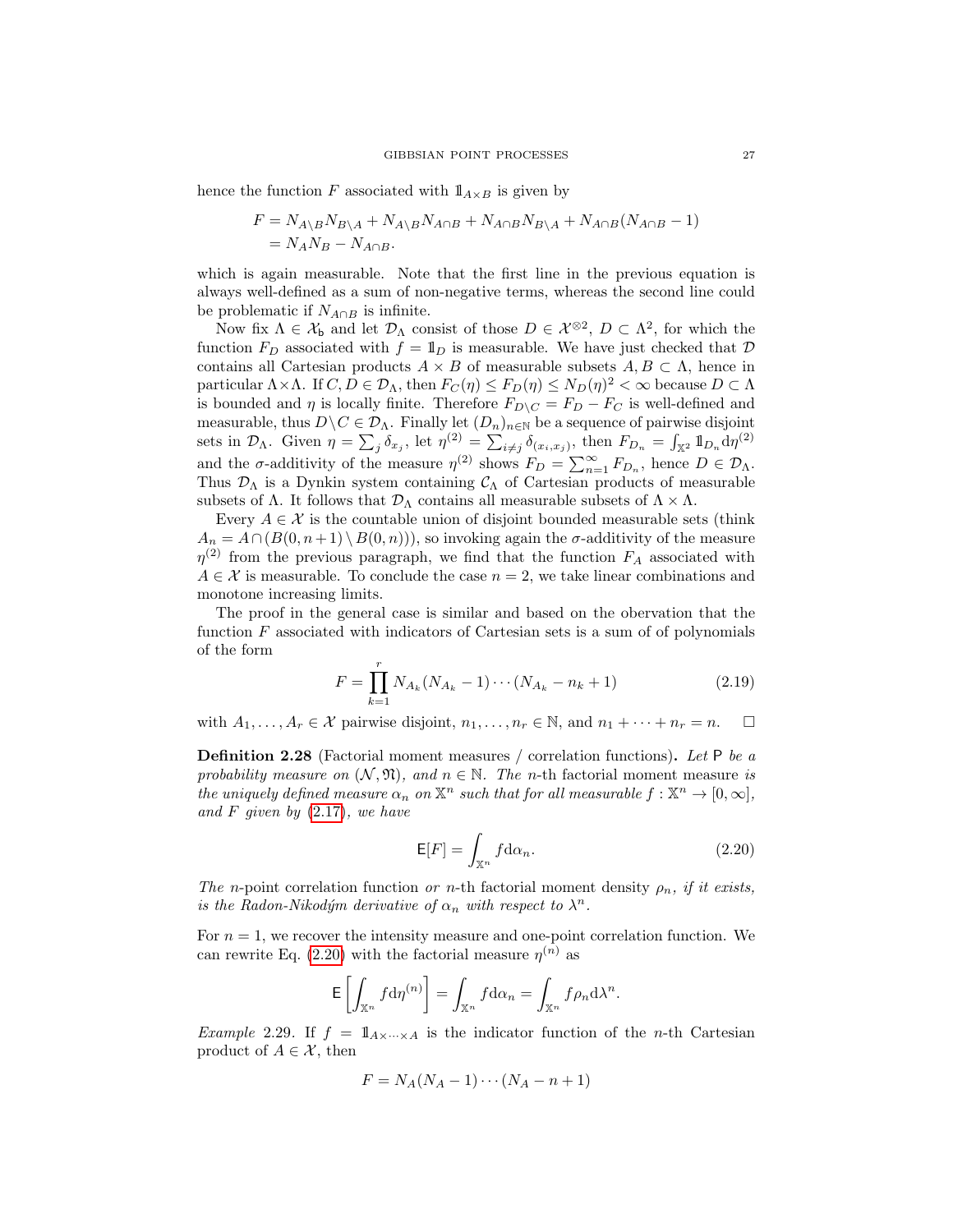hence the function $F$ associated with $\mathbb{1}_{A\times B}$ is given by

$$\begin{aligned} F &= N_{A\setminus B}N_{B\setminus A} + N_{A\setminus B}N_{A\cap B} + N_{A\cap B}N_{B\setminus A} + N_{A\cap B}(N_{A\cap B}-1) \\ &= N_A N_B - N_{A\cap B}. \end{aligned}$$

which is again measurable. Note that the first line in the previous equation is always well-defined as a sum of non-negative terms, whereas the second line could be problematic if $N_{A\cap B}$ is infinite.

Now fix $\Lambda \in \mathcal{X}_\mathsf{b}$ and let $\mathcal{D}_\Lambda$ consist of those $D \in \mathcal{X}^{\otimes 2}$, $D \subset \Lambda^2$, for which the function $F_D$ associated with $f = \mathbb{1}_D$ is measurable. We have just checked that $\mathcal{D}$ contains all Cartesian products $A \times B$ of measurable subsets $A, B \subset \Lambda$, hence in particular $\Lambda\times\Lambda$. If $C, D \in \mathcal{D}_\Lambda$, then $F_C(\eta) \le F_D(\eta) \le N_D(\eta)^2 < \infty$ because $D \subset \Lambda$ is bounded and $\eta$ is locally finite. Therefore $F_{D\setminus C} = F_D - F_C$ is well-defined and measurable, thus $D\setminus C \in \mathcal{D}_\Lambda$. Finally let $(D_n)_{n\in\mathbb{N}}$ be a sequence of pairwise disjoint sets in $\mathcal{D}_\Lambda$. Given $\eta = \sum_j \delta_{x_j}$, let $\eta^{(2)} = \sum_{i\neq j} \delta_{(x_i,x_j)}$, then $F_{D_n} = \int_{\mathbb{X}^2} \mathbb{1}_{D_n}\mathrm{d}\eta^{(2)}$ and the $\sigma$-additivity of the measure $\eta^{(2)}$ shows $F_D = \sum_{n=1}^\infty F_{D_n}$, hence $D \in \mathcal{D}_\Lambda$. Thus $\mathcal{D}_\Lambda$ is a Dynkin system containing $\mathcal{C}_\Lambda$ of Cartesian products of measurable subsets of $\Lambda$. It follows that $\mathcal{D}_\Lambda$ contains all measurable subsets of $\Lambda\times\Lambda$.

Every $A \in \mathcal{X}$ is the countable union of disjoint bounded measurable sets (think $A_n = A\cap(B(0,n+1)\setminus B(0,n))$), so invoking again the $\sigma$-additivity of the measure $\eta^{(2)}$ from the previous paragraph, we find that the function $F_A$ associated with $A \in \mathcal{X}$ is measurable. To conclude the case $n = 2$, we take linear combinations and monotone increasing limits.

The proof in the general case is similar and based on the obervation that the function $F$ associated with indicators of Cartesian sets is a sum of of polynomials of the form

$$F = \prod_{k=1}^r N_{A_k}(N_{A_k}-1)\cdots(N_{A_k}-n_k+1) \tag{2.19}$$

with $A_1,\dots,A_r \in \mathcal{X}$ pairwise disjoint, $n_1,\dots,n_r \in \mathbb{N}$, and $n_1+\dots+n_r = n$. □

**Definition 2.28** (Factorial moment measures / correlation functions)**.** *Let* $\mathsf{P}$ *be a probability measure on* $(\mathcal{N},\mathfrak{N})$*, and* $n \in \mathbb{N}$*. The* $n$*-th* factorial moment measure *is the uniquely defined measure* $\alpha_n$ *on* $\mathbb{X}^n$ *such that for all measurable* $f : \mathbb{X}^n \to [0,\infty]$*, and* $F$ *given by* (2.17)*, we have*

$$\mathsf{E}[F] = \int_{\mathbb{X}^n} f\mathrm{d}\alpha_n. \tag{2.20}$$

*The* $n$*-point correlation function or* $n$*-th factorial moment density* $\rho_n$*, if it exists, is the Radon-Nikodým derivative of* $\alpha_n$ *with respect to* $\lambda^n$*.*

For $n = 1$, we recover the intensity measure and one-point correlation function. We can rewrite Eq. (2.20) with the factorial measure $\eta^{(n)}$ as

$$\mathsf{E}\left[\int_{\mathbb{X}^n} f\mathrm{d}\eta^{(n)}\right] = \int_{\mathbb{X}^n} f\mathrm{d}\alpha_n = \int_{\mathbb{X}^n} f\rho_n\mathrm{d}\lambda^n.$$

*Example* 2.29. If $f = \mathbb{1}_{A\times\cdots\times A}$ is the indicator function of the $n$-th Cartesian product of $A \in \mathcal{X}$, then

$$F = N_A(N_A-1)\cdots(N_A-n+1)$$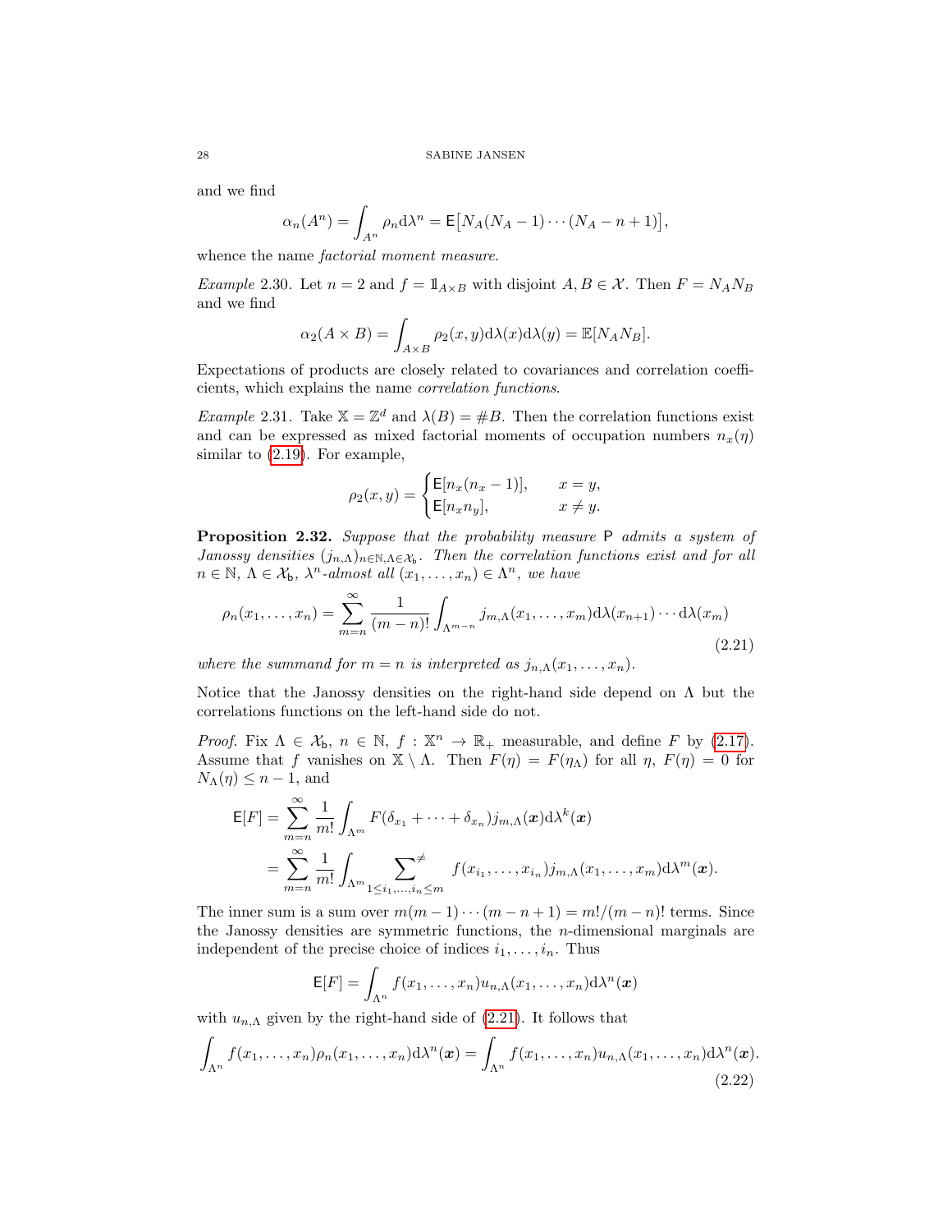and we find

$$\alpha_n(A^n) = \int_{A^n} \rho_n \mathrm{d}\lambda^n = \mathsf{E}\big[N_A(N_A-1)\cdots(N_A-n+1)\big],$$

whence the name *factorial moment measure*.

*Example* 2.30. Let $n=2$ and $f = \mathbb{1}_{A\times B}$ with disjoint $A, B \in \mathcal{X}$. Then $F = N_A N_B$ and we find

$$\alpha_2(A\times B) = \int_{A\times B} \rho_2(x,y)\mathrm{d}\lambda(x)\mathrm{d}\lambda(y) = \mathbb{E}[N_A N_B].$$

Expectations of products are closely related to covariances and correlation coefficients, which explains the name *correlation functions*.

*Example* 2.31. Take $\mathbb{X} = \mathbb{Z}^d$ and $\lambda(B) = \#B$. Then the correlation functions exist and can be expressed as mixed factorial moments of occupation numbers $n_x(\eta)$ similar to (2.19). For example,

$$\rho_2(x,y) = \begin{cases} \mathsf{E}[n_x(n_x-1)], & x = y,\\ \mathsf{E}[n_x n_y], & x \neq y. \end{cases}$$

**Proposition 2.32.** *Suppose that the probability measure* $\mathsf{P}$ *admits a system of Janossy densities* $(j_{n,\Lambda})_{n\in\mathbb{N},\Lambda\in\mathcal{X}_\mathsf{b}}$*. Then the correlation functions exist and for all* $n\in\mathbb{N}$*,* $\Lambda\in\mathcal{X}_\mathsf{b}$*,* $\lambda^n$*-almost all* $(x_1,\ldots,x_n)\in\Lambda^n$*, we have*

$$\rho_n(x_1,\ldots,x_n) = \sum_{m=n}^\infty \frac{1}{(m-n)!}\int_{\Lambda^{m-n}} j_{m,\Lambda}(x_1,\ldots,x_m)\mathrm{d}\lambda(x_{n+1})\cdots\mathrm{d}\lambda(x_m) \tag{2.21}$$

*where the summand for* $m=n$ *is interpreted as* $j_{n,\Lambda}(x_1,\ldots,x_n)$*.*

Notice that the Janossy densities on the right-hand side depend on $\Lambda$ but the correlations functions on the left-hand side do not.

*Proof.* Fix $\Lambda\in\mathcal{X}_\mathsf{b}$, $n\in\mathbb{N}$, $f:\mathbb{X}^n\to\mathbb{R}_+$ measurable, and define $F$ by (2.17). Assume that $f$ vanishes on $\mathbb{X}\setminus\Lambda$. Then $F(\eta) = F(\eta_\Lambda)$ for all $\eta$, $F(\eta)=0$ for $N_\Lambda(\eta)\leq n-1$, and

$$\begin{aligned}
\mathsf{E}[F] &= \sum_{m=n}^\infty \frac{1}{m!}\int_{\Lambda^m} F(\delta_{x_1}+\cdots+\delta_{x_n}) j_{m,\Lambda}(\boldsymbol{x})\mathrm{d}\lambda^k(\boldsymbol{x})\\
&= \sum_{m=n}^\infty \frac{1}{m!}\int_{\Lambda^m} \sum_{1\leq i_1,\ldots,i_n\leq m}^{\neq} f(x_{i_1},\ldots,x_{i_n}) j_{m,\Lambda}(x_1,\ldots,x_m)\mathrm{d}\lambda^m(\boldsymbol{x}).
\end{aligned}$$

The inner sum is a sum over $m(m-1)\cdots(m-n+1) = m!/(m-n)!$ terms. Since the Janossy densities are symmetric functions, the $n$-dimensional marginals are independent of the precise choice of indices $i_1,\ldots,i_n$. Thus

$$\mathsf{E}[F] = \int_{\Lambda^n} f(x_1,\ldots,x_n) u_{n,\Lambda}(x_1,\ldots,x_n)\mathrm{d}\lambda^n(\boldsymbol{x})$$

with $u_{n,\Lambda}$ given by the right-hand side of (2.21). It follows that

$$\int_{\Lambda^n} f(x_1,\ldots,x_n)\rho_n(x_1,\ldots,x_n)\mathrm{d}\lambda^n(\boldsymbol{x}) = \int_{\Lambda^n} f(x_1,\ldots,x_n) u_{n,\Lambda}(x_1,\ldots,x_n)\mathrm{d}\lambda^n(\boldsymbol{x}). \tag{2.22}$$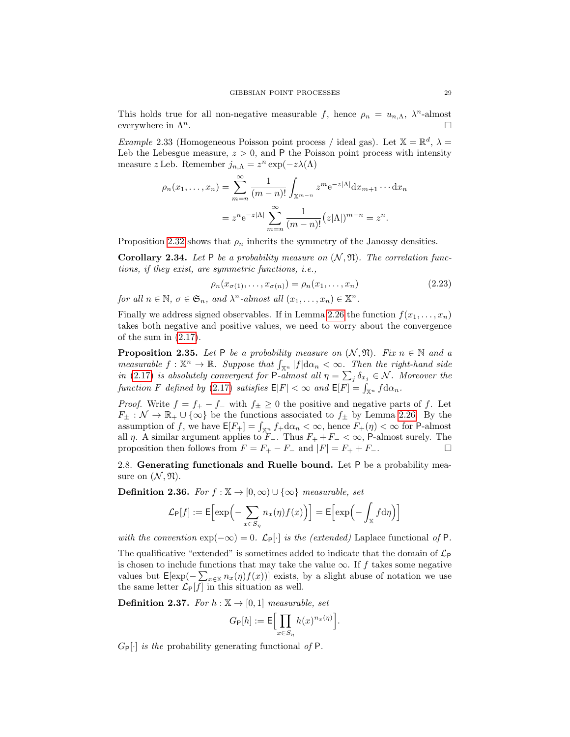This holds true for all non-negative measurable $f$, hence $\rho_n = u_{n,\Lambda}$, $\lambda^n$-almost everywhere in $\Lambda^n$. □

*Example* 2.33 (Homogeneous Poisson point process / ideal gas). Let $\mathbb{X} = \mathbb{R}^d$, $\lambda =$ Leb the Lebesgue measure, $z > 0$, and $\mathsf{P}$ the Poisson point process with intensity measure $z\,$Leb. Remember $j_{n,\Lambda} = z^n \exp(-z\lambda(\Lambda))$

$$\begin{aligned}\rho_n(x_1,\dots,x_n) &= \sum_{m=n}^{\infty} \frac{1}{(m-n)!} \int_{\mathbb{X}^{m-n}} z^m \mathrm{e}^{-z|\Lambda|} \mathrm{d}x_{m+1}\cdots \mathrm{d}x_n \\ &= z^n \mathrm{e}^{-z|\Lambda|} \sum_{m=n}^{\infty} \frac{1}{(m-n)!} \big(z|\Lambda|\big)^{m-n} = z^n.\end{aligned}$$

Proposition 2.32 shows that $\rho_n$ inherits the symmetry of the Janossy densities.

**Corollary 2.34.** *Let $\mathsf{P}$ be a probability measure on $(\mathcal{N}, \mathfrak{N})$. The correlation functions, if they exist, are symmetric functions, i.e.,*

$$\rho_n(x_{\sigma(1)},\dots,x_{\sigma(n)}) = \rho_n(x_1,\dots,x_n) \tag{2.23}$$

*for all $n \in \mathbb{N}$, $\sigma \in \mathfrak{S}_n$, and $\lambda^n$-almost all $(x_1,\dots,x_n) \in \mathbb{X}^n$.*

Finally we address signed observables. If in Lemma 2.26 the function $f(x_1,\dots,x_n)$ takes both negative and positive values, we need to worry about the convergence of the sum in (2.17).

**Proposition 2.35.** *Let $\mathsf{P}$ be a probability measure on $(\mathcal{N}, \mathfrak{N})$. Fix $n \in \mathbb{N}$ and a measurable $f : \mathbb{X}^n \to \mathbb{R}$. Suppose that $\int_{\mathbb{X}^n} |f| \mathrm{d}\alpha_n < \infty$. Then the right-hand side in (2.17) is absolutely convergent for $\mathsf{P}$-almost all $\eta = \sum_j \delta_{x_j} \in \mathcal{N}$. Moreover the function $F$ defined by (2.17) satisfies $\mathsf{E}|F| < \infty$ and $\mathsf{E}[F] = \int_{\mathbb{X}^n} f \mathrm{d}\alpha_n$.*

*Proof.* Write $f = f_+ - f_-$ with $f_\pm \geq 0$ the positive and negative parts of $f$. Let $F_\pm : \mathcal{N} \to \mathbb{R}_+ \cup \{\infty\}$ be the functions associated to $f_\pm$ by Lemma 2.26. By the assumption of $f$, we have $\mathsf{E}[F_+] = \int_{\mathbb{X}^n} f_+ \mathrm{d}\alpha_n < \infty$, hence $F_+(\eta) < \infty$ for $\mathsf{P}$-almost all $\eta$. A similar argument applies to $F_-$. Thus $F_+ + F_- < \infty$, $\mathsf{P}$-almost surely. The proposition then follows from $F = F_+ - F_-$ and $|F| = F_+ + F_-$. □

2.8. **Generating functionals and Ruelle bound.** Let $\mathsf{P}$ be a probability measure on $(\mathcal{N}, \mathfrak{N})$.

**Definition 2.36.** *For $f : \mathbb{X} \to [0,\infty) \cup \{\infty\}$ measurable, set*

$$\mathcal{L}_{\mathsf{P}}[f] := \mathsf{E}\Big[\exp\Big(-\sum_{x \in S_\eta} n_x(\eta) f(x)\Big)\Big] = \mathsf{E}\Big[\exp\Big(-\int_{\mathbb{X}} f \mathrm{d}\eta\Big)\Big]$$

*with the convention $\exp(-\infty) = 0$. $\mathcal{L}_{\mathsf{P}}[\cdot]$ is the (extended)* Laplace functional *of $\mathsf{P}$.*

The qualificative "extended" is sometimes added to indicate that the domain of $\mathcal{L}_{\mathsf{P}}$ is chosen to include functions that may take the value $\infty$. If $f$ takes some negative values but $\mathsf{E}[\exp(-\sum_{x\in\mathbb{X}} n_x(\eta) f(x))]$ exists, by a slight abuse of notation we use the same letter $\mathcal{L}_{\mathsf{P}}[f]$ in this situation as well.

**Definition 2.37.** *For $h : \mathbb{X} \to [0,1]$ measurable, set*

$$G_{\mathsf{P}}[h] := \mathsf{E}\Big[\prod_{x \in S_\eta} h(x)^{n_x(\eta)}\Big].$$

*$G_{\mathsf{P}}[\cdot]$ is the* probability generating functional *of $\mathsf{P}$.*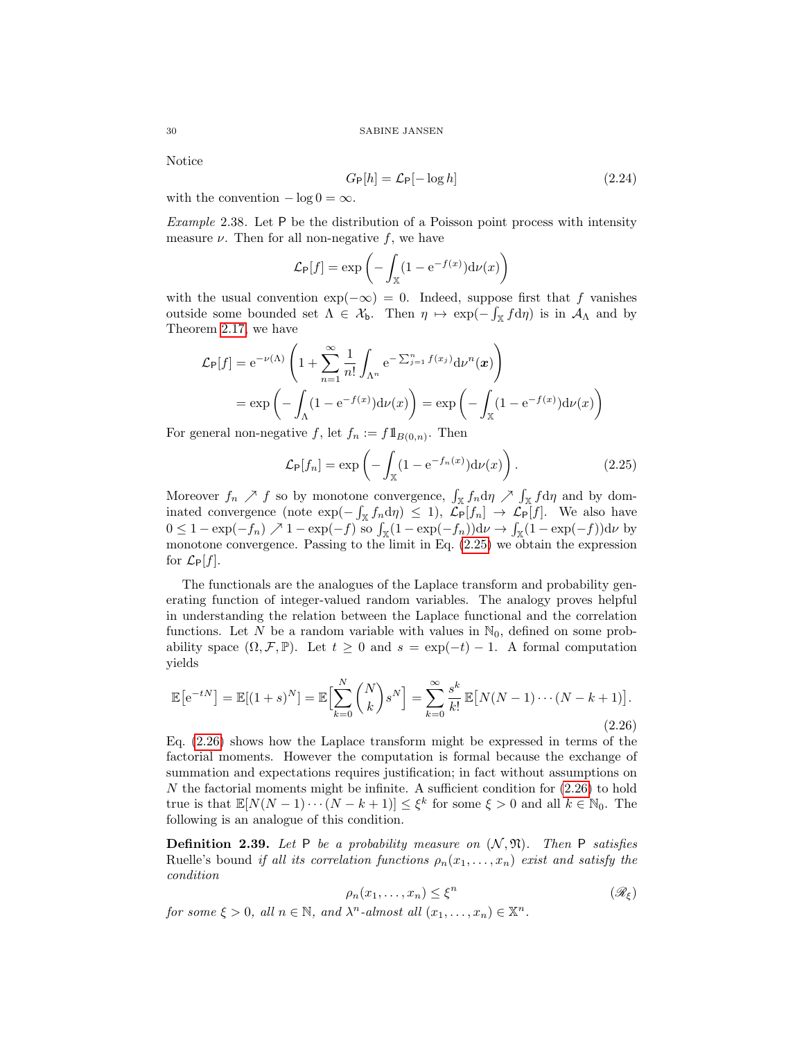Notice

$$G_{\mathsf{P}}[h] = \mathcal{L}_{\mathsf{P}}[-\log h] \tag{2.24}$$

with the convention $-\log 0 = \infty$.

*Example* 2.38. Let $\mathsf{P}$ be the distribution of a Poisson point process with intensity measure $\nu$. Then for all non-negative $f$, we have

$$\mathcal{L}_{\mathsf{P}}[f] = \exp\left(-\int_{\mathbb{X}} (1 - \mathrm{e}^{-f(x)}) \mathrm{d}\nu(x)\right)$$

with the usual convention $\exp(-\infty) = 0$. Indeed, suppose first that $f$ vanishes outside some bounded set $\Lambda \in \mathcal{X}_{\mathsf{b}}$. Then $\eta \mapsto \exp(-\int_{\mathbb{X}} f \mathrm{d}\eta)$ is in $\mathcal{A}_\Lambda$ and by Theorem 2.17, we have

$$\begin{aligned}
\mathcal{L}_{\mathsf{P}}[f] &= \mathrm{e}^{-\nu(\Lambda)} \left(1 + \sum_{n=1}^{\infty} \frac{1}{n!} \int_{\Lambda^n} \mathrm{e}^{-\sum_{j=1}^n f(x_j)} \mathrm{d}\nu^n(\boldsymbol{x})\right) \\
&= \exp\left(-\int_{\Lambda} (1 - \mathrm{e}^{-f(x)}) \mathrm{d}\nu(x)\right) = \exp\left(-\int_{\mathbb{X}} (1 - \mathrm{e}^{-f(x)}) \mathrm{d}\nu(x)\right)
\end{aligned}$$

For general non-negative $f$, let $f_n := f \mathbb{1}_{B(0,n)}$. Then

$$\mathcal{L}_{\mathsf{P}}[f_n] = \exp\left(-\int_{\mathbb{X}} (1 - \mathrm{e}^{-f_n(x)}) \mathrm{d}\nu(x)\right). \tag{2.25}$$

Moreover $f_n \nearrow f$ so by monotone convergence, $\int_{\mathbb{X}} f_n \mathrm{d}\eta \nearrow \int_{\mathbb{X}} f \mathrm{d}\eta$ and by dominated convergence (note $\exp(-\int_{\mathbb{X}} f_n \mathrm{d}\eta) \leq 1$), $\mathcal{L}_{\mathsf{P}}[f_n] \to \mathcal{L}_{\mathsf{P}}[f]$. We also have $0 \leq 1 - \exp(-f_n) \nearrow 1 - \exp(-f)$ so $\int_{\mathbb{X}} (1 - \exp(-f_n)) \mathrm{d}\nu \to \int_{\mathbb{X}} (1 - \exp(-f)) \mathrm{d}\nu$ by monotone convergence. Passing to the limit in Eq. (2.25) we obtain the expression for $\mathcal{L}_{\mathsf{P}}[f]$.

The functionals are the analogues of the Laplace transform and probability generating function of integer-valued random variables. The analogy proves helpful in understanding the relation between the Laplace functional and the correlation functions. Let $N$ be a random variable with values in $\mathbb{N}_0$, defined on some probability space $(\Omega, \mathcal{F}, \mathbb{P})$. Let $t \geq 0$ and $s = \exp(-t) - 1$. A formal computation yields

$$\mathbb{E}\big[\mathrm{e}^{-tN}\big] = \mathbb{E}[(1+s)^N] = \mathbb{E}\Big[\sum_{k=0}^{N} \binom{N}{k} s^N\Big] = \sum_{k=0}^{\infty} \frac{s^k}{k!} \mathbb{E}\big[N(N-1)\cdots(N-k+1)\big]. \tag{2.26}$$

Eq. (2.26) shows how the Laplace transform might be expressed in terms of the factorial moments. However the computation is formal because the exchange of summation and expectations requires justification; in fact without assumptions on $N$ the factorial moments might be infinite. A sufficient condition for (2.26) to hold true is that $\mathbb{E}[N(N-1)\cdots(N-k+1)] \leq \xi^k$ for some $\xi > 0$ and all $k \in \mathbb{N}_0$. The following is an analogue of this condition.

**Definition 2.39.** *Let $\mathsf{P}$ be a probability measure on $(\mathcal{N}, \mathfrak{N})$. Then $\mathsf{P}$ satisfies* Ruelle's bound *if all its correlation functions $\rho_n(x_1, \ldots, x_n)$ exist and satisfy the condition*

$$\rho_n(x_1, \ldots, x_n) \leq \xi^n \tag{$\mathscr{R}_\xi$}$$

*for some $\xi > 0$, all $n \in \mathbb{N}$, and $\lambda^n$-almost all $(x_1, \ldots, x_n) \in \mathbb{X}^n$.*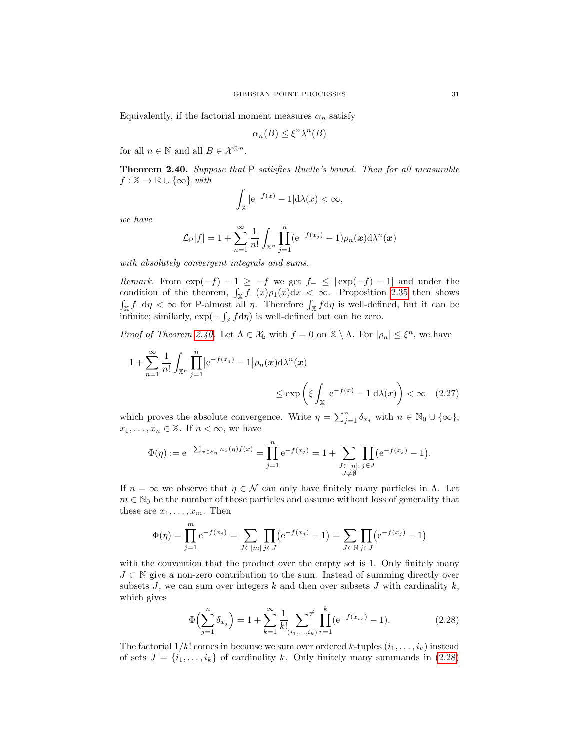Equivalently, if the factorial moment measures $\alpha_n$ satisfy

$$\alpha_n(B) \leq \xi^n \lambda^n(B)$$

for all $n \in \mathbb{N}$ and all $B \in \mathcal{X}^{\otimes n}$.

**Theorem 2.40.** *Suppose that* $\mathsf{P}$ *satisfies Ruelle's bound. Then for all measurable* $f : \mathbb{X} \to \mathbb{R} \cup \{\infty\}$ *with*

$$\int_{\mathbb{X}} |\mathrm{e}^{-f(x)} - 1| \mathrm{d}\lambda(x) < \infty,$$

*we have*

$$\mathcal{L}_{\mathsf{P}}[f] = 1 + \sum_{n=1}^{\infty} \frac{1}{n!} \int_{\mathbb{X}^n} \prod_{j=1}^{n} (\mathrm{e}^{-f(x_j)} - 1) \rho_n(\boldsymbol{x}) \mathrm{d}\lambda^n(\boldsymbol{x})$$

*with absolutely convergent integrals and sums.*

*Remark.* From $\exp(-f) - 1 \geq -f$ we get $f_- \leq |\exp(-f) - 1|$ and under the condition of the theorem, $\int_{\mathbb{X}} f_-(x) \rho_1(x) \mathrm{d}x < \infty$. Proposition 2.35 then shows $\int_{\mathbb{X}} f_- \mathrm{d}\eta < \infty$ for $\mathsf{P}$-almost all $\eta$. Therefore $\int_{\mathbb{X}} f \mathrm{d}\eta$ is well-defined, but it can be infinite; similarly, $\exp(-\int_{\mathbb{X}} f \mathrm{d}\eta)$ is well-defined but can be zero.

*Proof of Theorem 2.40.* Let $\Lambda \in \mathcal{X}_{\mathsf{b}}$ with $f = 0$ on $\mathbb{X} \setminus \Lambda$. For $|\rho_n| \leq \xi^n$, we have

$$1 + \sum_{n=1}^{\infty} \frac{1}{n!} \int_{\mathbb{X}^n} \prod_{j=1}^{n} |\mathrm{e}^{-f(x_j)} - 1| \rho_n(\boldsymbol{x}) \mathrm{d}\lambda^n(\boldsymbol{x}) \leq \exp\left(\xi \int_{\mathbb{X}} |\mathrm{e}^{-f(x)} - 1| \mathrm{d}\lambda(x)\right) < \infty \quad (2.27)$$

which proves the absolute convergence. Write $\eta = \sum_{j=1}^{n} \delta_{x_j}$ with $n \in \mathbb{N}_0 \cup \{\infty\}$, $x_1, \ldots, x_n \in \mathbb{X}$. If $n < \infty$, we have

$$\Phi(\eta) := \mathrm{e}^{-\sum_{x \in S_\eta} n_x(\eta) f(x)} = \prod_{j=1}^{n} \mathrm{e}^{-f(x_j)} = 1 + \sum_{\substack{J \subset [n]: \\ J \neq \emptyset}} \prod_{j \in J} \left(\mathrm{e}^{-f(x_j)} - 1\right).$$

If $n = \infty$ we observe that $\eta \in \mathcal{N}$ can only have finitely many particles in $\Lambda$. Let $m \in \mathbb{N}_0$ be the number of those particles and assume without loss of generality that these are $x_1, \ldots, x_m$. Then

$$\Phi(\eta) = \prod_{j=1}^{m} \mathrm{e}^{-f(x_j)} = \sum_{J \subset [m]} \prod_{j \in J} \left(\mathrm{e}^{-f(x_j)} - 1\right) = \sum_{J \subset \mathbb{N}} \prod_{j \in J} \left(\mathrm{e}^{-f(x_j)} - 1\right)$$

with the convention that the product over the empty set is 1. Only finitely many $J \subset \mathbb{N}$ give a non-zero contribution to the sum. Instead of summing directly over subsets $J$, we can sum over integers $k$ and then over subsets $J$ with cardinality $k$, which gives

$$\Phi\Big(\sum_{j=1}^{n} \delta_{x_j}\Big) = 1 + \sum_{k=1}^{\infty} \frac{1}{k!} \sum_{(i_1, \ldots, i_k)}^{\neq} \prod_{r=1}^{k} (\mathrm{e}^{-f(x_{i_r})} - 1). \quad (2.28)$$

The factorial $1/k!$ comes in because we sum over ordered $k$-tuples $(i_1, \ldots, i_k)$ instead of sets $J = \{i_1, \ldots, i_k\}$ of cardinality $k$. Only finitely many summands in (2.28)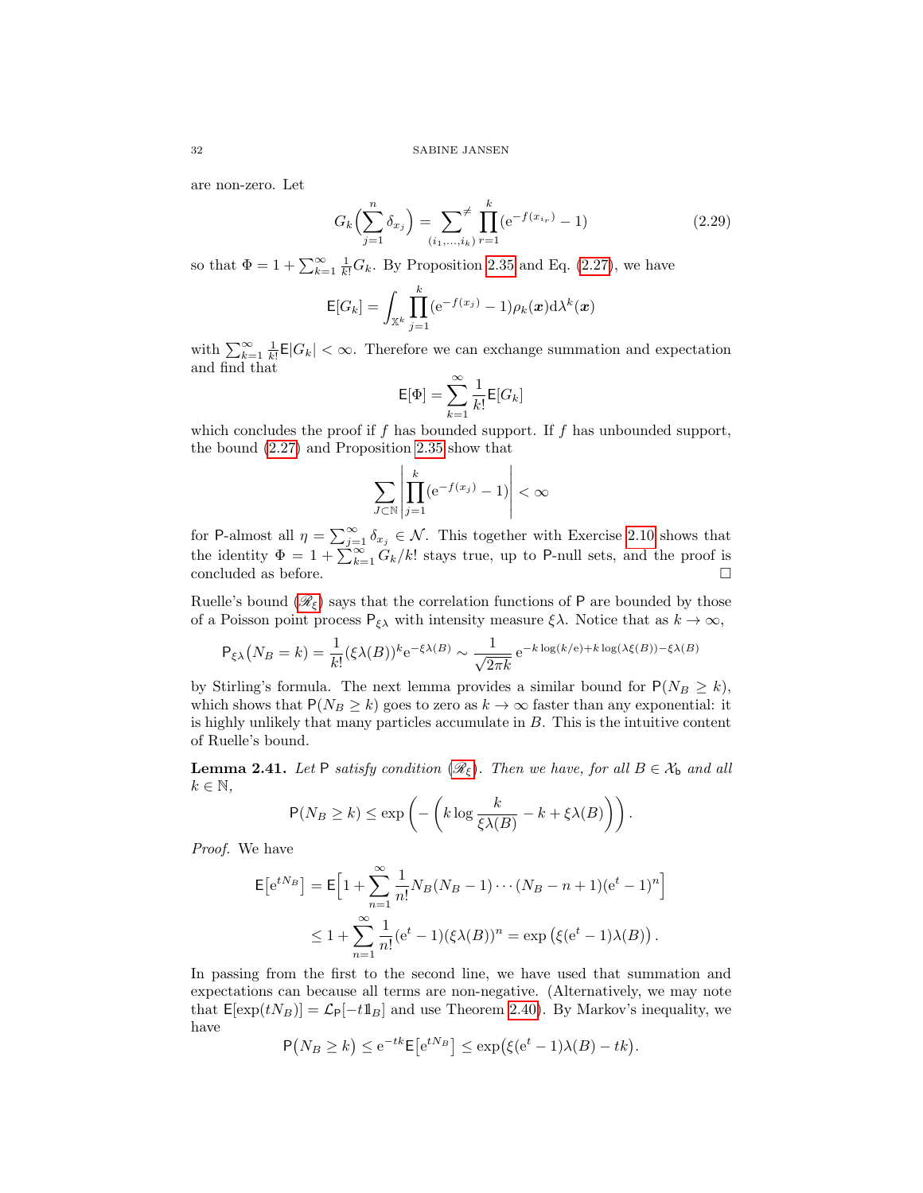are non-zero. Let

$$G_k\Big(\sum_{j=1}^n \delta_{x_j}\Big) = \sum_{(i_1,\dots,i_k)}^{\neq} \prod_{r=1}^k (\mathrm{e}^{-f(x_{i_r})} - 1) \tag{2.29}$$

so that $\Phi = 1 + \sum_{k=1}^\infty \frac{1}{k!} G_k$. By Proposition 2.35 and Eq. (2.27), we have

$$\mathsf{E}[G_k] = \int_{\mathbb{X}^k} \prod_{j=1}^k (\mathrm{e}^{-f(x_j)} - 1) \rho_k(\boldsymbol{x}) \mathrm{d}\lambda^k(\boldsymbol{x})$$

with $\sum_{k=1}^\infty \frac{1}{k!} \mathsf{E}|G_k| < \infty$. Therefore we can exchange summation and expectation and find that

$$\mathsf{E}[\Phi] = \sum_{k=1}^\infty \frac{1}{k!} \mathsf{E}[G_k]$$

which concludes the proof if $f$ has bounded support. If $f$ has unbounded support, the bound (2.27) and Proposition 2.35 show that

$$\sum_{J \subset \mathbb{N}} \left| \prod_{j=1}^k (\mathrm{e}^{-f(x_j)} - 1) \right| < \infty$$

for $\mathsf{P}$-almost all $\eta = \sum_{j=1}^\infty \delta_{x_j} \in \mathcal{N}$. This together with Exercise 2.10 shows that the identity $\Phi = 1 + \sum_{k=1}^\infty G_k/k!$ stays true, up to $\mathsf{P}$-null sets, and the proof is concluded as before. $\square$

Ruelle's bound ($\mathscr{R}_\xi$) says that the correlation functions of $\mathsf{P}$ are bounded by those of a Poisson point process $\mathsf{P}_{\xi\lambda}$ with intensity measure $\xi\lambda$. Notice that as $k \to \infty$,

$$\mathsf{P}_{\xi\lambda}\big(N_B = k\big) = \frac{1}{k!} (\xi\lambda(B))^k \mathrm{e}^{-\xi\lambda(B)} \sim \frac{1}{\sqrt{2\pi k}} \, \mathrm{e}^{-k\log(k/\mathrm{e}) + k\log(\lambda\xi(B)) - \xi\lambda(B)}$$

by Stirling's formula. The next lemma provides a similar bound for $\mathsf{P}(N_B \geq k)$, which shows that $\mathsf{P}(N_B \geq k)$ goes to zero as $k \to \infty$ faster than any exponential: it is highly unlikely that many particles accumulate in $B$. This is the intuitive content of Ruelle's bound.

**Lemma 2.41.** *Let $\mathsf{P}$ satisfy condition ($\mathscr{R}_\xi$). Then we have, for all $B \in \mathcal{X}_\mathsf{b}$ and all $k \in \mathbb{N}$,*

$$\mathsf{P}(N_B \geq k) \leq \exp\left( - \left( k \log \frac{k}{\xi\lambda(B)} - k + \xi\lambda(B) \right) \right).$$

*Proof.* We have

$$\begin{aligned}
\mathsf{E}\big[\mathrm{e}^{tN_B}\big] &= \mathsf{E}\Big[1 + \sum_{n=1}^\infty \frac{1}{n!} N_B(N_B - 1)\cdots(N_B - n + 1)(\mathrm{e}^t - 1)^n\Big] \\
&\leq 1 + \sum_{n=1}^\infty \frac{1}{n!} (\mathrm{e}^t - 1)(\xi\lambda(B))^n = \exp\big(\xi(\mathrm{e}^t - 1)\lambda(B)\big).
\end{aligned}$$

In passing from the first to the second line, we have used that summation and expectations can because all terms are non-negative. (Alternatively, we may note that $\mathsf{E}[\exp(tN_B)] = \mathcal{L}_\mathsf{P}[-t\mathbb{1}_B]$ and use Theorem 2.40). By Markov's inequality, we have

$$\mathsf{P}\big(N_B \geq k\big) \leq \mathrm{e}^{-tk} \mathsf{E}\big[\mathrm{e}^{tN_B}\big] \leq \exp\big(\xi(\mathrm{e}^t - 1)\lambda(B) - tk\big).$$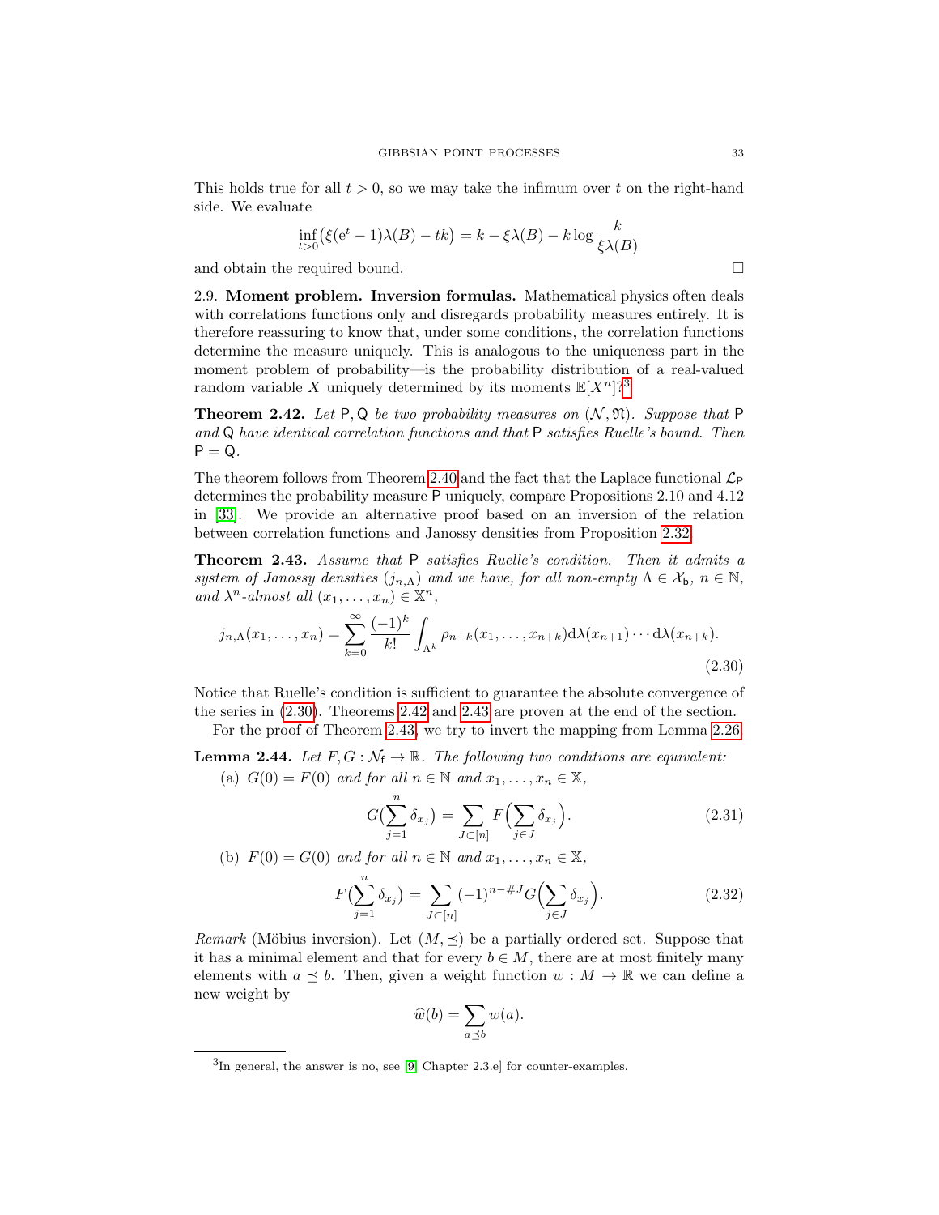This holds true for all $t > 0$, so we may take the infimum over $t$ on the right-hand side. We evaluate

$$\inf_{t>0}\big(\xi(\mathrm{e}^t - 1)\lambda(B) - tk\big) = k - \xi\lambda(B) - k\log\frac{k}{\xi\lambda(B)}$$

and obtain the required bound. $\square$

2.9. **Moment problem. Inversion formulas.** Mathematical physics often deals with correlations functions only and disregards probability measures entirely. It is therefore reassuring to know that, under some conditions, the correlation functions determine the measure uniquely. This is analogous to the uniqueness part in the moment problem of probability—is the probability distribution of a real-valued random variable $X$ uniquely determined by its moments $\mathbb{E}[X^n]$?[3]

**Theorem 2.42.** *Let $\mathsf{P}, \mathsf{Q}$ be two probability measures on $(\mathcal{N}, \mathfrak{N})$. Suppose that $\mathsf{P}$ and $\mathsf{Q}$ have identical correlation functions and that $\mathsf{P}$ satisfies Ruelle's bound. Then $\mathsf{P} = \mathsf{Q}$.*

The theorem follows from Theorem 2.40 and the fact that the Laplace functional $\mathcal{L}_{\mathsf{P}}$ determines the probability measure $\mathsf{P}$ uniquely, compare Propositions 2.10 and 4.12 in [33]. We provide an alternative proof based on an inversion of the relation between correlation functions and Janossy densities from Proposition 2.32.

**Theorem 2.43.** *Assume that $\mathsf{P}$ satisfies Ruelle's condition. Then it admits a system of Janossy densities $(j_{n,\Lambda})$ and we have, for all non-empty $\Lambda \in \mathcal{X}_{\mathsf{b}}$, $n \in \mathbb{N}$, and $\lambda^n$-almost all $(x_1, \dots, x_n) \in \mathbb{X}^n$,*

$$j_{n,\Lambda}(x_1, \dots, x_n) = \sum_{k=0}^{\infty} \frac{(-1)^k}{k!} \int_{\Lambda^k} \rho_{n+k}(x_1, \dots, x_{n+k}) \mathrm{d}\lambda(x_{n+1}) \cdots \mathrm{d}\lambda(x_{n+k}). \tag{2.30}$$

Notice that Ruelle's condition is sufficient to guarantee the absolute convergence of the series in (2.30). Theorems 2.42 and 2.43 are proven at the end of the section.

For the proof of Theorem 2.43, we try to invert the mapping from Lemma 2.26.

**Lemma 2.44.** *Let $F, G : \mathcal{N}_{\mathsf{f}} \to \mathbb{R}$. The following two conditions are equivalent:*

(a) *$G(0) = F(0)$ and for all $n \in \mathbb{N}$ and $x_1, \dots, x_n \in \mathbb{X}$,*

$$G\big(\sum_{j=1}^{n} \delta_{x_j}\big) = \sum_{J \subset [n]} F\Big(\sum_{j \in J} \delta_{x_j}\Big). \tag{2.31}$$

(b) *$F(0) = G(0)$ and for all $n \in \mathbb{N}$ and $x_1, \dots, x_n \in \mathbb{X}$,*

$$F\big(\sum_{j=1}^{n} \delta_{x_j}\big) = \sum_{J \subset [n]} (-1)^{n-\#J} G\Big(\sum_{j \in J} \delta_{x_j}\Big). \tag{2.32}$$

*Remark* (Möbius inversion). Let $(M, \preceq)$ be a partially ordered set. Suppose that it has a minimal element and that for every $b \in M$, there are at most finitely many elements with $a \preceq b$. Then, given a weight function $w : M \to \mathbb{R}$ we can define a new weight by

$$\widehat{w}(b) = \sum_{a \preceq b} w(a).$$

[3] In general, the answer is no, see [9, Chapter 2.3.e] for counter-examples.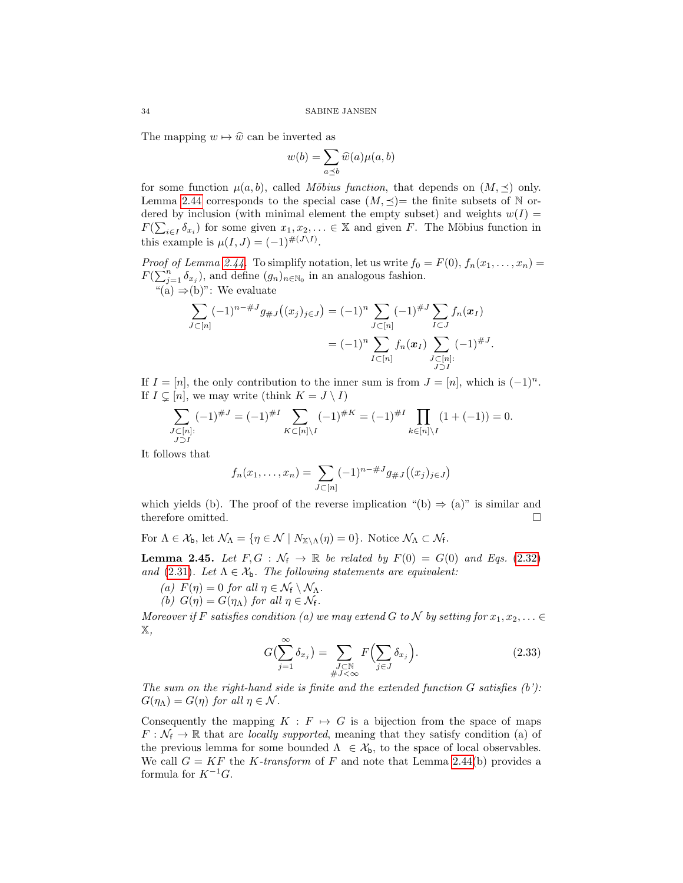The mapping $w \mapsto \widehat{w}$ can be inverted as

$$w(b) = \sum_{a \preceq b} \widehat{w}(a)\mu(a,b)$$

for some function $\mu(a,b)$, called *Möbius function*, that depends on $(M,\preceq)$ only. Lemma 2.44 corresponds to the special case $(M,\preceq)=$ the finite subsets of $\mathbb{N}$ ordered by inclusion (with minimal element the empty subset) and weights $w(I) = F(\sum_{i\in I}\delta_{x_i})$ for some given $x_1, x_2, \ldots \in \mathbb{X}$ and given $F$. The Möbius function in this example is $\mu(I,J) = (-1)^{\#(J\setminus I)}$.

*Proof of Lemma 2.44.* To simplify notation, let us write $f_0 = F(0)$, $f_n(x_1,\ldots,x_n) = F(\sum_{j=1}^n \delta_{x_j})$, and define $(g_n)_{n\in\mathbb{N}_0}$ in an analogous fashion.

"(a) $\Rightarrow$(b)": We evaluate

$$\begin{aligned}\sum_{J\subset[n]} (-1)^{n-\#J} g_{\#J}\big((x_j)_{j\in J}\big) &= (-1)^n \sum_{J\subset[n]} (-1)^{\#J} \sum_{I\subset J} f_n(\boldsymbol{x}_I)\\ &= (-1)^n \sum_{I\subset[n]} f_n(\boldsymbol{x}_I) \sum_{\substack{J\subset[n]:\\ J\supset I}} (-1)^{\#J}.\end{aligned}$$

If $I=[n]$, the only contribution to the inner sum is from $J=[n]$, which is $(-1)^n$. If $I\subsetneq[n]$, we may write (think $K = J\setminus I$)

$$\sum_{\substack{J\subset[n]:\\ J\supset I}} (-1)^{\#J} = (-1)^{\#I} \sum_{K\subset[n]\setminus I} (-1)^{\#K} = (-1)^{\#I} \prod_{k\in[n]\setminus I} (1+(-1)) = 0.$$

It follows that

$$f_n(x_1,\ldots,x_n) = \sum_{J\subset[n]} (-1)^{n-\#J} g_{\#J}\big((x_j)_{j\in J}\big)$$

which yields (b). The proof of the reverse implication "(b) $\Rightarrow$ (a)" is similar and therefore omitted. $\square$

For $\Lambda\in\mathcal{X}_{\mathsf{b}}$, let $\mathcal{N}_\Lambda = \{\eta\in\mathcal{N} \mid N_{\mathbb{X}\setminus\Lambda}(\eta) = 0\}$. Notice $\mathcal{N}_\Lambda\subset\mathcal{N}_{\mathsf{f}}$.

**Lemma 2.45.** *Let $F,G:\mathcal{N}_{\mathsf{f}}\to\mathbb{R}$ be related by $F(0) = G(0)$ and Eqs. (2.32) and (2.31). Let $\Lambda\in\mathcal{X}_{\mathsf{b}}$. The following statements are equivalent:*

*(a) $F(\eta) = 0$ for all $\eta\in\mathcal{N}_{\mathsf{f}}\setminus\mathcal{N}_\Lambda$.*
*(b) $G(\eta) = G(\eta_\Lambda)$ for all $\eta\in\mathcal{N}_{\mathsf{f}}$.*

*Moreover if $F$ satisfies condition (a) we may extend $G$ to $\mathcal{N}$ by setting for $x_1,x_2,\ldots\in\mathbb{X}$,*

$$G\Big(\sum_{j=1}^\infty \delta_{x_j}\Big) = \sum_{\substack{J\subset\mathbb{N}\\ \#J<\infty}} F\Big(\sum_{j\in J}\delta_{x_j}\Big). \tag{2.33}$$

*The sum on the right-hand side is finite and the extended function $G$ satisfies (b'): $G(\eta_\Lambda) = G(\eta)$ for all $\eta\in\mathcal{N}$.*

Consequently the mapping $K: F\mapsto G$ is a bijection from the space of maps $F:\mathcal{N}_{\mathsf{f}}\to\mathbb{R}$ that are *locally supported*, meaning that they satisfy condition (a) of the previous lemma for some bounded $\Lambda\in\mathcal{X}_{\mathsf{b}}$, to the space of local observables. We call $G = KF$ the *K-transform* of $F$ and note that Lemma 2.44(b) provides a formula for $K^{-1}G$.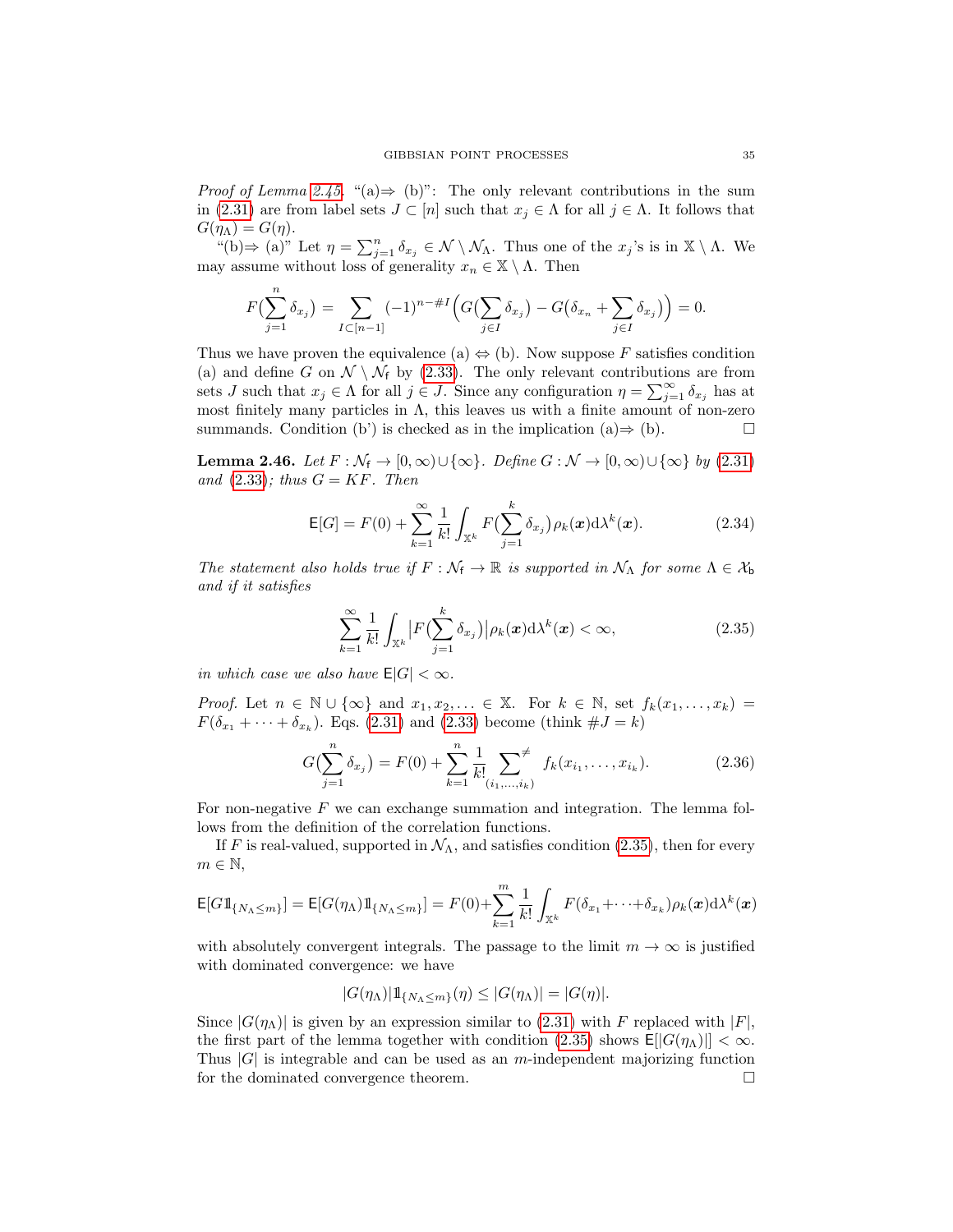*Proof of Lemma 2.45.* "(a)⇒ (b)": The only relevant contributions in the sum in (2.31) are from label sets $J \subset [n]$ such that $x_j \in \Lambda$ for all $j \in \Lambda$. It follows that $G(\eta_\Lambda) = G(\eta)$.

"(b)⇒ (a)" Let $\eta = \sum_{j=1}^n \delta_{x_j} \in \mathcal{N} \setminus \mathcal{N}_\Lambda$. Thus one of the $x_j$'s is in $\mathbb{X} \setminus \Lambda$. We may assume without loss of generality $x_n \in \mathbb{X} \setminus \Lambda$. Then

$$F\big(\sum_{j=1}^n \delta_{x_j}\big) = \sum_{I \subset [n-1]} (-1)^{n-\#I} \Big( G\big(\sum_{j\in I} \delta_{x_j}\big) - G\big(\delta_{x_n} + \sum_{j \in I} \delta_{x_j}\big)\Big) = 0.$$

Thus we have proven the equivalence (a) ⇔ (b). Now suppose $F$ satisfies condition (a) and define $G$ on $\mathcal{N} \setminus \mathcal{N}_{\mathsf{f}}$ by (2.33). The only relevant contributions are from sets $J$ such that $x_j \in \Lambda$ for all $j \in J$. Since any configuration $\eta = \sum_{j=1}^\infty \delta_{x_j}$ has at most finitely many particles in $\Lambda$, this leaves us with a finite amount of non-zero summands. Condition (b') is checked as in the implication (a)⇒ (b). □

**Lemma 2.46.** *Let $F : \mathcal{N}_{\mathsf{f}} \to [0,\infty) \cup \{\infty\}$. Define $G : \mathcal{N} \to [0,\infty)\cup\{\infty\}$ by (2.31) and (2.33); thus $G = KF$. Then*

$$\mathsf{E}[G] = F(0) + \sum_{k=1}^\infty \frac{1}{k!} \int_{\mathbb{X}^k} F\big(\sum_{j=1}^k \delta_{x_j}\big) \rho_k(\boldsymbol{x}) \mathrm{d}\lambda^k(\boldsymbol{x}). \tag{2.34}$$

*The statement also holds true if $F : \mathcal{N}_{\mathsf{f}} \to \mathbb{R}$ is supported in $\mathcal{N}_\Lambda$ for some $\Lambda \in \mathcal{X}_{\mathsf{b}}$ and if it satisfies*

$$\sum_{k=1}^\infty \frac{1}{k!} \int_{\mathbb{X}^k} \big| F\big(\sum_{j=1}^k \delta_{x_j}\big)\big| \rho_k(\boldsymbol{x}) \mathrm{d}\lambda^k(\boldsymbol{x}) < \infty, \tag{2.35}$$

*in which case we also have $\mathsf{E}|G| < \infty$.*

*Proof.* Let $n \in \mathbb{N} \cup \{\infty\}$ and $x_1, x_2, \ldots \in \mathbb{X}$. For $k \in \mathbb{N}$, set $f_k(x_1,\ldots,x_k) = F(\delta_{x_1} + \cdots + \delta_{x_k})$. Eqs. (2.31) and (2.33) become (think $\#J = k$)

$$G\big(\sum_{j=1}^n \delta_{x_j}\big) = F(0) + \sum_{k=1}^n \frac{1}{k!} \sum_{(i_1,\ldots,i_k)}^{\neq} f_k(x_{i_1}, \ldots, x_{i_k}). \tag{2.36}$$

For non-negative $F$ we can exchange summation and integration. The lemma follows from the definition of the correlation functions.

If $F$ is real-valued, supported in $\mathcal{N}_\Lambda$, and satisfies condition (2.35), then for every $m \in \mathbb{N}$,

$$\mathsf{E}[G \mathbb{1}_{\{N_\Lambda \leq m\}}] = \mathsf{E}[G(\eta_\Lambda) \mathbb{1}_{\{N_\Lambda \leq m\}}] = F(0) + \sum_{k=1}^m \frac{1}{k!} \int_{\mathbb{X}^k} F(\delta_{x_1} + \cdots + \delta_{x_k}) \rho_k(\boldsymbol{x}) \mathrm{d}\lambda^k(\boldsymbol{x})$$

with absolutely convergent integrals. The passage to the limit $m \to \infty$ is justified with dominated convergence: we have

$$|G(\eta_\Lambda)| \mathbb{1}_{\{N_\Lambda \leq m\}}(\eta) \leq |G(\eta_\Lambda)| = |G(\eta)|.$$

Since $|G(\eta_\Lambda)|$ is given by an expression similar to (2.31) with $F$ replaced with $|F|$, the first part of the lemma together with condition (2.35) shows $\mathsf{E}[|G(\eta_\Lambda)|] < \infty$. Thus $|G|$ is integrable and can be used as an $m$-independent majorizing function for the dominated convergence theorem. □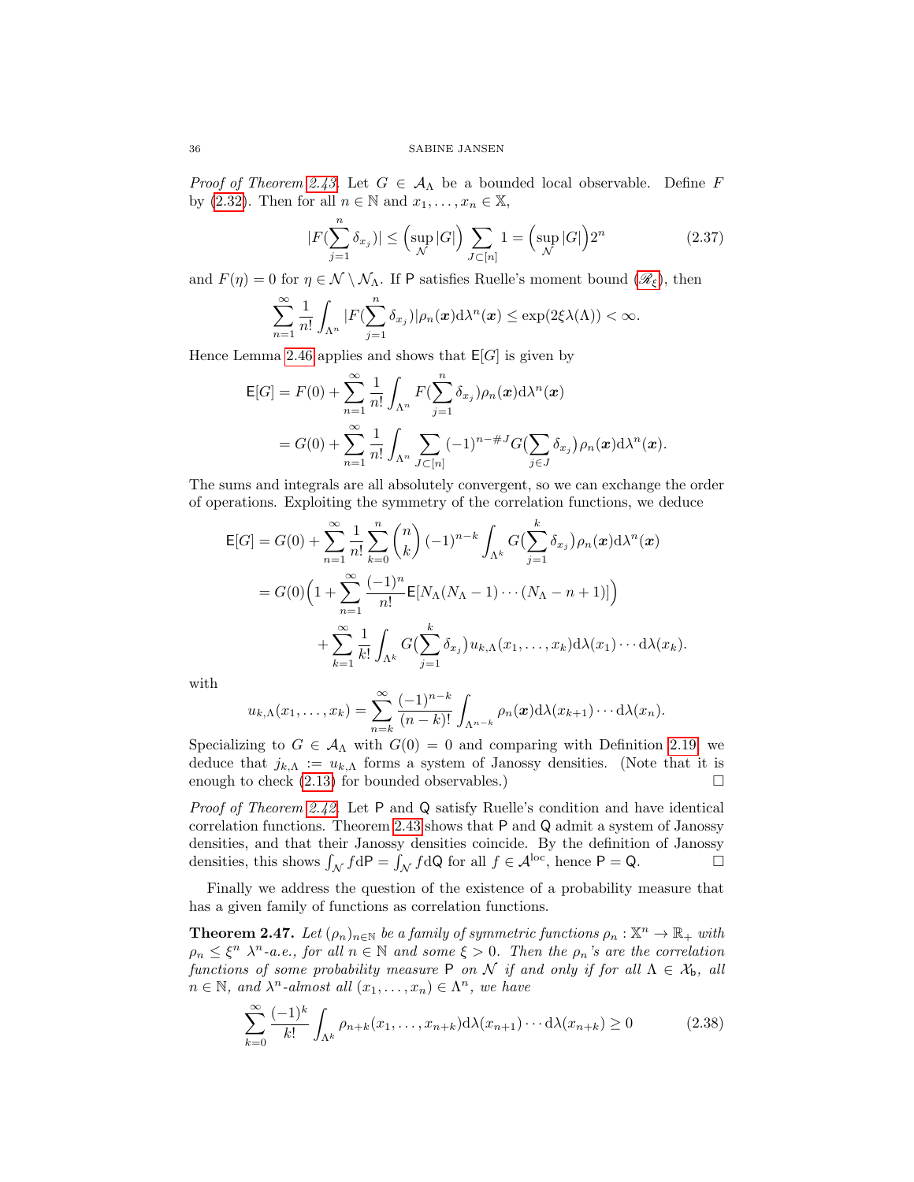*Proof of Theorem 2.43.* Let $G \in \mathcal{A}_\Lambda$ be a bounded local observable. Define $F$ by (2.32). Then for all $n \in \mathbb{N}$ and $x_1, \ldots, x_n \in \mathbb{X}$,

$$|F(\sum_{j=1}^n \delta_{x_j})| \leq \Big(\sup_{\mathcal{N}} |G|\Big) \sum_{J \subset [n]} 1 = \Big(\sup_{\mathcal{N}} |G|\Big) 2^n \tag{2.37}$$

and $F(\eta) = 0$ for $\eta \in \mathcal{N} \setminus \mathcal{N}_\Lambda$. If $\mathsf{P}$ satisfies Ruelle's moment bound ($\mathscr{R}_\xi$), then

$$\sum_{n=1}^\infty \frac{1}{n!} \int_{\Lambda^n} |F(\sum_{j=1}^n \delta_{x_j})| \rho_n(\boldsymbol{x}) \mathrm{d}\lambda^n(\boldsymbol{x}) \leq \exp(2\xi\lambda(\Lambda)) < \infty.$$

Hence Lemma 2.46 applies and shows that $\mathsf{E}[G]$ is given by

$$\begin{aligned}
\mathsf{E}[G] &= F(0) + \sum_{n=1}^\infty \frac{1}{n!} \int_{\Lambda^n} F(\sum_{j=1}^n \delta_{x_j}) \rho_n(\boldsymbol{x}) \mathrm{d}\lambda^n(\boldsymbol{x}) \\
&= G(0) + \sum_{n=1}^\infty \frac{1}{n!} \int_{\Lambda^n} \sum_{J \subset [n]} (-1)^{n - \# J} G\big(\sum_{j \in J} \delta_{x_j}\big) \rho_n(\boldsymbol{x}) \mathrm{d}\lambda^n(\boldsymbol{x}).
\end{aligned}$$

The sums and integrals are all absolutely convergent, so we can exchange the order of operations. Exploiting the symmetry of the correlation functions, we deduce

$$\begin{aligned}
\mathsf{E}[G] &= G(0) + \sum_{n=1}^\infty \frac{1}{n!} \sum_{k=0}^n \binom{n}{k} (-1)^{n-k} \int_{\Lambda^k} G\big(\sum_{j=1}^k \delta_{x_j}\big) \rho_n(\boldsymbol{x}) \mathrm{d}\lambda^n(\boldsymbol{x}) \\
&= G(0) \Big(1 + \sum_{n=1}^\infty \frac{(-1)^n}{n!} \mathsf{E}[N_\Lambda (N_\Lambda - 1) \cdots (N_\Lambda - n + 1)]\Big) \\
&\qquad + \sum_{k=1}^\infty \frac{1}{k!} \int_{\Lambda^k} G\big(\sum_{j=1}^k \delta_{x_j}\big) u_{k,\Lambda}(x_1, \ldots, x_k) \mathrm{d}\lambda(x_1) \cdots \mathrm{d}\lambda(x_k).
\end{aligned}$$

with

$$u_{k,\Lambda}(x_1, \ldots, x_k) = \sum_{n=k}^\infty \frac{(-1)^{n-k}}{(n-k)!} \int_{\Lambda^{n-k}} \rho_n(\boldsymbol{x}) \mathrm{d}\lambda(x_{k+1}) \cdots \mathrm{d}\lambda(x_n).$$

Specializing to $G \in \mathcal{A}_\Lambda$ with $G(0) = 0$ and comparing with Definition 2.19, we deduce that $j_{k,\Lambda} := u_{k,\Lambda}$ forms a system of Janossy densities. (Note that it is enough to check (2.13) for bounded observables.) □

*Proof of Theorem 2.42.* Let $\mathsf{P}$ and $\mathsf{Q}$ satisfy Ruelle's condition and have identical correlation functions. Theorem 2.43 shows that $\mathsf{P}$ and $\mathsf{Q}$ admit a system of Janossy densities, and that their Janossy densities coincide. By the definition of Janossy densities, this shows $\int_{\mathcal{N}} f \mathrm{d}\mathsf{P} = \int_{\mathcal{N}} f \mathrm{d}\mathsf{Q}$ for all $f \in \mathcal{A}^{\mathrm{loc}}$, hence $\mathsf{P} = \mathsf{Q}$. □

Finally we address the question of the existence of a probability measure that has a given family of functions as correlation functions.

**Theorem 2.47.** *Let $(\rho_n)_{n \in \mathbb{N}}$ be a family of symmetric functions $\rho_n : \mathbb{X}^n \to \mathbb{R}_+$ with $\rho_n \leq \xi^n$ $\lambda^n$-a.e., for all $n \in \mathbb{N}$ and some $\xi > 0$. Then the $\rho_n$'s are the correlation functions of some probability measure $\mathsf{P}$ on $\mathcal{N}$ if and only if for all $\Lambda \in \mathcal{X}_\mathsf{b}$, all $n \in \mathbb{N}$, and $\lambda^n$-almost all $(x_1, \ldots, x_n) \in \Lambda^n$, we have*

$$\sum_{k=0}^\infty \frac{(-1)^k}{k!} \int_{\Lambda^k} \rho_{n+k}(x_1, \ldots, x_{n+k}) \mathrm{d}\lambda(x_{n+1}) \cdots \mathrm{d}\lambda(x_{n+k}) \geq 0 \tag{2.38}$$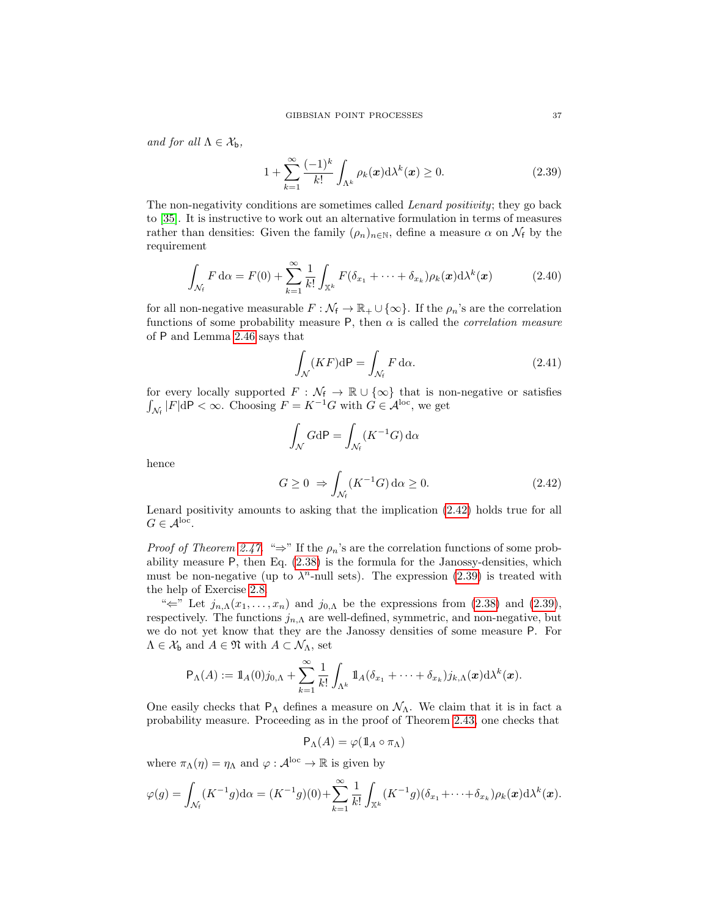*and for all* $\Lambda \in \mathcal{X}_\mathsf{b}$,

$$1 + \sum_{k=1}^{\infty} \frac{(-1)^k}{k!} \int_{\Lambda^k} \rho_k(\boldsymbol{x}) \mathrm{d}\lambda^k(\boldsymbol{x}) \geq 0. \tag{2.39}$$

The non-negativity conditions are sometimes called *Lenard positivity*; they go back to [35]. It is instructive to work out an alternative formulation in terms of measures rather than densities: Given the family $(\rho_n)_{n \in \mathbb{N}}$, define a measure $\alpha$ on $\mathcal{N}_\mathsf{f}$ by the requirement

$$\int_{\mathcal{N}_\mathsf{f}} F \,\mathrm{d}\alpha = F(0) + \sum_{k=1}^{\infty} \frac{1}{k!} \int_{\mathbb{X}^k} F(\delta_{x_1} + \cdots + \delta_{x_k}) \rho_k(\boldsymbol{x}) \mathrm{d}\lambda^k(\boldsymbol{x}) \tag{2.40}$$

for all non-negative measurable $F : \mathcal{N}_\mathsf{f} \to \mathbb{R}_+ \cup \{\infty\}$. If the $\rho_n$'s are the correlation functions of some probability measure $\mathsf{P}$, then $\alpha$ is called the *correlation measure* of $\mathsf{P}$ and Lemma 2.46 says that

$$\int_{\mathcal{N}} (KF) \mathrm{d}\mathsf{P} = \int_{\mathcal{N}_\mathsf{f}} F \,\mathrm{d}\alpha. \tag{2.41}$$

for every locally supported $F : \mathcal{N}_\mathsf{f} \to \mathbb{R} \cup \{\infty\}$ that is non-negative or satisfies $\int_{\mathcal{N}_\mathsf{f}} |F| \mathrm{d}\mathsf{P} < \infty$. Choosing $F = K^{-1}G$ with $G \in \mathcal{A}^{\mathrm{loc}}$, we get

$$\int_{\mathcal{N}} G \mathrm{d}\mathsf{P} = \int_{\mathcal{N}_\mathsf{f}} (K^{-1}G) \,\mathrm{d}\alpha$$

hence

$$G \geq 0 \;\Rightarrow \int_{\mathcal{N}_\mathsf{f}} (K^{-1}G) \,\mathrm{d}\alpha \geq 0. \tag{2.42}$$

Lenard positivity amounts to asking that the implication (2.42) holds true for all $G \in \mathcal{A}^{\mathrm{loc}}$.

*Proof of Theorem 2.47.* "$\Rightarrow$" If the $\rho_n$'s are the correlation functions of some probability measure $\mathsf{P}$, then Eq. (2.38) is the formula for the Janossy-densities, which must be non-negative (up to $\lambda^n$-null sets). The expression (2.39) is treated with the help of Exercise 2.8.

"$\Leftarrow$" Let $j_{n,\Lambda}(x_1, \ldots, x_n)$ and $j_{0,\Lambda}$ be the expressions from (2.38) and (2.39), respectively. The functions $j_{n,\Lambda}$ are well-defined, symmetric, and non-negative, but we do not yet know that they are the Janossy densities of some measure $\mathsf{P}$. For $\Lambda \in \mathcal{X}_\mathsf{b}$ and $A \in \mathfrak{N}$ with $A \subset \mathcal{N}_\Lambda$, set

$$\mathsf{P}_\Lambda(A) := \mathbb{1}_A(0) j_{0,\Lambda} + \sum_{k=1}^{\infty} \frac{1}{k!} \int_{\Lambda^k} \mathbb{1}_A(\delta_{x_1} + \cdots + \delta_{x_k}) j_{k,\Lambda}(\boldsymbol{x}) \mathrm{d}\lambda^k(\boldsymbol{x}).$$

One easily checks that $\mathsf{P}_\Lambda$ defines a measure on $\mathcal{N}_\Lambda$. We claim that it is in fact a probability measure. Proceeding as in the proof of Theorem 2.43, one checks that

$$\mathsf{P}_\Lambda(A) = \varphi(\mathbb{1}_A \circ \pi_\Lambda)$$

where $\pi_\Lambda(\eta) = \eta_\Lambda$ and $\varphi : \mathcal{A}^{\mathrm{loc}} \to \mathbb{R}$ is given by

$$\varphi(g) = \int_{\mathcal{N}_\mathsf{f}} (K^{-1}g) \mathrm{d}\alpha = (K^{-1}g)(0) + \sum_{k=1}^{\infty} \frac{1}{k!} \int_{\mathbb{X}^k} (K^{-1}g)(\delta_{x_1} + \cdots + \delta_{x_k}) \rho_k(\boldsymbol{x}) \mathrm{d}\lambda^k(\boldsymbol{x}).$$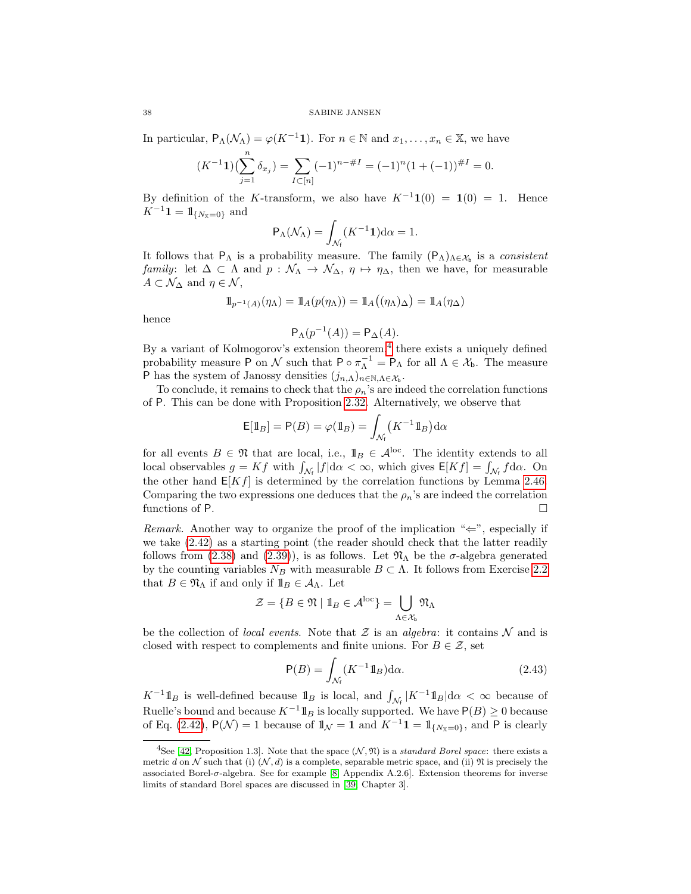In particular, $\mathsf{P}_\Lambda(\mathcal{N}_\Lambda) = \varphi(K^{-1}\mathbf{1})$. For $n \in \mathbb{N}$ and $x_1, \dots, x_n \in \mathbb{X}$, we have

$$(K^{-1}\mathbf{1})(\sum_{j=1}^n \delta_{x_j}) = \sum_{I \subset [n]} (-1)^{n-\#I} = (-1)^n (1 + (-1))^{\#I} = 0.$$

By definition of the $K$-transform, we also have $K^{-1}\mathbf{1}(0) = \mathbf{1}(0) = 1$. Hence $K^{-1}\mathbf{1} = \mathbb{1}_{\{N_\mathbb{X}=0\}}$ and

$$\mathsf{P}_\Lambda(\mathcal{N}_\Lambda) = \int_{\mathcal{N}_\mathsf{f}} (K^{-1}\mathbf{1}) \mathrm{d}\alpha = 1.$$

It follows that $\mathsf{P}_\Lambda$ is a probability measure. The family $(\mathsf{P}_\Lambda)_{\Lambda \in \mathcal{X}_\mathsf{b}}$ is a *consistent family*: let $\Delta \subset \Lambda$ and $p : \mathcal{N}_\Lambda \to \mathcal{N}_\Delta$, $\eta \mapsto \eta_\Delta$, then we have, for measurable $A \subset \mathcal{N}_\Delta$ and $\eta \in \mathcal{N}$,

$$\mathbb{1}_{p^{-1}(A)}(\eta_\Lambda) = \mathbb{1}_A(p(\eta_\Lambda)) = \mathbb{1}_A\big((\eta_\Lambda)_\Delta\big) = \mathbb{1}_A(\eta_\Delta)$$

hence

$$\mathsf{P}_\Lambda(p^{-1}(A)) = \mathsf{P}_\Delta(A).$$

By a variant of Kolmogorov's extension theorem[4] there exists a uniquely defined probability measure $\mathsf{P}$ on $\mathcal{N}$ such that $\mathsf{P} \circ \pi_\Lambda^{-1} = \mathsf{P}_\Lambda$ for all $\Lambda \in \mathcal{X}_\mathsf{b}$. The measure $\mathsf{P}$ has the system of Janossy densities $(j_{n,\Lambda})_{n \in \mathbb{N}, \Lambda \in \mathcal{X}_\mathsf{b}}$.

To conclude, it remains to check that the $\rho_n$'s are indeed the correlation functions of $\mathsf{P}$. This can be done with Proposition 2.32. Alternatively, we observe that

$$\mathsf{E}[\mathbb{1}_B] = \mathsf{P}(B) = \varphi(\mathbb{1}_B) = \int_{\mathcal{N}_\mathsf{f}} \big(K^{-1}\mathbb{1}_B\big) \mathrm{d}\alpha$$

for all events $B \in \mathfrak{N}$ that are local, i.e., $\mathbb{1}_B \in \mathcal{A}^{\mathrm{loc}}$. The identity extends to all local observables $g = Kf$ with $\int_{\mathcal{N}_\mathsf{f}} |f| \mathrm{d}\alpha < \infty$, which gives $\mathsf{E}[Kf] = \int_{\mathcal{N}_\mathsf{f}} f \mathrm{d}\alpha$. On the other hand $\mathsf{E}[Kf]$ is determined by the correlation functions by Lemma 2.46. Comparing the two expressions one deduces that the $\rho_n$'s are indeed the correlation functions of $\mathsf{P}$. $\square$

*Remark.* Another way to organize the proof of the implication "$\Leftarrow$", especially if we take (2.42) as a starting point (the reader should check that the latter readily follows from (2.38) and (2.39)), is as follows. Let $\mathfrak{N}_\Lambda$ be the $\sigma$-algebra generated by the counting variables $N_B$ with measurable $B \subset \Lambda$. It follows from Exercise 2.2 that $B \in \mathfrak{N}_\Lambda$ if and only if $\mathbb{1}_B \in \mathcal{A}_\Lambda$. Let

$$\mathcal{Z} = \{B \in \mathfrak{N} \mid \mathbb{1}_B \in \mathcal{A}^{\mathrm{loc}}\} = \bigcup_{\Lambda \in \mathcal{X}_\mathsf{b}} \mathfrak{N}_\Lambda$$

be the collection of *local events*. Note that $\mathcal{Z}$ is an *algebra*: it contains $\mathcal{N}$ and is closed with respect to complements and finite unions. For $B \in \mathcal{Z}$, set

$$\mathsf{P}(B) = \int_{\mathcal{N}_\mathsf{f}} (K^{-1}\mathbb{1}_B) \mathrm{d}\alpha. \tag{2.43}$$

$K^{-1}\mathbb{1}_B$ is well-defined because $\mathbb{1}_B$ is local, and $\int_{\mathcal{N}_\mathsf{f}} |K^{-1}\mathbb{1}_B| \mathrm{d}\alpha < \infty$ because of Ruelle's bound and because $K^{-1}\mathbb{1}_B$ is locally supported. We have $\mathsf{P}(B) \geq 0$ because of Eq. (2.42), $\mathsf{P}(\mathcal{N}) = 1$ because of $\mathbb{1}_\mathcal{N} = \mathbf{1}$ and $K^{-1}\mathbf{1} = \mathbb{1}_{\{N_\mathbb{X}=0\}}$, and $\mathsf{P}$ is clearly

---

[4] See [42, Proposition 1.3]. Note that the space $(\mathcal{N}, \mathfrak{N})$ is a *standard Borel space*: there exists a metric $d$ on $\mathcal{N}$ such that (i) $(\mathcal{N}, d)$ is a complete, separable metric space, and (ii) $\mathfrak{N}$ is precisely the associated Borel-$\sigma$-algebra. See for example [8, Appendix A.2.6]. Extension theorems for inverse limits of standard Borel spaces are discussed in [39, Chapter 3].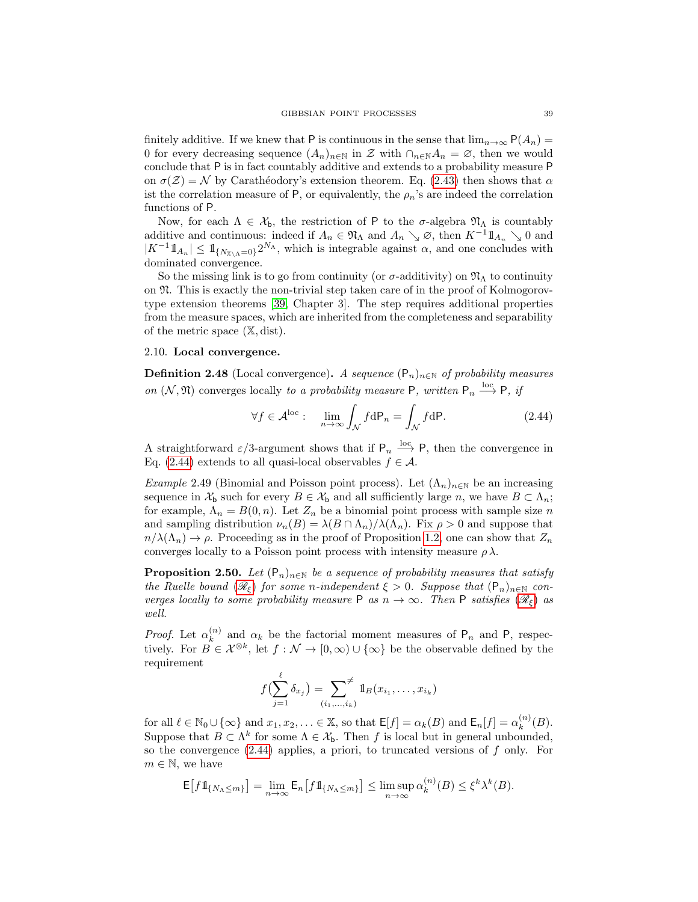finitely additive. If we knew that $\mathsf{P}$ is continuous in the sense that $\lim_{n\to\infty} \mathsf{P}(A_n) = 0$ for every decreasing sequence $(A_n)_{n\in\mathbb{N}}$ in $\mathcal{Z}$ with $\cap_{n\in\mathbb{N}} A_n = \varnothing$, then we would conclude that $\mathsf{P}$ is in fact countably additive and extends to a probability measure $\mathsf{P}$ on $\sigma(\mathcal{Z}) = \mathcal{N}$ by Carathéodory's extension theorem. Eq. (2.43) then shows that $\alpha$ ist the correlation measure of $\mathsf{P}$, or equivalently, the $\rho_n$'s are indeed the correlation functions of $\mathsf{P}$.

Now, for each $\Lambda \in \mathcal{X}_\mathsf{b}$, the restriction of $\mathsf{P}$ to the $\sigma$-algebra $\mathfrak{N}_\Lambda$ is countably additive and continuous: indeed if $A_n \in \mathfrak{N}_\Lambda$ and $A_n \searrow \varnothing$, then $K^{-1}\mathbb{1}_{A_n} \searrow 0$ and $|K^{-1}\mathbb{1}_{A_n}| \leq \mathbb{1}_{\{N_{\mathbb{X}\setminus\Lambda}=0\}} 2^{N_\Lambda}$, which is integrable against $\alpha$, and one concludes with dominated convergence.

So the missing link is to go from continuity (or $\sigma$-additivity) on $\mathfrak{N}_\Lambda$ to continuity on $\mathfrak{N}$. This is exactly the non-trivial step taken care of in the proof of Kolmogorov-type extension theorems [39, Chapter 3]. The step requires additional properties from the measure spaces, which are inherited from the completeness and separability of the metric space $(\mathbb{X}, \mathrm{dist})$.

### 2.10. **Local convergence.**

**Definition 2.48** (Local convergence)**.** *A sequence $(\mathsf{P}_n)_{n\in\mathbb{N}}$ of probability measures on $(\mathcal{N}, \mathfrak{N})$* converges locally *to a probability measure $\mathsf{P}$, written $\mathsf{P}_n \xrightarrow{\text{loc}} \mathsf{P}$, if*

$$\forall f \in \mathcal{A}^{\text{loc}}: \quad \lim_{n\to\infty} \int_{\mathcal{N}} f \mathrm{d}\mathsf{P}_n = \int_{\mathcal{N}} f \mathrm{d}\mathsf{P}. \tag{2.44}$$

A straightforward $\varepsilon/3$-argument shows that if $\mathsf{P}_n \xrightarrow{\text{loc}} \mathsf{P}$, then the convergence in Eq. (2.44) extends to all quasi-local observables $f \in \mathcal{A}$.

*Example* 2.49 (Binomial and Poisson point process). Let $(\Lambda_n)_{n\in\mathbb{N}}$ be an increasing sequence in $\mathcal{X}_\mathsf{b}$ such for every $B \in \mathcal{X}_\mathsf{b}$ and all sufficiently large $n$, we have $B \subset \Lambda_n$; for example, $\Lambda_n = B(0, n)$. Let $Z_n$ be a binomial point process with sample size $n$ and sampling distribution $\nu_n(B) = \lambda(B \cap \Lambda_n)/\lambda(\Lambda_n)$. Fix $\rho > 0$ and suppose that $n/\lambda(\Lambda_n) \to \rho$. Proceeding as in the proof of Proposition 1.2, one can show that $Z_n$ converges locally to a Poisson point process with intensity measure $\rho\,\lambda$.

**Proposition 2.50.** *Let $(\mathsf{P}_n)_{n\in\mathbb{N}}$ be a sequence of probability measures that satisfy the Ruelle bound ($\mathscr{R}_\xi$) for some $n$-independent $\xi > 0$. Suppose that $(\mathsf{P}_n)_{n\in\mathbb{N}}$ converges locally to some probability measure $\mathsf{P}$ as $n \to \infty$. Then $\mathsf{P}$ satisfies ($\mathscr{R}_\xi$) as well.*

*Proof.* Let $\alpha_k^{(n)}$ and $\alpha_k$ be the factorial moment measures of $\mathsf{P}_n$ and $\mathsf{P}$, respectively. For $B \in \mathcal{X}^{\otimes k}$, let $f : \mathcal{N} \to [0, \infty) \cup \{\infty\}$ be the observable defined by the requirement

$$f\Big(\sum_{j=1}^{\ell} \delta_{x_j}\Big) = \sum_{(i_1,\ldots,i_k)}^{\neq} \mathbb{1}_B(x_{i_1}, \ldots, x_{i_k})$$

for all $\ell \in \mathbb{N}_0 \cup \{\infty\}$ and $x_1, x_2, \ldots \in \mathbb{X}$, so that $\mathsf{E}[f] = \alpha_k(B)$ and $\mathsf{E}_n[f] = \alpha_k^{(n)}(B)$. Suppose that $B \subset \Lambda^k$ for some $\Lambda \in \mathcal{X}_\mathsf{b}$. Then $f$ is local but in general unbounded, so the convergence (2.44) applies, a priori, to truncated versions of $f$ only. For $m \in \mathbb{N}$, we have

$$\mathsf{E}\big[f \mathbb{1}_{\{N_\Lambda \leq m\}}\big] = \lim_{n\to\infty} \mathsf{E}_n\big[f \mathbb{1}_{\{N_\Lambda \leq m\}}\big] \leq \limsup_{n\to\infty} \alpha_k^{(n)}(B) \leq \xi^k \lambda^k(B).$$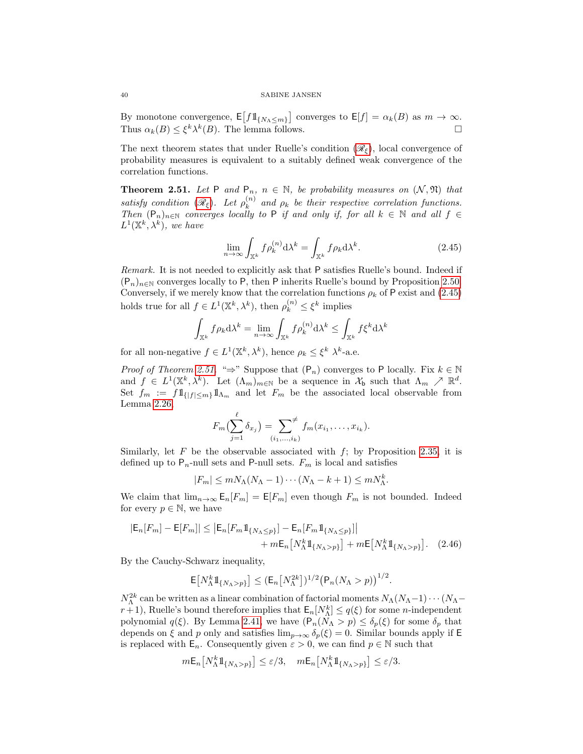By monotone convergence, $\mathsf{E}\big[f \mathbb{1}_{\{N_\Lambda \le m\}}\big]$ converges to $\mathsf{E}[f] = \alpha_k(B)$ as $m \to \infty$. Thus $\alpha_k(B) \le \xi^k \lambda^k(B)$. The lemma follows. □

The next theorem states that under Ruelle's condition ($\mathscr{R}_\xi$), local convergence of probability measures is equivalent to a suitably defined weak convergence of the correlation functions.

**Theorem 2.51.** *Let* $\mathsf{P}$ *and* $\mathsf{P}_n$, $n \in \mathbb{N}$, *be probability measures on* $(\mathcal{N}, \mathfrak{N})$ *that satisfy condition* ($\mathscr{R}_\xi$). *Let* $\rho_k^{(n)}$ *and* $\rho_k$ *be their respective correlation functions. Then* $(\mathsf{P}_n)_{n\in\mathbb{N}}$ *converges locally to* $\mathsf{P}$ *if and only if, for all* $k \in \mathbb{N}$ *and all* $f \in L^1(\mathbb{X}^k, \lambda^k)$, *we have*

$$\lim_{n\to\infty} \int_{\mathbb{X}^k} f \rho_k^{(n)} \mathrm{d}\lambda^k = \int_{\mathbb{X}^k} f \rho_k \mathrm{d}\lambda^k. \tag{2.45}$$

*Remark.* It is not needed to explicitly ask that $\mathsf{P}$ satisfies Ruelle's bound. Indeed if $(\mathsf{P}_n)_{n\in\mathbb{N}}$ converges locally to $\mathsf{P}$, then $\mathsf{P}$ inherits Ruelle's bound by Proposition 2.50. Conversely, if we merely know that the correlation functions $\rho_k$ of $\mathsf{P}$ exist and (2.45) holds true for all $f \in L^1(\mathbb{X}^k, \lambda^k)$, then $\rho_k^{(n)} \le \xi^k$ implies

$$\int_{\mathbb{X}^k} f \rho_k \mathrm{d}\lambda^k = \lim_{n\to\infty} \int_{\mathbb{X}^k} f \rho_k^{(n)} \mathrm{d}\lambda^k \le \int_{\mathbb{X}^k} f \xi^k \mathrm{d}\lambda^k$$

for all non-negative $f \in L^1(\mathbb{X}^k, \lambda^k)$, hence $\rho_k \le \xi^k$ $\lambda^k$-a.e.

*Proof of Theorem 2.51.* "⇒" Suppose that $(\mathsf{P}_n)$ converges to $\mathsf{P}$ locally. Fix $k \in \mathbb{N}$ and $f \in L^1(\mathbb{X}^k, \lambda^k)$. Let $(\Lambda_m)_{m\in\mathbb{N}}$ be a sequence in $\mathcal{X}_\mathsf{b}$ such that $\Lambda_m \nearrow \mathbb{R}^d$. Set $f_m := f \mathbb{1}_{\{|f| \le m\}} \mathbb{1}_{\Lambda_m}$ and let $F_m$ be the associated local observable from Lemma 2.26,

$$F_m\Big(\sum_{j=1}^{\ell} \delta_{x_j}\Big) = \sum_{(i_1,\ldots,i_k)}^{\neq} f_m(x_{i_1}, \ldots, x_{i_k}).$$

Similarly, let $F$ be the observable associated with $f$; by Proposition 2.35, it is defined up to $\mathsf{P}_n$-null sets and $\mathsf{P}$-null sets. $F_m$ is local and satisfies

$$|F_m| \le m N_\Lambda (N_\Lambda - 1) \cdots (N_\Lambda - k + 1) \le m N_\Lambda^k.$$

We claim that $\lim_{n\to\infty} \mathsf{E}_n[F_m] = \mathsf{E}[F_m]$ even though $F_m$ is not bounded. Indeed for every $p \in \mathbb{N}$, we have

$$\begin{aligned} |\mathsf{E}_n[F_m] - \mathsf{E}[F_m]| \le \big|\mathsf{E}_n[F_m \mathbb{1}_{\{N_\Lambda \le p\}}] - \mathsf{E}_n[F_m \mathbb{1}_{\{N_\Lambda \le p\}}]\big| \\ + m \mathsf{E}_n\big[N_\Lambda^k \mathbb{1}_{\{N_\Lambda > p\}}\big] + m \mathsf{E}\big[N_\Lambda^k \mathbb{1}_{\{N_\Lambda > p\}}\big]. \end{aligned} \tag{2.46}$$

By the Cauchy-Schwarz inequality,

$$\mathsf{E}\big[N_\Lambda^k \mathbb{1}_{\{N_\Lambda > p\}}\big] \le \big(\mathsf{E}_n\big[N_\Lambda^{2k}\big]\big)^{1/2} \big(\mathsf{P}_n(N_\Lambda > p)\big)^{1/2}.$$

$N_\Lambda^{2k}$ can be written as a linear combination of factorial moments $N_\Lambda(N_\Lambda - 1) \cdots (N_\Lambda - r + 1)$, Ruelle's bound therefore implies that $\mathsf{E}_n[N_\Lambda^k] \le q(\xi)$ for some $n$-independent polynomial $q(\xi)$. By Lemma 2.41, we have $(\mathsf{P}_n(N_\Lambda > p) \le \delta_p(\xi)$ for some $\delta_p$ that depends on $\xi$ and $p$ only and satisfies $\lim_{p\to\infty} \delta_p(\xi) = 0$. Similar bounds apply if $\mathsf{E}$ is replaced with $\mathsf{E}_n$. Consequently given $\varepsilon > 0$, we can find $p \in \mathbb{N}$ such that

$$m \mathsf{E}_n\big[N_\Lambda^k \mathbb{1}_{\{N_\Lambda > p\}}\big] \le \varepsilon/3, \quad m \mathsf{E}_n\big[N_\Lambda^k \mathbb{1}_{\{N_\Lambda > p\}}\big] \le \varepsilon/3.$$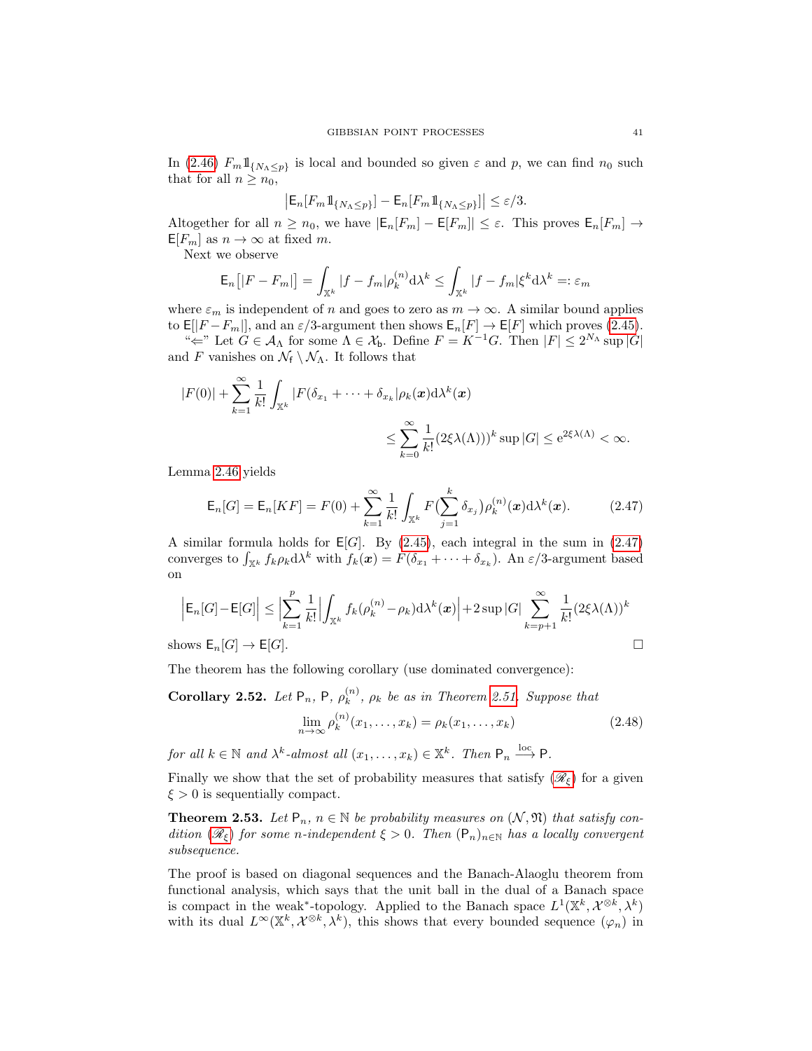In (2.46) $F_m \mathbb{1}_{\{N_\Lambda \leq p\}}$ is local and bounded so given $\varepsilon$ and $p$, we can find $n_0$ such that for all $n \geq n_0$,

$$\left| \mathsf{E}_n[F_m \mathbb{1}_{\{N_\Lambda \leq p\}}] - \mathsf{E}_n[F_m \mathbb{1}_{\{N_\Lambda \leq p\}}] \right| \leq \varepsilon/3.$$

Altogether for all $n \geq n_0$, we have $|\mathsf{E}_n[F_m] - \mathsf{E}[F_m]| \leq \varepsilon$. This proves $\mathsf{E}_n[F_m] \to \mathsf{E}[F_m]$ as $n \to \infty$ at fixed $m$.

Next we observe

$$\mathsf{E}_n\big[|F - F_m|\big] = \int_{\mathbb{X}^k} |f - f_m| \rho_k^{(n)} \mathrm{d}\lambda^k \leq \int_{\mathbb{X}^k} |f - f_m| \xi^k \mathrm{d}\lambda^k =: \varepsilon_m$$

where $\varepsilon_m$ is independent of $n$ and goes to zero as $m \to \infty$. A similar bound applies to $\mathsf{E}[|F - F_m|]$, and an $\varepsilon/3$-argument then shows $\mathsf{E}_n[F] \to \mathsf{E}[F]$ which proves (2.45).

"$\Leftarrow$" Let $G \in \mathcal{A}_\Lambda$ for some $\Lambda \in \mathcal{X}_\mathsf{b}$. Define $F = K^{-1}G$. Then $|F| \leq 2^{N_\Lambda} \sup |G|$ and $F$ vanishes on $\mathcal{N}_\mathsf{f} \setminus \mathcal{N}_\Lambda$. It follows that

$$|F(0)| + \sum_{k=1}^\infty \frac{1}{k!} \int_{\mathbb{X}^k} |F(\delta_{x_1} + \cdots + \delta_{x_k}| \rho_k(\boldsymbol{x}) \mathrm{d}\lambda^k(\boldsymbol{x})$$
$$\leq \sum_{k=0}^\infty \frac{1}{k!} (2\xi\lambda(\Lambda)))^k \sup|G| \leq \mathrm{e}^{2\xi\lambda(\Lambda)} < \infty.$$

Lemma 2.46 yields

$$\mathsf{E}_n[G] = \mathsf{E}_n[KF] = F(0) + \sum_{k=1}^\infty \frac{1}{k!} \int_{\mathbb{X}^k} F\big(\sum_{j=1}^k \delta_{x_j}\big) \rho_k^{(n)}(\boldsymbol{x}) \mathrm{d}\lambda^k(\boldsymbol{x}). \tag{2.47}$$

A similar formula holds for $\mathsf{E}[G]$. By (2.45), each integral in the sum in (2.47) converges to $\int_{\mathbb{X}^k} f_k \rho_k \mathrm{d}\lambda^k$ with $f_k(\boldsymbol{x}) = F(\delta_{x_1} + \cdots + \delta_{x_k})$. An $\varepsilon/3$-argument based on

$$\Big|\mathsf{E}_n[G] - \mathsf{E}[G]\Big| \leq \Big|\sum_{k=1}^p \frac{1}{k!} \Big| \int_{\mathbb{X}^k} f_k(\rho_k^{(n)} - \rho_k) \mathrm{d}\lambda^k(\boldsymbol{x})\Big| + 2\sup|G| \sum_{k=p+1}^\infty \frac{1}{k!}(2\xi\lambda(\Lambda))^k$$

shows $\mathsf{E}_n[G] \to \mathsf{E}[G]$. $\square$

The theorem has the following corollary (use dominated convergence):

**Corollary 2.52.** *Let $\mathsf{P}_n$, $\mathsf{P}$, $\rho_k^{(n)}$, $\rho_k$ be as in Theorem 2.51. Suppose that*

$$\lim_{n \to \infty} \rho_k^{(n)}(x_1, \ldots, x_k) = \rho_k(x_1, \ldots, x_k) \tag{2.48}$$

*for all $k \in \mathbb{N}$ and $\lambda^k$-almost all $(x_1, \ldots, x_k) \in \mathbb{X}^k$. Then $\mathsf{P}_n \xrightarrow{\mathrm{loc}} \mathsf{P}$.*

Finally we show that the set of probability measures that satisfy ($\mathscr{R}_\xi$) for a given $\xi > 0$ is sequentially compact.

**Theorem 2.53.** *Let $\mathsf{P}_n$, $n \in \mathbb{N}$ be probability measures on $(\mathcal{N}, \mathfrak{N})$ that satisfy condition ($\mathscr{R}_\xi$) for some $n$-independent $\xi > 0$. Then $(\mathsf{P}_n)_{n \in \mathbb{N}}$ has a locally convergent subsequence.*

The proof is based on diagonal sequences and the Banach-Alaoglu theorem from functional analysis, which says that the unit ball in the dual of a Banach space is compact in the weak$^*$-topology. Applied to the Banach space $L^1(\mathbb{X}^k, \mathcal{X}^{\otimes k}, \lambda^k)$ with its dual $L^\infty(\mathbb{X}^k, \mathcal{X}^{\otimes k}, \lambda^k)$, this shows that every bounded sequence $(\varphi_n)$ in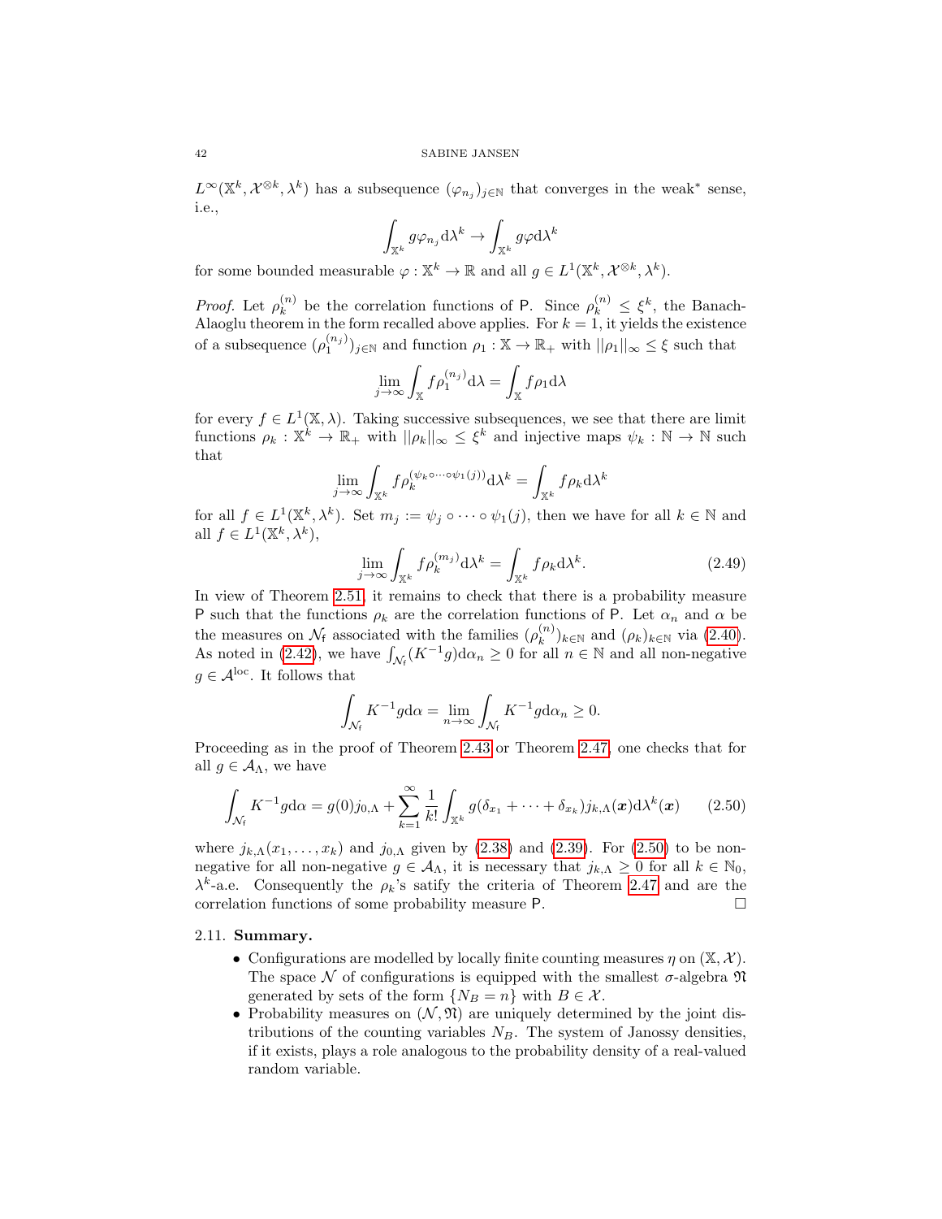$L^\infty(\mathbb{X}^k, \mathcal{X}^{\otimes k}, \lambda^k)$ has a subsequence $(\varphi_{n_j})_{j\in\mathbb{N}}$ that converges in the weak* sense, i.e.,

$$\int_{\mathbb{X}^k} g\varphi_{n_j} \mathrm{d}\lambda^k \to \int_{\mathbb{X}^k} g\varphi \mathrm{d}\lambda^k$$

for some bounded measurable $\varphi : \mathbb{X}^k \to \mathbb{R}$ and all $g \in L^1(\mathbb{X}^k, \mathcal{X}^{\otimes k}, \lambda^k)$.

*Proof.* Let $\rho_k^{(n)}$ be the correlation functions of $\mathsf{P}$. Since $\rho_k^{(n)} \leq \xi^k$, the Banach-Alaoglu theorem in the form recalled above applies. For $k = 1$, it yields the existence of a subsequence $(\rho_1^{(n_j)})_{j\in\mathbb{N}}$ and function $\rho_1 : \mathbb{X} \to \mathbb{R}_+$ with $||\rho_1||_\infty \leq \xi$ such that

$$\lim_{j\to\infty} \int_{\mathbb{X}} f\rho_1^{(n_j)} \mathrm{d}\lambda = \int_{\mathbb{X}} f\rho_1 \mathrm{d}\lambda$$

for every $f \in L^1(\mathbb{X}, \lambda)$. Taking successive subsequences, we see that there are limit functions $\rho_k : \mathbb{X}^k \to \mathbb{R}_+$ with $||\rho_k||_\infty \leq \xi^k$ and injective maps $\psi_k : \mathbb{N} \to \mathbb{N}$ such that

$$\lim_{j\to\infty} \int_{\mathbb{X}^k} f\rho_k^{(\psi_k\circ\cdots\circ\psi_1(j))} \mathrm{d}\lambda^k = \int_{\mathbb{X}^k} f\rho_k \mathrm{d}\lambda^k$$

for all $f \in L^1(\mathbb{X}^k, \lambda^k)$. Set $m_j := \psi_j \circ \cdots \circ \psi_1(j)$, then we have for all $k \in \mathbb{N}$ and all $f \in L^1(\mathbb{X}^k, \lambda^k)$,

$$\lim_{j\to\infty} \int_{\mathbb{X}^k} f\rho_k^{(m_j)} \mathrm{d}\lambda^k = \int_{\mathbb{X}^k} f\rho_k \mathrm{d}\lambda^k. \tag{2.49}$$

In view of Theorem 2.51, it remains to check that there is a probability measure $\mathsf{P}$ such that the functions $\rho_k$ are the correlation functions of $\mathsf{P}$. Let $\alpha_n$ and $\alpha$ be the measures on $\mathcal{N}_\mathsf{f}$ associated with the families $(\rho_k^{(n)})_{k\in\mathbb{N}}$ and $(\rho_k)_{k\in\mathbb{N}}$ via (2.40). As noted in (2.42), we have $\int_{\mathcal{N}_\mathsf{f}} (K^{-1}g)\mathrm{d}\alpha_n \geq 0$ for all $n \in \mathbb{N}$ and all non-negative $g \in \mathcal{A}^{\mathrm{loc}}$. It follows that

$$\int_{\mathcal{N}_\mathsf{f}} K^{-1}g \mathrm{d}\alpha = \lim_{n\to\infty} \int_{\mathcal{N}_\mathsf{f}} K^{-1}g \mathrm{d}\alpha_n \geq 0.$$

Proceeding as in the proof of Theorem 2.43 or Theorem 2.47, one checks that for all $g \in \mathcal{A}_\Lambda$, we have

$$\int_{\mathcal{N}_\mathsf{f}} K^{-1}g \mathrm{d}\alpha = g(0)j_{0,\Lambda} + \sum_{k=1}^{\infty} \frac{1}{k!} \int_{\mathbb{X}^k} g(\delta_{x_1} + \cdots + \delta_{x_k}) j_{k,\Lambda}(\boldsymbol{x}) \mathrm{d}\lambda^k(\boldsymbol{x}) \tag{2.50}$$

where $j_{k,\Lambda}(x_1, \ldots, x_k)$ and $j_{0,\Lambda}$ given by (2.38) and (2.39). For (2.50) to be non-negative for all non-negative $g \in \mathcal{A}_\Lambda$, it is necessary that $j_{k,\Lambda} \geq 0$ for all $k \in \mathbb{N}_0$, $\lambda^k$-a.e. Consequently the $\rho_k$'s satify the criteria of Theorem 2.47 and are the correlation functions of some probability measure $\mathsf{P}$. □

### 2.11. **Summary.**

- Configurations are modelled by locally finite counting measures $\eta$ on $(\mathbb{X}, \mathcal{X})$. The space $\mathcal{N}$ of configurations is equipped with the smallest $\sigma$-algebra $\mathfrak{N}$ generated by sets of the form $\{N_B = n\}$ with $B \in \mathcal{X}$.
- Probability measures on $(\mathcal{N}, \mathfrak{N})$ are uniquely determined by the joint distributions of the counting variables $N_B$. The system of Janossy densities, if it exists, plays a role analogous to the probability density of a real-valued random variable.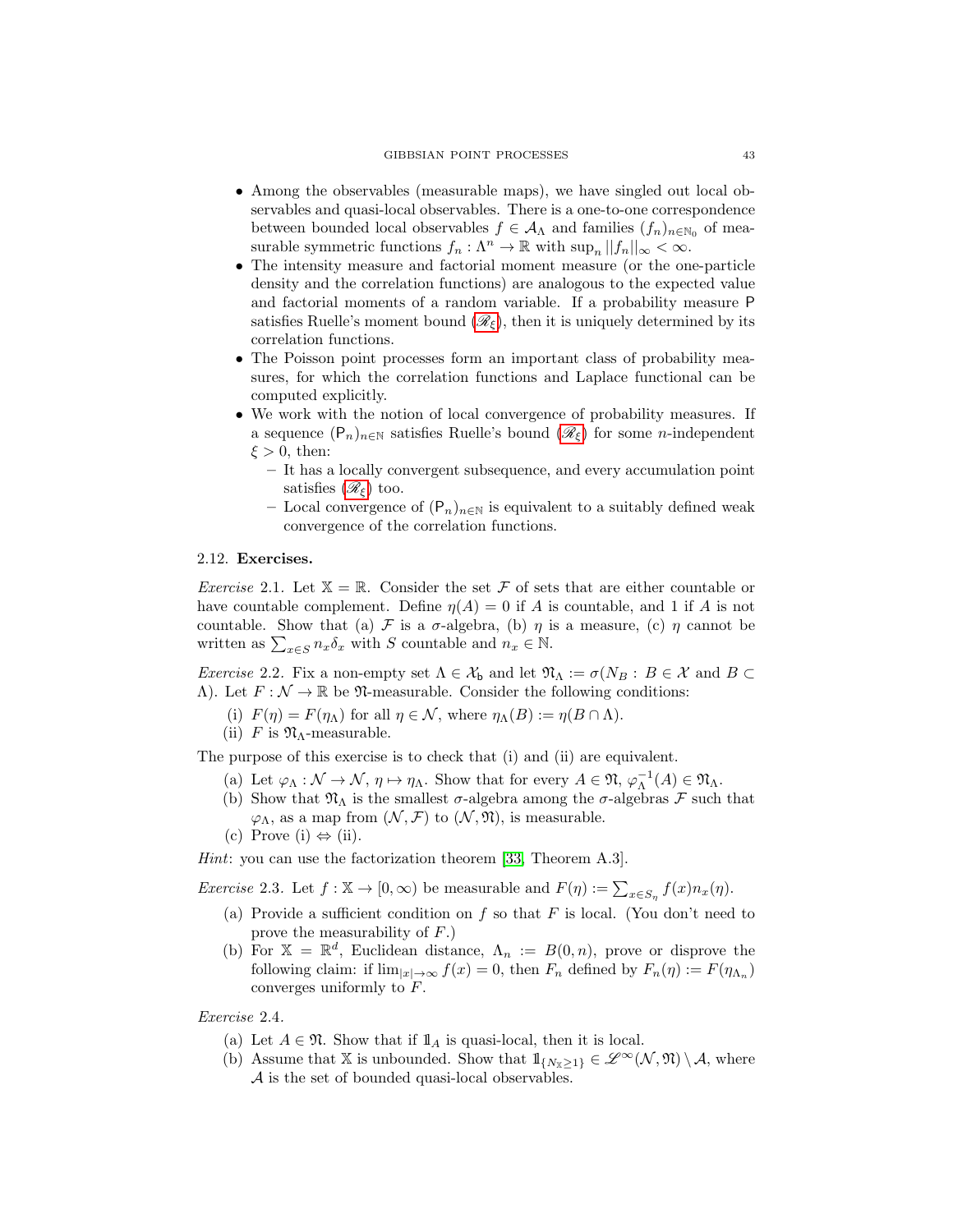- Among the observables (measurable maps), we have singled out local observables and quasi-local observables. There is a one-to-one correspondence between bounded local observables $f \in \mathcal{A}_\Lambda$ and families $(f_n)_{n\in\mathbb{N}_0}$ of measurable symmetric functions $f_n : \Lambda^n \to \mathbb{R}$ with $\sup_n ||f_n||_\infty < \infty$.
- The intensity measure and factorial moment measure (or the one-particle density and the correlation functions) are analogous to the expected value and factorial moments of a random variable. If a probability measure $\mathsf{P}$ satisfies Ruelle's moment bound ($\mathscr{R}_\xi$), then it is uniquely determined by its correlation functions.
- The Poisson point processes form an important class of probability measures, for which the correlation functions and Laplace functional can be computed explicitly.
- We work with the notion of local convergence of probability measures. If a sequence $(\mathsf{P}_n)_{n\in\mathbb{N}}$ satisfies Ruelle's bound ($\mathscr{R}_\xi$) for some $n$-independent $\xi > 0$, then:
  - It has a locally convergent subsequence, and every accumulation point satisfies ($\mathscr{R}_\xi$) too.
  - Local convergence of $(\mathsf{P}_n)_{n\in\mathbb{N}}$ is equivalent to a suitably defined weak convergence of the correlation functions.

## 2.12. **Exercises.**

*Exercise* 2.1. Let $\mathbb{X} = \mathbb{R}$. Consider the set $\mathcal{F}$ of sets that are either countable or have countable complement. Define $\eta(A) = 0$ if $A$ is countable, and 1 if $A$ is not countable. Show that (a) $\mathcal{F}$ is a $\sigma$-algebra, (b) $\eta$ is a measure, (c) $\eta$ cannot be written as $\sum_{x\in S} n_x \delta_x$ with $S$ countable and $n_x \in \mathbb{N}$.

*Exercise* 2.2. Fix a non-empty set $\Lambda \in \mathcal{X}_\mathsf{b}$ and let $\mathfrak{N}_\Lambda := \sigma(N_B : B \in \mathcal{X}$ and $B \subset \Lambda)$. Let $F : \mathcal{N} \to \mathbb{R}$ be $\mathfrak{N}$-measurable. Consider the following conditions:

(i) $F(\eta) = F(\eta_\Lambda)$ for all $\eta \in \mathcal{N}$, where $\eta_\Lambda(B) := \eta(B \cap \Lambda)$.
(ii) $F$ is $\mathfrak{N}_\Lambda$-measurable.

The purpose of this exercise is to check that (i) and (ii) are equivalent.

(a) Let $\varphi_\Lambda : \mathcal{N} \to \mathcal{N}$, $\eta \mapsto \eta_\Lambda$. Show that for every $A \in \mathfrak{N}$, $\varphi_\Lambda^{-1}(A) \in \mathfrak{N}_\Lambda$.
(b) Show that $\mathfrak{N}_\Lambda$ is the smallest $\sigma$-algebra among the $\sigma$-algebras $\mathcal{F}$ such that $\varphi_\Lambda$, as a map from $(\mathcal{N}, \mathcal{F})$ to $(\mathcal{N}, \mathfrak{N})$, is measurable.
(c) Prove (i) $\Leftrightarrow$ (ii).

*Hint*: you can use the factorization theorem [33, Theorem A.3].

*Exercise* 2.3. Let $f : \mathbb{X} \to [0, \infty)$ be measurable and $F(\eta) := \sum_{x\in S_\eta} f(x) n_x(\eta)$.

(a) Provide a sufficient condition on $f$ so that $F$ is local. (You don't need to prove the measurability of $F$.)
(b) For $\mathbb{X} = \mathbb{R}^d$, Euclidean distance, $\Lambda_n := B(0, n)$, prove or disprove the following claim: if $\lim_{|x|\to\infty} f(x) = 0$, then $F_n$ defined by $F_n(\eta) := F(\eta_{\Lambda_n})$ converges uniformly to $F$.

*Exercise* 2.4.

(a) Let $A \in \mathfrak{N}$. Show that if $\mathbb{1}_A$ is quasi-local, then it is local.
(b) Assume that $\mathbb{X}$ is unbounded. Show that $\mathbb{1}_{\{N_\mathbb{X} \geq 1\}} \in \mathscr{L}^\infty(\mathcal{N}, \mathfrak{N}) \setminus \mathcal{A}$, where $\mathcal{A}$ is the set of bounded quasi-local observables.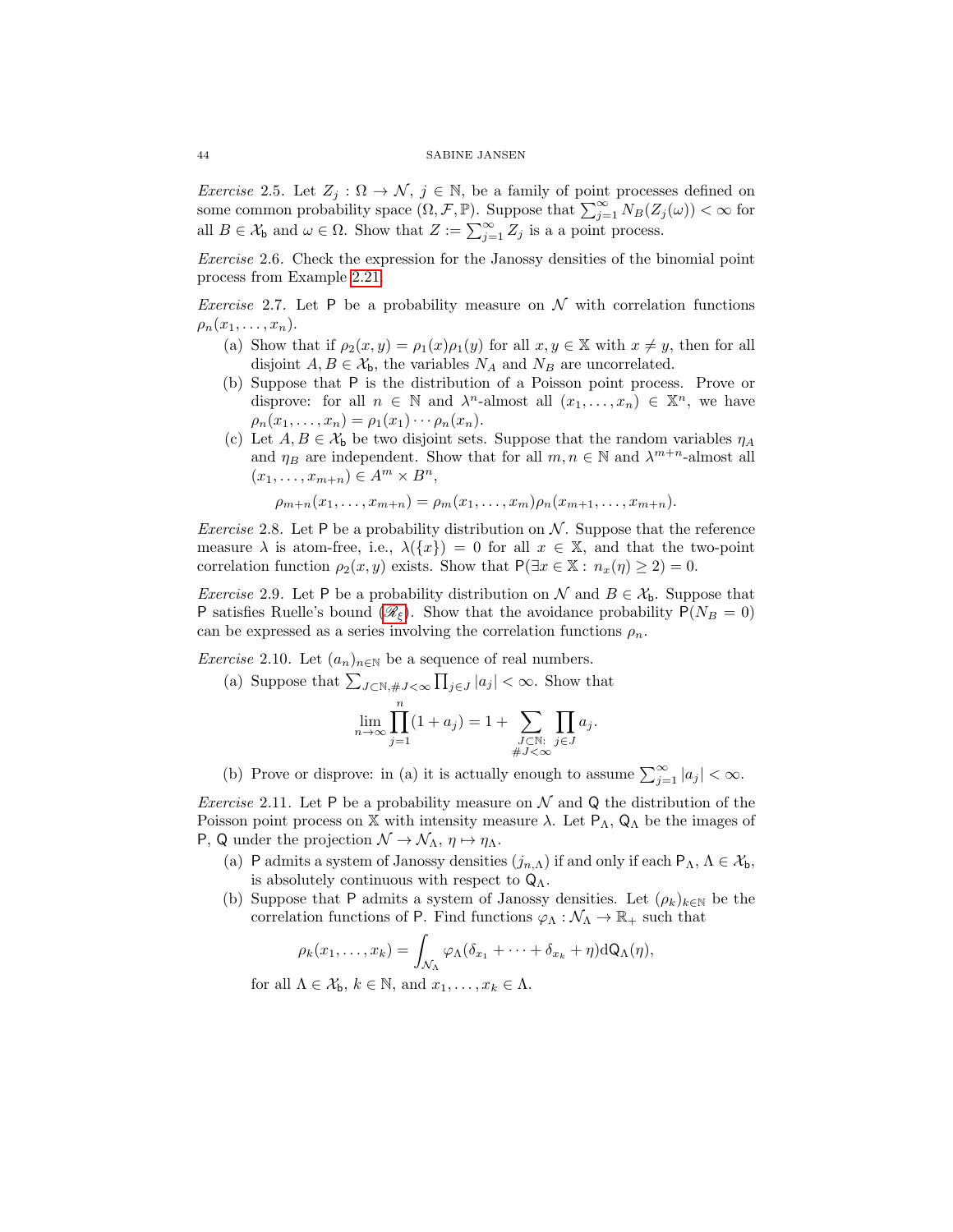*Exercise* 2.5. Let $Z_j : \Omega \to \mathcal{N}$, $j \in \mathbb{N}$, be a family of point processes defined on some common probability space $(\Omega, \mathcal{F}, \mathbb{P})$. Suppose that $\sum_{j=1}^{\infty} N_B(Z_j(\omega)) < \infty$ for all $B \in \mathcal{X}_{\mathsf{b}}$ and $\omega \in \Omega$. Show that $Z := \sum_{j=1}^{\infty} Z_j$ is a a point process.

*Exercise* 2.6. Check the expression for the Janossy densities of the binomial point process from Example 2.21.

*Exercise* 2.7. Let $\mathsf{P}$ be a probability measure on $\mathcal{N}$ with correlation functions $\rho_n(x_1, \dots, x_n)$.

(a) Show that if $\rho_2(x, y) = \rho_1(x)\rho_1(y)$ for all $x, y \in \mathbb{X}$ with $x \neq y$, then for all disjoint $A, B \in \mathcal{X}_{\mathsf{b}}$, the variables $N_A$ and $N_B$ are uncorrelated.

(b) Suppose that $\mathsf{P}$ is the distribution of a Poisson point process. Prove or disprove: for all $n \in \mathbb{N}$ and $\lambda^n$-almost all $(x_1, \dots, x_n) \in \mathbb{X}^n$, we have $\rho_n(x_1, \dots, x_n) = \rho_1(x_1) \cdots \rho_n(x_n)$.

(c) Let $A, B \in \mathcal{X}_{\mathsf{b}}$ be two disjoint sets. Suppose that the random variables $\eta_A$ and $\eta_B$ are independent. Show that for all $m, n \in \mathbb{N}$ and $\lambda^{m+n}$-almost all $(x_1, \dots, x_{m+n}) \in A^m \times B^n$,

$$\rho_{m+n}(x_1, \dots, x_{m+n}) = \rho_m(x_1, \dots, x_m)\rho_n(x_{m+1}, \dots, x_{m+n}).$$

*Exercise* 2.8. Let $\mathsf{P}$ be a probability distribution on $\mathcal{N}$. Suppose that the reference measure $\lambda$ is atom-free, i.e., $\lambda(\{x\}) = 0$ for all $x \in \mathbb{X}$, and that the two-point correlation function $\rho_2(x, y)$ exists. Show that $\mathsf{P}(\exists x \in \mathbb{X} : n_x(\eta) \geq 2) = 0$.

*Exercise* 2.9. Let $\mathsf{P}$ be a probability distribution on $\mathcal{N}$ and $B \in \mathcal{X}_{\mathsf{b}}$. Suppose that $\mathsf{P}$ satisfies Ruelle's bound ($\mathscr{R}_\xi$). Show that the avoidance probability $\mathsf{P}(N_B = 0)$ can be expressed as a series involving the correlation functions $\rho_n$.

*Exercise* 2.10. Let $(a_n)_{n \in \mathbb{N}}$ be a sequence of real numbers.

(a) Suppose that $\sum_{J \subset \mathbb{N}, \#J < \infty} \prod_{j \in J} |a_j| < \infty$. Show that

$$\lim_{n \to \infty} \prod_{j=1}^{n} (1 + a_j) = 1 + \sum_{\substack{J \subset \mathbb{N}: \\ \#J < \infty}} \prod_{j \in J} a_j.$$

(b) Prove or disprove: in (a) it is actually enough to assume $\sum_{j=1}^{\infty} |a_j| < \infty$.

*Exercise* 2.11. Let $\mathsf{P}$ be a probability measure on $\mathcal{N}$ and $\mathsf{Q}$ the distribution of the Poisson point process on $\mathbb{X}$ with intensity measure $\lambda$. Let $\mathsf{P}_\Lambda$, $\mathsf{Q}_\Lambda$ be the images of $\mathsf{P}$, $\mathsf{Q}$ under the projection $\mathcal{N} \to \mathcal{N}_\Lambda$, $\eta \mapsto \eta_\Lambda$.

(a) $\mathsf{P}$ admits a system of Janossy densities $(j_{n,\Lambda})$ if and only if each $\mathsf{P}_\Lambda$, $\Lambda \in \mathcal{X}_{\mathsf{b}}$, is absolutely continuous with respect to $\mathsf{Q}_\Lambda$.

(b) Suppose that $\mathsf{P}$ admits a system of Janossy densities. Let $(\rho_k)_{k \in \mathbb{N}}$ be the correlation functions of $\mathsf{P}$. Find functions $\varphi_\Lambda : \mathcal{N}_\Lambda \to \mathbb{R}_+$ such that

$$\rho_k(x_1, \dots, x_k) = \int_{\mathcal{N}_\Lambda} \varphi_\Lambda(\delta_{x_1} + \cdots + \delta_{x_k} + \eta) \mathrm{d}\mathsf{Q}_\Lambda(\eta),$$

for all $\Lambda \in \mathcal{X}_{\mathsf{b}}$, $k \in \mathbb{N}$, and $x_1, \dots, x_k \in \Lambda$.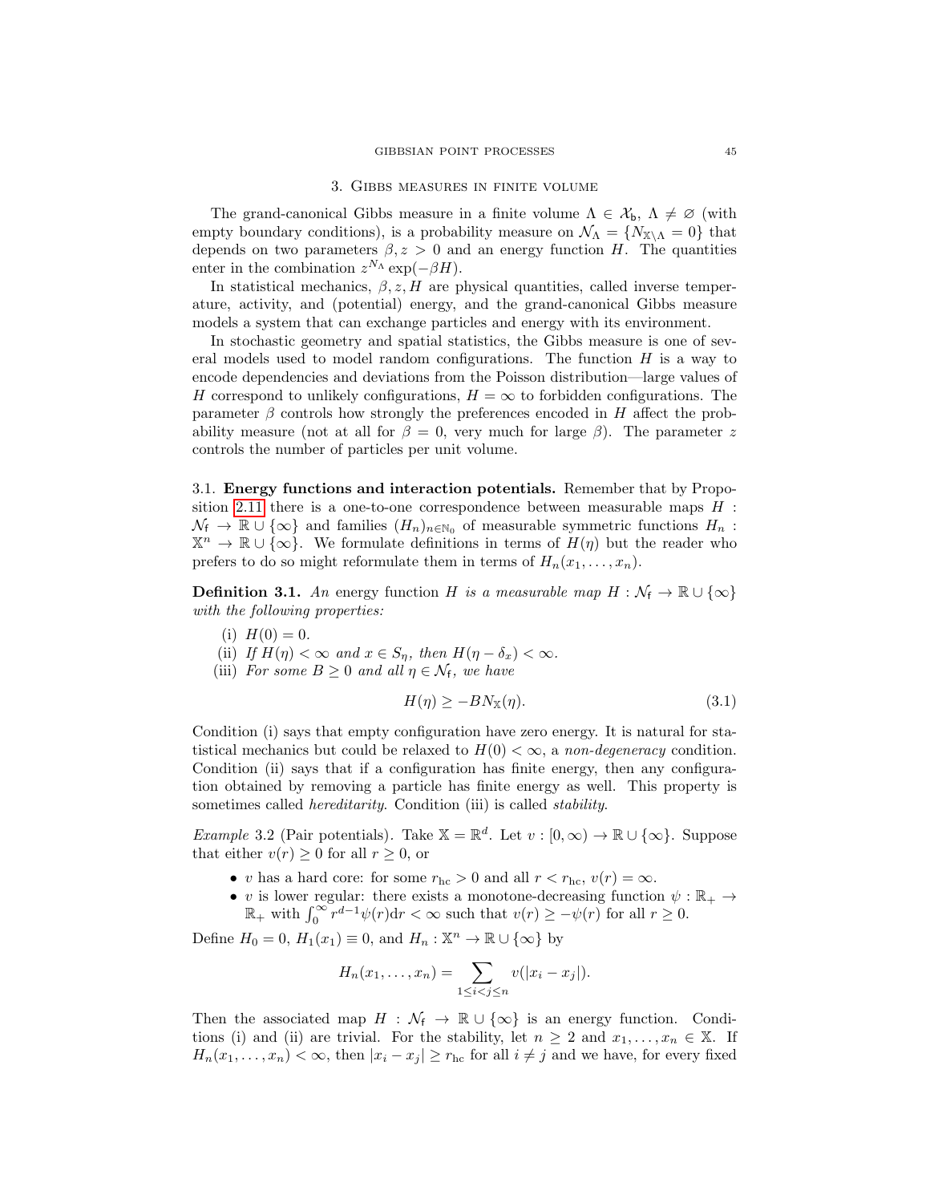## 3. Gibbs measures in finite volume

The grand-canonical Gibbs measure in a finite volume $\Lambda \in \mathcal{X}_{\mathsf{b}}$, $\Lambda \neq \varnothing$ (with empty boundary conditions), is a probability measure on $\mathcal{N}_\Lambda = \{N_{\mathbb{X}\setminus\Lambda} = 0\}$ that depends on two parameters $\beta, z > 0$ and an energy function $H$. The quantities enter in the combination $z^{N_\Lambda} \exp(-\beta H)$.

In statistical mechanics, $\beta, z, H$ are physical quantities, called inverse temperature, activity, and (potential) energy, and the grand-canonical Gibbs measure models a system that can exchange particles and energy with its environment.

In stochastic geometry and spatial statistics, the Gibbs measure is one of several models used to model random configurations. The function $H$ is a way to encode dependencies and deviations from the Poisson distribution—large values of $H$ correspond to unlikely configurations, $H = \infty$ to forbidden configurations. The parameter $\beta$ controls how strongly the preferences encoded in $H$ affect the probability measure (not at all for $\beta = 0$, very much for large $\beta$). The parameter $z$ controls the number of particles per unit volume.

### 3.1. Energy functions and interaction potentials.

Remember that by Proposition 2.11 there is a one-to-one correspondence between measurable maps $H : \mathcal{N}_{\mathsf{f}} \to \mathbb{R} \cup \{\infty\}$ and families $(H_n)_{n \in \mathbb{N}_0}$ of measurable symmetric functions $H_n : \mathbb{X}^n \to \mathbb{R} \cup \{\infty\}$. We formulate definitions in terms of $H(\eta)$ but the reader who prefers to do so might reformulate them in terms of $H_n(x_1, \ldots, x_n)$.

**Definition 3.1.** *An energy function $H$ is a measurable map $H : \mathcal{N}_{\mathsf{f}} \to \mathbb{R} \cup \{\infty\}$ with the following properties:*

(i) $H(0) = 0$.

(ii) *If $H(\eta) < \infty$ and $x \in S_\eta$, then $H(\eta - \delta_x) < \infty$.*

(iii) *For some $B \geq 0$ and all $\eta \in \mathcal{N}_{\mathsf{f}}$, we have*

$$H(\eta) \geq -B N_{\mathbb{X}}(\eta). \tag{3.1}$$

Condition (i) says that empty configuration have zero energy. It is natural for statistical mechanics but could be relaxed to $H(0) < \infty$, a *non-degeneracy* condition. Condition (ii) says that if a configuration has finite energy, then any configuration obtained by removing a particle has finite energy as well. This property is sometimes called *hereditarity*. Condition (iii) is called *stability*.

*Example* 3.2 (Pair potentials). Take $\mathbb{X} = \mathbb{R}^d$. Let $v : [0, \infty) \to \mathbb{R} \cup \{\infty\}$. Suppose that either $v(r) \geq 0$ for all $r \geq 0$, or

- $v$ has a hard core: for some $r_{\mathrm{hc}} > 0$ and all $r < r_{\mathrm{hc}}$, $v(r) = \infty$.
- $v$ is lower regular: there exists a monotone-decreasing function $\psi : \mathbb{R}_+ \to \mathbb{R}_+$ with $\int_0^\infty r^{d-1} \psi(r) \mathrm{d}r < \infty$ such that $v(r) \geq -\psi(r)$ for all $r \geq 0$.

Define $H_0 = 0$, $H_1(x_1) \equiv 0$, and $H_n : \mathbb{X}^n \to \mathbb{R} \cup \{\infty\}$ by

$$H_n(x_1, \ldots, x_n) = \sum_{1 \leq i < j \leq n} v(|x_i - x_j|).$$

Then the associated map $H : \mathcal{N}_{\mathsf{f}} \to \mathbb{R} \cup \{\infty\}$ is an energy function. Conditions (i) and (ii) are trivial. For the stability, let $n \geq 2$ and $x_1, \ldots, x_n \in \mathbb{X}$. If $H_n(x_1, \ldots, x_n) < \infty$, then $|x_i - x_j| \geq r_{\mathrm{hc}}$ for all $i \neq j$ and we have, for every fixed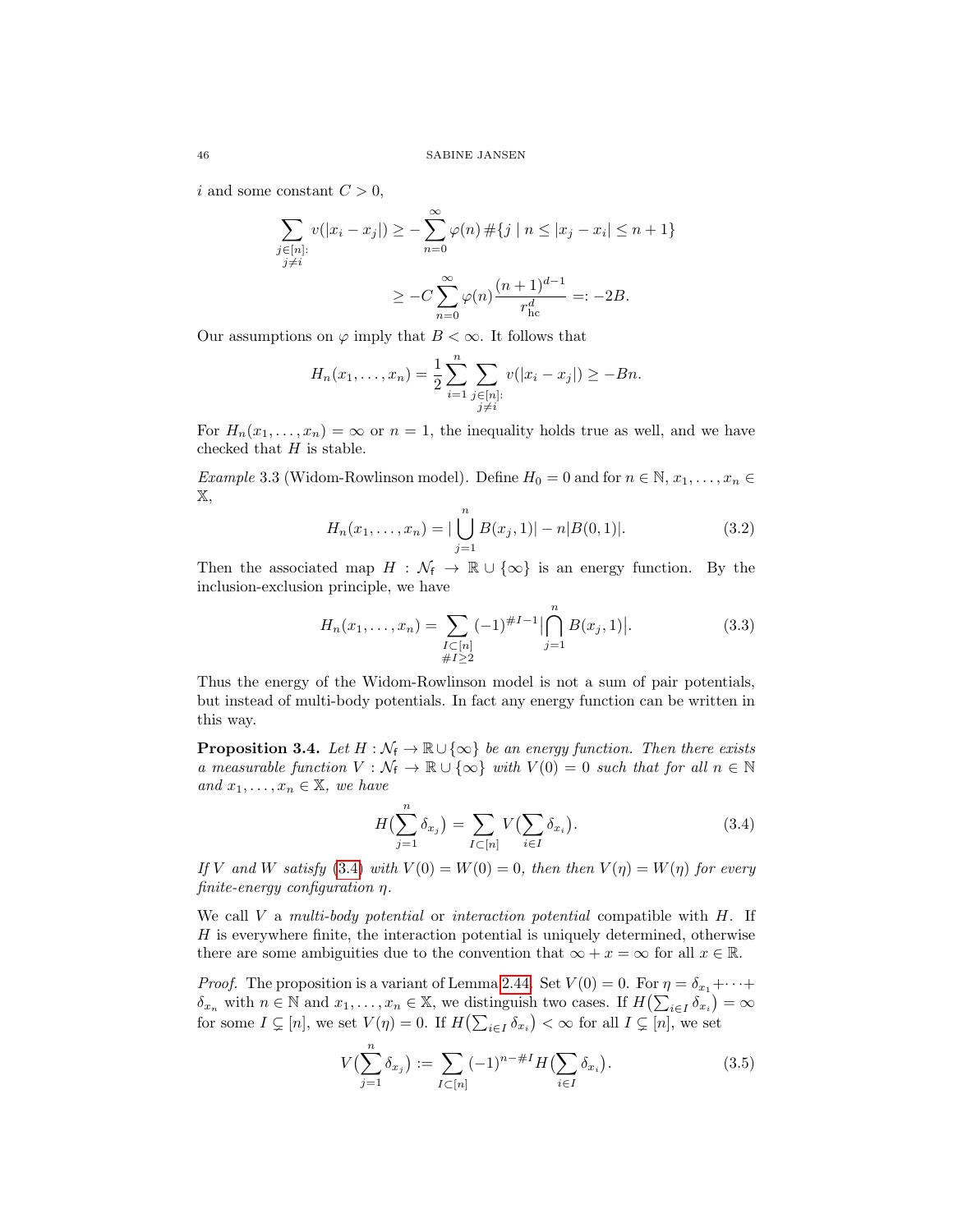$i$ and some constant $C > 0$,

$$\sum_{\substack{j \in [n]:\\ j \neq i}} v(|x_i - x_j|) \geq -\sum_{n=0}^{\infty} \varphi(n) \, \#\{j \mid n \leq |x_j - x_i| \leq n+1\}$$

$$\geq -C \sum_{n=0}^{\infty} \varphi(n) \frac{(n+1)^{d-1}}{r_{\mathrm{hc}}^d} =: -2B.$$

Our assumptions on $\varphi$ imply that $B < \infty$. It follows that

$$H_n(x_1, \ldots, x_n) = \frac{1}{2} \sum_{i=1}^{n} \sum_{\substack{j \in [n]:\\ j \neq i}} v(|x_i - x_j|) \geq -Bn.$$

For $H_n(x_1, \ldots, x_n) = \infty$ or $n = 1$, the inequality holds true as well, and we have checked that $H$ is stable.

*Example* 3.3 (Widom-Rowlinson model). Define $H_0 = 0$ and for $n \in \mathbb{N}$, $x_1, \ldots, x_n \in \mathbb{X}$,

$$H_n(x_1, \ldots, x_n) = |\bigcup_{j=1}^{n} B(x_j, 1)| - n|B(0,1)|. \tag{3.2}$$

Then the associated map $H : \mathcal{N}_{\mathsf{f}} \to \mathbb{R} \cup \{\infty\}$ is an energy function. By the inclusion-exclusion principle, we have

$$H_n(x_1, \ldots, x_n) = \sum_{\substack{I \subset [n]\\ \# I \geq 2}} (-1)^{\# I - 1} \big|\bigcap_{j=1}^{n} B(x_j, 1)\big|. \tag{3.3}$$

Thus the energy of the Widom-Rowlinson model is not a sum of pair potentials, but instead of multi-body potentials. In fact any energy function can be written in this way.

**Proposition 3.4.** *Let $H : \mathcal{N}_{\mathsf{f}} \to \mathbb{R} \cup \{\infty\}$ be an energy function. Then there exists a measurable function $V : \mathcal{N}_{\mathsf{f}} \to \mathbb{R} \cup \{\infty\}$ with $V(0) = 0$ such that for all $n \in \mathbb{N}$ and $x_1, \ldots, x_n \in \mathbb{X}$, we have*

$$H\Big(\sum_{j=1}^{n} \delta_{x_j}\Big) = \sum_{I \subset [n]} V\Big(\sum_{i \in I} \delta_{x_i}\Big). \tag{3.4}$$

*If $V$ and $W$ satisfy (3.4) with $V(0) = W(0) = 0$, then then $V(\eta) = W(\eta)$ for every finite-energy configuration $\eta$.*

We call $V$ a *multi-body potential* or *interaction potential* compatible with $H$. If $H$ is everywhere finite, the interaction potential is uniquely determined, otherwise there are some ambiguities due to the convention that $\infty + x = \infty$ for all $x \in \mathbb{R}$.

*Proof.* The proposition is a variant of Lemma 2.44. Set $V(0) = 0$. For $\eta = \delta_{x_1} + \cdots + \delta_{x_n}$ with $n \in \mathbb{N}$ and $x_1, \ldots, x_n \in \mathbb{X}$, we distinguish two cases. If $H\big(\sum_{i \in I} \delta_{x_i}\big) = \infty$ for some $I \subsetneq [n]$, we set $V(\eta) = 0$. If $H\big(\sum_{i \in I} \delta_{x_i}\big) < \infty$ for all $I \subsetneq [n]$, we set

$$V\Big(\sum_{j=1}^{n} \delta_{x_j}\Big) := \sum_{I \subset [n]} (-1)^{n - \# I} H\Big(\sum_{i \in I} \delta_{x_i}\Big). \tag{3.5}$$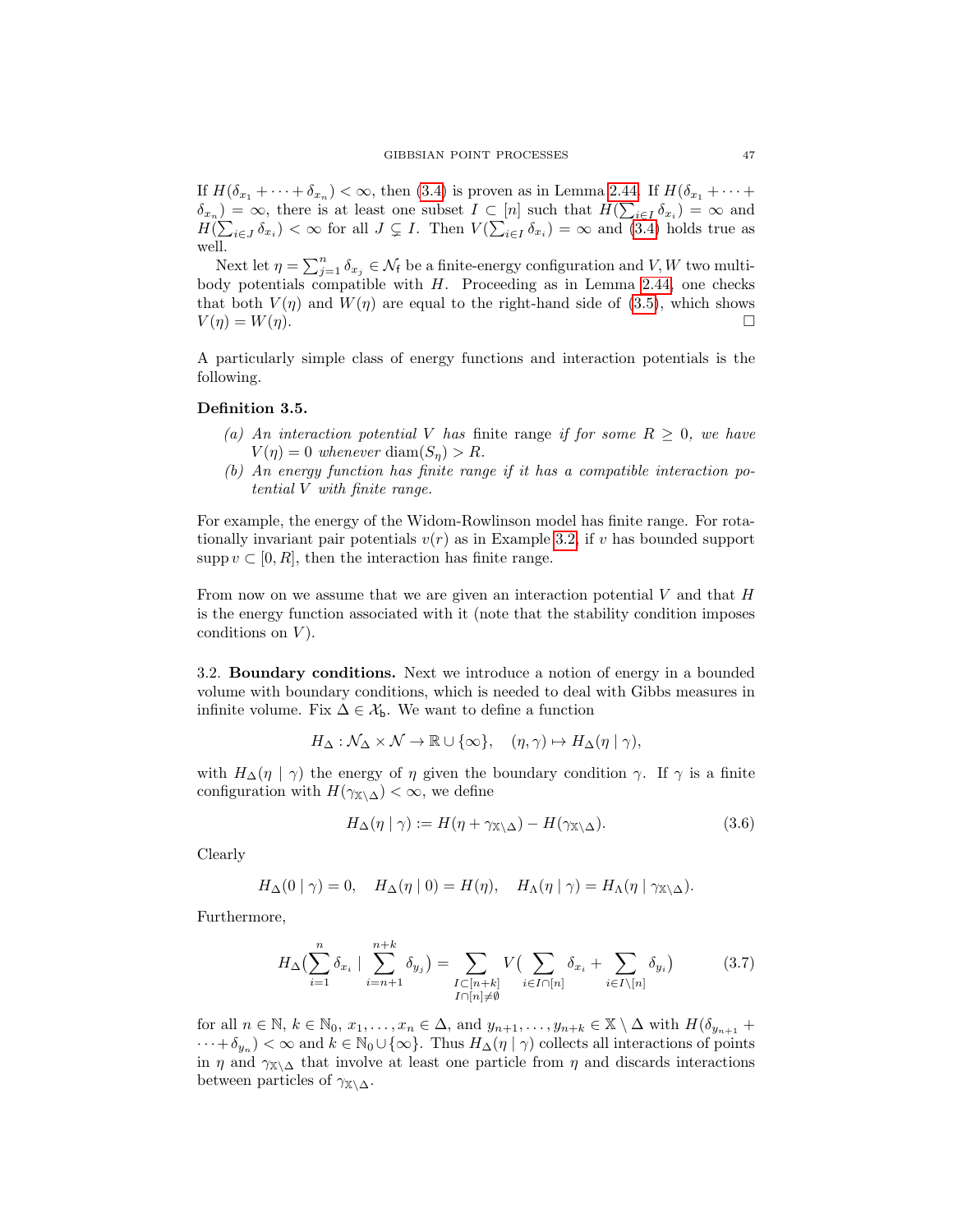If $H(\delta_{x_1} + \cdots + \delta_{x_n}) < \infty$, then (3.4) is proven as in Lemma 2.44. If $H(\delta_{x_1} + \cdots + \delta_{x_n}) = \infty$, there is at least one subset $I \subset [n]$ such that $H(\sum_{i \in I} \delta_{x_i}) = \infty$ and $H(\sum_{i \in J} \delta_{x_i}) < \infty$ for all $J \subsetneq I$. Then $V(\sum_{i \in I} \delta_{x_i}) = \infty$ and (3.4) holds true as well.

Next let $\eta = \sum_{j=1}^n \delta_{x_j} \in \mathcal{N}_{\mathsf{f}}$ be a finite-energy configuration and $V, W$ two multi-body potentials compatible with $H$. Proceeding as in Lemma 2.44, one checks that both $V(\eta)$ and $W(\eta)$ are equal to the right-hand side of (3.5), which shows $V(\eta) = W(\eta)$. □

A particularly simple class of energy functions and interaction potentials is the following.

**Definition 3.5.**

*(a) An interaction potential $V$ has* finite range *if for some $R \geq 0$, we have $V(\eta) = 0$ whenever $\operatorname{diam}(S_\eta) > R$.*

*(b) An energy function has finite range if it has a compatible interaction potential $V$ with finite range.*

For example, the energy of the Widom-Rowlinson model has finite range. For rotationally invariant pair potentials $v(r)$ as in Example 3.2, if $v$ has bounded support $\operatorname{supp} v \subset [0, R]$, then the interaction has finite range.

From now on we assume that we are given an interaction potential $V$ and that $H$ is the energy function associated with it (note that the stability condition imposes conditions on $V$).

3.2. **Boundary conditions.** Next we introduce a notion of energy in a bounded volume with boundary conditions, which is needed to deal with Gibbs measures in infinite volume. Fix $\Delta \in \mathcal{X}_{\mathsf{b}}$. We want to define a function

$$H_\Delta : \mathcal{N}_\Delta \times \mathcal{N} \to \mathbb{R} \cup \{\infty\}, \quad (\eta, \gamma) \mapsto H_\Delta(\eta \mid \gamma),$$

with $H_\Delta(\eta \mid \gamma)$ the energy of $\eta$ given the boundary condition $\gamma$. If $\gamma$ is a finite configuration with $H(\gamma_{\mathbb{X} \setminus \Delta}) < \infty$, we define

$$H_\Delta(\eta \mid \gamma) := H(\eta + \gamma_{\mathbb{X} \setminus \Delta}) - H(\gamma_{\mathbb{X} \setminus \Delta}). \tag{3.6}$$

Clearly

$$H_\Delta(0 \mid \gamma) = 0, \quad H_\Delta(\eta \mid 0) = H(\eta), \quad H_\Lambda(\eta \mid \gamma) = H_\Lambda(\eta \mid \gamma_{\mathbb{X} \setminus \Delta}).$$

Furthermore,

$$H_\Delta\Big(\sum_{i=1}^n \delta_{x_i} \mid \sum_{i=n+1}^{n+k} \delta_{y_j}\Big) = \sum_{\substack{I \subset [n+k] \\ I \cap [n] \neq \emptyset}} V\Big(\sum_{i \in I \cap [n]} \delta_{x_i} + \sum_{i \in I \setminus [n]} \delta_{y_i}\Big) \tag{3.7}$$

for all $n \in \mathbb{N}$, $k \in \mathbb{N}_0$, $x_1, \ldots, x_n \in \Delta$, and $y_{n+1}, \ldots, y_{n+k} \in \mathbb{X} \setminus \Delta$ with $H(\delta_{y_{n+1}} + \cdots + \delta_{y_n}) < \infty$ and $k \in \mathbb{N}_0 \cup \{\infty\}$. Thus $H_\Delta(\eta \mid \gamma)$ collects all interactions of points in $\eta$ and $\gamma_{\mathbb{X} \setminus \Delta}$ that involve at least one particle from $\eta$ and discards interactions between particles of $\gamma_{\mathbb{X} \setminus \Delta}$.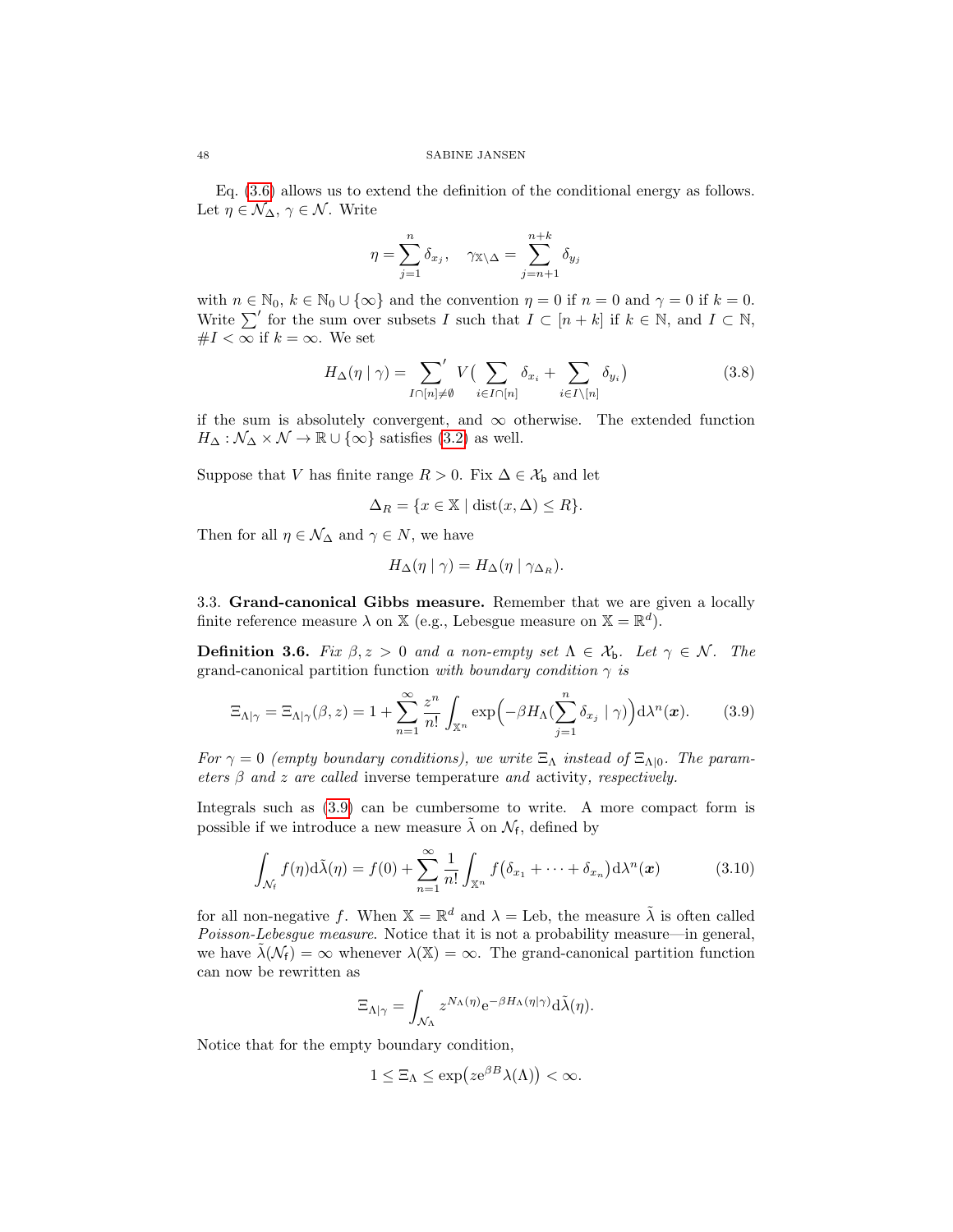Eq. (3.6) allows us to extend the definition of the conditional energy as follows. Let $\eta \in \mathcal{N}_\Delta$, $\gamma \in \mathcal{N}$. Write

$$\eta = \sum_{j=1}^{n} \delta_{x_j}, \quad \gamma_{\mathbb{X}\setminus\Delta} = \sum_{j=n+1}^{n+k} \delta_{y_j}$$

with $n \in \mathbb{N}_0$, $k \in \mathbb{N}_0 \cup \{\infty\}$ and the convention $\eta = 0$ if $n = 0$ and $\gamma = 0$ if $k = 0$. Write $\sum'$ for the sum over subsets $I$ such that $I \subset [n+k]$ if $k \in \mathbb{N}$, and $I \subset \mathbb{N}$, $\#I < \infty$ if $k = \infty$. We set

$$H_\Delta(\eta \mid \gamma) = \sum_{I \cap [n] \neq \emptyset}{}' V\Big( \sum_{i \in I \cap [n]} \delta_{x_i} + \sum_{i \in I \setminus [n]} \delta_{y_i} \Big) \tag{3.8}$$

if the sum is absolutely convergent, and $\infty$ otherwise. The extended function $H_\Delta : \mathcal{N}_\Delta \times \mathcal{N} \to \mathbb{R} \cup \{\infty\}$ satisfies (3.2) as well.

Suppose that $V$ has finite range $R > 0$. Fix $\Delta \in \mathcal{X}_\mathsf{b}$ and let

$$\Delta_R = \{x \in \mathbb{X} \mid \operatorname{dist}(x, \Delta) \leq R\}.$$

Then for all $\eta \in \mathcal{N}_\Delta$ and $\gamma \in N$, we have

$$H_\Delta(\eta \mid \gamma) = H_\Delta(\eta \mid \gamma_{\Delta_R}).$$

### 3.3. **Grand-canonical Gibbs measure.**

Remember that we are given a locally finite reference measure $\lambda$ on $\mathbb{X}$ (e.g., Lebesgue measure on $\mathbb{X} = \mathbb{R}^d$).

**Definition 3.6.** *Fix $\beta, z > 0$ and a non-empty set $\Lambda \in \mathcal{X}_\mathsf{b}$. Let $\gamma \in \mathcal{N}$. The* grand-canonical partition function *with boundary condition $\gamma$ is*

$$\Xi_{\Lambda|\gamma} = \Xi_{\Lambda|\gamma}(\beta, z) = 1 + \sum_{n=1}^{\infty} \frac{z^n}{n!} \int_{\mathbb{X}^n} \exp\Big(-\beta H_\Lambda\big(\sum_{j=1}^{n} \delta_{x_j} \mid \gamma\big)\Big) \mathrm{d}\lambda^n(\boldsymbol{x}). \tag{3.9}$$

*For $\gamma = 0$ (empty boundary conditions), we write $\Xi_\Lambda$ instead of $\Xi_{\Lambda|0}$. The parameters $\beta$ and $z$ are called* inverse temperature *and* activity, *respectively.*

Integrals such as (3.9) can be cumbersome to write. A more compact form is possible if we introduce a new measure $\tilde{\lambda}$ on $\mathcal{N}_\mathsf{f}$, defined by

$$\int_{\mathcal{N}_\mathsf{f}} f(\eta) \mathrm{d}\tilde{\lambda}(\eta) = f(0) + \sum_{n=1}^{\infty} \frac{1}{n!} \int_{\mathbb{X}^n} f\big(\delta_{x_1} + \cdots + \delta_{x_n}\big) \mathrm{d}\lambda^n(\boldsymbol{x}) \tag{3.10}$$

for all non-negative $f$. When $\mathbb{X} = \mathbb{R}^d$ and $\lambda = \mathrm{Leb}$, the measure $\tilde{\lambda}$ is often called *Poisson-Lebesgue measure*. Notice that it is not a probability measure—in general, we have $\tilde{\lambda}(\mathcal{N}_\mathsf{f}) = \infty$ whenever $\lambda(\mathbb{X}) = \infty$. The grand-canonical partition function can now be rewritten as

$$\Xi_{\Lambda|\gamma} = \int_{\mathcal{N}_\Lambda} z^{N_\Lambda(\eta)} \mathrm{e}^{-\beta H_\Lambda(\eta|\gamma)} \mathrm{d}\tilde{\lambda}(\eta).$$

Notice that for the empty boundary condition,

$$1 \leq \Xi_\Lambda \leq \exp\big(z \mathrm{e}^{\beta B} \lambda(\Lambda)\big) < \infty.$$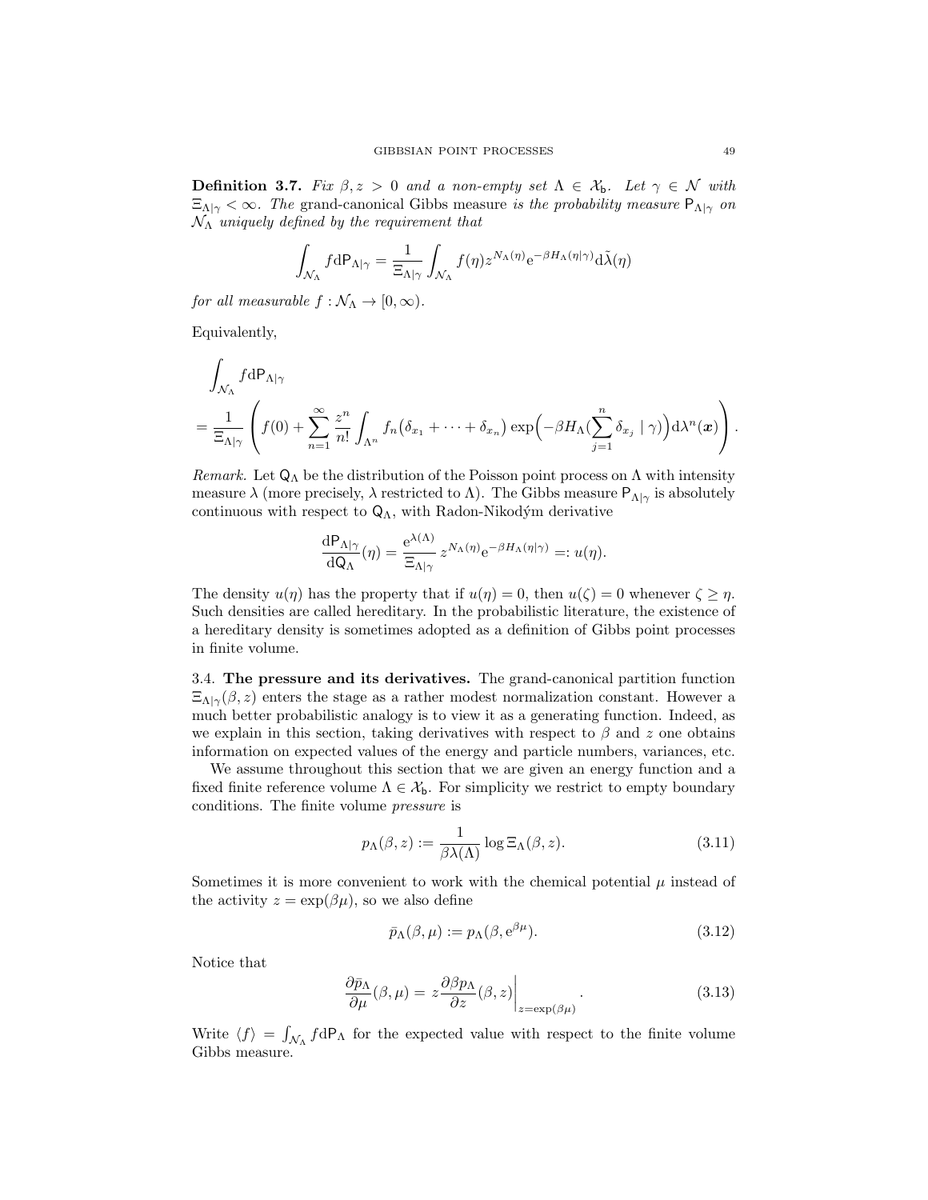**Definition 3.7.** *Fix $\beta, z > 0$ and a non-empty set $\Lambda \in \mathcal{X}_{\mathsf{b}}$. Let $\gamma \in \mathcal{N}$ with $\Xi_{\Lambda|\gamma} < \infty$. The* grand-canonical Gibbs measure *is the probability measure $\mathsf{P}_{\Lambda|\gamma}$ on $\mathcal{N}_\Lambda$ uniquely defined by the requirement that*

$$\int_{\mathcal{N}_\Lambda} f \mathrm{d}\mathsf{P}_{\Lambda|\gamma} = \frac{1}{\Xi_{\Lambda|\gamma}} \int_{\mathcal{N}_\Lambda} f(\eta) z^{N_\Lambda(\eta)} \mathrm{e}^{-\beta H_\Lambda(\eta|\gamma)} \mathrm{d}\tilde{\lambda}(\eta)$$

*for all measurable $f : \mathcal{N}_\Lambda \to [0, \infty)$.*

Equivalently,

$$\int_{\mathcal{N}_\Lambda} f \mathrm{d}\mathsf{P}_{\Lambda|\gamma}$$
$$= \frac{1}{\Xi_{\Lambda|\gamma}} \left( f(0) + \sum_{n=1}^{\infty} \frac{z^n}{n!} \int_{\Lambda^n} f_n\big(\delta_{x_1} + \dots + \delta_{x_n}\big) \exp\Big(-\beta H_\Lambda\big(\sum_{j=1}^n \delta_{x_j} \mid \gamma\big)\Big) \mathrm{d}\lambda^n(\boldsymbol{x}) \right).$$

*Remark.* Let $\mathsf{Q}_\Lambda$ be the distribution of the Poisson point process on $\Lambda$ with intensity measure $\lambda$ (more precisely, $\lambda$ restricted to $\Lambda$). The Gibbs measure $\mathsf{P}_{\Lambda|\gamma}$ is absolutely continuous with respect to $\mathsf{Q}_\Lambda$, with Radon-Nikodým derivative

$$\frac{\mathrm{d}\mathsf{P}_{\Lambda|\gamma}}{\mathrm{d}\mathsf{Q}_\Lambda}(\eta) = \frac{\mathrm{e}^{\lambda(\Lambda)}}{\Xi_{\Lambda|\gamma}} \, z^{N_\Lambda(\eta)} \mathrm{e}^{-\beta H_\Lambda(\eta|\gamma)} =: u(\eta).$$

The density $u(\eta)$ has the property that if $u(\eta) = 0$, then $u(\zeta) = 0$ whenever $\zeta \geq \eta$. Such densities are called hereditary. In the probabilistic literature, the existence of a hereditary density is sometimes adopted as a definition of Gibbs point processes in finite volume.

3.4. **The pressure and its derivatives.** The grand-canonical partition function $\Xi_{\Lambda|\gamma}(\beta, z)$ enters the stage as a rather modest normalization constant. However a much better probabilistic analogy is to view it as a generating function. Indeed, as we explain in this section, taking derivatives with respect to $\beta$ and $z$ one obtains information on expected values of the energy and particle numbers, variances, etc.

We assume throughout this section that we are given an energy function and a fixed finite reference volume $\Lambda \in \mathcal{X}_{\mathsf{b}}$. For simplicity we restrict to empty boundary conditions. The finite volume *pressure* is

$$p_\Lambda(\beta, z) := \frac{1}{\beta \lambda(\Lambda)} \log \Xi_\Lambda(\beta, z). \tag{3.11}$$

Sometimes it is more convenient to work with the chemical potential $\mu$ instead of the activity $z = \exp(\beta\mu)$, so we also define

$$\bar{p}_\Lambda(\beta, \mu) := p_\Lambda(\beta, \mathrm{e}^{\beta\mu}). \tag{3.12}$$

Notice that

$$\frac{\partial \bar{p}_\Lambda}{\partial \mu}(\beta, \mu) = z \frac{\partial \beta p_\Lambda}{\partial z}(\beta, z)\bigg|_{z = \exp(\beta\mu)}. \tag{3.13}$$

Write $\langle f \rangle = \int_{\mathcal{N}_\Lambda} f \mathrm{d}\mathsf{P}_\Lambda$ for the expected value with respect to the finite volume Gibbs measure.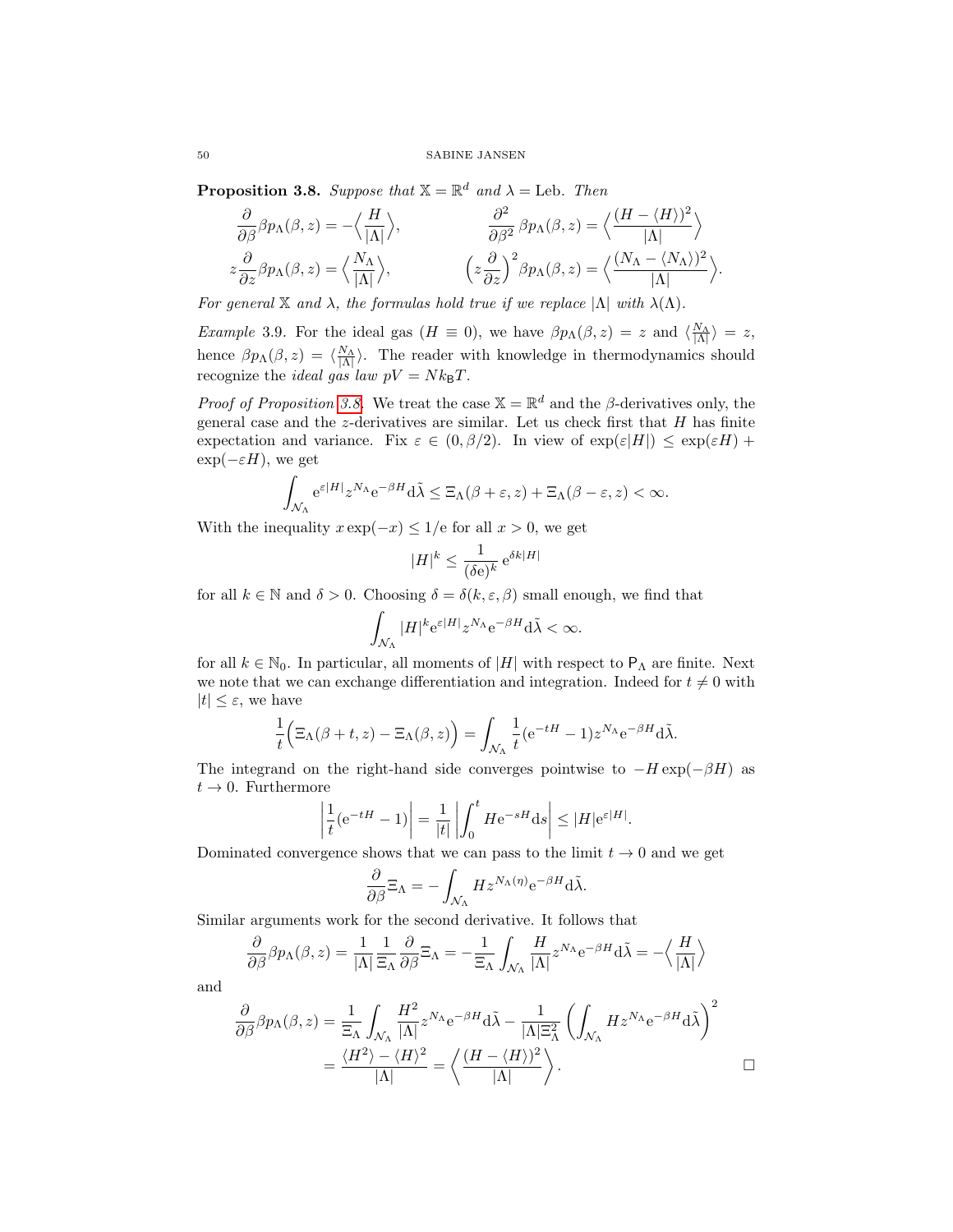**Proposition 3.8.** *Suppose that $\mathbb{X} = \mathbb{R}^d$ and $\lambda = \mathrm{Leb}$. Then*

$$\frac{\partial}{\partial \beta} \beta p_\Lambda(\beta, z) = -\Big\langle \frac{H}{|\Lambda|} \Big\rangle, \qquad \frac{\partial^2}{\partial \beta^2}\, \beta p_\Lambda(\beta, z) = \Big\langle \frac{(H - \langle H\rangle)^2}{|\Lambda|} \Big\rangle$$

$$z\frac{\partial}{\partial z} \beta p_\Lambda(\beta, z) = \Big\langle \frac{N_\Lambda}{|\Lambda|} \Big\rangle, \qquad \Big(z\frac{\partial}{\partial z}\Big)^2 \beta p_\Lambda(\beta, z) = \Big\langle \frac{(N_\Lambda - \langle N_\Lambda\rangle)^2}{|\Lambda|} \Big\rangle.$$

*For general $\mathbb{X}$ and $\lambda$, the formulas hold true if we replace $|\Lambda|$ with $\lambda(\Lambda)$.*

*Example* 3.9. For the ideal gas ($H \equiv 0$), we have $\beta p_\Lambda(\beta, z) = z$ and $\langle \frac{N_\Lambda}{|\Lambda|}\rangle = z$, hence $\beta p_\Lambda(\beta, z) = \langle \frac{N_\Lambda}{|\Lambda|}\rangle$. The reader with knowledge in thermodynamics should recognize the *ideal gas law* $pV = Nk_\mathrm{B}T$.

*Proof of Proposition 3.8.* We treat the case $\mathbb{X} = \mathbb{R}^d$ and the $\beta$-derivatives only, the general case and the $z$-derivatives are similar. Let us check first that $H$ has finite expectation and variance. Fix $\varepsilon \in (0, \beta/2)$. In view of $\exp(\varepsilon|H|) \le \exp(\varepsilon H) + \exp(-\varepsilon H)$, we get

$$\int_{\mathcal{N}_\Lambda} \mathrm{e}^{\varepsilon |H|} z^{N_\Lambda} \mathrm{e}^{-\beta H} \mathrm{d}\tilde\lambda \le \Xi_\Lambda(\beta + \varepsilon, z) + \Xi_\Lambda(\beta - \varepsilon, z) < \infty.$$

With the inequality $x\exp(-x) \le 1/\mathrm{e}$ for all $x > 0$, we get

$$|H|^k \le \frac{1}{(\delta \mathrm{e})^k}\, \mathrm{e}^{\delta k |H|}$$

for all $k \in \mathbb{N}$ and $\delta > 0$. Choosing $\delta = \delta(k, \varepsilon, \beta)$ small enough, we find that

$$\int_{\mathcal{N}_\Lambda} |H|^k \mathrm{e}^{\varepsilon |H|} z^{N_\Lambda} \mathrm{e}^{-\beta H} \mathrm{d}\tilde\lambda < \infty.$$

for all $k \in \mathbb{N}_0$. In particular, all moments of $|H|$ with respect to $\mathsf{P}_\Lambda$ are finite. Next we note that we can exchange differentiation and integration. Indeed for $t \neq 0$ with $|t| \le \varepsilon$, we have

$$\frac{1}{t}\Big(\Xi_\Lambda(\beta + t, z) - \Xi_\Lambda(\beta, z)\Big) = \int_{\mathcal{N}_\Lambda} \frac{1}{t}(\mathrm{e}^{-tH} - 1) z^{N_\Lambda} \mathrm{e}^{-\beta H} \mathrm{d}\tilde\lambda.$$

The integrand on the right-hand side converges pointwise to $-H\exp(-\beta H)$ as $t \to 0$. Furthermore

$$\left|\frac{1}{t}(\mathrm{e}^{-tH} - 1)\right| = \frac{1}{|t|}\left|\int_0^t H \mathrm{e}^{-sH} \mathrm{d}s\right| \le |H| \mathrm{e}^{\varepsilon |H|}.$$

Dominated convergence shows that we can pass to the limit $t \to 0$ and we get

$$\frac{\partial}{\partial \beta}\Xi_\Lambda = -\int_{\mathcal{N}_\Lambda} H z^{N_\Lambda(\eta)} \mathrm{e}^{-\beta H} \mathrm{d}\tilde\lambda.$$

Similar arguments work for the second derivative. It follows that

$$\frac{\partial}{\partial \beta}\beta p_\Lambda(\beta, z) = \frac{1}{|\Lambda|}\frac{1}{\Xi_\Lambda}\frac{\partial}{\partial \beta}\Xi_\Lambda = -\frac{1}{\Xi_\Lambda}\int_{\mathcal{N}_\Lambda} \frac{H}{|\Lambda|} z^{N_\Lambda} \mathrm{e}^{-\beta H} \mathrm{d}\tilde\lambda = -\Big\langle \frac{H}{|\Lambda|}\Big\rangle$$

and

$$\begin{aligned}
\frac{\partial}{\partial \beta}\beta p_\Lambda(\beta, z) &= \frac{1}{\Xi_\Lambda}\int_{\mathcal{N}_\Lambda} \frac{H^2}{|\Lambda|} z^{N_\Lambda} \mathrm{e}^{-\beta H} \mathrm{d}\tilde\lambda - \frac{1}{|\Lambda| \Xi_\Lambda^2}\left(\int_{\mathcal{N}_\Lambda} H z^{N_\Lambda} \mathrm{e}^{-\beta H} \mathrm{d}\tilde\lambda\right)^2 \\
&= \frac{\langle H^2\rangle - \langle H\rangle^2}{|\Lambda|} = \left\langle \frac{(H - \langle H\rangle)^2}{|\Lambda|}\right\rangle.
\end{aligned}$$

□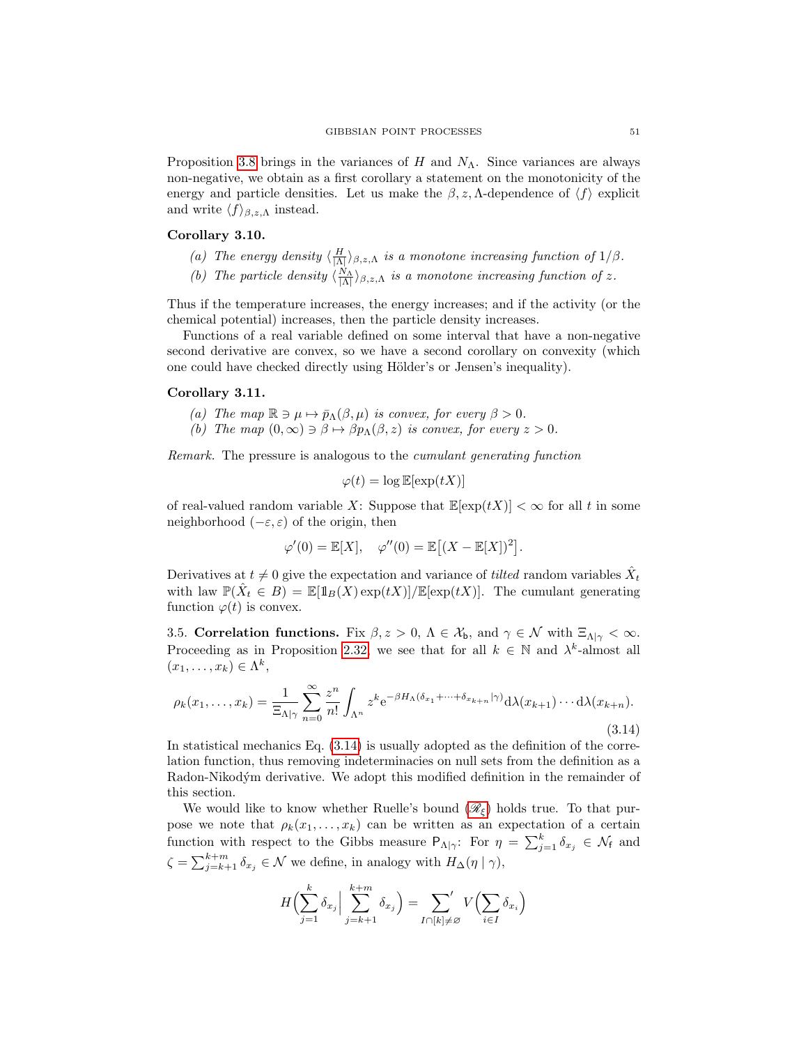Proposition 3.8 brings in the variances of $H$ and $N_\Lambda$. Since variances are always non-negative, we obtain as a first corollary a statement on the monotonicity of the energy and particle densities. Let us make the $\beta, z, \Lambda$-dependence of $\langle f \rangle$ explicit and write $\langle f \rangle_{\beta,z,\Lambda}$ instead.

**Corollary 3.10.**

*(a) The energy density $\langle \frac{H}{|\Lambda|} \rangle_{\beta,z,\Lambda}$ is a monotone increasing function of $1/\beta$.*

*(b) The particle density $\langle \frac{N_\Lambda}{|\Lambda|} \rangle_{\beta,z,\Lambda}$ is a monotone increasing function of $z$.*

Thus if the temperature increases, the energy increases; and if the activity (or the chemical potential) increases, then the particle density increases.

Functions of a real variable defined on some interval that have a non-negative second derivative are convex, so we have a second corollary on convexity (which one could have checked directly using Hölder's or Jensen's inequality).

**Corollary 3.11.**

*(a) The map $\mathbb{R} \ni \mu \mapsto \bar{p}_\Lambda(\beta, \mu)$ is convex, for every $\beta > 0$.*

*(b) The map $(0, \infty) \ni \beta \mapsto \beta p_\Lambda(\beta, z)$ is convex, for every $z > 0$.*

*Remark.* The pressure is analogous to the *cumulant generating function*

$$\varphi(t) = \log \mathbb{E}[\exp(tX)]$$

of real-valued random variable $X$: Suppose that $\mathbb{E}[\exp(tX)] < \infty$ for all $t$ in some neighborhood $(-\varepsilon, \varepsilon)$ of the origin, then

$$\varphi'(0) = \mathbb{E}[X], \quad \varphi''(0) = \mathbb{E}\big[(X - \mathbb{E}[X])^2\big].$$

Derivatives at $t \neq 0$ give the expectation and variance of *tilted* random variables $\hat{X}_t$ with law $\mathbb{P}(\hat{X}_t \in B) = \mathbb{E}[\mathbb{1}_B(X)\exp(tX)]/\mathbb{E}[\exp(tX)]$. The cumulant generating function $\varphi(t)$ is convex.

3.5. **Correlation functions.** Fix $\beta, z > 0$, $\Lambda \in \mathcal{X}_\mathsf{b}$, and $\gamma \in \mathcal{N}$ with $\Xi_{\Lambda|\gamma} < \infty$. Proceeding as in Proposition 2.32 we see that for all $k \in \mathbb{N}$ and $\lambda^k$-almost all $(x_1, \ldots, x_k) \in \Lambda^k$,

$$\rho_k(x_1, \ldots, x_k) = \frac{1}{\Xi_{\Lambda|\gamma}} \sum_{n=0}^{\infty} \frac{z^n}{n!} \int_{\Lambda^n} z^k \mathrm{e}^{-\beta H_\Lambda(\delta_{x_1} + \cdots + \delta_{x_{k+n}} | \gamma)} \mathrm{d}\lambda(x_{k+1}) \cdots \mathrm{d}\lambda(x_{k+n}). \tag{3.14}$$

In statistical mechanics Eq. (3.14) is usually adopted as the definition of the correlation function, thus removing indeterminacies on null sets from the definition as a Radon-Nikodým derivative. We adopt this modified definition in the remainder of this section.

We would like to know whether Ruelle's bound ($\mathscr{R}_\xi$) holds true. To that purpose we note that $\rho_k(x_1, \ldots, x_k)$ can be written as an expectation of a certain function with respect to the Gibbs measure $\mathsf{P}_{\Lambda|\gamma}$: For $\eta = \sum_{j=1}^k \delta_{x_j} \in \mathcal{N}_\mathsf{f}$ and $\zeta = \sum_{j=k+1}^{k+m} \delta_{x_j} \in \mathcal{N}$ we define, in analogy with $H_\Delta(\eta \mid \gamma)$,

$$H\Big(\sum_{j=1}^k \delta_{x_j} \Big| \sum_{j=k+1}^{k+m} \delta_{x_j}\Big) = \sum_{I \cap [k] \neq \varnothing}' V\Big(\sum_{i \in I} \delta_{x_i}\Big)$$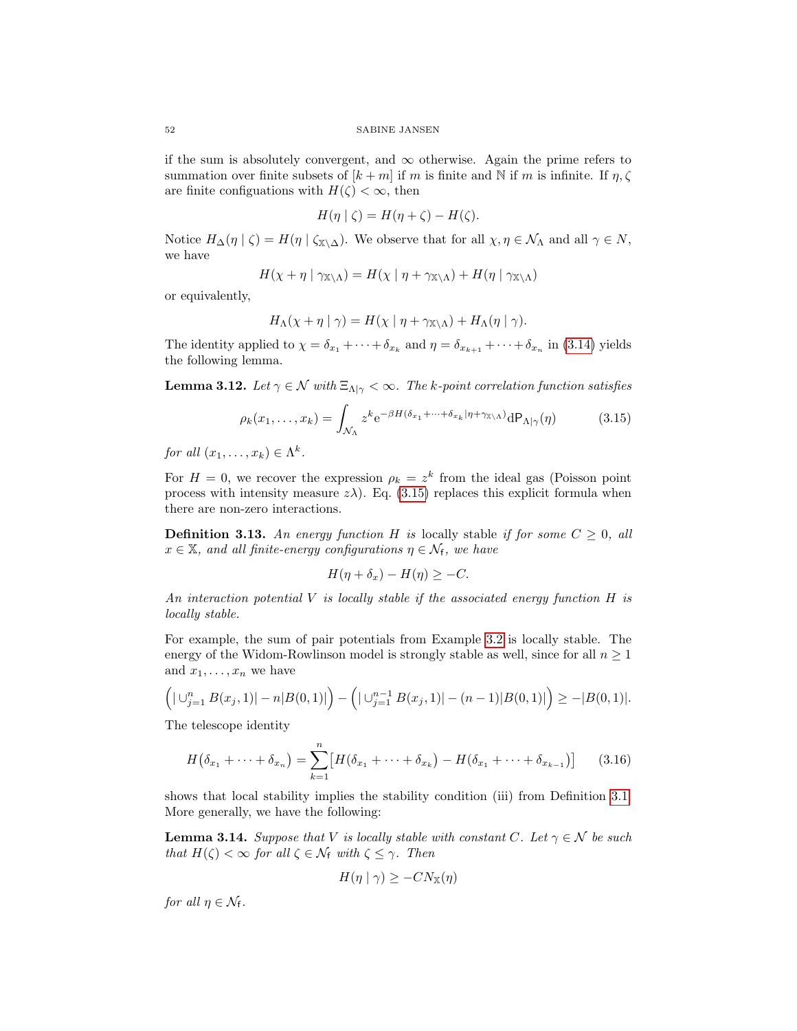if the sum is absolutely convergent, and $\infty$ otherwise. Again the prime refers to summation over finite subsets of $[k+m]$ if $m$ is finite and $\mathbb{N}$ if $m$ is infinite. If $\eta, \zeta$ are finite configuations with $H(\zeta) < \infty$, then

$$H(\eta \mid \zeta) = H(\eta + \zeta) - H(\zeta).$$

Notice $H_\Delta(\eta \mid \zeta) = H(\eta \mid \zeta_{\mathbb{X}\setminus\Delta})$. We observe that for all $\chi, \eta \in \mathcal{N}_\Lambda$ and all $\gamma \in N$, we have

$$H(\chi + \eta \mid \gamma_{\mathbb{X}\setminus\Lambda}) = H(\chi \mid \eta + \gamma_{\mathbb{X}\setminus\Lambda}) + H(\eta \mid \gamma_{\mathbb{X}\setminus\Lambda})$$

or equivalently,

$$H_\Lambda(\chi + \eta \mid \gamma) = H(\chi \mid \eta + \gamma_{\mathbb{X}\setminus\Lambda}) + H_\Lambda(\eta \mid \gamma).$$

The identity applied to $\chi = \delta_{x_1} + \cdots + \delta_{x_k}$ and $\eta = \delta_{x_{k+1}} + \cdots + \delta_{x_n}$ in (3.14) yields the following lemma.

**Lemma 3.12.** *Let $\gamma \in \mathcal{N}$ with $\Xi_{\Lambda|\gamma} < \infty$. The $k$-point correlation function satisfies*

$$\rho_k(x_1, \ldots, x_k) = \int_{\mathcal{N}_\Lambda} z^k \mathrm{e}^{-\beta H(\delta_{x_1} + \cdots + \delta_{x_k} \mid \eta + \gamma_{\mathbb{X}\setminus\Lambda})} \mathrm{d}\mathsf{P}_{\Lambda|\gamma}(\eta) \tag{3.15}$$

*for all $(x_1, \ldots, x_k) \in \Lambda^k$.*

For $H = 0$, we recover the expression $\rho_k = z^k$ from the ideal gas (Poisson point process with intensity measure $z\lambda$). Eq. (3.15) replaces this explicit formula when there are non-zero interactions.

**Definition 3.13.** *An energy function $H$ is* locally stable *if for some $C \geq 0$, all $x \in \mathbb{X}$, and all finite-energy configurations $\eta \in \mathcal{N}_\mathsf{f}$, we have*

$$H(\eta + \delta_x) - H(\eta) \geq -C.$$

*An interaction potential $V$ is locally stable if the associated energy function $H$ is locally stable.*

For example, the sum of pair potentials from Example 3.2 is locally stable. The energy of the Widom-Rowlinson model is strongly stable as well, since for all $n \geq 1$ and $x_1, \ldots, x_n$ we have

$$\Big(|\cup_{j=1}^n B(x_j, 1)| - n|B(0,1)|\Big) - \Big(|\cup_{j=1}^{n-1} B(x_j, 1)| - (n-1)|B(0,1)|\Big) \geq -|B(0,1)|.$$

The telescope identity

$$H\big(\delta_{x_1} + \cdots + \delta_{x_n}\big) = \sum_{k=1}^n \big[H(\delta_{x_1} + \cdots + \delta_{x_k}) - H(\delta_{x_1} + \cdots + \delta_{x_{k-1}})\big] \tag{3.16}$$

shows that local stability implies the stability condition (iii) from Definition 3.1. More generally, we have the following:

**Lemma 3.14.** *Suppose that $V$ is locally stable with constant $C$. Let $\gamma \in \mathcal{N}$ be such that $H(\zeta) < \infty$ for all $\zeta \in \mathcal{N}_\mathsf{f}$ with $\zeta \leq \gamma$. Then*

$$H(\eta \mid \gamma) \geq -C N_\mathbb{X}(\eta)$$

*for all $\eta \in \mathcal{N}_\mathsf{f}$.*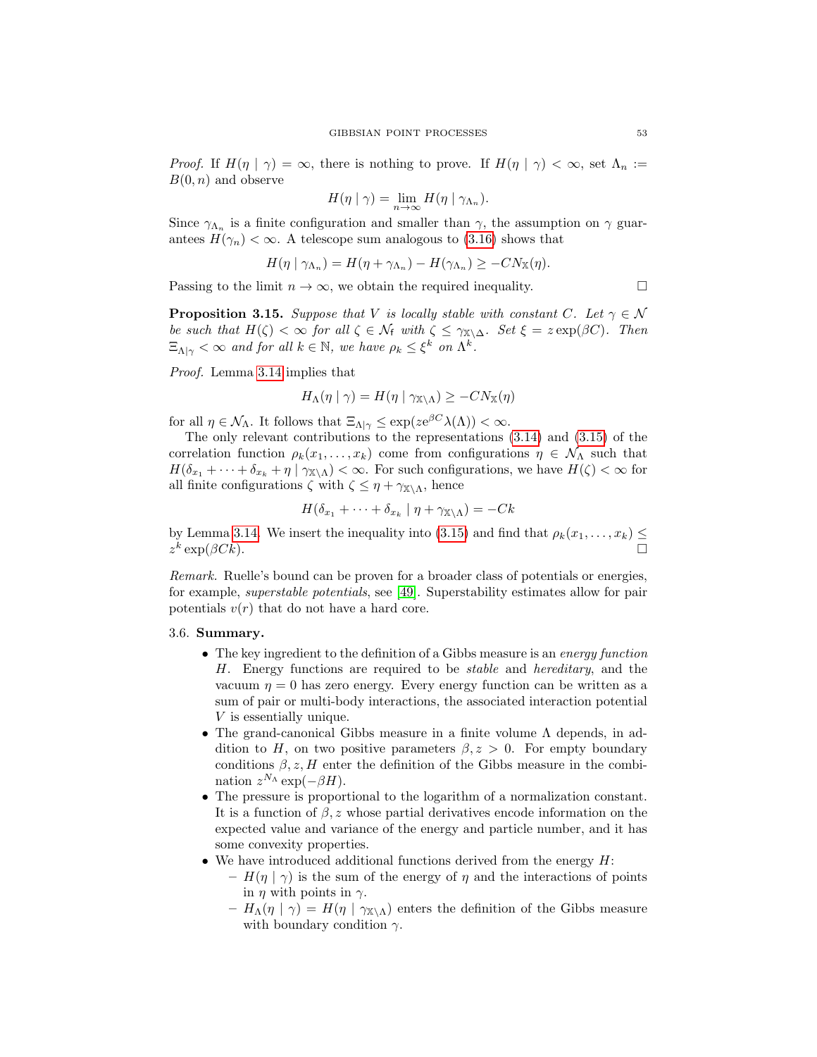*Proof.* If $H(\eta \mid \gamma) = \infty$, there is nothing to prove. If $H(\eta \mid \gamma) < \infty$, set $\Lambda_n := B(0, n)$ and observe

$$H(\eta \mid \gamma) = \lim_{n \to \infty} H(\eta \mid \gamma_{\Lambda_n}).$$

Since $\gamma_{\Lambda_n}$ is a finite configuration and smaller than $\gamma$, the assumption on $\gamma$ guarantees $H(\gamma_n) < \infty$. A telescope sum analogous to (3.16) shows that

$$H(\eta \mid \gamma_{\Lambda_n}) = H(\eta + \gamma_{\Lambda_n}) - H(\gamma_{\Lambda_n}) \geq -C N_{\mathbb{X}}(\eta).$$

Passing to the limit $n \to \infty$, we obtain the required inequality. □

**Proposition 3.15.** *Suppose that $V$ is locally stable with constant $C$. Let $\gamma \in \mathcal{N}$ be such that $H(\zeta) < \infty$ for all $\zeta \in \mathcal{N}_{\mathrm{f}}$ with $\zeta \leq \gamma_{\mathbb{X} \setminus \Delta}$. Set $\xi = z \exp(\beta C)$. Then $\Xi_{\Lambda \mid \gamma} < \infty$ and for all $k \in \mathbb{N}$, we have $\rho_k \leq \xi^k$ on $\Lambda^k$.*

*Proof.* Lemma 3.14 implies that

$$H_\Lambda(\eta \mid \gamma) = H(\eta \mid \gamma_{\mathbb{X} \setminus \Lambda}) \geq -C N_{\mathbb{X}}(\eta)$$

for all $\eta \in \mathcal{N}_\Lambda$. It follows that $\Xi_{\Lambda \mid \gamma} \leq \exp(z e^{\beta C} \lambda(\Lambda)) < \infty$.

The only relevant contributions to the representations (3.14) and (3.15) of the correlation function $\rho_k(x_1, \ldots, x_k)$ come from configurations $\eta \in \mathcal{N}_\Lambda$ such that $H(\delta_{x_1} + \cdots + \delta_{x_k} + \eta \mid \gamma_{\mathbb{X} \setminus \Lambda}) < \infty$. For such configurations, we have $H(\zeta) < \infty$ for all finite configurations $\zeta$ with $\zeta \leq \eta + \gamma_{\mathbb{X} \setminus \Lambda}$, hence

$$H(\delta_{x_1} + \cdots + \delta_{x_k} \mid \eta + \gamma_{\mathbb{X} \setminus \Lambda}) = -Ck$$

by Lemma 3.14. We insert the inequality into (3.15) and find that $\rho_k(x_1, \ldots, x_k) \leq z^k \exp(\beta C k)$. □

*Remark.* Ruelle's bound can be proven for a broader class of potentials or energies, for example, *superstable potentials*, see [49]. Superstability estimates allow for pair potentials $v(r)$ that do not have a hard core.

### 3.6. Summary.

- The key ingredient to the definition of a Gibbs measure is an *energy function* $H$. Energy functions are required to be *stable* and *hereditary*, and the vacuum $\eta = 0$ has zero energy. Every energy function can be written as a sum of pair or multi-body interactions, the associated interaction potential $V$ is essentially unique.
- The grand-canonical Gibbs measure in a finite volume $\Lambda$ depends, in addition to $H$, on two positive parameters $\beta, z > 0$. For empty boundary conditions $\beta, z, H$ enter the definition of the Gibbs measure in the combination $z^{N_\Lambda} \exp(-\beta H)$.
- The pressure is proportional to the logarithm of a normalization constant. It is a function of $\beta, z$ whose partial derivatives encode information on the expected value and variance of the energy and particle number, and it has some convexity properties.
- We have introduced additional functions derived from the energy $H$:
  - $H(\eta \mid \gamma)$ is the sum of the energy of $\eta$ and the interactions of points in $\eta$ with points in $\gamma$.
  - $H_\Lambda(\eta \mid \gamma) = H(\eta \mid \gamma_{\mathbb{X} \setminus \Lambda})$ enters the definition of the Gibbs measure with boundary condition $\gamma$.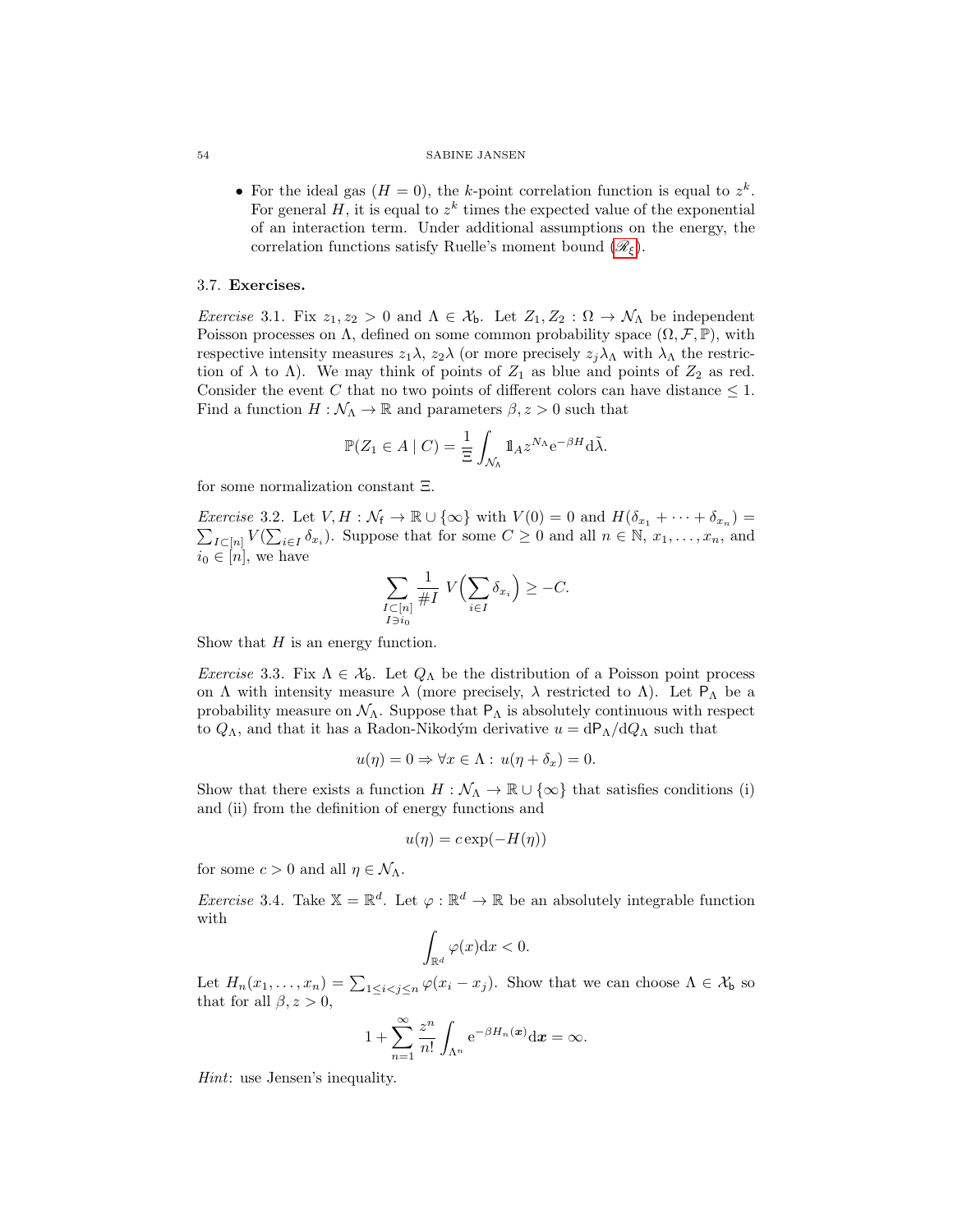- For the ideal gas ($H = 0$), the $k$-point correlation function is equal to $z^k$. For general $H$, it is equal to $z^k$ times the expected value of the exponential of an interaction term. Under additional assumptions on the energy, the correlation functions satisfy Ruelle's moment bound ($\mathscr{R}_\xi$).

### 3.7. Exercises.

*Exercise* 3.1. Fix $z_1, z_2 > 0$ and $\Lambda \in \mathcal{X}_\mathsf{b}$. Let $Z_1, Z_2 : \Omega \to \mathcal{N}_\Lambda$ be independent Poisson processes on $\Lambda$, defined on some common probability space $(\Omega, \mathcal{F}, \mathbb{P})$, with respective intensity measures $z_1\lambda$, $z_2\lambda$ (or more precisely $z_j\lambda_\Lambda$ with $\lambda_\Lambda$ the restriction of $\lambda$ to $\Lambda$). We may think of points of $Z_1$ as blue and points of $Z_2$ as red. Consider the event $C$ that no two points of different colors can have distance $\leq 1$. Find a function $H : \mathcal{N}_\Lambda \to \mathbb{R}$ and parameters $\beta, z > 0$ such that

$$\mathbb{P}(Z_1 \in A \mid C) = \frac{1}{\Xi} \int_{\mathcal{N}_\Lambda} \mathbb{1}_A z^{N_\Lambda} \mathrm{e}^{-\beta H} \mathrm{d}\tilde{\lambda}.$$

for some normalization constant $\Xi$.

*Exercise* 3.2. Let $V, H : \mathcal{N}_\mathsf{f} \to \mathbb{R} \cup \{\infty\}$ with $V(0) = 0$ and $H(\delta_{x_1} + \cdots + \delta_{x_n}) = \sum_{I \subset [n]} V(\sum_{i \in I} \delta_{x_i})$. Suppose that for some $C \geq 0$ and all $n \in \mathbb{N}$, $x_1, \ldots, x_n$, and $i_0 \in [n]$, we have

$$\sum_{\substack{I \subset [n] \\ I \ni i_0}} \frac{1}{\# I}\; V\Big(\sum_{i \in I} \delta_{x_i}\Big) \geq -C.$$

Show that $H$ is an energy function.

*Exercise* 3.3. Fix $\Lambda \in \mathcal{X}_\mathsf{b}$. Let $Q_\Lambda$ be the distribution of a Poisson point process on $\Lambda$ with intensity measure $\lambda$ (more precisely, $\lambda$ restricted to $\Lambda$). Let $\mathsf{P}_\Lambda$ be a probability measure on $\mathcal{N}_\Lambda$. Suppose that $\mathsf{P}_\Lambda$ is absolutely continuous with respect to $Q_\Lambda$, and that it has a Radon-Nikodým derivative $u = \mathrm{d}\mathsf{P}_\Lambda / \mathrm{d}Q_\Lambda$ such that

$$u(\eta) = 0 \Rightarrow \forall x \in \Lambda : \; u(\eta + \delta_x) = 0.$$

Show that there exists a function $H : \mathcal{N}_\Lambda \to \mathbb{R} \cup \{\infty\}$ that satisfies conditions (i) and (ii) from the definition of energy functions and

$$u(\eta) = c \exp(-H(\eta))$$

for some $c > 0$ and all $\eta \in \mathcal{N}_\Lambda$.

*Exercise* 3.4. Take $\mathbb{X} = \mathbb{R}^d$. Let $\varphi : \mathbb{R}^d \to \mathbb{R}$ be an absolutely integrable function with

$$\int_{\mathbb{R}^d} \varphi(x) \mathrm{d}x < 0.$$

Let $H_n(x_1, \ldots, x_n) = \sum_{1 \leq i < j \leq n} \varphi(x_i - x_j)$. Show that we can choose $\Lambda \in \mathcal{X}_\mathsf{b}$ so that for all $\beta, z > 0$,

$$1 + \sum_{n=1}^\infty \frac{z^n}{n!} \int_{\Lambda^n} \mathrm{e}^{-\beta H_n(\boldsymbol{x})} \mathrm{d}\boldsymbol{x} = \infty.$$

*Hint*: use Jensen's inequality.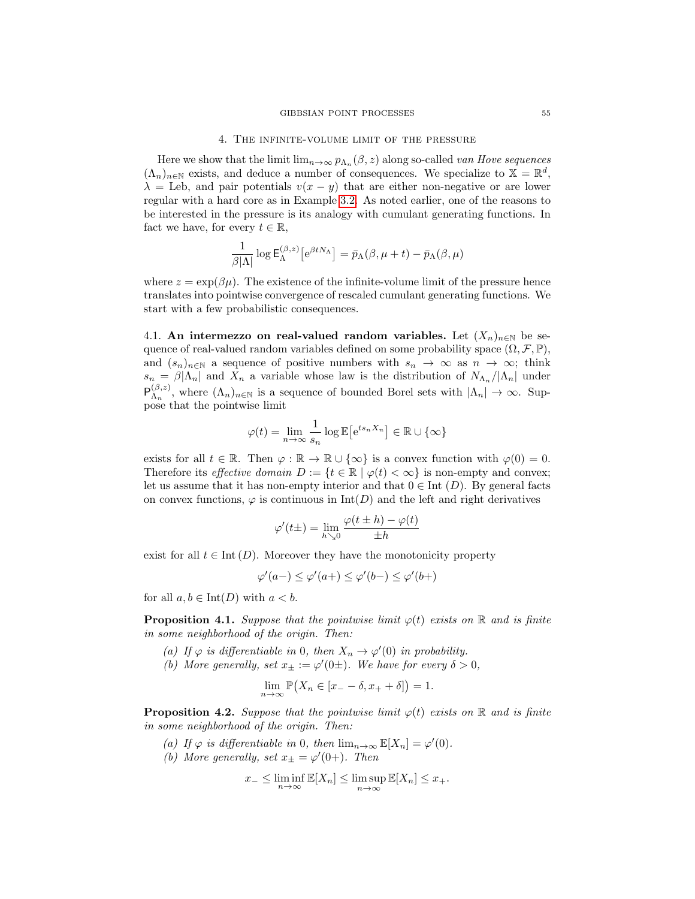## 4. The infinite-volume limit of the pressure

Here we show that the limit $\lim_{n\to\infty} p_{\Lambda_n}(\beta, z)$ along so-called *van Hove sequences* $(\Lambda_n)_{n\in\mathbb{N}}$ exists, and deduce a number of consequences. We specialize to $\mathbb{X} = \mathbb{R}^d$, $\lambda = \text{Leb}$, and pair potentials $v(x-y)$ that are either non-negative or are lower regular with a hard core as in Example 3.2. As noted earlier, one of the reasons to be interested in the pressure is its analogy with cumulant generating functions. In fact we have, for every $t \in \mathbb{R}$,

$$\frac{1}{\beta|\Lambda|} \log \mathsf{E}_\Lambda^{(\beta,z)}\big[\mathrm{e}^{\beta t N_\Lambda}\big] = \bar{p}_\Lambda(\beta, \mu + t) - \bar{p}_\Lambda(\beta, \mu)$$

where $z = \exp(\beta\mu)$. The existence of the infinite-volume limit of the pressure hence translates into pointwise convergence of rescaled cumulant generating functions. We start with a few probabilistic consequences.

4.1. **An intermezzo on real-valued random variables.** Let $(X_n)_{n\in\mathbb{N}}$ be sequence of real-valued random variables defined on some probability space $(\Omega, \mathcal{F}, \mathbb{P})$, and $(s_n)_{n\in\mathbb{N}}$ a sequence of positive numbers with $s_n \to \infty$ as $n \to \infty$; think $s_n = \beta|\Lambda_n|$ and $X_n$ a variable whose law is the distribution of $N_{\Lambda_n}/|\Lambda_n|$ under $\mathsf{P}_{\Lambda_n}^{(\beta,z)}$, where $(\Lambda_n)_{n\in\mathbb{N}}$ is a sequence of bounded Borel sets with $|\Lambda_n| \to \infty$. Suppose that the pointwise limit

$$\varphi(t) = \lim_{n\to\infty} \frac{1}{s_n} \log \mathbb{E}\big[\mathrm{e}^{t s_n X_n}\big] \in \mathbb{R} \cup \{\infty\}$$

exists for all $t \in \mathbb{R}$. Then $\varphi : \mathbb{R} \to \mathbb{R} \cup \{\infty\}$ is a convex function with $\varphi(0) = 0$. Therefore its *effective domain* $D := \{t \in \mathbb{R} \mid \varphi(t) < \infty\}$ is non-empty and convex; let us assume that it has non-empty interior and that $0 \in \mathrm{Int}\,(D)$. By general facts on convex functions, $\varphi$ is continuous in $\mathrm{Int}(D)$ and the left and right derivatives

$$\varphi'(t\pm) = \lim_{h\searrow 0} \frac{\varphi(t \pm h) - \varphi(t)}{\pm h}$$

exist for all $t \in \mathrm{Int}\,(D)$. Moreover they have the monotonicity property

$$\varphi'(a-) \le \varphi'(a+) \le \varphi'(b-) \le \varphi'(b+)$$

for all $a, b \in \mathrm{Int}(D)$ with $a < b$.

**Proposition 4.1.** *Suppose that the pointwise limit $\varphi(t)$ exists on $\mathbb{R}$ and is finite in some neighborhood of the origin. Then:*

*(a) If $\varphi$ is differentiable in 0, then $X_n \to \varphi'(0)$ in probability.*

*(b) More generally, set $x_\pm := \varphi'(0\pm)$. We have for every $\delta > 0$,*

$$\lim_{n\to\infty} \mathbb{P}\big(X_n \in [x_- - \delta, x_+ + \delta]\big) = 1.$$

**Proposition 4.2.** *Suppose that the pointwise limit $\varphi(t)$ exists on $\mathbb{R}$ and is finite in some neighborhood of the origin. Then:*

*(a) If $\varphi$ is differentiable in 0, then $\lim_{n\to\infty} \mathbb{E}[X_n] = \varphi'(0)$.*

*(b) More generally, set $x_\pm = \varphi'(0+)$. Then*

$$x_- \le \liminf_{n\to\infty} \mathbb{E}[X_n] \le \limsup_{n\to\infty} \mathbb{E}[X_n] \le x_+.$$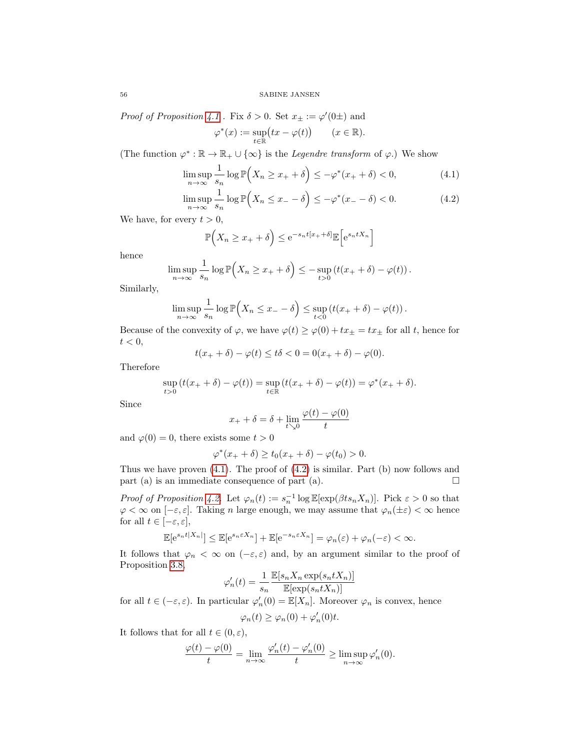*Proof of Proposition 4.1.* Fix $\delta > 0$. Set $x_\pm := \varphi'(0\pm)$ and

$$\varphi^*(x) := \sup_{t \in \mathbb{R}} \big( tx - \varphi(t) \big) \qquad (x \in \mathbb{R}).$$

(The function $\varphi^* : \mathbb{R} \to \mathbb{R}_+ \cup \{\infty\}$ is the *Legendre transform* of $\varphi$.) We show

$$\limsup_{n \to \infty} \frac{1}{s_n} \log \mathbb{P}\Big( X_n \geq x_+ + \delta \Big) \leq -\varphi^*(x_+ + \delta) < 0, \tag{4.1}$$

$$\limsup_{n \to \infty} \frac{1}{s_n} \log \mathbb{P}\Big( X_n \leq x_- - \delta \Big) \leq -\varphi^*(x_- - \delta) < 0. \tag{4.2}$$

We have, for every $t > 0$,

$$\mathbb{P}\Big( X_n \geq x_+ + \delta \Big) \leq \mathrm{e}^{-s_n t [x_+ + \delta]} \mathbb{E}\Big[ \mathrm{e}^{s_n t X_n} \Big]$$

hence

$$\limsup_{n \to \infty} \frac{1}{s_n} \log \mathbb{P}\Big( X_n \geq x_+ + \delta \Big) \leq - \sup_{t > 0} \left( t(x_+ + \delta) - \varphi(t) \right).$$

Similarly,

$$\limsup_{n \to \infty} \frac{1}{s_n} \log \mathbb{P}\Big( X_n \leq x_- - \delta \Big) \leq \sup_{t < 0} \left( t(x_+ + \delta) - \varphi(t) \right).$$

Because of the convexity of $\varphi$, we have $\varphi(t) \geq \varphi(0) + t x_\pm = t x_\pm$ for all $t$, hence for $t < 0$,

$$t(x_+ + \delta) - \varphi(t) \leq t\delta < 0 = 0(x_+ + \delta) - \varphi(0).$$

Therefore

$$\sup_{t > 0} \left( t(x_+ + \delta) - \varphi(t) \right) = \sup_{t \in \mathbb{R}} \left( t(x_+ + \delta) - \varphi(t) \right) = \varphi^*(x_+ + \delta).$$

Since

$$x_+ + \delta = \delta + \lim_{t \searrow 0} \frac{\varphi(t) - \varphi(0)}{t}$$

and $\varphi(0) = 0$, there exists some $t > 0$

$$\varphi^*(x_+ + \delta) \geq t_0(x_+ + \delta) - \varphi(t_0) > 0.$$

Thus we have proven (4.1). The proof of (4.2) is similar. Part (b) now follows and part (a) is an immediate consequence of part (a). $\square$

*Proof of Proposition 4.2.* Let $\varphi_n(t) := s_n^{-1} \log \mathbb{E}[\exp(\beta t s_n X_n)]$. Pick $\varepsilon > 0$ so that $\varphi < \infty$ on $[-\varepsilon, \varepsilon]$. Taking $n$ large enough, we may assume that $\varphi_n(\pm\varepsilon) < \infty$ hence for all $t \in [-\varepsilon, \varepsilon]$,

$$\mathbb{E}[\mathrm{e}^{s_n t |X_n|}] \leq \mathbb{E}[\mathrm{e}^{s_n \varepsilon X_n}] + \mathbb{E}[\mathrm{e}^{-s_n \varepsilon X_n}] = \varphi_n(\varepsilon) + \varphi_n(-\varepsilon) < \infty.$$

It follows that $\varphi_n < \infty$ on $(-\varepsilon, \varepsilon)$ and, by an argument similar to the proof of Proposition 3.8,

$$\varphi_n'(t) = \frac{1}{s_n} \frac{\mathbb{E}[s_n X_n \exp(s_n t X_n)]}{\mathbb{E}[\exp(s_n t X_n)]}$$

for all $t \in (-\varepsilon, \varepsilon)$. In particular $\varphi_n'(0) = \mathbb{E}[X_n]$. Moreover $\varphi_n$ is convex, hence

$$\varphi_n(t) \geq \varphi_n(0) + \varphi_n'(0)t.$$

It follows that for all $t \in (0, \varepsilon)$,

$$\frac{\varphi(t) - \varphi(0)}{t} = \lim_{n \to \infty} \frac{\varphi_n'(t) - \varphi_n'(0)}{t} \geq \limsup_{n \to \infty} \varphi_n'(0).$$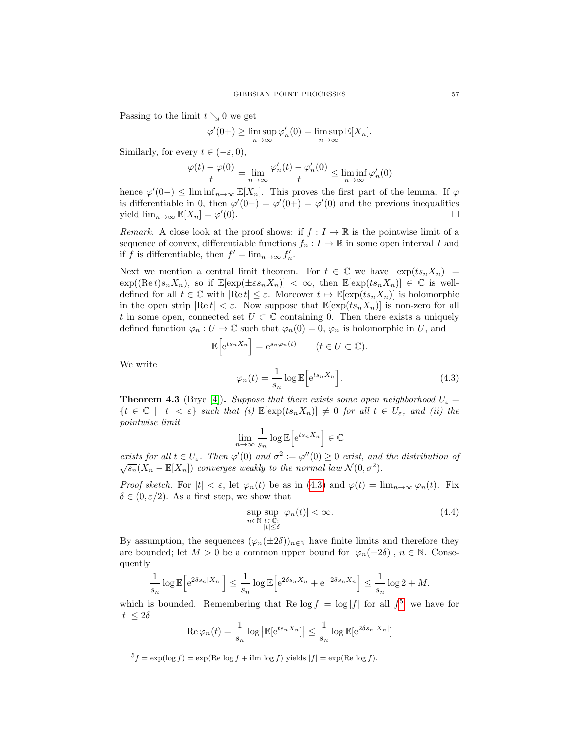Passing to the limit $t \searrow 0$ we get

$$\varphi'(0+) \geq \limsup_{n\to\infty} \varphi_n'(0) = \limsup_{n\to\infty} \mathbb{E}[X_n].$$

Similarly, for every $t \in (-\varepsilon, 0)$,

$$\frac{\varphi(t) - \varphi(0)}{t} = \lim_{n\to\infty} \frac{\varphi_n'(t) - \varphi_n'(0)}{t} \leq \liminf_{n\to\infty} \varphi_n'(0)$$

hence $\varphi'(0-) \leq \liminf_{n\to\infty} \mathbb{E}[X_n]$. This proves the first part of the lemma. If $\varphi$ is differentiable in 0, then $\varphi'(0-) = \varphi'(0+) = \varphi'(0)$ and the previous inequalities yield $\lim_{n\to\infty} \mathbb{E}[X_n] = \varphi'(0)$. □

*Remark.* A close look at the proof shows: if $f : I \to \mathbb{R}$ is the pointwise limit of a sequence of convex, differentiable functions $f_n : I \to \mathbb{R}$ in some open interval $I$ and if $f$ is differentiable, then $f' = \lim_{n\to\infty} f_n'$.

Next we mention a central limit theorem. For $t \in \mathbb{C}$ we have $|\exp(ts_nX_n)| = \exp((\operatorname{Re} t)s_nX_n)$, so if $\mathbb{E}[\exp(\pm\varepsilon s_nX_n)] < \infty$, then $\mathbb{E}[\exp(ts_nX_n)] \in \mathbb{C}$ is well-defined for all $t \in \mathbb{C}$ with $|\operatorname{Re} t| \leq \varepsilon$. Moreover $t \mapsto \mathbb{E}[\exp(ts_nX_n)]$ is holomorphic in the open strip $|\operatorname{Re} t| < \varepsilon$. Now suppose that $\mathbb{E}[\exp(ts_nX_n)]$ is non-zero for all $t$ in some open, connected set $U \subset \mathbb{C}$ containing 0. Then there exists a uniquely defined function $\varphi_n : U \to \mathbb{C}$ such that $\varphi_n(0) = 0$, $\varphi_n$ is holomorphic in $U$, and

$$\mathbb{E}\Big[\mathrm{e}^{ts_nX_n}\Big] = \mathrm{e}^{s_n\varphi_n(t)} \qquad (t \in U \subset \mathbb{C}).$$

We write

$$\varphi_n(t) = \frac{1}{s_n} \log \mathbb{E}\Big[\mathrm{e}^{ts_nX_n}\Big]. \tag{4.3}$$

**Theorem 4.3** (Bryc [4])**.** *Suppose that there exists some open neighborhood $U_\varepsilon = \{t \in \mathbb{C} \mid |t| < \varepsilon\}$ such that (i) $\mathbb{E}[\exp(ts_nX_n)] \neq 0$ for all $t \in U_\varepsilon$, and (ii) the pointwise limit*

$$\lim_{n\to\infty} \frac{1}{s_n} \log \mathbb{E}\Big[\mathrm{e}^{ts_nX_n}\Big] \in \mathbb{C}$$

*exists for all $t \in U_\varepsilon$. Then $\varphi'(0)$ and $\sigma^2 := \varphi''(0) \geq 0$ exist, and the distribution of $\sqrt{s_n}(X_n - \mathbb{E}[X_n])$ converges weakly to the normal law $\mathcal{N}(0, \sigma^2)$.*

*Proof sketch.* For $|t| < \varepsilon$, let $\varphi_n(t)$ be as in (4.3) and $\varphi(t) = \lim_{n\to\infty} \varphi_n(t)$. Fix $\delta \in (0, \varepsilon/2)$. As a first step, we show that

$$\sup_{n\in\mathbb{N}} \sup_{\substack{t\in\mathbb{C}:\\ |t|\leq\delta}} |\varphi_n(t)| < \infty. \tag{4.4}$$

By assumption, the sequences $(\varphi_n(\pm 2\delta))_{n\in\mathbb{N}}$ have finite limits and therefore they are bounded; let $M > 0$ be a common upper bound for $|\varphi_n(\pm 2\delta)|$, $n \in \mathbb{N}$. Consequently

$$\frac{1}{s_n} \log \mathbb{E}\Big[\mathrm{e}^{2\delta s_n|X_n|}\Big] \leq \frac{1}{s_n} \log \mathbb{E}\Big[\mathrm{e}^{2\delta s_nX_n} + \mathrm{e}^{-2\delta s_nX_n}\Big] \leq \frac{1}{s_n} \log 2 + M.$$

which is bounded. Remembering that $\operatorname{Re} \log f = \log |f|$ for all $f$[5], we have for $|t| \leq 2\delta$

$$\operatorname{Re} \varphi_n(t) = \frac{1}{s_n} \log \big|\mathbb{E}[\mathrm{e}^{ts_nX_n}]\big| \leq \frac{1}{s_n} \log \mathbb{E}[\mathrm{e}^{2\delta s_n|X_n|}]$$

[5] $f = \exp(\log f) = \exp(\operatorname{Re} \log f + \mathrm{i} \operatorname{Im} \log f)$ yields $|f| = \exp(\operatorname{Re} \log f)$.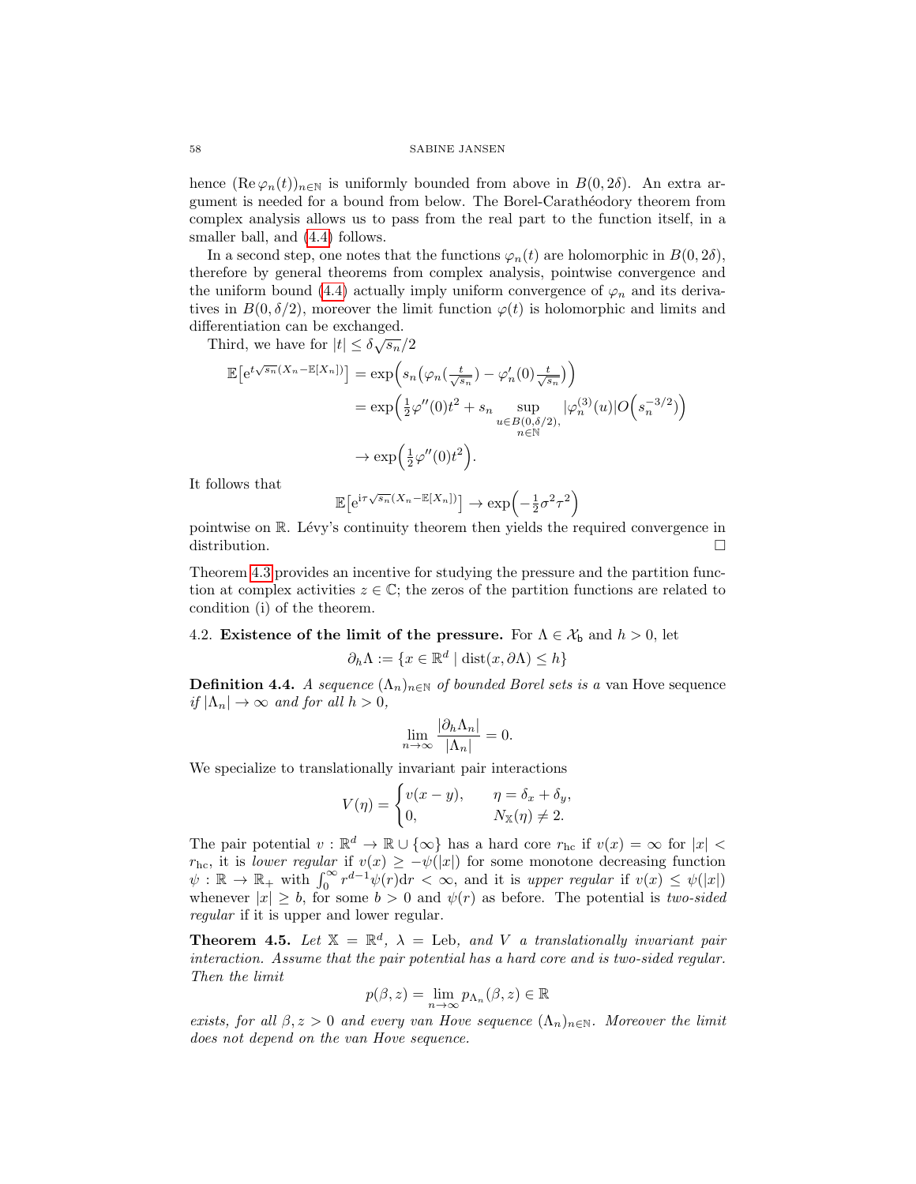hence $(\operatorname{Re}\varphi_n(t))_{n\in\mathbb{N}}$ is uniformly bounded from above in $B(0,2\delta)$. An extra argument is needed for a bound from below. The Borel-Carathéodory theorem from complex analysis allows us to pass from the real part to the function itself, in a smaller ball, and (4.4) follows.

In a second step, one notes that the functions $\varphi_n(t)$ are holomorphic in $B(0,2\delta)$, therefore by general theorems from complex analysis, pointwise convergence and the uniform bound (4.4) actually imply uniform convergence of $\varphi_n$ and its derivatives in $B(0,\delta/2)$, moreover the limit function $\varphi(t)$ is holomorphic and limits and differentiation can be exchanged.

Third, we have for $|t| \leq \delta\sqrt{s_n}/2$

$$
\begin{aligned}
\mathbb{E}\big[\mathrm{e}^{t\sqrt{s_n}(X_n - \mathbb{E}[X_n])}\big] &= \exp\Big(s_n\big(\varphi_n(\tfrac{t}{\sqrt{s_n}}) - \varphi_n'(0)\tfrac{t}{\sqrt{s_n}}\big)\Big) \\
&= \exp\Big(\tfrac12 \varphi''(0)t^2 + s_n \sup_{\substack{u\in B(0,\delta/2),\\ n\in\mathbb{N}}} |\varphi_n^{(3)}(u)| O\Big(s_n^{-3/2}\Big)\Big) \\
&\to \exp\Big(\tfrac12\varphi''(0)t^2\Big).
\end{aligned}
$$

It follows that

$$
\mathbb{E}\big[\mathrm{e}^{\mathrm{i}\tau\sqrt{s_n}(X_n-\mathbb{E}[X_n])}\big] \to \exp\Big(-\tfrac12\sigma^2\tau^2\Big)
$$

pointwise on $\mathbb{R}$. Lévy's continuity theorem then yields the required convergence in distribution. $\square$

Theorem 4.3 provides an incentive for studying the pressure and the partition function at complex activities $z\in\mathbb{C}$; the zeros of the partition functions are related to condition (i) of the theorem.

4.2. **Existence of the limit of the pressure.** For $\Lambda \in \mathcal{X}_{\mathsf{b}}$ and $h>0$, let

$$
\partial_h\Lambda := \{x\in\mathbb{R}^d \mid \operatorname{dist}(x,\partial\Lambda)\leq h\}
$$

**Definition 4.4.** *A sequence $(\Lambda_n)_{n\in\mathbb{N}}$ of bounded Borel sets is a* van Hove sequence *if $|\Lambda_n|\to\infty$ and for all $h>0$,*

$$
\lim_{n\to\infty}\frac{|\partial_h\Lambda_n|}{|\Lambda_n|} = 0.
$$

We specialize to translationally invariant pair interactions

$$
V(\eta) = \begin{cases} v(x-y), & \eta = \delta_x + \delta_y,\\ 0, & N_{\mathbb{X}}(\eta)\neq 2.\end{cases}
$$

The pair potential $v:\mathbb{R}^d\to\mathbb{R}\cup\{\infty\}$ has a hard core $r_{\mathrm{hc}}$ if $v(x)=\infty$ for $|x|<r_{\mathrm{hc}}$, it is *lower regular* if $v(x)\geq -\psi(|x|)$ for some monotone decreasing function $\psi:\mathbb{R}\to\mathbb{R}_+$ with $\int_0^\infty r^{d-1}\psi(r)\mathrm{d}r<\infty$, and it is *upper regular* if $v(x)\leq\psi(|x|)$ whenever $|x|\geq b$, for some $b>0$ and $\psi(r)$ as before. The potential is *two-sided regular* if it is upper and lower regular.

**Theorem 4.5.** *Let $\mathbb{X}=\mathbb{R}^d$, $\lambda = \mathrm{Leb}$, and $V$ a translationally invariant pair interaction. Assume that the pair potential has a hard core and is two-sided regular. Then the limit*

$$
p(\beta,z) = \lim_{n\to\infty} p_{\Lambda_n}(\beta,z)\in\mathbb{R}
$$

*exists, for all $\beta,z>0$ and every van Hove sequence $(\Lambda_n)_{n\in\mathbb{N}}$. Moreover the limit does not depend on the van Hove sequence.*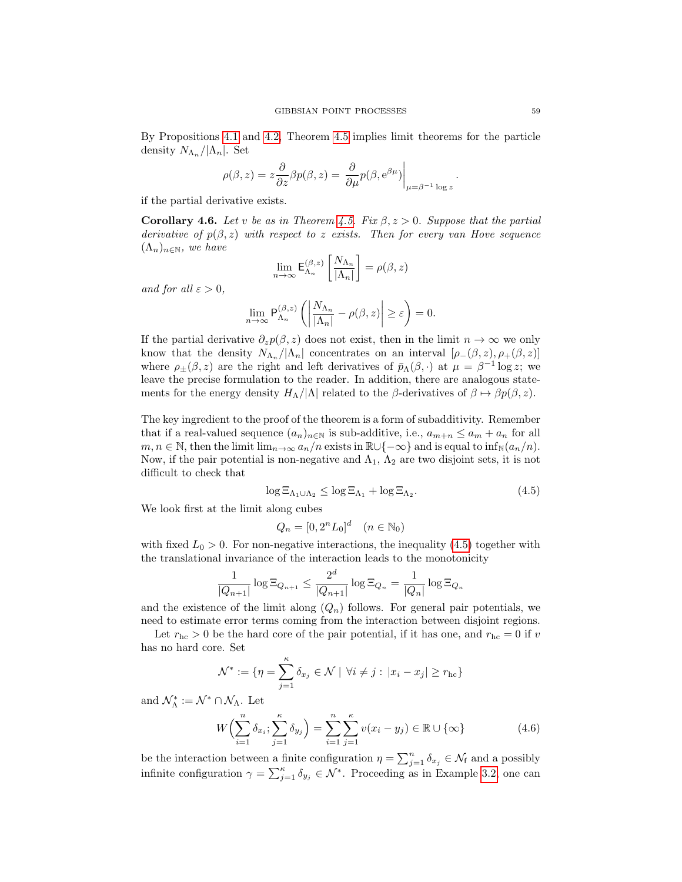By Propositions 4.1 and 4.2, Theorem 4.5 implies limit theorems for the particle density $N_{\Lambda_n}/|\Lambda_n|$. Set

$$\rho(\beta, z) = z \frac{\partial}{\partial z} \beta p(\beta, z) = \left. \frac{\partial}{\partial \mu} p(\beta, \mathrm{e}^{\beta\mu}) \right|_{\mu = \beta^{-1}\log z}.$$

if the partial derivative exists.

**Corollary 4.6.** *Let $v$ be as in Theorem 4.5. Fix $\beta, z > 0$. Suppose that the partial derivative of $p(\beta, z)$ with respect to $z$ exists. Then for every van Hove sequence $(\Lambda_n)_{n\in\mathbb{N}}$, we have*

$$\lim_{n\to\infty} \mathsf{E}_{\Lambda_n}^{(\beta,z)} \left[ \frac{N_{\Lambda_n}}{|\Lambda_n|} \right] = \rho(\beta, z)$$

*and for all $\varepsilon > 0$,*

$$\lim_{n\to\infty} \mathsf{P}_{\Lambda_n}^{(\beta,z)} \left( \left| \frac{N_{\Lambda_n}}{|\Lambda_n|} - \rho(\beta, z) \right| \geq \varepsilon \right) = 0.$$

If the partial derivative $\partial_z p(\beta, z)$ does not exist, then in the limit $n \to \infty$ we only know that the density $N_{\Lambda_n}/|\Lambda_n|$ concentrates on an interval $[\rho_-(\beta, z), \rho_+(\beta, z)]$ where $\rho_\pm(\beta, z)$ are the right and left derivatives of $\bar{p}_\Lambda(\beta, \cdot)$ at $\mu = \beta^{-1}\log z$; we leave the precise formulation to the reader. In addition, there are analogous statements for the energy density $H_\Lambda/|\Lambda|$ related to the $\beta$-derivatives of $\beta \mapsto \beta p(\beta, z)$.

The key ingredient to the proof of the theorem is a form of subadditivity. Remember that if a real-valued sequence $(a_n)_{n\in\mathbb{N}}$ is sub-additive, i.e., $a_{m+n} \leq a_m + a_n$ for all $m, n \in \mathbb{N}$, then the limit $\lim_{n\to\infty} a_n/n$ exists in $\mathbb{R}\cup\{-\infty\}$ and is equal to $\inf_{\mathbb{N}}(a_n/n)$. Now, if the pair potential is non-negative and $\Lambda_1$, $\Lambda_2$ are two disjoint sets, it is not difficult to check that

$$\log \Xi_{\Lambda_1 \cup \Lambda_2} \leq \log \Xi_{\Lambda_1} + \log \Xi_{\Lambda_2}. \tag{4.5}$$

We look first at the limit along cubes

$$Q_n = [0, 2^n L_0]^d \quad (n \in \mathbb{N}_0)$$

with fixed $L_0 > 0$. For non-negative interactions, the inequality (4.5) together with the translational invariance of the interaction leads to the monotonicity

$$\frac{1}{|Q_{n+1}|} \log \Xi_{Q_{n+1}} \leq \frac{2^d}{|Q_{n+1}|} \log \Xi_{Q_n} = \frac{1}{|Q_n|} \log \Xi_{Q_n}$$

and the existence of the limit along $(Q_n)$ follows. For general pair potentials, we need to estimate error terms coming from the interaction between disjoint regions.

Let $r_{\mathrm{hc}} > 0$ be the hard core of the pair potential, if it has one, and $r_{\mathrm{hc}} = 0$ if $v$ has no hard core. Set

$$\mathcal{N}^* := \{\eta = \sum_{j=1}^{\kappa} \delta_{x_j} \in \mathcal{N} \mid \forall i \neq j : |x_i - x_j| \geq r_{\mathrm{hc}}\}$$

and $\mathcal{N}_\Lambda^* := \mathcal{N}^* \cap \mathcal{N}_\Lambda$. Let

$$W\Big(\sum_{i=1}^{n} \delta_{x_i}; \sum_{j=1}^{\kappa} \delta_{y_j}\Big) = \sum_{i=1}^{n} \sum_{j=1}^{\kappa} v(x_i - y_j) \in \mathbb{R} \cup \{\infty\} \tag{4.6}$$

be the interaction between a finite configuration $\eta = \sum_{j=1}^{n} \delta_{x_j} \in \mathcal{N}_{\mathsf{f}}$ and a possibly infinite configuration $\gamma = \sum_{j=1}^{\kappa} \delta_{y_j} \in \mathcal{N}^*$. Proceeding as in Example 3.2, one can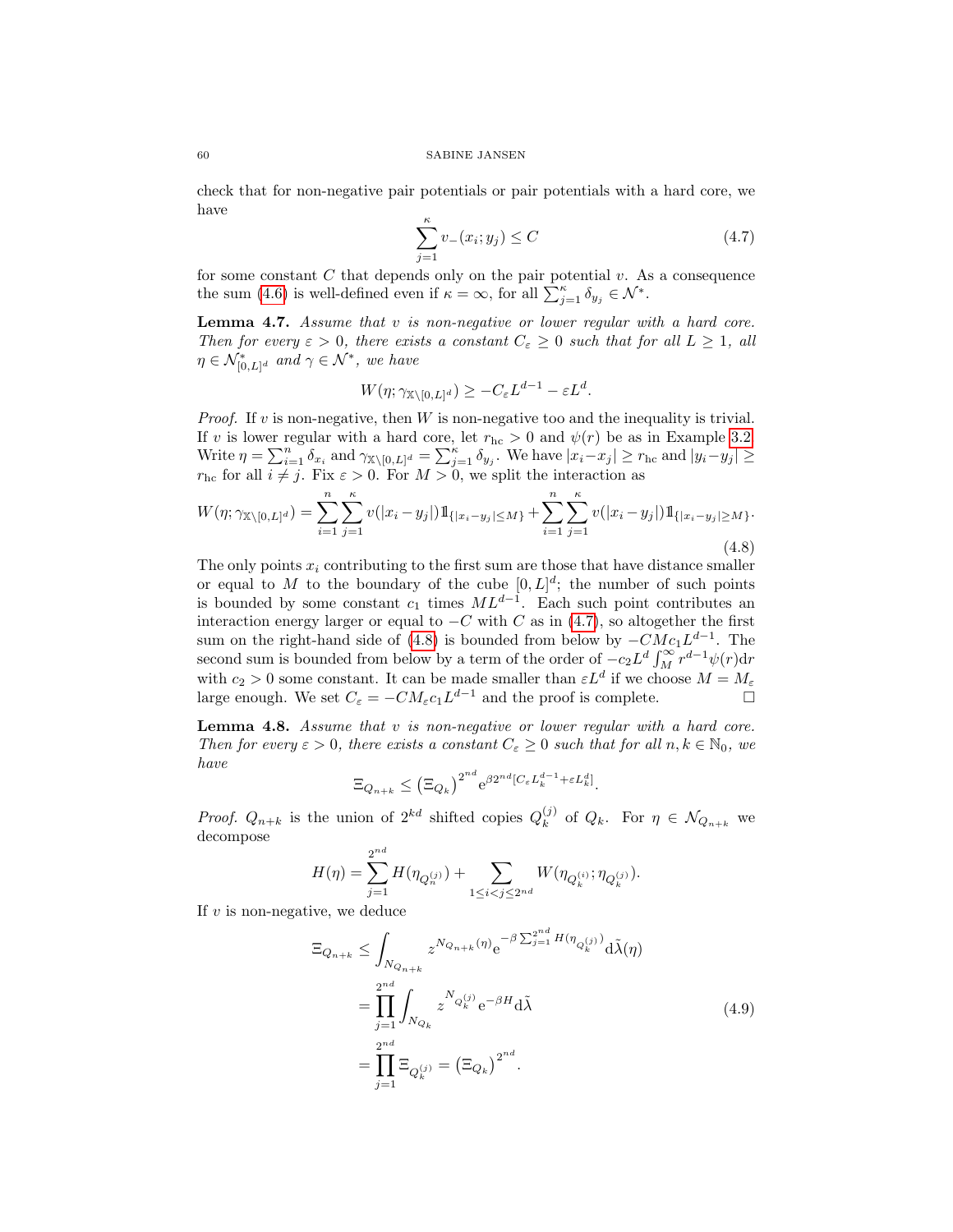check that for non-negative pair potentials or pair potentials with a hard core, we have

$$\sum_{j=1}^{\kappa} v_-(x_i; y_j) \leq C \tag{4.7}$$

for some constant $C$ that depends only on the pair potential $v$. As a consequence the sum (4.6) is well-defined even if $\kappa = \infty$, for all $\sum_{j=1}^{\kappa} \delta_{y_j} \in \mathcal{N}^*$.

**Lemma 4.7.** *Assume that $v$ is non-negative or lower regular with a hard core. Then for every $\varepsilon > 0$, there exists a constant $C_\varepsilon \geq 0$ such that for all $L \geq 1$, all $\eta \in \mathcal{N}^*_{[0,L]^d}$ and $\gamma \in \mathcal{N}^*$, we have*

$$W(\eta; \gamma_{\mathbb{X}\setminus[0,L]^d}) \geq -C_\varepsilon L^{d-1} - \varepsilon L^d.$$

*Proof.* If $v$ is non-negative, then $W$ is non-negative too and the inequality is trivial. If $v$ is lower regular with a hard core, let $r_{\mathrm{hc}} > 0$ and $\psi(r)$ be as in Example 3.2. Write $\eta = \sum_{i=1}^n \delta_{x_i}$ and $\gamma_{\mathbb{X}\setminus[0,L]^d} = \sum_{j=1}^{\kappa} \delta_{y_j}$. We have $|x_i - x_j| \geq r_{\mathrm{hc}}$ and $|y_i - y_j| \geq r_{\mathrm{hc}}$ for all $i \neq j$. Fix $\varepsilon > 0$. For $M > 0$, we split the interaction as

$$W(\eta; \gamma_{\mathbb{X}\setminus[0,L]^d}) = \sum_{i=1}^{n}\sum_{j=1}^{\kappa} v(|x_i - y_j|)\mathbb{1}_{\{|x_i-y_j|\leq M\}} + \sum_{i=1}^{n}\sum_{j=1}^{\kappa} v(|x_i - y_j|)\mathbb{1}_{\{|x_i-y_j|\geq M\}}. \tag{4.8}$$

The only points $x_i$ contributing to the first sum are those that have distance smaller or equal to $M$ to the boundary of the cube $[0,L]^d$; the number of such points is bounded by some constant $c_1$ times $ML^{d-1}$. Each such point contributes an interaction energy larger or equal to $-C$ with $C$ as in (4.7), so altogether the first sum on the right-hand side of (4.8) is bounded from below by $-CMc_1L^{d-1}$. The second sum is bounded from below by a term of the order of $-c_2 L^d \int_M^\infty r^{d-1}\psi(r)\mathrm{d}r$ with $c_2 > 0$ some constant. It can be made smaller than $\varepsilon L^d$ if we choose $M = M_\varepsilon$ large enough. We set $C_\varepsilon = -CM_\varepsilon c_1 L^{d-1}$ and the proof is complete. $\square$

**Lemma 4.8.** *Assume that $v$ is non-negative or lower regular with a hard core. Then for every $\varepsilon > 0$, there exists a constant $C_\varepsilon \geq 0$ such that for all $n, k \in \mathbb{N}_0$, we have*

$$\Xi_{Q_{n+k}} \leq \left(\Xi_{Q_k}\right)^{2^{nd}} \mathrm{e}^{\beta 2^{nd}[C_\varepsilon L_k^{d-1} + \varepsilon L_k^d]}.$$

*Proof.* $Q_{n+k}$ is the union of $2^{kd}$ shifted copies $Q_k^{(j)}$ of $Q_k$. For $\eta \in \mathcal{N}_{Q_{n+k}}$ we decompose

$$H(\eta) = \sum_{j=1}^{2^{nd}} H(\eta_{Q_n^{(j)}}) + \sum_{1\leq i<j\leq 2^{nd}} W(\eta_{Q_k^{(i)}}; \eta_{Q_k^{(j)}}).$$

If $v$ is non-negative, we deduce

$$\begin{aligned}
\Xi_{Q_{n+k}} &\leq \int_{N_{Q_{n+k}}} z^{N_{Q_{n+k}}(\eta)} \mathrm{e}^{-\beta\sum_{j=1}^{2^{nd}} H(\eta_{Q_k^{(j)}})} \mathrm{d}\tilde{\lambda}(\eta) \\
&= \prod_{j=1}^{2^{nd}} \int_{N_{Q_k}} z^{N_{Q_k^{(j)}}} \mathrm{e}^{-\beta H} \mathrm{d}\tilde{\lambda} \\
&= \prod_{j=1}^{2^{nd}} \Xi_{Q_k^{(j)}} = \left(\Xi_{Q_k}\right)^{2^{nd}}.
\end{aligned} \tag{4.9}$$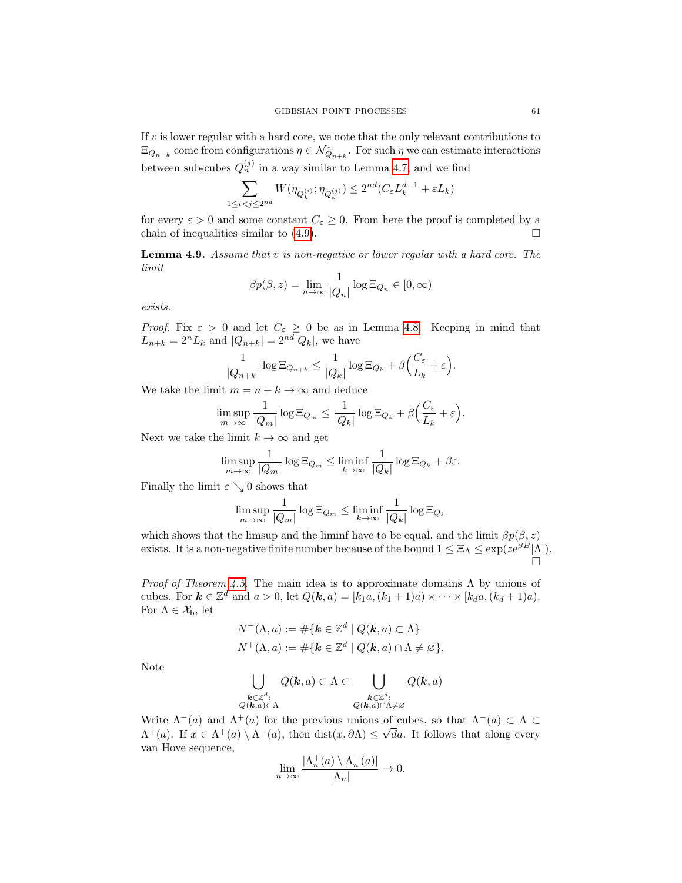If $v$ is lower regular with a hard core, we note that the only relevant contributions to $\Xi_{Q_{n+k}}$ come from configurations $\eta \in \mathcal{N}^*_{Q_{n+k}}$. For such $\eta$ we can estimate interactions between sub-cubes $Q_n^{(j)}$ in a way similar to Lemma 4.7, and we find

$$\sum_{1 \leq i < j \leq 2^{nd}} W(\eta_{Q_k^{(i)}}; \eta_{Q_k^{(j)}}) \leq 2^{nd}(C_\varepsilon L_k^{d-1} + \varepsilon L_k)$$

for every $\varepsilon > 0$ and some constant $C_\varepsilon \geq 0$. From here the proof is completed by a chain of inequalities similar to (4.9). $\square$

**Lemma 4.9.** *Assume that $v$ is non-negative or lower regular with a hard core. The limit*

$$\beta p(\beta, z) = \lim_{n \to \infty} \frac{1}{|Q_n|} \log \Xi_{Q_n} \in [0, \infty)$$

*exists.*

*Proof.* Fix $\varepsilon > 0$ and let $C_\varepsilon \geq 0$ be as in Lemma 4.8. Keeping in mind that $L_{n+k} = 2^n L_k$ and $|Q_{n+k}| = 2^{nd}|Q_k|$, we have

$$\frac{1}{|Q_{n+k}|} \log \Xi_{Q_{n+k}} \leq \frac{1}{|Q_k|} \log \Xi_{Q_k} + \beta\Big(\frac{C_\varepsilon}{L_k} + \varepsilon\Big).$$

We take the limit $m = n + k \to \infty$ and deduce

$$\limsup_{m \to \infty} \frac{1}{|Q_m|} \log \Xi_{Q_m} \leq \frac{1}{|Q_k|} \log \Xi_{Q_k} + \beta\Big(\frac{C_\varepsilon}{L_k} + \varepsilon\Big).$$

Next we take the limit $k \to \infty$ and get

$$\limsup_{m \to \infty} \frac{1}{|Q_m|} \log \Xi_{Q_m} \leq \liminf_{k \to \infty} \frac{1}{|Q_k|} \log \Xi_{Q_k} + \beta\varepsilon.$$

Finally the limit $\varepsilon \searrow 0$ shows that

$$\limsup_{m \to \infty} \frac{1}{|Q_m|} \log \Xi_{Q_m} \leq \liminf_{k \to \infty} \frac{1}{|Q_k|} \log \Xi_{Q_k}$$

which shows that the limsup and the liminf have to be equal, and the limit $\beta p(\beta, z)$ exists. It is a non-negative finite number because of the bound $1 \leq \Xi_\Lambda \leq \exp(z e^{\beta B}|\Lambda|)$. $\square$

*Proof of Theorem 4.5.* The main idea is to approximate domains $\Lambda$ by unions of cubes. For $\boldsymbol{k} \in \mathbb{Z}^d$ and $a > 0$, let $Q(\boldsymbol{k}, a) = [k_1 a, (k_1 + 1)a) \times \cdots \times [k_d a, (k_d + 1)a)$. For $\Lambda \in \mathcal{X}_\mathsf{b}$, let

$$N^-(\Lambda, a) := \#\{\boldsymbol{k} \in \mathbb{Z}^d \mid Q(\boldsymbol{k}, a) \subset \Lambda\}$$
$$N^+(\Lambda, a) := \#\{\boldsymbol{k} \in \mathbb{Z}^d \mid Q(\boldsymbol{k}, a) \cap \Lambda \neq \varnothing\}.$$

Note

$$\bigcup_{\substack{\boldsymbol{k} \in \mathbb{Z}^d: \\ Q(\boldsymbol{k}, a) \subset \Lambda}} Q(\boldsymbol{k}, a) \subset \Lambda \subset \bigcup_{\substack{\boldsymbol{k} \in \mathbb{Z}^d: \\ Q(\boldsymbol{k}, a) \cap \Lambda \neq \varnothing}} Q(\boldsymbol{k}, a)$$

Write $\Lambda^-(a)$ and $\Lambda^+(a)$ for the previous unions of cubes, so that $\Lambda^-(a) \subset \Lambda \subset \Lambda^+(a)$. If $x \in \Lambda^+(a) \setminus \Lambda^-(a)$, then $\mathrm{dist}(x, \partial\Lambda) \leq \sqrt{d}a$. It follows that along every van Hove sequence,

$$\lim_{n \to \infty} \frac{|\Lambda_n^+(a) \setminus \Lambda_n^-(a)|}{|\Lambda_n|} \to 0.$$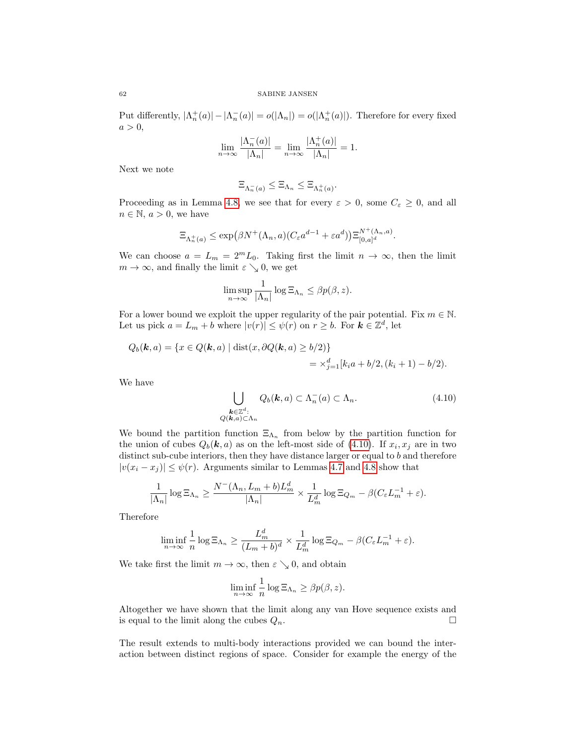Put differently, $|\Lambda_n^+(a)| - |\Lambda_n^-(a)| = o(|\Lambda_n|) = o(|\Lambda_n^+(a)|)$. Therefore for every fixed $a > 0$,

$$\lim_{n\to\infty} \frac{|\Lambda_n^-(a)|}{|\Lambda_n|} = \lim_{n\to\infty} \frac{|\Lambda_n^+(a)|}{|\Lambda_n|} = 1.$$

Next we note

$$\Xi_{\Lambda_n^-(a)} \leq \Xi_{\Lambda_n} \leq \Xi_{\Lambda_n^+(a)}.$$

Proceeding as in Lemma 4.8, we see that for every $\varepsilon > 0$, some $C_\varepsilon \geq 0$, and all $n \in \mathbb{N}$, $a > 0$, we have

$$\Xi_{\Lambda_n^+(a)} \leq \exp\big(\beta N^+(\Lambda_n, a)(C_\varepsilon a^{d-1} + \varepsilon a^d)\big) \Xi_{[0,a]^d}^{N^+(\Lambda_n,a)}.$$

We can choose $a = L_m = 2^m L_0$. Taking first the limit $n \to \infty$, then the limit $m \to \infty$, and finally the limit $\varepsilon \searrow 0$, we get

$$\limsup_{n\to\infty} \frac{1}{|\Lambda_n|} \log \Xi_{\Lambda_n} \leq \beta p(\beta, z).$$

For a lower bound we exploit the upper regularity of the pair potential. Fix $m \in \mathbb{N}$. Let us pick $a = L_m + b$ where $|v(r)| \leq \psi(r)$ on $r \geq b$. For $\boldsymbol{k} \in \mathbb{Z}^d$, let

$$\begin{aligned} Q_b(\boldsymbol{k}, a) &= \{x \in Q(\boldsymbol{k}, a) \mid \operatorname{dist}(x, \partial Q(\boldsymbol{k}, a) \geq b/2)\} \\ &= \times_{j=1}^d [k_i a + b/2, (k_i + 1) - b/2). \end{aligned}$$

We have

$$\bigcup_{\substack{\boldsymbol{k}\in\mathbb{Z}^d:\\ Q(\boldsymbol{k},a)\subset\Lambda_n}} Q_b(\boldsymbol{k}, a) \subset \Lambda_n^-(a) \subset \Lambda_n. \tag{4.10}$$

We bound the partition function $\Xi_{\Lambda_n}$ from below by the partition function for the union of cubes $Q_b(\boldsymbol{k}, a)$ as on the left-most side of (4.10). If $x_i, x_j$ are in two distinct sub-cube interiors, then they have distance larger or equal to $b$ and therefore $|v(x_i - x_j)| \leq \psi(r)$. Arguments similar to Lemmas 4.7 and 4.8 show that

$$\frac{1}{|\Lambda_n|} \log \Xi_{\Lambda_n} \geq \frac{N^-(\Lambda_n, L_m + b) L_m^d}{|\Lambda_n|} \times \frac{1}{L_m^d} \log \Xi_{Q_m} - \beta(C_\varepsilon L_m^{-1} + \varepsilon).$$

Therefore

$$\liminf_{n\to\infty} \frac{1}{n} \log \Xi_{\Lambda_n} \geq \frac{L_m^d}{(L_m + b)^d} \times \frac{1}{L_m^d} \log \Xi_{Q_m} - \beta(C_\varepsilon L_m^{-1} + \varepsilon).$$

We take first the limit $m \to \infty$, then $\varepsilon \searrow 0$, and obtain

$$\liminf_{n\to\infty} \frac{1}{n} \log \Xi_{\Lambda_n} \geq \beta p(\beta, z).$$

Altogether we have shown that the limit along any van Hove sequence exists and is equal to the limit along the cubes $Q_n$. □

The result extends to multi-body interactions provided we can bound the interaction between distinct regions of space. Consider for example the energy of the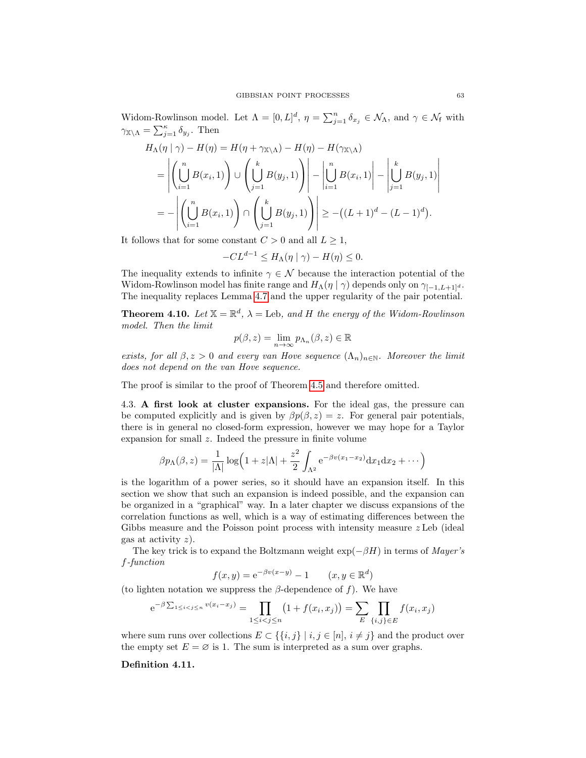Widom-Rowlinson model. Let $\Lambda = [0, L]^d$, $\eta = \sum_{j=1}^n \delta_{x_j} \in \mathcal{N}_\Lambda$, and $\gamma \in \mathcal{N}_{\mathsf{f}}$ with $\gamma_{\mathbb{X}\setminus\Lambda} = \sum_{j=1}^\kappa \delta_{y_j}$. Then

$$
\begin{aligned}
H_\Lambda(\eta \mid \gamma) - H(\eta) &= H(\eta + \gamma_{\mathbb{X}\setminus\Lambda}) - H(\eta) - H(\gamma_{\mathbb{X}\setminus\Lambda}) \\
&= \left| \left( \bigcup_{i=1}^n B(x_i, 1) \right) \cup \left( \bigcup_{j=1}^k B(y_j, 1) \right) \right| - \left| \bigcup_{i=1}^n B(x_i, 1) \right| - \left| \bigcup_{j=1}^k B(y_j, 1) \right| \\
&= - \left| \left( \bigcup_{i=1}^n B(x_i, 1) \right) \cap \left( \bigcup_{j=1}^k B(y_j, 1) \right) \right| \geq -\big( (L+1)^d - (L-1)^d \big).
\end{aligned}
$$

It follows that for some constant $C > 0$ and all $L \geq 1$,

$$
-CL^{d-1} \leq H_\Lambda(\eta \mid \gamma) - H(\eta) \leq 0.
$$

The inequality extends to infinite $\gamma \in \mathcal{N}$ because the interaction potential of the Widom-Rowlinson model has finite range and $H_\Lambda(\eta \mid \gamma)$ depends only on $\gamma_{[-1, L+1]^d}$. The inequality replaces Lemma 4.7 and the upper regularity of the pair potential.

**Theorem 4.10.** *Let $\mathbb{X} = \mathbb{R}^d$, $\lambda = \mathrm{Leb}$, and $H$ the energy of the Widom-Rowlinson model. Then the limit*

$$
p(\beta, z) = \lim_{n\to\infty} p_{\Lambda_n}(\beta, z) \in \mathbb{R}
$$

*exists, for all $\beta, z > 0$ and every van Hove sequence $(\Lambda_n)_{n\in\mathbb{N}}$. Moreover the limit does not depend on the van Hove sequence.*

The proof is similar to the proof of Theorem 4.5 and therefore omitted.

4.3. **A first look at cluster expansions.** For the ideal gas, the pressure can be computed explicitly and is given by $\beta p(\beta, z) = z$. For general pair potentials, there is in general no closed-form expression, however we may hope for a Taylor expansion for small $z$. Indeed the pressure in finite volume

$$
\beta p_\Lambda(\beta, z) = \frac{1}{|\Lambda|} \log\Big( 1 + z|\Lambda| + \frac{z^2}{2} \int_{\Lambda^2} \mathrm{e}^{-\beta v(x_1 - x_2)} \mathrm{d}x_1 \mathrm{d}x_2 + \cdots \Big)
$$

is the logarithm of a power series, so it should have an expansion itself. In this section we show that such an expansion is indeed possible, and the expansion can be organized in a "graphical" way. In a later chapter we discuss expansions of the correlation functions as well, which is a way of estimating differences between the Gibbs measure and the Poisson point process with intensity measure $z\,\mathrm{Leb}$ (ideal gas at activity $z$).

The key trick is to expand the Boltzmann weight $\exp(-\beta H)$ in terms of *Mayer's $f$-function*

$$
f(x, y) = \mathrm{e}^{-\beta v(x-y)} - 1 \qquad (x, y \in \mathbb{R}^d)
$$

(to lighten notation we suppress the $\beta$-dependence of $f$). We have

$$
\mathrm{e}^{-\beta \sum_{1\leq i<j\leq n} v(x_i - x_j)} = \prod_{1\leq i<j\leq n} \big( 1 + f(x_i, x_j) \big) = \sum_E \prod_{\{i,j\}\in E} f(x_i, x_j)
$$

where sum runs over collections $E \subset \{\{i, j\} \mid i, j \in [n],\, i \neq j\}$ and the product over the empty set $E = \varnothing$ is 1. The sum is interpreted as a sum over graphs.

**Definition 4.11.**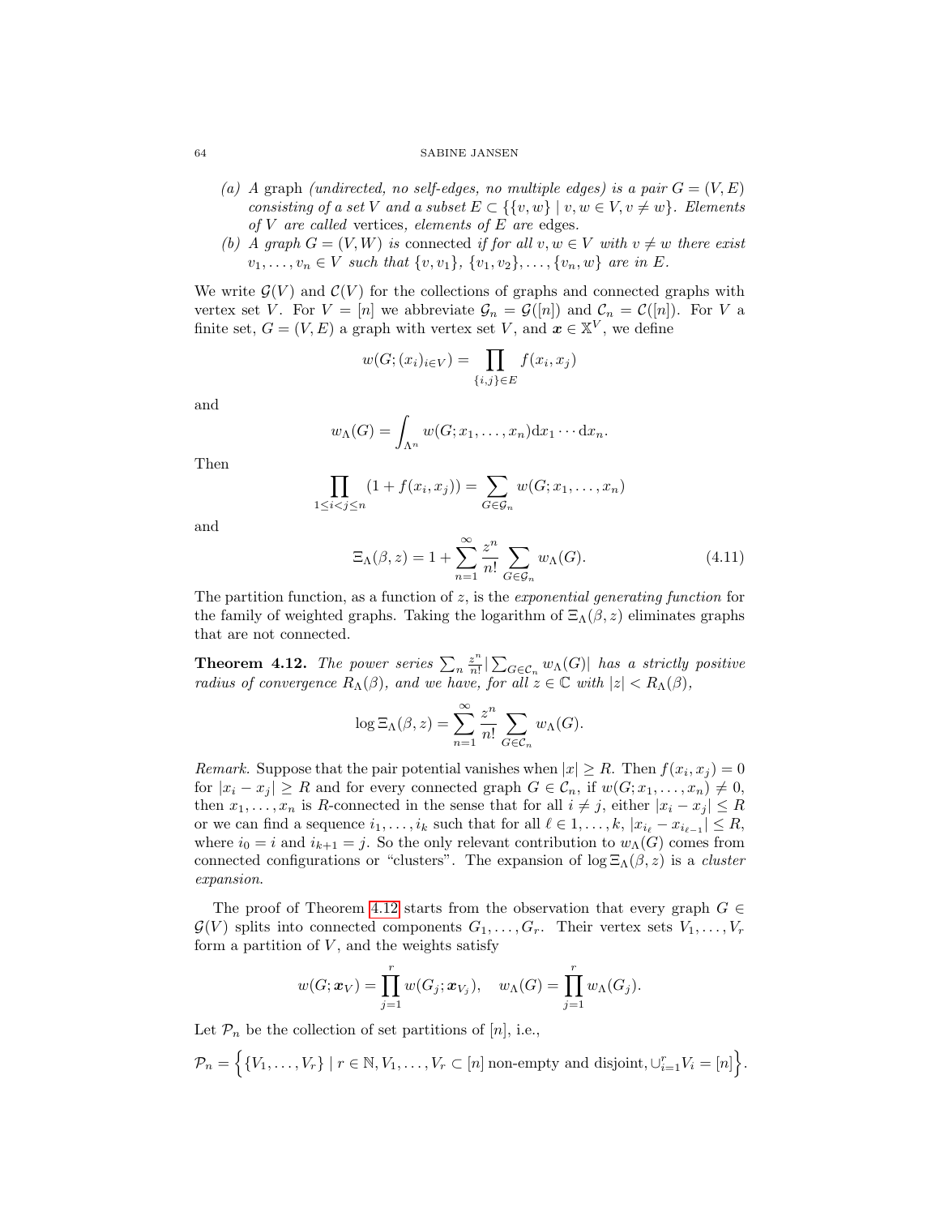(a) *A* graph *(undirected, no self-edges, no multiple edges) is a pair $G = (V, E)$ consisting of a set $V$ and a subset $E \subset \{\{v, w\} \mid v, w \in V, v \neq w\}$. Elements of $V$ are called* vertices*, elements of $E$ are* edges*.*

(b) *A graph $G = (V, W)$ is* connected *if for all $v, w \in V$ with $v \neq w$ there exist $v_1, \ldots, v_n \in V$ such that $\{v, v_1\}$, $\{v_1, v_2\}, \ldots, \{v_n, w\}$ are in $E$.*

We write $\mathcal{G}(V)$ and $\mathcal{C}(V)$ for the collections of graphs and connected graphs with vertex set $V$. For $V = [n]$ we abbreviate $\mathcal{G}_n = \mathcal{G}([n])$ and $\mathcal{C}_n = \mathcal{C}([n])$. For $V$ a finite set, $G = (V, E)$ a graph with vertex set $V$, and $\boldsymbol{x} \in \mathbb{X}^V$, we define

$$w(G; (x_i)_{i \in V}) = \prod_{\{i,j\} \in E} f(x_i, x_j)$$

and

$$w_\Lambda(G) = \int_{\Lambda^n} w(G; x_1, \ldots, x_n) \mathrm{d}x_1 \cdots \mathrm{d}x_n.$$

Then

$$\prod_{1 \leq i < j \leq n} (1 + f(x_i, x_j)) = \sum_{G \in \mathcal{G}_n} w(G; x_1, \ldots, x_n)$$

and

$$\Xi_\Lambda(\beta, z) = 1 + \sum_{n=1}^{\infty} \frac{z^n}{n!} \sum_{G \in \mathcal{G}_n} w_\Lambda(G). \tag{4.11}$$

The partition function, as a function of $z$, is the *exponential generating function* for the family of weighted graphs. Taking the logarithm of $\Xi_\Lambda(\beta, z)$ eliminates graphs that are not connected.

**Theorem 4.12.** *The power series $\sum_n \frac{z^n}{n!} |\sum_{G \in \mathcal{C}_n} w_\Lambda(G)|$ has a strictly positive radius of convergence $R_\Lambda(\beta)$, and we have, for all $z \in \mathbb{C}$ with $|z| < R_\Lambda(\beta)$,*

$$\log \Xi_\Lambda(\beta, z) = \sum_{n=1}^{\infty} \frac{z^n}{n!} \sum_{G \in \mathcal{C}_n} w_\Lambda(G).$$

*Remark.* Suppose that the pair potential vanishes when $|x| \geq R$. Then $f(x_i, x_j) = 0$ for $|x_i - x_j| \geq R$ and for every connected graph $G \in \mathcal{C}_n$, if $w(G; x_1, \ldots, x_n) \neq 0$, then $x_1, \ldots, x_n$ is $R$-connected in the sense that for all $i \neq j$, either $|x_i - x_j| \leq R$ or we can find a sequence $i_1, \ldots, i_k$ such that for all $\ell \in 1, \ldots, k$, $|x_{i_\ell} - x_{i_{\ell-1}}| \leq R$, where $i_0 = i$ and $i_{k+1} = j$. So the only relevant contribution to $w_\Lambda(G)$ comes from connected configurations or "clusters". The expansion of $\log \Xi_\Lambda(\beta, z)$ is a *cluster expansion*.

The proof of Theorem 4.12 starts from the observation that every graph $G \in \mathcal{G}(V)$ splits into connected components $G_1, \ldots, G_r$. Their vertex sets $V_1, \ldots, V_r$ form a partition of $V$, and the weights satisfy

$$w(G; \boldsymbol{x}_V) = \prod_{j=1}^{r} w(G_j; \boldsymbol{x}_{V_j}), \quad w_\Lambda(G) = \prod_{j=1}^{r} w_\Lambda(G_j).$$

Let $\mathcal{P}_n$ be the collection of set partitions of $[n]$, i.e.,

$$\mathcal{P}_n = \Big\{ \{V_1, \ldots, V_r\} \mid r \in \mathbb{N}, V_1, \ldots, V_r \subset [n] \text{ non-empty and disjoint}, \cup_{i=1}^r V_i = [n] \Big\}.$$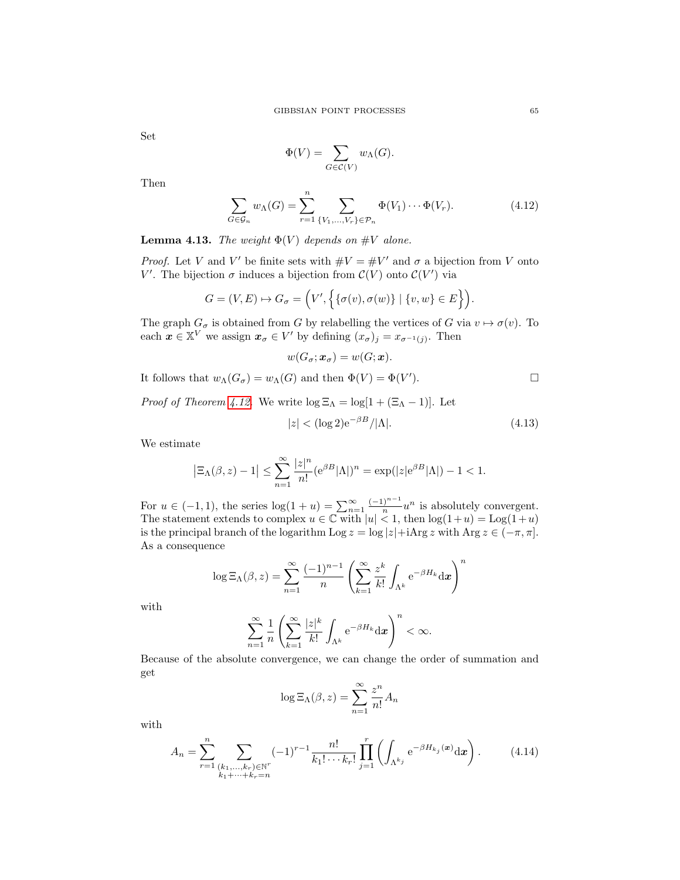Set

$$\Phi(V) = \sum_{G \in \mathcal{C}(V)} w_\Lambda(G).$$

Then

$$\sum_{G \in \mathcal{G}_n} w_\Lambda(G) = \sum_{r=1}^n \sum_{\{V_1,\dots,V_r\} \in \mathcal{P}_n} \Phi(V_1)\cdots\Phi(V_r). \tag{4.12}$$

**Lemma 4.13.** *The weight $\Phi(V)$ depends on $\#V$ alone.*

*Proof.* Let $V$ and $V'$ be finite sets with $\#V = \#V'$ and $\sigma$ a bijection from $V$ onto $V'$. The bijection $\sigma$ induces a bijection from $\mathcal{C}(V)$ onto $\mathcal{C}(V')$ via

$$G = (V, E) \mapsto G_\sigma = \Big(V', \Big\{ \{\sigma(v), \sigma(w)\} \mid \{v,w\} \in E \Big\}\Big).$$

The graph $G_\sigma$ is obtained from $G$ by relabelling the vertices of $G$ via $v \mapsto \sigma(v)$. To each $\boldsymbol{x} \in \mathbb{X}^V$ we assign $\boldsymbol{x}_\sigma \in V'$ by defining $(x_\sigma)_j = x_{\sigma^{-1}(j)}$. Then

$$w(G_\sigma; \boldsymbol{x}_\sigma) = w(G; \boldsymbol{x}).$$

It follows that $w_\Lambda(G_\sigma) = w_\Lambda(G)$ and then $\Phi(V) = \Phi(V')$. □

*Proof of Theorem 4.12.* We write $\log \Xi_\Lambda = \log[1 + (\Xi_\Lambda - 1)]$. Let

$$|z| < (\log 2) \mathrm{e}^{-\beta B}/|\Lambda|. \tag{4.13}$$

We estimate

$$\big|\Xi_\Lambda(\beta, z) - 1\big| \leq \sum_{n=1}^\infty \frac{|z|^n}{n!} (\mathrm{e}^{\beta B}|\Lambda|)^n = \exp(|z|\mathrm{e}^{\beta B}|\Lambda|) - 1 < 1.$$

For $u \in (-1,1)$, the series $\log(1+u) = \sum_{n=1}^\infty \frac{(-1)^{n-1}}{n} u^n$ is absolutely convergent. The statement extends to complex $u \in \mathbb{C}$ with $|u| < 1$, then $\log(1+u) = \mathrm{Log}(1+u)$ is the principal branch of the logarithm $\mathrm{Log}\, z = \log|z| + \mathrm{i}\mathrm{Arg}\, z$ with $\mathrm{Arg}\, z \in (-\pi, \pi]$. As a consequence

$$\log \Xi_\Lambda(\beta, z) = \sum_{n=1}^\infty \frac{(-1)^{n-1}}{n} \left( \sum_{k=1}^\infty \frac{z^k}{k!} \int_{\Lambda^k} \mathrm{e}^{-\beta H_k} \mathrm{d}\boldsymbol{x} \right)^n$$

with

$$\sum_{n=1}^\infty \frac{1}{n} \left( \sum_{k=1}^\infty \frac{|z|^k}{k!} \int_{\Lambda^k} \mathrm{e}^{-\beta H_k} \mathrm{d}\boldsymbol{x} \right)^n < \infty.$$

Because of the absolute convergence, we can change the order of summation and get

$$\log \Xi_\Lambda(\beta, z) = \sum_{n=1}^\infty \frac{z^n}{n!} A_n$$

with

$$A_n = \sum_{r=1}^n \sum_{\substack{(k_1,\dots,k_r) \in \mathbb{N}^r \\ k_1 + \cdots + k_r = n}} (-1)^{r-1} \frac{n!}{k_1! \cdots k_r!} \prod_{j=1}^r \left( \int_{\Lambda^{k_j}} \mathrm{e}^{-\beta H_{k_j}(\boldsymbol{x})} \mathrm{d}\boldsymbol{x} \right). \tag{4.14}$$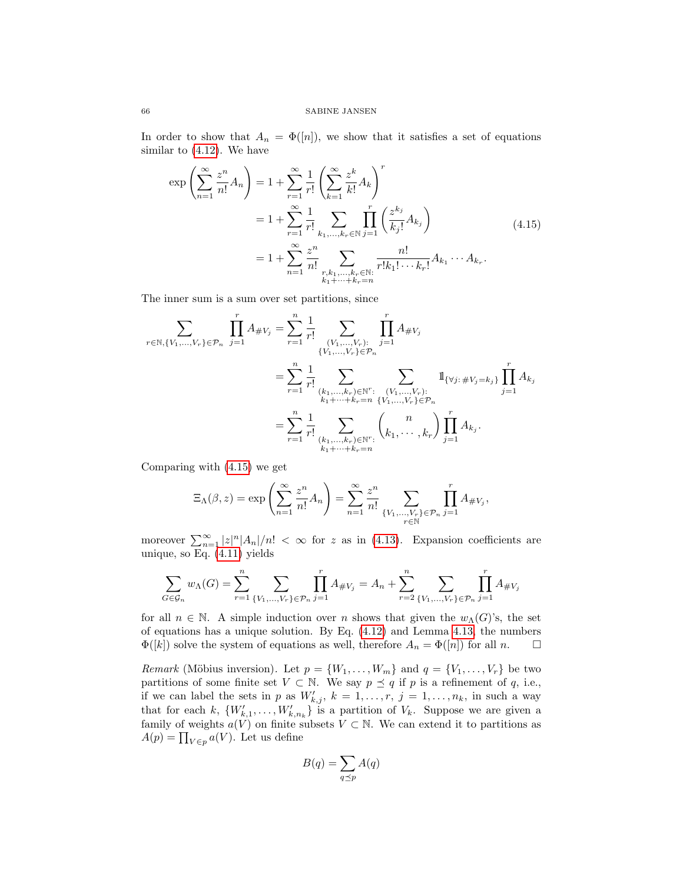In order to show that $A_n = \Phi([n])$, we show that it satisfies a set of equations similar to (4.12). We have

$$\begin{aligned}
\exp\left(\sum_{n=1}^{\infty} \frac{z^n}{n!} A_n\right) &= 1 + \sum_{r=1}^{\infty} \frac{1}{r!} \left(\sum_{k=1}^{\infty} \frac{z^k}{k!} A_k\right)^r \\
&= 1 + \sum_{r=1}^{\infty} \frac{1}{r!} \sum_{k_1,\dots,k_r \in \mathbb{N}} \prod_{j=1}^{r} \left(\frac{z^{k_j}}{k_j!} A_{k_j}\right) \\
&= 1 + \sum_{n=1}^{\infty} \frac{z^n}{n!} \sum_{\substack{r,k_1,\dots,k_r\in\mathbb{N}:\\ k_1+\cdots+k_r=n}} \frac{n!}{r! k_1! \cdots k_r!} A_{k_1} \cdots A_{k_r}.
\end{aligned} \tag{4.15}$$

The inner sum is a sum over set partitions, since

$$\begin{aligned}
\sum_{r\in\mathbb{N}, \{V_1,\dots,V_r\}\in\mathcal{P}_n} \prod_{j=1}^{r} A_{\#V_j} &= \sum_{r=1}^{n} \frac{1}{r!} \sum_{\substack{(V_1,\dots,V_r):\\ \{V_1,\dots,V_r\}\in\mathcal{P}_n}} \prod_{j=1}^{r} A_{\#V_j} \\
&= \sum_{r=1}^{n} \frac{1}{r!} \sum_{\substack{(k_1,\dots,k_r)\in\mathbb{N}^r:\\ k_1+\cdots+k_r=n}} \sum_{\substack{(V_1,\dots,V_r):\\ \{V_1,\dots,V_r\}\in\mathcal{P}_n}} \mathbb{1}_{\{\forall j:\, \#V_j = k_j\}} \prod_{j=1}^{r} A_{k_j} \\
&= \sum_{r=1}^{n} \frac{1}{r!} \sum_{\substack{(k_1,\dots,k_r)\in\mathbb{N}^r:\\ k_1+\cdots+k_r=n}} \binom{n}{k_1,\cdots,k_r} \prod_{j=1}^{r} A_{k_j}.
\end{aligned}$$

Comparing with (4.15) we get

$$\Xi_\Lambda(\beta,z) = \exp\left(\sum_{n=1}^{\infty} \frac{z^n}{n!} A_n\right) = \sum_{n=1}^{\infty} \frac{z^n}{n!} \sum_{\substack{\{V_1,\dots,V_r\}\in\mathcal{P}_n\\ r\in\mathbb{N}}} \prod_{j=1}^{r} A_{\#V_j},$$

moreover $\sum_{n=1}^{\infty} |z|^n |A_n|/n! < \infty$ for $z$ as in (4.13). Expansion coefficients are unique, so Eq. (4.11) yields

$$\sum_{G\in\mathcal{G}_n} w_\Lambda(G) = \sum_{r=1}^{n} \sum_{\{V_1,\dots,V_r\}\in\mathcal{P}_n} \prod_{j=1}^{r} A_{\#V_j} = A_n + \sum_{r=2}^{n} \sum_{\{V_1,\dots,V_r\}\in\mathcal{P}_n} \prod_{j=1}^{r} A_{\#V_j}$$

for all $n \in \mathbb{N}$. A simple induction over $n$ shows that given the $w_\Lambda(G)$'s, the set of equations has a unique solution. By Eq. (4.12) and Lemma 4.13, the numbers $\Phi([k])$ solve the system of equations as well, therefore $A_n = \Phi([n])$ for all $n$. $\square$

*Remark* (Möbius inversion). Let $p = \{W_1,\dots,W_m\}$ and $q = \{V_1,\dots,V_r\}$ be two partitions of some finite set $V \subset \mathbb{N}$. We say $p \preceq q$ if $p$ is a refinement of $q$, i.e., if we can label the sets in $p$ as $W'_{k,j}$, $k = 1,\dots,r$, $j = 1,\dots,n_k$, in such a way that for each $k$, $\{W'_{k,1},\dots,W'_{k,n_k}\}$ is a partition of $V_k$. Suppose we are given a family of weights $a(V)$ on finite subsets $V \subset \mathbb{N}$. We can extend it to partitions as $A(p) = \prod_{V\in p} a(V)$. Let us define

$$B(q) = \sum_{q\preceq p} A(q)$$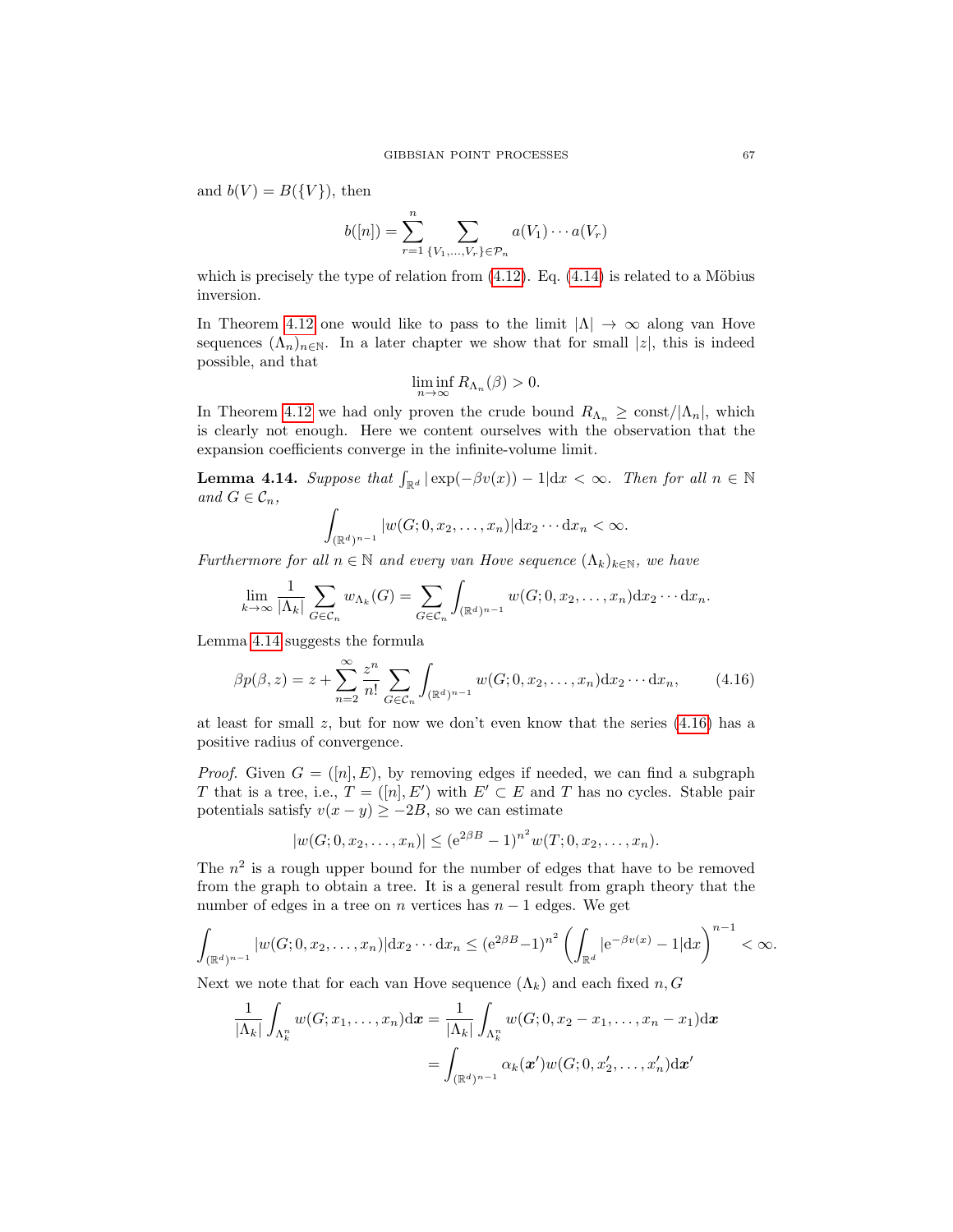and $b(V) = B(\{V\})$, then

$$b([n]) = \sum_{r=1}^{n} \sum_{\{V_1,\ldots,V_r\}\in\mathcal{P}_n} a(V_1)\cdots a(V_r)$$

which is precisely the type of relation from (4.12). Eq. (4.14) is related to a Möbius inversion.

In Theorem 4.12 one would like to pass to the limit $|\Lambda| \to \infty$ along van Hove sequences $(\Lambda_n)_{n\in\mathbb{N}}$. In a later chapter we show that for small $|z|$, this is indeed possible, and that

$$\liminf_{n\to\infty} R_{\Lambda_n}(\beta) > 0.$$

In Theorem 4.12 we had only proven the crude bound $R_{\Lambda_n} \geq \text{const}/|\Lambda_n|$, which is clearly not enough. Here we content ourselves with the observation that the expansion coefficients converge in the infinite-volume limit.

**Lemma 4.14.** *Suppose that* $\int_{\mathbb{R}^d} |\exp(-\beta v(x)) - 1|\mathrm{d}x < \infty$. *Then for all* $n \in \mathbb{N}$ *and* $G \in \mathcal{C}_n$,

$$\int_{(\mathbb{R}^d)^{n-1}} |w(G; 0, x_2, \ldots, x_n)|\mathrm{d}x_2\cdots\mathrm{d}x_n < \infty.$$

*Furthermore for all* $n \in \mathbb{N}$ *and every van Hove sequence* $(\Lambda_k)_{k\in\mathbb{N}}$, *we have*

$$\lim_{k\to\infty} \frac{1}{|\Lambda_k|} \sum_{G\in\mathcal{C}_n} w_{\Lambda_k}(G) = \sum_{G\in\mathcal{C}_n} \int_{(\mathbb{R}^d)^{n-1}} w(G; 0, x_2, \ldots, x_n)\mathrm{d}x_2\cdots\mathrm{d}x_n.$$

Lemma 4.14 suggests the formula

$$\beta p(\beta, z) = z + \sum_{n=2}^{\infty} \frac{z^n}{n!} \sum_{G\in\mathcal{C}_n} \int_{(\mathbb{R}^d)^{n-1}} w(G; 0, x_2, \ldots, x_n)\mathrm{d}x_2\cdots\mathrm{d}x_n, \tag{4.16}$$

at least for small $z$, but for now we don't even know that the series (4.16) has a positive radius of convergence.

*Proof.* Given $G = ([n], E)$, by removing edges if needed, we can find a subgraph $T$ that is a tree, i.e., $T = ([n], E')$ with $E' \subset E$ and $T$ has no cycles. Stable pair potentials satisfy $v(x-y) \geq -2B$, so we can estimate

$$|w(G; 0, x_2, \ldots, x_n)| \leq (\mathrm{e}^{2\beta B} - 1)^{n^2} w(T; 0, x_2, \ldots, x_n).$$

The $n^2$ is a rough upper bound for the number of edges that have to be removed from the graph to obtain a tree. It is a general result from graph theory that the number of edges in a tree on $n$ vertices has $n-1$ edges. We get

$$\int_{(\mathbb{R}^d)^{n-1}} |w(G; 0, x_2, \ldots, x_n)|\mathrm{d}x_2\cdots\mathrm{d}x_n \leq (\mathrm{e}^{2\beta B} - 1)^{n^2} \left( \int_{\mathbb{R}^d} |\mathrm{e}^{-\beta v(x)} - 1|\mathrm{d}x \right)^{n-1} < \infty.$$

Next we note that for each van Hove sequence $(\Lambda_k)$ and each fixed $n, G$

$$\begin{aligned}
\frac{1}{|\Lambda_k|} \int_{\Lambda_k^n} w(G; x_1, \ldots, x_n)\mathrm{d}\boldsymbol{x} &= \frac{1}{|\Lambda_k|} \int_{\Lambda_k^n} w(G; 0, x_2 - x_1, \ldots, x_n - x_1)\mathrm{d}\boldsymbol{x} \\
&= \int_{(\mathbb{R}^d)^{n-1}} \alpha_k(\boldsymbol{x}') w(G; 0, x'_2, \ldots, x'_n)\mathrm{d}\boldsymbol{x}'
\end{aligned}$$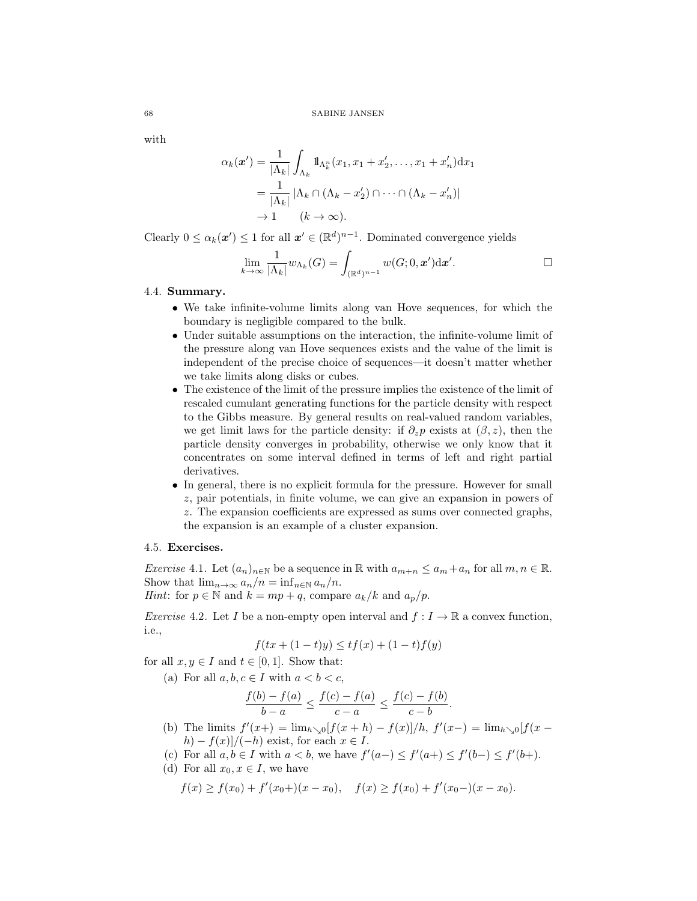with

$$\begin{aligned}\alpha_k(\boldsymbol{x}') &= \frac{1}{|\Lambda_k|}\int_{\Lambda_k} \mathbb{1}_{\Lambda_k^n}(x_1, x_1 + x_2', \dots, x_1 + x_n')\mathrm{d}x_1 \\ &= \frac{1}{|\Lambda_k|}\,|\Lambda_k \cap (\Lambda_k - x_2') \cap \dots \cap (\Lambda_k - x_n')| \\ &\to 1 \qquad (k \to \infty).\end{aligned}$$

Clearly $0 \leq \alpha_k(\boldsymbol{x}') \leq 1$ for all $\boldsymbol{x}' \in (\mathbb{R}^d)^{n-1}$. Dominated convergence yields

$$\lim_{k\to\infty} \frac{1}{|\Lambda_k|} w_{\Lambda_k}(G) = \int_{(\mathbb{R}^d)^{n-1}} w(G; 0, \boldsymbol{x}')\mathrm{d}\boldsymbol{x}'. \qquad \square$$

### 4.4. Summary.

- We take infinite-volume limits along van Hove sequences, for which the boundary is negligible compared to the bulk.
- Under suitable assumptions on the interaction, the infinite-volume limit of the pressure along van Hove sequences exists and the value of the limit is independent of the precise choice of sequences—it doesn't matter whether we take limits along disks or cubes.
- The existence of the limit of the pressure implies the existence of the limit of rescaled cumulant generating functions for the particle density with respect to the Gibbs measure. By general results on real-valued random variables, we get limit laws for the particle density: if $\partial_z p$ exists at $(\beta, z)$, then the particle density converges in probability, otherwise we only know that it concentrates on some interval defined in terms of left and right partial derivatives.
- In general, there is no explicit formula for the pressure. However for small $z$, pair potentials, in finite volume, we can give an expansion in powers of $z$. The expansion coefficients are expressed as sums over connected graphs, the expansion is an example of a cluster expansion.

### 4.5. Exercises.

*Exercise* 4.1. Let $(a_n)_{n\in\mathbb{N}}$ be a sequence in $\mathbb{R}$ with $a_{m+n} \leq a_m + a_n$ for all $m, n \in \mathbb{R}$. Show that $\lim_{n\to\infty} a_n/n = \inf_{n\in\mathbb{N}} a_n/n$.
*Hint*: for $p \in \mathbb{N}$ and $k = mp + q$, compare $a_k/k$ and $a_p/p$.

*Exercise* 4.2. Let $I$ be a non-empty open interval and $f : I \to \mathbb{R}$ a convex function, i.e.,

$$f(tx + (1-t)y) \leq tf(x) + (1-t)f(y)$$

for all $x, y \in I$ and $t \in [0, 1]$. Show that:

(a) For all $a, b, c \in I$ with $a < b < c$,
$$\frac{f(b) - f(a)}{b - a} \leq \frac{f(c) - f(a)}{c - a} \leq \frac{f(c) - f(b)}{c - b}.$$

(b) The limits $f'(x+) = \lim_{h\searrow 0}[f(x+h) - f(x)]/h$, $f'(x-) = \lim_{h\searrow 0}[f(x-h) - f(x)]/(-h)$ exist, for each $x \in I$.

(c) For all $a, b \in I$ with $a < b$, we have $f'(a-) \leq f'(a+) \leq f'(b-) \leq f'(b+)$.

(d) For all $x_0, x \in I$, we have
$$f(x) \geq f(x_0) + f'(x_0+)(x - x_0), \quad f(x) \geq f(x_0) + f'(x_0-)(x - x_0).$$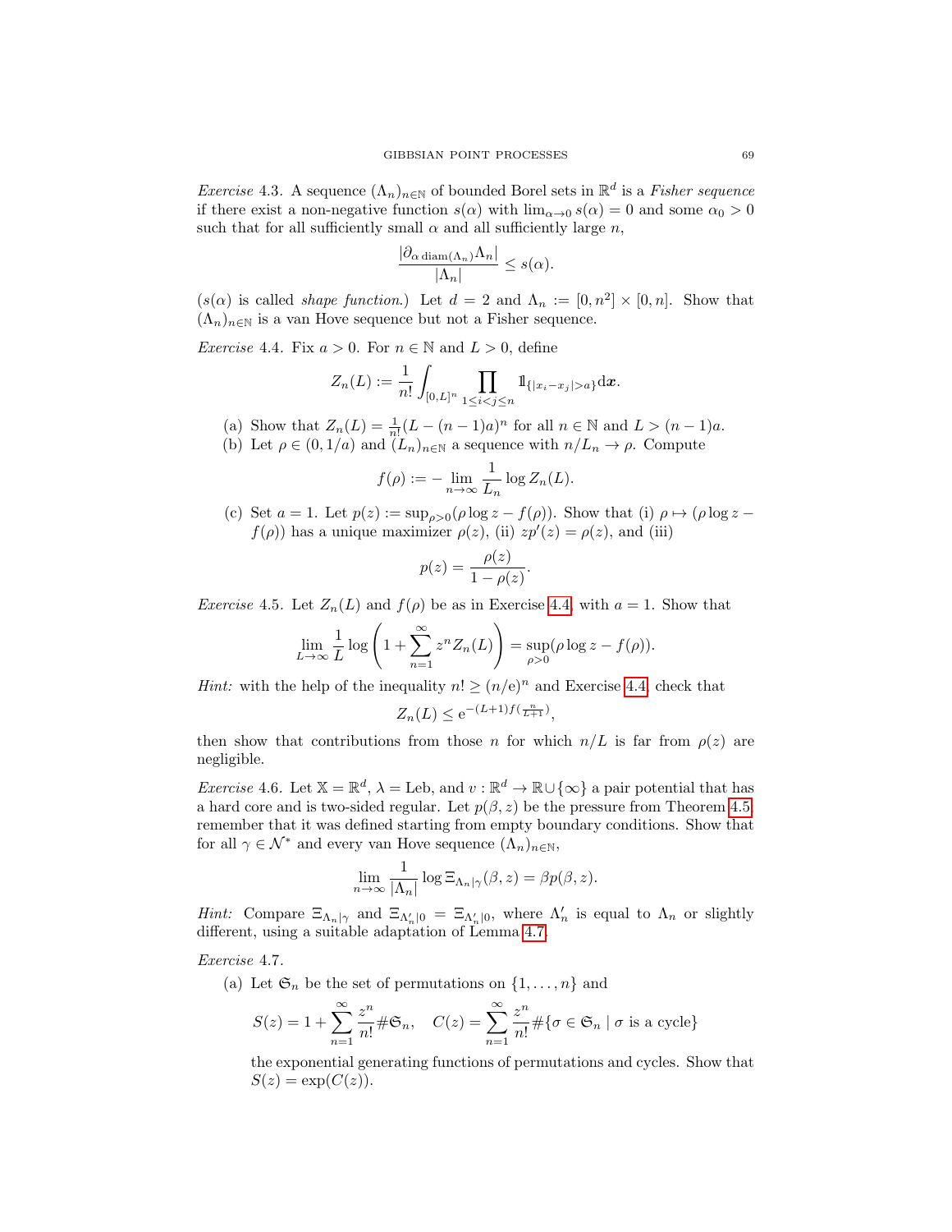*Exercise* 4.3. A sequence $(\Lambda_n)_{n\in\mathbb{N}}$ of bounded Borel sets in $\mathbb{R}^d$ is a *Fisher sequence* if there exist a non-negative function $s(\alpha)$ with $\lim_{\alpha\to 0} s(\alpha) = 0$ and some $\alpha_0 > 0$ such that for all sufficiently small $\alpha$ and all sufficiently large $n$,

$$\frac{|\partial_{\alpha\,\mathrm{diam}(\Lambda_n)}\Lambda_n|}{|\Lambda_n|} \leq s(\alpha).$$

($s(\alpha)$ is called *shape function*.) Let $d = 2$ and $\Lambda_n := [0, n^2] \times [0, n]$. Show that $(\Lambda_n)_{n\in\mathbb{N}}$ is a van Hove sequence but not a Fisher sequence.

*Exercise* 4.4. Fix $a > 0$. For $n \in \mathbb{N}$ and $L > 0$, define

$$Z_n(L) := \frac{1}{n!}\int_{[0,L]^n} \prod_{1\leq i<j\leq n} \mathbb{1}_{\{|x_i - x_j| > a\}} \mathrm{d}\boldsymbol{x}.$$

(a) Show that $Z_n(L) = \frac{1}{n!}(L - (n-1)a)^n$ for all $n \in \mathbb{N}$ and $L > (n-1)a$.

(b) Let $\rho \in (0, 1/a)$ and $(L_n)_{n\in\mathbb{N}}$ a sequence with $n/L_n \to \rho$. Compute

$$f(\rho) := -\lim_{n\to\infty} \frac{1}{L_n} \log Z_n(L).$$

(c) Set $a = 1$. Let $p(z) := \sup_{\rho>0}(\rho \log z - f(\rho))$. Show that (i) $\rho \mapsto (\rho \log z - f(\rho))$ has a unique maximizer $\rho(z)$, (ii) $zp'(z) = \rho(z)$, and (iii)

$$p(z) = \frac{\rho(z)}{1 - \rho(z)}.$$

*Exercise* 4.5. Let $Z_n(L)$ and $f(\rho)$ be as in Exercise 4.4 with $a = 1$. Show that

$$\lim_{L\to\infty} \frac{1}{L} \log\left(1 + \sum_{n=1}^{\infty} z^n Z_n(L)\right) = \sup_{\rho>0}(\rho \log z - f(\rho)).$$

*Hint:* with the help of the inequality $n! \geq (n/\mathrm{e})^n$ and Exercise 4.4, check that

$$Z_n(L) \leq \mathrm{e}^{-(L+1)f(\frac{n}{L+1})},$$

then show that contributions from those $n$ for which $n/L$ is far from $\rho(z)$ are negligible.

*Exercise* 4.6. Let $\mathbb{X} = \mathbb{R}^d$, $\lambda = \mathrm{Leb}$, and $v : \mathbb{R}^d \to \mathbb{R} \cup \{\infty\}$ a pair potential that has a hard core and is two-sided regular. Let $p(\beta, z)$ be the pressure from Theorem 4.5; remember that it was defined starting from empty boundary conditions. Show that for all $\gamma \in \mathcal{N}^*$ and every van Hove sequence $(\Lambda_n)_{n\in\mathbb{N}}$,

$$\lim_{n\to\infty} \frac{1}{|\Lambda_n|} \log \Xi_{\Lambda_n|\gamma}(\beta, z) = \beta p(\beta, z).$$

*Hint:* Compare $\Xi_{\Lambda_n|\gamma}$ and $\Xi_{\Lambda'_n|0} = \Xi_{\Lambda'_n|0}$, where $\Lambda'_n$ is equal to $\Lambda_n$ or slightly different, using a suitable adaptation of Lemma 4.7.

*Exercise* 4.7.

(a) Let $\mathfrak{S}_n$ be the set of permutations on $\{1, \ldots, n\}$ and

$$S(z) = 1 + \sum_{n=1}^{\infty} \frac{z^n}{n!} \#\mathfrak{S}_n, \quad C(z) = \sum_{n=1}^{\infty} \frac{z^n}{n!} \#\{\sigma \in \mathfrak{S}_n \mid \sigma \text{ is a cycle}\}$$

the exponential generating functions of permutations and cycles. Show that $S(z) = \exp(C(z))$.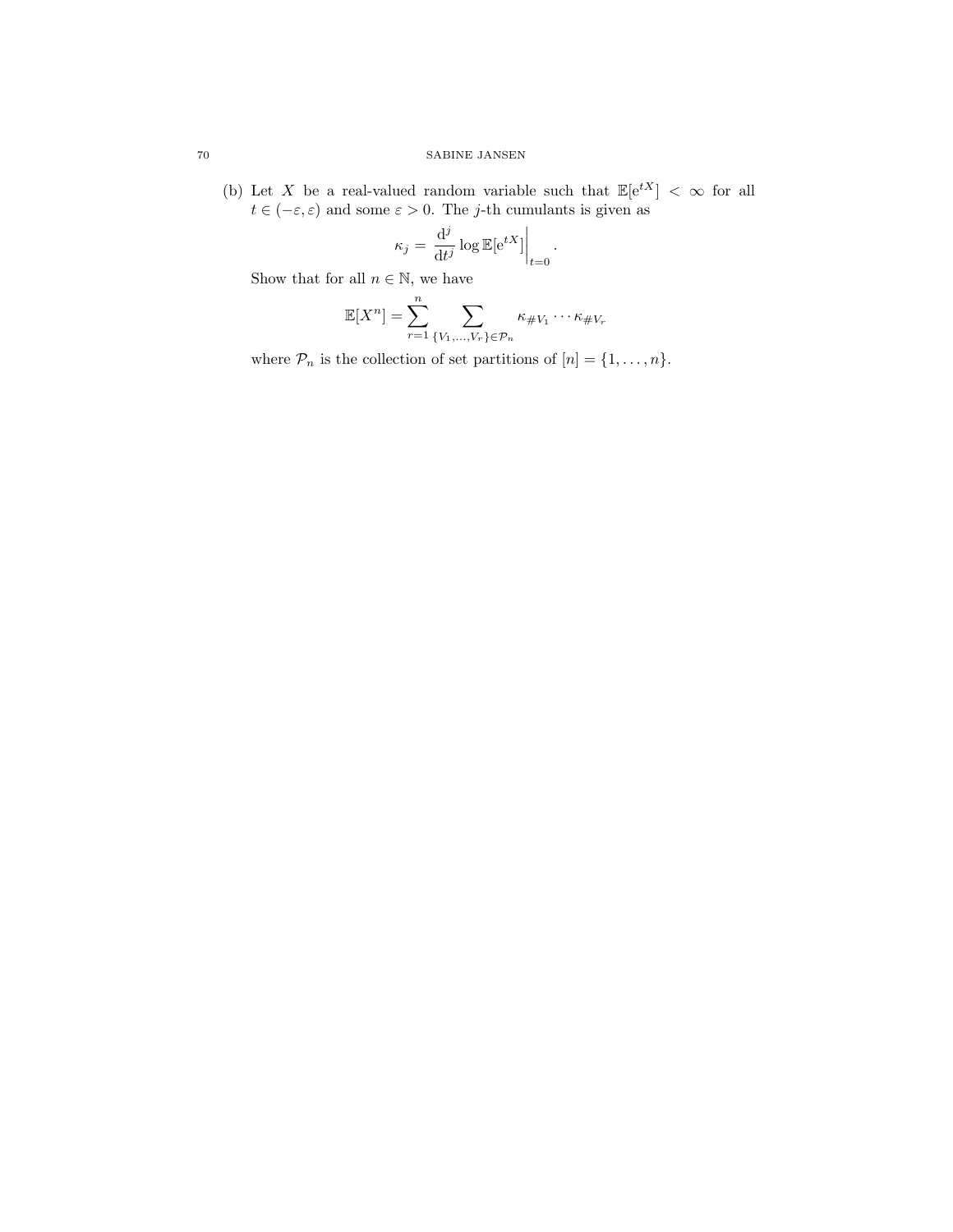(b) Let $X$ be a real-valued random variable such that $\mathbb{E}[\mathrm{e}^{tX}] < \infty$ for all $t \in (-\varepsilon, \varepsilon)$ and some $\varepsilon > 0$. The $j$-th cumulants is given as

$$\kappa_j = \frac{\mathrm{d}^j}{\mathrm{d}t^j} \log \mathbb{E}[\mathrm{e}^{tX}]\Big|_{t=0}.$$

Show that for all $n \in \mathbb{N}$, we have

$$\mathbb{E}[X^n] = \sum_{r=1}^{n} \sum_{\{V_1,\dots,V_r\} \in \mathcal{P}_n} \kappa_{\#V_1} \cdots \kappa_{\#V_r}$$

where $\mathcal{P}_n$ is the collection of set partitions of $[n] = \{1, \dots, n\}$.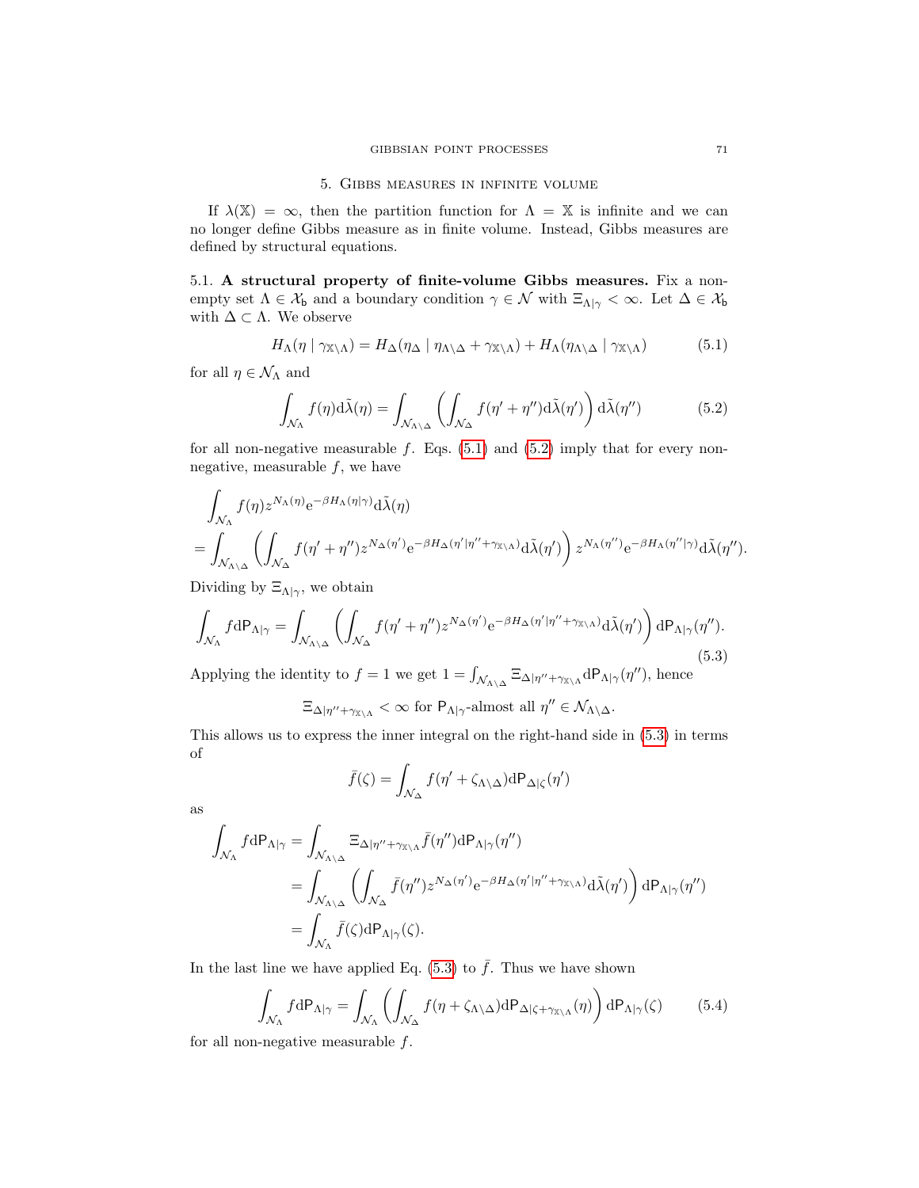## 5. Gibbs measures in infinite volume

If $\lambda(\mathbb{X}) = \infty$, then the partition function for $\Lambda = \mathbb{X}$ is infinite and we can no longer define Gibbs measure as in finite volume. Instead, Gibbs measures are defined by structural equations.

### 5.1. A structural property of finite-volume Gibbs measures.

Fix a non-empty set $\Lambda \in \mathcal{X}_\mathsf{b}$ and a boundary condition $\gamma \in \mathcal{N}$ with $\Xi_{\Lambda|\gamma} < \infty$. Let $\Delta \in \mathcal{X}_\mathsf{b}$ with $\Delta \subset \Lambda$. We observe

$$H_\Lambda(\eta \mid \gamma_{\mathbb{X}\setminus\Lambda}) = H_\Delta(\eta_\Delta \mid \eta_{\Lambda\setminus\Delta} + \gamma_{\mathbb{X}\setminus\Lambda}) + H_\Lambda(\eta_{\Lambda\setminus\Delta} \mid \gamma_{\mathbb{X}\setminus\Lambda}) \tag{5.1}$$

for all $\eta \in \mathcal{N}_\Lambda$ and

$$\int_{\mathcal{N}_\Lambda} f(\eta)\mathrm{d}\tilde{\lambda}(\eta) = \int_{\mathcal{N}_{\Lambda\setminus\Delta}} \left( \int_{\mathcal{N}_\Delta} f(\eta' + \eta'')\mathrm{d}\tilde{\lambda}(\eta') \right) \mathrm{d}\tilde{\lambda}(\eta'') \tag{5.2}$$

for all non-negative measurable $f$. Eqs. (5.1) and (5.2) imply that for every non-negative, measurable $f$, we have

$$\begin{aligned}
&\int_{\mathcal{N}_\Lambda} f(\eta) z^{N_\Lambda(\eta)} \mathrm{e}^{-\beta H_\Lambda(\eta|\gamma)} \mathrm{d}\tilde{\lambda}(\eta) \\
&= \int_{\mathcal{N}_{\Lambda\setminus\Delta}} \left( \int_{\mathcal{N}_\Delta} f(\eta' + \eta'') z^{N_\Delta(\eta')} \mathrm{e}^{-\beta H_\Delta(\eta'|\eta'' + \gamma_{\mathbb{X}\setminus\Lambda})} \mathrm{d}\tilde{\lambda}(\eta') \right) z^{N_\Lambda(\eta'')} \mathrm{e}^{-\beta H_\Lambda(\eta''|\gamma)} \mathrm{d}\tilde{\lambda}(\eta'').
\end{aligned}$$

Dividing by $\Xi_{\Lambda|\gamma}$, we obtain

$$\int_{\mathcal{N}_\Lambda} f \mathrm{d}\mathsf{P}_{\Lambda|\gamma} = \int_{\mathcal{N}_{\Lambda\setminus\Delta}} \left( \int_{\mathcal{N}_\Delta} f(\eta' + \eta'') z^{N_\Delta(\eta')} \mathrm{e}^{-\beta H_\Delta(\eta'|\eta'' + \gamma_{\mathbb{X}\setminus\Lambda})} \mathrm{d}\tilde{\lambda}(\eta') \right) \mathrm{d}\mathsf{P}_{\Lambda|\gamma}(\eta''). \tag{5.3}$$

Applying the identity to $f = 1$ we get $1 = \int_{\mathcal{N}_{\Lambda\setminus\Delta}} \Xi_{\Delta|\eta'' + \gamma_{\mathbb{X}\setminus\Lambda}} \mathrm{d}\mathsf{P}_{\Lambda|\gamma}(\eta'')$, hence

$$\Xi_{\Delta|\eta'' + \gamma_{\mathbb{X}\setminus\Lambda}} < \infty \text{ for } \mathsf{P}_{\Lambda|\gamma}\text{-almost all } \eta'' \in \mathcal{N}_{\Lambda\setminus\Delta}.$$

This allows us to express the inner integral on the right-hand side in (5.3) in terms of

$$\bar{f}(\zeta) = \int_{\mathcal{N}_\Delta} f(\eta' + \zeta_{\Lambda\setminus\Delta}) \mathrm{d}\mathsf{P}_{\Delta|\zeta}(\eta')$$

as

$$\begin{aligned}
\int_{\mathcal{N}_\Lambda} f \mathrm{d}\mathsf{P}_{\Lambda|\gamma} &= \int_{\mathcal{N}_{\Lambda\setminus\Delta}} \Xi_{\Delta|\eta'' + \gamma_{\mathbb{X}\setminus\Lambda}} \bar{f}(\eta'') \mathrm{d}\mathsf{P}_{\Lambda|\gamma}(\eta'') \\
&= \int_{\mathcal{N}_{\Lambda\setminus\Delta}} \left( \int_{\mathcal{N}_\Delta} \bar{f}(\eta'') z^{N_\Delta(\eta')} \mathrm{e}^{-\beta H_\Delta(\eta'|\eta'' + \gamma_{\mathbb{X}\setminus\Lambda})} \mathrm{d}\tilde{\lambda}(\eta') \right) \mathrm{d}\mathsf{P}_{\Lambda|\gamma}(\eta'') \\
&= \int_{\mathcal{N}_\Lambda} \bar{f}(\zeta) \mathrm{d}\mathsf{P}_{\Lambda|\gamma}(\zeta).
\end{aligned}$$

In the last line we have applied Eq. (5.3) to $\bar{f}$. Thus we have shown

$$\int_{\mathcal{N}_\Lambda} f \mathrm{d}\mathsf{P}_{\Lambda|\gamma} = \int_{\mathcal{N}_\Lambda} \left( \int_{\mathcal{N}_\Delta} f(\eta + \zeta_{\Lambda\setminus\Delta}) \mathrm{d}\mathsf{P}_{\Delta|\zeta + \gamma_{\mathbb{X}\setminus\Lambda}}(\eta) \right) \mathrm{d}\mathsf{P}_{\Lambda|\gamma}(\zeta) \tag{5.4}$$

for all non-negative measurable $f$.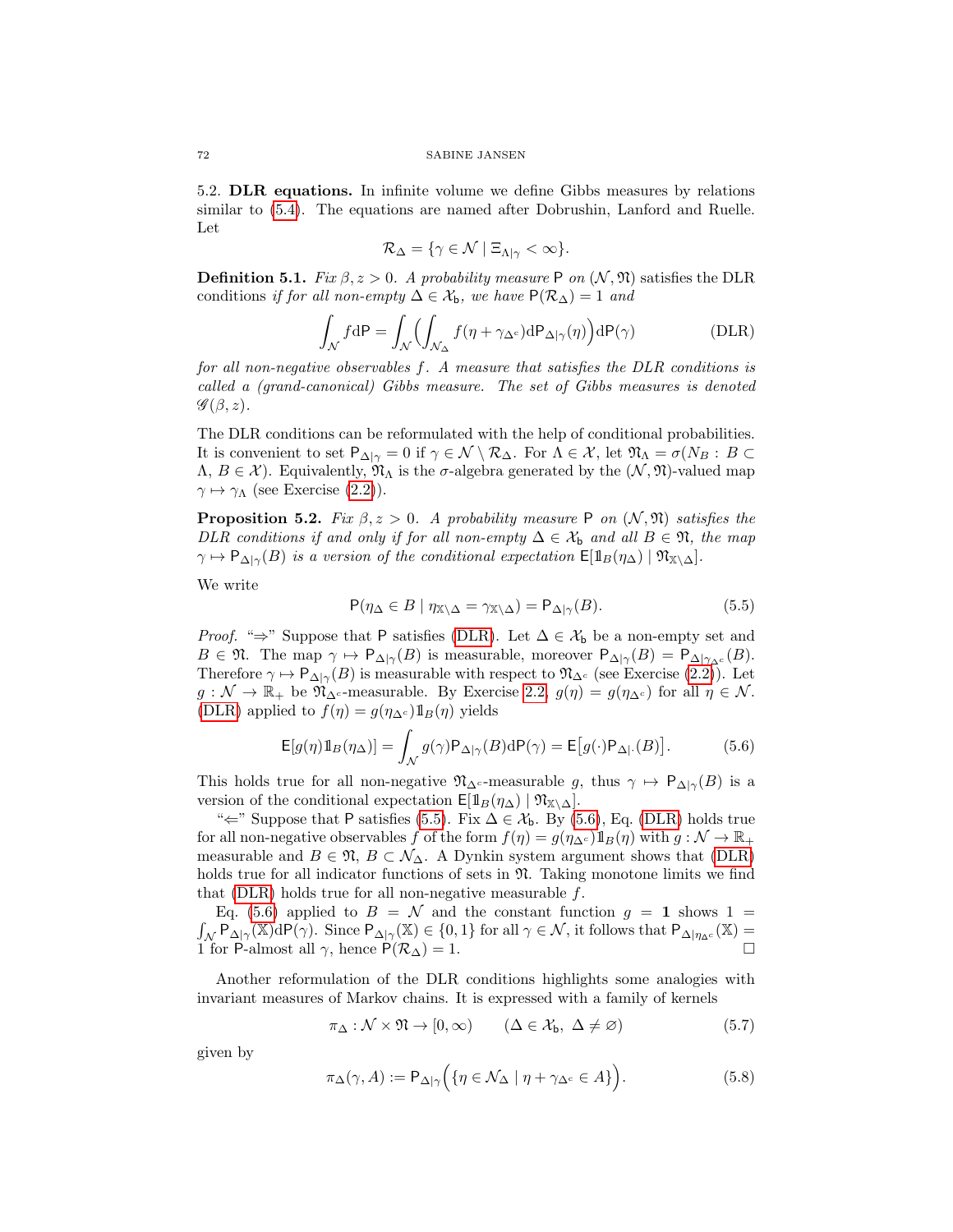5.2. **DLR equations.** In infinite volume we define Gibbs measures by relations similar to (5.4). The equations are named after Dobrushin, Lanford and Ruelle. Let

$$\mathcal{R}_\Delta = \{\gamma \in \mathcal{N} \mid \Xi_{\Lambda|\gamma} < \infty\}.$$

**Definition 5.1.** *Fix $\beta, z > 0$. A probability measure $\mathsf{P}$ on $(\mathcal{N}, \mathfrak{N})$ satisfies the* DLR conditions *if for all non-empty $\Delta \in \mathcal{X}_\mathsf{b}$, we have $\mathsf{P}(\mathcal{R}_\Delta) = 1$ and*

$$\int_{\mathcal{N}} f \mathrm{d}\mathsf{P} = \int_{\mathcal{N}} \Big( \int_{\mathcal{N}_\Delta} f(\eta + \gamma_{\Delta^c}) \mathrm{d}\mathsf{P}_{\Delta|\gamma}(\eta) \Big) \mathrm{d}\mathsf{P}(\gamma) \tag{DLR}$$

*for all non-negative observables $f$. A measure that satisfies the DLR conditions is called a (grand-canonical) Gibbs measure. The set of Gibbs measures is denoted $\mathscr{G}(\beta, z)$.*

The DLR conditions can be reformulated with the help of conditional probabilities. It is convenient to set $\mathsf{P}_{\Delta|\gamma} = 0$ if $\gamma \in \mathcal{N} \setminus \mathcal{R}_\Delta$. For $\Lambda \in \mathcal{X}$, let $\mathfrak{N}_\Lambda = \sigma(N_B : B \subset \Lambda, B \in \mathcal{X})$. Equivalently, $\mathfrak{N}_\Lambda$ is the $\sigma$-algebra generated by the $(\mathcal{N}, \mathfrak{N})$-valued map $\gamma \mapsto \gamma_\Lambda$ (see Exercise (2.2)).

**Proposition 5.2.** *Fix $\beta, z > 0$. A probability measure $\mathsf{P}$ on $(\mathcal{N}, \mathfrak{N})$ satisfies the DLR conditions if and only if for all non-empty $\Delta \in \mathcal{X}_\mathsf{b}$ and all $B \in \mathfrak{N}$, the map $\gamma \mapsto \mathsf{P}_{\Delta|\gamma}(B)$ is a version of the conditional expectation $\mathsf{E}[\mathbb{1}_B(\eta_\Delta) \mid \mathfrak{N}_{\mathbb{X}\setminus\Delta}]$.*

We write

$$\mathsf{P}(\eta_\Delta \in B \mid \eta_{\mathbb{X}\setminus\Delta} = \gamma_{\mathbb{X}\setminus\Delta}) = \mathsf{P}_{\Delta|\gamma}(B). \tag{5.5}$$

*Proof.* "$\Rightarrow$" Suppose that $\mathsf{P}$ satisfies (DLR). Let $\Delta \in \mathcal{X}_\mathsf{b}$ be a non-empty set and $B \in \mathfrak{N}$. The map $\gamma \mapsto \mathsf{P}_{\Delta|\gamma}(B)$ is measurable, moreover $\mathsf{P}_{\Delta|\gamma}(B) = \mathsf{P}_{\Delta|\gamma_{\Delta^c}}(B)$. Therefore $\gamma \mapsto \mathsf{P}_{\Delta|\gamma}(B)$ is measurable with respect to $\mathfrak{N}_{\Delta^c}$ (see Exercise (2.2)). Let $g : \mathcal{N} \to \mathbb{R}_+$ be $\mathfrak{N}_{\Delta^c}$-measurable. By Exercise 2.2, $g(\eta) = g(\eta_{\Delta^c})$ for all $\eta \in \mathcal{N}$. (DLR) applied to $f(\eta) = g(\eta_{\Delta^c})\mathbb{1}_B(\eta)$ yields

$$\mathsf{E}[g(\eta)\mathbb{1}_B(\eta_\Delta)] = \int_{\mathcal{N}} g(\gamma) \mathsf{P}_{\Delta|\gamma}(B) \mathrm{d}\mathsf{P}(\gamma) = \mathsf{E}\big[g(\cdot)\mathsf{P}_{\Delta|\cdot}(B)\big]. \tag{5.6}$$

This holds true for all non-negative $\mathfrak{N}_{\Delta^c}$-measurable $g$, thus $\gamma \mapsto \mathsf{P}_{\Delta|\gamma}(B)$ is a version of the conditional expectation $\mathsf{E}[\mathbb{1}_B(\eta_\Delta) \mid \mathfrak{N}_{\mathbb{X}\setminus\Delta}]$.

"$\Leftarrow$" Suppose that $\mathsf{P}$ satisfies (5.5). Fix $\Delta \in \mathcal{X}_\mathsf{b}$. By (5.6), Eq. (DLR) holds true for all non-negative observables $f$ of the form $f(\eta) = g(\eta_{\Delta^c})\mathbb{1}_B(\eta)$ with $g : \mathcal{N} \to \mathbb{R}_+$ measurable and $B \in \mathfrak{N}$, $B \subset \mathcal{N}_\Delta$. A Dynkin system argument shows that (DLR) holds true for all indicator functions of sets in $\mathfrak{N}$. Taking monotone limits we find that (DLR) holds true for all non-negative measurable $f$.

Eq. (5.6) applied to $B = \mathcal{N}$ and the constant function $g = \mathbf{1}$ shows $1 = \int_{\mathcal{N}} \mathsf{P}_{\Delta|\gamma}(\mathbb{X}) \mathrm{d}\mathsf{P}(\gamma)$. Since $\mathsf{P}_{\Delta|\gamma}(\mathbb{X}) \in \{0, 1\}$ for all $\gamma \in \mathcal{N}$, it follows that $\mathsf{P}_{\Delta|\eta_{\Delta^c}}(\mathbb{X}) = 1$ for $\mathsf{P}$-almost all $\gamma$, hence $\mathsf{P}(\mathcal{R}_\Delta) = 1$. $\square$

Another reformulation of the DLR conditions highlights some analogies with invariant measures of Markov chains. It is expressed with a family of kernels

$$\pi_\Delta : \mathcal{N} \times \mathfrak{N} \to [0, \infty) \qquad (\Delta \in \mathcal{X}_\mathsf{b},\ \Delta \neq \varnothing) \tag{5.7}$$

given by

$$\pi_\Delta(\gamma, A) := \mathsf{P}_{\Delta|\gamma}\Big(\{\eta \in \mathcal{N}_\Delta \mid \eta + \gamma_{\Delta^c} \in A\}\Big). \tag{5.8}$$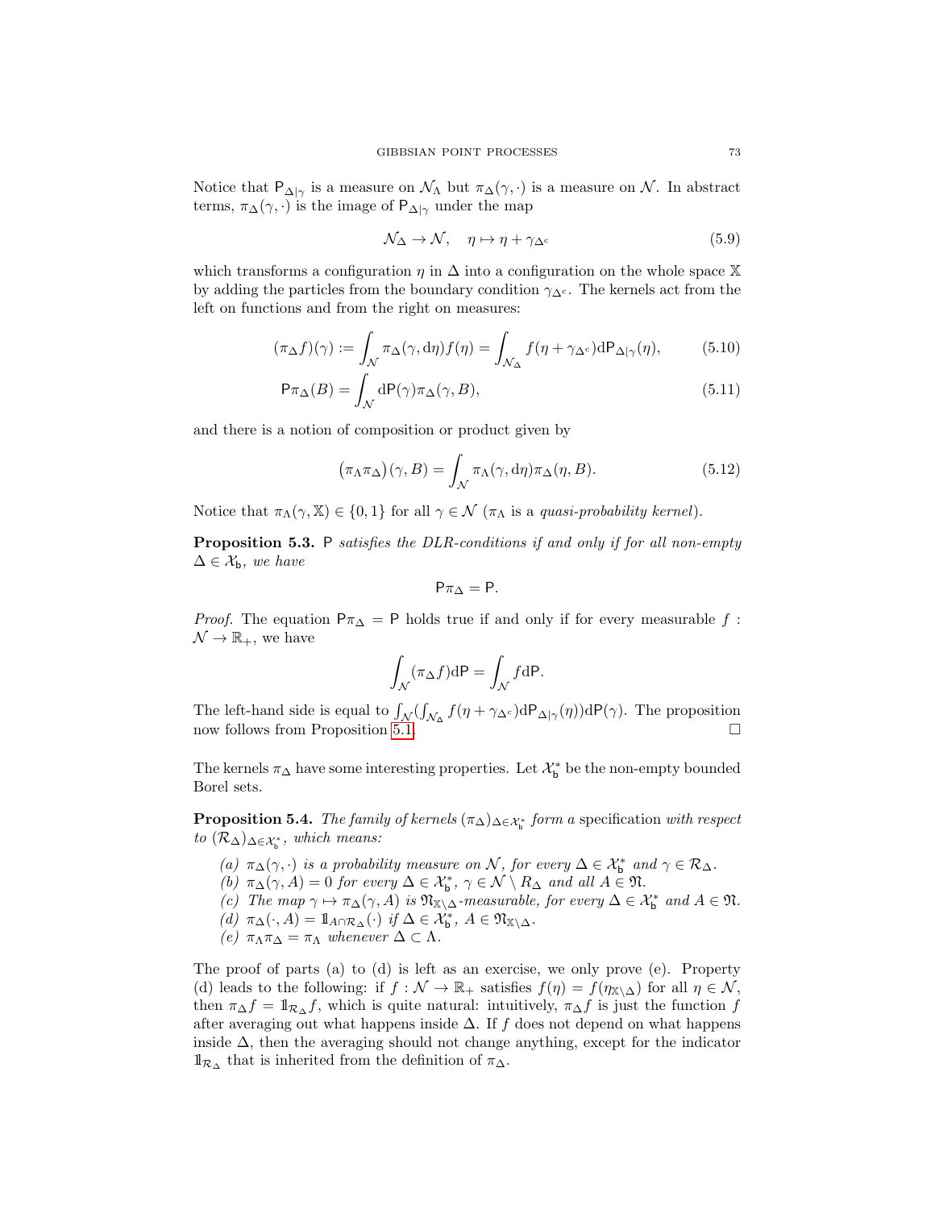Notice that $\mathsf{P}_{\Delta|\gamma}$ is a measure on $\mathcal{N}_\Lambda$ but $\pi_\Delta(\gamma,\cdot)$ is a measure on $\mathcal{N}$. In abstract terms, $\pi_\Delta(\gamma,\cdot)$ is the image of $\mathsf{P}_{\Delta|\gamma}$ under the map

$$\mathcal{N}_\Delta \to \mathcal{N}, \quad \eta \mapsto \eta + \gamma_{\Delta^c} \tag{5.9}$$

which transforms a configuration $\eta$ in $\Delta$ into a configuration on the whole space $\mathbb{X}$ by adding the particles from the boundary condition $\gamma_{\Delta^c}$. The kernels act from the left on functions and from the right on measures:

$$(\pi_\Delta f)(\gamma) := \int_{\mathcal{N}} \pi_\Delta(\gamma, \mathrm{d}\eta) f(\eta) = \int_{\mathcal{N}_\Delta} f(\eta + \gamma_{\Delta^c}) \mathrm{d}\mathsf{P}_{\Delta|\gamma}(\eta), \tag{5.10}$$

$$\mathsf{P}\pi_\Delta(B) = \int_{\mathcal{N}} \mathrm{d}\mathsf{P}(\gamma) \pi_\Delta(\gamma, B), \tag{5.11}$$

and there is a notion of composition or product given by

$$\big(\pi_\Lambda \pi_\Delta\big)(\gamma, B) = \int_{\mathcal{N}} \pi_\Lambda(\gamma, \mathrm{d}\eta) \pi_\Delta(\eta, B). \tag{5.12}$$

Notice that $\pi_\Lambda(\gamma, \mathbb{X}) \in \{0, 1\}$ for all $\gamma \in \mathcal{N}$ ($\pi_\Lambda$ is a *quasi-probability kernel*).

**Proposition 5.3.** *$\mathsf{P}$ satisfies the DLR-conditions if and only if for all non-empty $\Delta \in \mathcal{X}_\mathsf{b}$, we have*

$$\mathsf{P}\pi_\Delta = \mathsf{P}.$$

*Proof.* The equation $\mathsf{P}\pi_\Delta = \mathsf{P}$ holds true if and only if for every measurable $f : \mathcal{N} \to \mathbb{R}_+$, we have

$$\int_{\mathcal{N}} (\pi_\Delta f) \mathrm{d}\mathsf{P} = \int_{\mathcal{N}} f \mathrm{d}\mathsf{P}.$$

The left-hand side is equal to $\int_{\mathcal{N}} (\int_{\mathcal{N}_\Delta} f(\eta + \gamma_{\Delta^c}) \mathrm{d}\mathsf{P}_{\Delta|\gamma}(\eta)) \mathrm{d}\mathsf{P}(\gamma)$. The proposition now follows from Proposition 5.1. □

The kernels $\pi_\Delta$ have some interesting properties. Let $\mathcal{X}_\mathsf{b}^*$ be the non-empty bounded Borel sets.

**Proposition 5.4.** *The family of kernels $(\pi_\Delta)_{\Delta \in \mathcal{X}_\mathsf{b}^*}$ form a* specification *with respect to $(\mathcal{R}_\Delta)_{\Delta \in \mathcal{X}_\mathsf{b}^*}$, which means:*

*(a) $\pi_\Delta(\gamma, \cdot)$ is a probability measure on $\mathcal{N}$, for every $\Delta \in \mathcal{X}_\mathsf{b}^*$ and $\gamma \in \mathcal{R}_\Delta$.*
*(b) $\pi_\Delta(\gamma, A) = 0$ for every $\Delta \in \mathcal{X}_\mathsf{b}^*$, $\gamma \in \mathcal{N} \setminus R_\Delta$ and all $A \in \mathfrak{N}$.*
*(c) The map $\gamma \mapsto \pi_\Delta(\gamma, A)$ is $\mathfrak{N}_{\mathbb{X}\setminus\Delta}$-measurable, for every $\Delta \in \mathcal{X}_\mathsf{b}^*$ and $A \in \mathfrak{N}$.*
*(d) $\pi_\Delta(\cdot, A) = \mathbb{1}_{A \cap \mathcal{R}_\Delta}(\cdot)$ if $\Delta \in \mathcal{X}_\mathsf{b}^*$, $A \in \mathfrak{N}_{\mathbb{X}\setminus\Delta}$.*
*(e) $\pi_\Lambda \pi_\Delta = \pi_\Lambda$ whenever $\Delta \subset \Lambda$.*

The proof of parts (a) to (d) is left as an exercise, we only prove (e). Property (d) leads to the following: if $f : \mathcal{N} \to \mathbb{R}_+$ satisfies $f(\eta) = f(\eta_{\mathbb{X}\setminus\Delta})$ for all $\eta \in \mathcal{N}$, then $\pi_\Delta f = \mathbb{1}_{\mathcal{R}_\Delta} f$, which is quite natural: intuitively, $\pi_\Delta f$ is just the function $f$ after averaging out what happens inside $\Delta$. If $f$ does not depend on what happens inside $\Delta$, then the averaging should not change anything, except for the indicator $\mathbb{1}_{\mathcal{R}_\Delta}$ that is inherited from the definition of $\pi_\Delta$.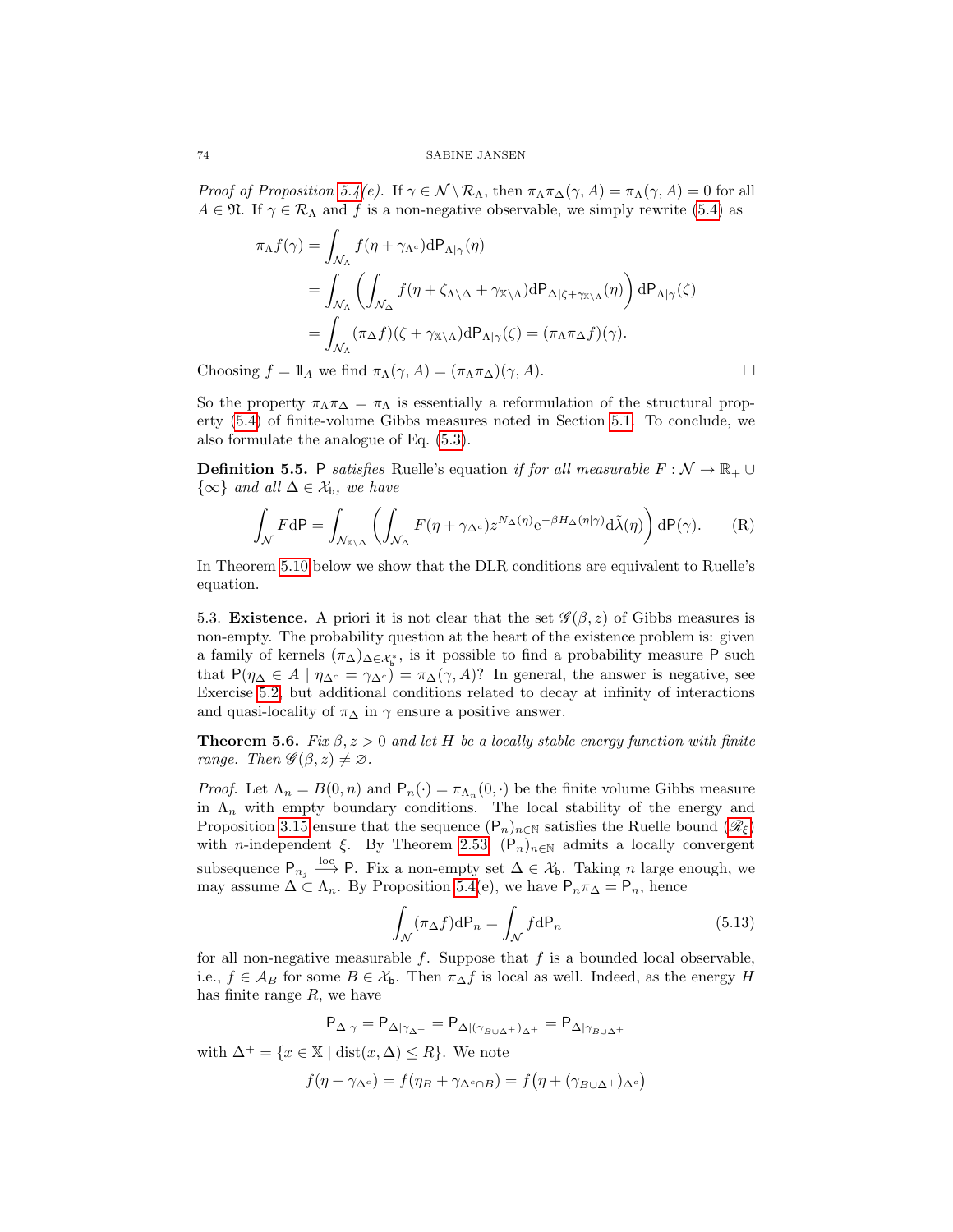*Proof of Proposition 5.4(e).* If $\gamma \in \mathcal{N} \setminus \mathcal{R}_\Lambda$, then $\pi_\Lambda \pi_\Delta(\gamma, A) = \pi_\Lambda(\gamma, A) = 0$ for all $A \in \mathfrak{N}$. If $\gamma \in \mathcal{R}_\Lambda$ and $f$ is a non-negative observable, we simply rewrite (5.4) as

$$
\begin{aligned}
\pi_\Lambda f(\gamma) &= \int_{\mathcal{N}_\Lambda} f(\eta + \gamma_{\Lambda^c}) \mathrm{d}\mathsf{P}_{\Lambda|\gamma}(\eta) \\
&= \int_{\mathcal{N}_\Lambda} \left( \int_{\mathcal{N}_\Delta} f(\eta + \zeta_{\Lambda \setminus \Delta} + \gamma_{\mathbb{X} \setminus \Lambda}) \mathrm{d}\mathsf{P}_{\Delta|\zeta + \gamma_{\mathbb{X}\setminus\Lambda}}(\eta) \right) \mathrm{d}\mathsf{P}_{\Lambda|\gamma}(\zeta) \\
&= \int_{\mathcal{N}_\Lambda} (\pi_\Delta f)(\zeta + \gamma_{\mathbb{X}\setminus\Lambda}) \mathrm{d}\mathsf{P}_{\Lambda|\gamma}(\zeta) = (\pi_\Lambda \pi_\Delta f)(\gamma).
\end{aligned}
$$

Choosing $f = \mathbb{1}_A$ we find $\pi_\Lambda(\gamma, A) = (\pi_\Lambda \pi_\Delta)(\gamma, A)$. $\square$

So the property $\pi_\Lambda \pi_\Delta = \pi_\Lambda$ is essentially a reformulation of the structural property (5.4) of finite-volume Gibbs measures noted in Section 5.1. To conclude, we also formulate the analogue of Eq. (5.3).

**Definition 5.5.** $\mathsf{P}$ *satisfies* Ruelle's equation *if for all measurable* $F : \mathcal{N} \to \mathbb{R}_+ \cup \{\infty\}$ *and all* $\Delta \in \mathcal{X}_\mathsf{b}$*, we have*

$$
\int_{\mathcal{N}} F \mathrm{d}\mathsf{P} = \int_{\mathcal{N}_{\mathbb{X}\setminus\Delta}} \left( \int_{\mathcal{N}_\Delta} F(\eta + \gamma_{\Delta^c}) z^{N_\Delta(\eta)} \mathrm{e}^{-\beta H_\Delta(\eta|\gamma)} \mathrm{d}\tilde{\lambda}(\eta) \right) \mathrm{d}\mathsf{P}(\gamma). \tag{R}
$$

In Theorem 5.10 below we show that the DLR conditions are equivalent to Ruelle's equation.

5.3. **Existence.** A priori it is not clear that the set $\mathscr{G}(\beta, z)$ of Gibbs measures is non-empty. The probability question at the heart of the existence problem is: given a family of kernels $(\pi_\Delta)_{\Delta \in \mathcal{X}_\mathsf{b}^*}$, is it possible to find a probability measure $\mathsf{P}$ such that $\mathsf{P}(\eta_\Delta \in A \mid \eta_{\Delta^c} = \gamma_{\Delta^c}) = \pi_\Delta(\gamma, A)$? In general, the answer is negative, see Exercise 5.2, but additional conditions related to decay at infinity of interactions and quasi-locality of $\pi_\Delta$ in $\gamma$ ensure a positive answer.

**Theorem 5.6.** *Fix* $\beta, z > 0$ *and let* $H$ *be a locally stable energy function with finite range. Then* $\mathscr{G}(\beta, z) \neq \varnothing$.

*Proof.* Let $\Lambda_n = B(0, n)$ and $\mathsf{P}_n(\cdot) = \pi_{\Lambda_n}(0, \cdot)$ be the finite volume Gibbs measure in $\Lambda_n$ with empty boundary conditions. The local stability of the energy and Proposition 3.15 ensure that the sequence $(\mathsf{P}_n)_{n\in\mathbb{N}}$ satisfies the Ruelle bound ($\mathscr{R}_\xi$) with $n$-independent $\xi$. By Theorem 2.53, $(\mathsf{P}_n)_{n\in\mathbb{N}}$ admits a locally convergent subsequence $\mathsf{P}_{n_j} \xrightarrow{\text{loc}} \mathsf{P}$. Fix a non-empty set $\Delta \in \mathcal{X}_\mathsf{b}$. Taking $n$ large enough, we may assume $\Delta \subset \Lambda_n$. By Proposition 5.4(e), we have $\mathsf{P}_n \pi_\Delta = \mathsf{P}_n$, hence

$$
\int_{\mathcal{N}} (\pi_\Delta f) \mathrm{d}\mathsf{P}_n = \int_{\mathcal{N}} f \mathrm{d}\mathsf{P}_n \tag{5.13}
$$

for all non-negative measurable $f$. Suppose that $f$ is a bounded local observable, i.e., $f \in \mathcal{A}_B$ for some $B \in \mathcal{X}_\mathsf{b}$. Then $\pi_\Delta f$ is local as well. Indeed, as the energy $H$ has finite range $R$, we have

$$
\mathsf{P}_{\Delta|\gamma} = \mathsf{P}_{\Delta|\gamma_{\Delta^+}} = \mathsf{P}_{\Delta|(\gamma_{B\cup\Delta^+})_{\Delta^+}} = \mathsf{P}_{\Delta|\gamma_{B\cup\Delta^+}}
$$

with $\Delta^+ = \{x \in \mathbb{X} \mid \operatorname{dist}(x, \Delta) \leq R\}$. We note

$$
f(\eta + \gamma_{\Delta^c}) = f(\eta_B + \gamma_{\Delta^c \cap B}) = f\big(\eta + (\gamma_{B\cup\Delta^+})_{\Delta^c}\big)
$$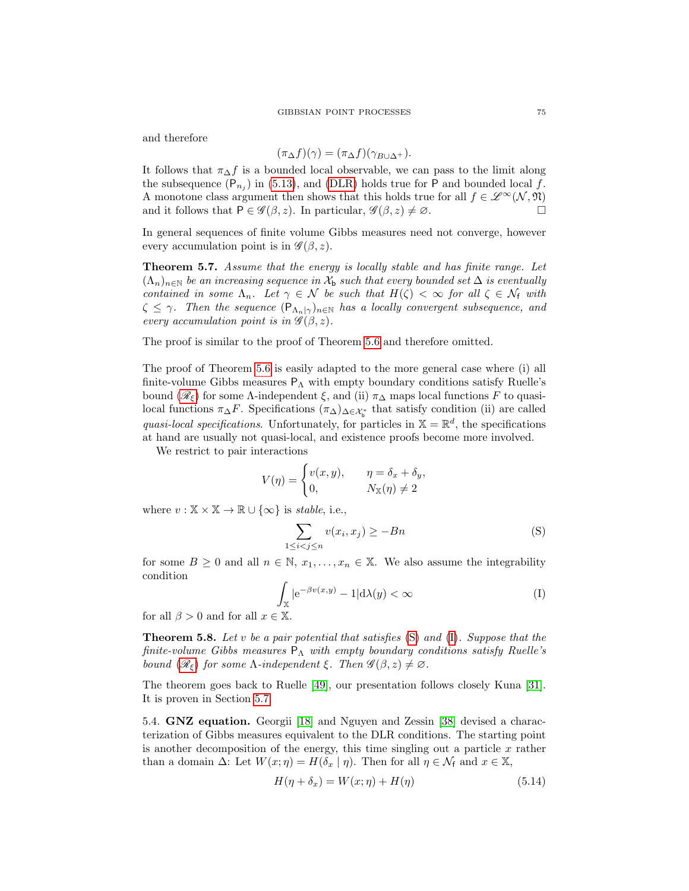and therefore

$$(\pi_\Delta f)(\gamma) = (\pi_\Delta f)(\gamma_{B\cup\Delta^+}).$$

It follows that $\pi_\Delta f$ is a bounded local observable, we can pass to the limit along the subsequence $(\mathsf{P}_{n_j})$ in (5.13), and (DLR) holds true for $\mathsf{P}$ and bounded local $f$. A monotone class argument then shows that this holds true for all $f \in \mathscr{L}^\infty(\mathcal{N}, \mathfrak{N})$ and it follows that $\mathsf{P} \in \mathscr{G}(\beta, z)$. In particular, $\mathscr{G}(\beta, z) \neq \varnothing$. □

In general sequences of finite volume Gibbs measures need not converge, however every accumulation point is in $\mathscr{G}(\beta, z)$.

**Theorem 5.7.** *Assume that the energy is locally stable and has finite range. Let $(\Lambda_n)_{n\in\mathbb{N}}$ be an increasing sequence in $\mathcal{X}_\mathsf{b}$ such that every bounded set $\Delta$ is eventually contained in some $\Lambda_n$. Let $\gamma \in \mathcal{N}$ be such that $H(\zeta) < \infty$ for all $\zeta \in \mathcal{N}_\mathsf{f}$ with $\zeta \leq \gamma$. Then the sequence $(\mathsf{P}_{\Lambda_n|\gamma})_{n\in\mathbb{N}}$ has a locally convergent subsequence, and every accumulation point is in $\mathscr{G}(\beta, z)$.*

The proof is similar to the proof of Theorem 5.6 and therefore omitted.

The proof of Theorem 5.6 is easily adapted to the more general case where (i) all finite-volume Gibbs measures $\mathsf{P}_\Lambda$ with empty boundary conditions satisfy Ruelle's bound ($\mathscr{R}_\xi$) for some $\Lambda$-independent $\xi$, and (ii) $\pi_\Delta$ maps local functions $F$ to quasi-local functions $\pi_\Delta F$. Specifications $(\pi_\Delta)_{\Delta\in\mathcal{X}_\mathsf{b}^*}$ that satisfy condition (ii) are called *quasi-local specifications*. Unfortunately, for particles in $\mathbb{X} = \mathbb{R}^d$, the specifications at hand are usually not quasi-local, and existence proofs become more involved.

We restrict to pair interactions

$$V(\eta) = \begin{cases} v(x,y), & \eta = \delta_x + \delta_y, \\ 0, & N_\mathbb{X}(\eta) \neq 2 \end{cases}$$

where $v : \mathbb{X} \times \mathbb{X} \to \mathbb{R} \cup \{\infty\}$ is *stable*, i.e.,

$$\sum_{1\leq i<j\leq n} v(x_i, x_j) \geq -Bn \tag{S}$$

for some $B \geq 0$ and all $n \in \mathbb{N}$, $x_1, \ldots, x_n \in \mathbb{X}$. We also assume the integrability condition

$$\int_\mathbb{X} |\mathrm{e}^{-\beta v(x,y)} - 1| \mathrm{d}\lambda(y) < \infty \tag{I}$$

for all $\beta > 0$ and for all $x \in \mathbb{X}$.

**Theorem 5.8.** *Let $v$ be a pair potential that satisfies (S) and (I). Suppose that the finite-volume Gibbs measures $\mathsf{P}_\Lambda$ with empty boundary conditions satisfy Ruelle's bound ($\mathscr{R}_\xi$) for some $\Lambda$-independent $\xi$. Then $\mathscr{G}(\beta, z) \neq \varnothing$.*

The theorem goes back to Ruelle [49], our presentation follows closely Kuna [31]. It is proven in Section 5.7.

5.4. **GNZ equation.** Georgii [18] and Nguyen and Zessin [38] devised a characterization of Gibbs measures equivalent to the DLR conditions. The starting point is another decomposition of the energy, this time singling out a particle $x$ rather than a domain $\Delta$: Let $W(x;\eta) = H(\delta_x \mid \eta)$. Then for all $\eta \in \mathcal{N}_\mathsf{f}$ and $x \in \mathbb{X}$,

$$H(\eta + \delta_x) = W(x; \eta) + H(\eta) \tag{5.14}$$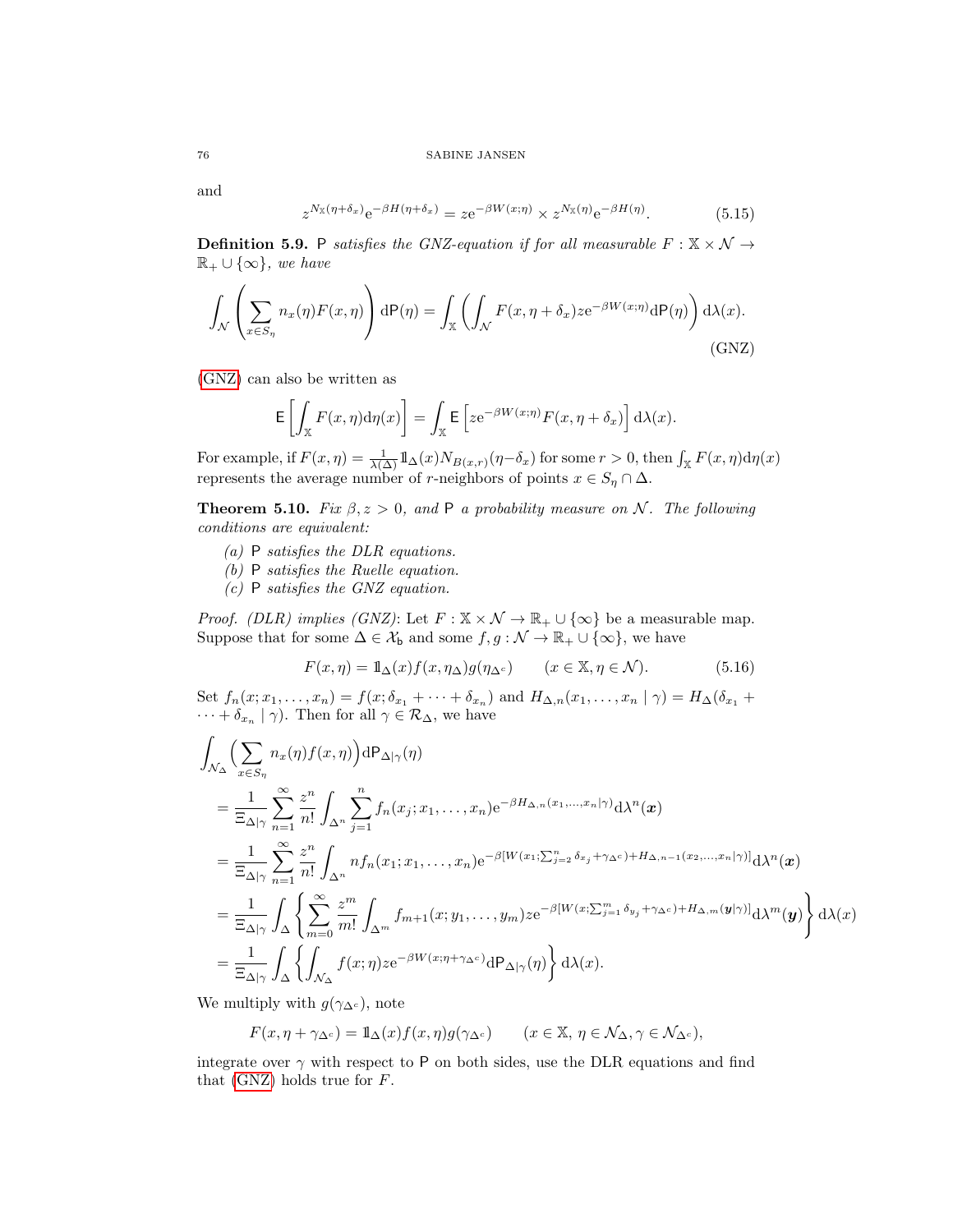and

$$z^{N_{\mathbb{X}}(\eta+\delta_x)}\mathrm{e}^{-\beta H(\eta+\delta_x)} = z\mathrm{e}^{-\beta W(x;\eta)} \times z^{N_{\mathbb{X}}(\eta)}\mathrm{e}^{-\beta H(\eta)}. \tag{5.15}$$

**Definition 5.9.** $\mathsf{P}$ *satisfies the GNZ-equation if for all measurable* $F : \mathbb{X}\times\mathcal{N} \to \mathbb{R}_+\cup\{\infty\}$*, we have*

$$\int_{\mathcal{N}}\left(\sum_{x\in S_\eta} n_x(\eta)F(x,\eta)\right)\mathrm{d}\mathsf{P}(\eta) = \int_{\mathbb{X}}\left(\int_{\mathcal{N}} F(x,\eta+\delta_x)z\mathrm{e}^{-\beta W(x;\eta)}\mathrm{d}\mathsf{P}(\eta)\right)\mathrm{d}\lambda(x). \tag{GNZ}$$

(GNZ) can also be written as

$$\mathsf{E}\left[\int_{\mathbb{X}} F(x,\eta)\mathrm{d}\eta(x)\right] = \int_{\mathbb{X}}\mathsf{E}\left[z\mathrm{e}^{-\beta W(x;\eta)}F(x,\eta+\delta_x)\right]\mathrm{d}\lambda(x).$$

For example, if $F(x,\eta) = \frac{1}{\lambda(\Delta)}\mathbb{1}_\Delta(x)N_{B(x,r)}(\eta-\delta_x)$ for some $r>0$, then $\int_{\mathbb{X}} F(x,\eta)\mathrm{d}\eta(x)$ represents the average number of $r$-neighbors of points $x\in S_\eta\cap\Delta$.

**Theorem 5.10.** *Fix* $\beta, z>0$*, and* $\mathsf{P}$ *a probability measure on* $\mathcal{N}$*. The following conditions are equivalent:*

*(a)* $\mathsf{P}$ *satisfies the DLR equations.*
*(b)* $\mathsf{P}$ *satisfies the Ruelle equation.*
*(c)* $\mathsf{P}$ *satisfies the GNZ equation.*

*Proof. (DLR) implies (GNZ)*: Let $F:\mathbb{X}\times\mathcal{N}\to\mathbb{R}_+\cup\{\infty\}$ be a measurable map. Suppose that for some $\Delta\in\mathcal{X}_\mathsf{b}$ and some $f,g:\mathcal{N}\to\mathbb{R}_+\cup\{\infty\}$, we have

$$F(x,\eta) = \mathbb{1}_\Delta(x)f(x,\eta_\Delta)g(\eta_{\Delta^c})\qquad (x\in\mathbb{X},\eta\in\mathcal{N}). \tag{5.16}$$

Set $f_n(x;x_1,\dots,x_n) = f(x;\delta_{x_1}+\dots+\delta_{x_n})$ and $H_{\Delta,n}(x_1,\dots,x_n\mid\gamma) = H_\Delta(\delta_{x_1}+\dots+\delta_{x_n}\mid\gamma)$. Then for all $\gamma\in\mathcal{R}_\Delta$, we have

$$\begin{aligned}
&\int_{\mathcal{N}_\Delta}\Big(\sum_{x\in S_\eta} n_x(\eta)f(x,\eta)\Big)\mathrm{d}\mathsf{P}_{\Delta|\gamma}(\eta)\\
&= \frac{1}{\Xi_{\Delta|\gamma}}\sum_{n=1}^\infty\frac{z^n}{n!}\int_{\Delta^n}\sum_{j=1}^n f_n(x_j;x_1,\dots,x_n)\mathrm{e}^{-\beta H_{\Delta,n}(x_1,\dots,x_n|\gamma)}\mathrm{d}\lambda^n(\boldsymbol{x})\\
&= \frac{1}{\Xi_{\Delta|\gamma}}\sum_{n=1}^\infty\frac{z^n}{n!}\int_{\Delta^n} nf_n(x_1;x_1,\dots,x_n)\mathrm{e}^{-\beta[W(x_1;\sum_{j=2}^n\delta_{x_j}+\gamma_{\Delta^c})+H_{\Delta,n-1}(x_2,\dots,x_n|\gamma)]}\mathrm{d}\lambda^n(\boldsymbol{x})\\
&= \frac{1}{\Xi_{\Delta|\gamma}}\int_\Delta\left\{\sum_{m=0}^\infty\frac{z^m}{m!}\int_{\Delta^m} f_{m+1}(x;y_1,\dots,y_m)z\mathrm{e}^{-\beta[W(x;\sum_{j=1}^m\delta_{y_j}+\gamma_{\Delta^c})+H_{\Delta,m}(\boldsymbol{y}|\gamma)]}\mathrm{d}\lambda^m(\boldsymbol{y})\right\}\mathrm{d}\lambda(x)\\
&= \frac{1}{\Xi_{\Delta|\gamma}}\int_\Delta\left\{\int_{\mathcal{N}_\Delta} f(x;\eta)z\mathrm{e}^{-\beta W(x;\eta+\gamma_{\Delta^c})}\mathrm{d}\mathsf{P}_{\Delta|\gamma}(\eta)\right\}\mathrm{d}\lambda(x).
\end{aligned}$$

We multiply with $g(\gamma_{\Delta^c})$, note

$$F(x,\eta+\gamma_{\Delta^c}) = \mathbb{1}_\Delta(x)f(x,\eta)g(\gamma_{\Delta^c})\qquad (x\in\mathbb{X},\ \eta\in\mathcal{N}_\Delta,\gamma\in\mathcal{N}_{\Delta^c}),$$

integrate over $\gamma$ with respect to $\mathsf{P}$ on both sides, use the DLR equations and find that (GNZ) holds true for $F$.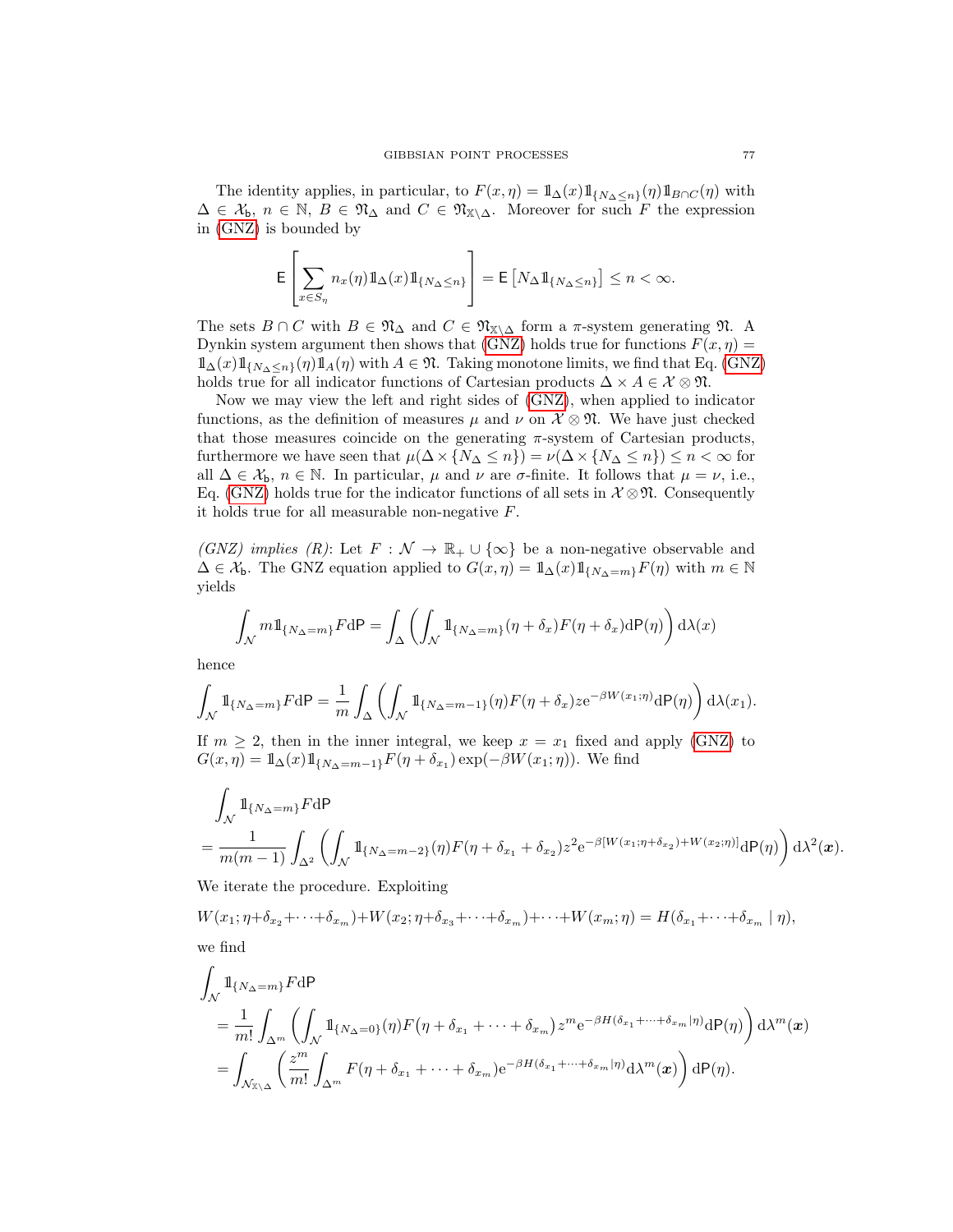The identity applies, in particular, to $F(x,\eta) = \mathbb{1}_\Delta(x)\mathbb{1}_{\{N_\Delta \le n\}}(\eta)\mathbb{1}_{B\cap C}(\eta)$ with $\Delta \in \mathcal{X}_\mathsf{b}$, $n \in \mathbb{N}$, $B \in \mathfrak{N}_\Delta$ and $C \in \mathfrak{N}_{\mathbb{X}\setminus\Delta}$. Moreover for such $F$ the expression in (GNZ) is bounded by

$$\mathsf{E}\left[\sum_{x\in S_\eta} n_x(\eta)\mathbb{1}_\Delta(x)\mathbb{1}_{\{N_\Delta\le n\}}\right] = \mathsf{E}\left[N_\Delta \mathbb{1}_{\{N_\Delta \le n\}}\right] \le n < \infty.$$

The sets $B\cap C$ with $B \in \mathfrak{N}_\Delta$ and $C \in \mathfrak{N}_{\mathbb{X}\setminus\Delta}$ form a $\pi$-system generating $\mathfrak{N}$. A Dynkin system argument then shows that (GNZ) holds true for functions $F(x,\eta) = \mathbb{1}_\Delta(x)\mathbb{1}_{\{N_\Delta\le n\}}(\eta)\mathbb{1}_A(\eta)$ with $A \in \mathfrak{N}$. Taking monotone limits, we find that Eq. (GNZ) holds true for all indicator functions of Cartesian products $\Delta \times A \in \mathcal{X}\otimes\mathfrak{N}$.

Now we may view the left and right sides of (GNZ), when applied to indicator functions, as the definition of measures $\mu$ and $\nu$ on $\mathcal{X}\otimes\mathfrak{N}$. We have just checked that those measures coincide on the generating $\pi$-system of Cartesian products, furthermore we have seen that $\mu(\Delta\times\{N_\Delta \le n\}) = \nu(\Delta\times\{N_\Delta\le n\}) \le n < \infty$ for all $\Delta \in \mathcal{X}_\mathsf{b}$, $n\in\mathbb{N}$. In particular, $\mu$ and $\nu$ are $\sigma$-finite. It follows that $\mu = \nu$, i.e., Eq. (GNZ) holds true for the indicator functions of all sets in $\mathcal{X}\otimes\mathfrak{N}$. Consequently it holds true for all measurable non-negative $F$.

*(GNZ) implies (R)*: Let $F : \mathcal{N} \to \mathbb{R}_+ \cup \{\infty\}$ be a non-negative observable and $\Delta \in \mathcal{X}_\mathsf{b}$. The GNZ equation applied to $G(x,\eta) = \mathbb{1}_\Delta(x)\mathbb{1}_{\{N_\Delta = m\}}F(\eta)$ with $m\in\mathbb{N}$ yields

$$\int_\mathcal{N} m\mathbb{1}_{\{N_\Delta=m\}}F\mathrm{d}\mathsf{P} = \int_\Delta\left(\int_\mathcal{N}\mathbb{1}_{\{N_\Delta=m\}}(\eta+\delta_x)F(\eta+\delta_x)\mathrm{d}\mathsf{P}(\eta)\right)\mathrm{d}\lambda(x)$$

hence

$$\int_\mathcal{N}\mathbb{1}_{\{N_\Delta=m\}}F\mathrm{d}\mathsf{P} = \frac{1}{m}\int_\Delta\left(\int_\mathcal{N}\mathbb{1}_{\{N_\Delta=m-1\}}(\eta)F(\eta+\delta_x)z\mathrm{e}^{-\beta W(x_1;\eta)}\mathrm{d}\mathsf{P}(\eta)\right)\mathrm{d}\lambda(x_1).$$

If $m\ge 2$, then in the inner integral, we keep $x = x_1$ fixed and apply (GNZ) to $G(x,\eta) = \mathbb{1}_\Delta(x)\mathbb{1}_{\{N_\Delta=m-1\}}F(\eta+\delta_{x_1})\exp(-\beta W(x_1;\eta))$. We find

$$\begin{aligned}
&\int_\mathcal{N}\mathbb{1}_{\{N_\Delta=m\}}F\mathrm{d}\mathsf{P}\\
&= \frac{1}{m(m-1)}\int_{\Delta^2}\left(\int_\mathcal{N}\mathbb{1}_{\{N_\Delta=m-2\}}(\eta)F(\eta+\delta_{x_1}+\delta_{x_2})z^2\mathrm{e}^{-\beta[W(x_1;\eta+\delta_{x_2})+W(x_2;\eta)]}\mathrm{d}\mathsf{P}(\eta)\right)\mathrm{d}\lambda^2(\boldsymbol{x}).
\end{aligned}$$

We iterate the procedure. Exploiting

$$W(x_1;\eta+\delta_{x_2}+\cdots+\delta_{x_m}) + W(x_2;\eta+\delta_{x_3}+\cdots+\delta_{x_m})+\cdots+W(x_m;\eta) = H(\delta_{x_1}+\cdots+\delta_{x_m}\mid\eta),$$

we find

$$\begin{aligned}
&\int_\mathcal{N}\mathbb{1}_{\{N_\Delta=m\}}F\mathrm{d}\mathsf{P}\\
&\quad= \frac{1}{m!}\int_{\Delta^m}\left(\int_\mathcal{N}\mathbb{1}_{\{N_\Delta=0\}}(\eta)F\big(\eta+\delta_{x_1}+\cdots+\delta_{x_m}\big)z^m\mathrm{e}^{-\beta H(\delta_{x_1}+\cdots+\delta_{x_m}\mid\eta)}\mathrm{d}\mathsf{P}(\eta)\right)\mathrm{d}\lambda^m(\boldsymbol{x})\\
&\quad= \int_{\mathcal{N}_{\mathbb{X}\setminus\Delta}}\left(\frac{z^m}{m!}\int_{\Delta^m}F(\eta+\delta_{x_1}+\cdots+\delta_{x_m})\mathrm{e}^{-\beta H(\delta_{x_1}+\cdots+\delta_{x_m}\mid\eta)}\mathrm{d}\lambda^m(\boldsymbol{x})\right)\mathrm{d}\mathsf{P}(\eta).
\end{aligned}$$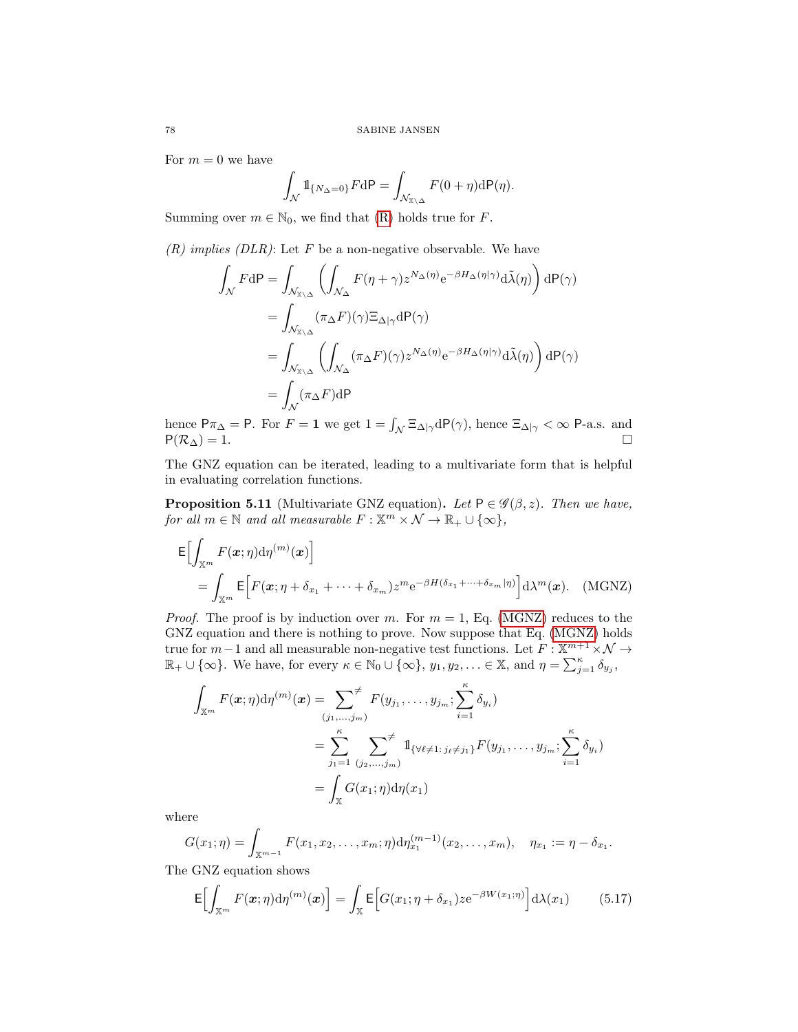For $m = 0$ we have

$$\int_{\mathcal{N}} \mathbb{1}_{\{N_\Delta = 0\}} F \mathrm{d}\mathsf{P} = \int_{\mathcal{N}_{\mathbb{X}\setminus\Delta}} F(0 + \eta) \mathrm{d}\mathsf{P}(\eta).$$

Summing over $m \in \mathbb{N}_0$, we find that (R) holds true for $F$.

*(R) implies (DLR)*: Let $F$ be a non-negative observable. We have

$$\begin{aligned}
\int_{\mathcal{N}} F \mathrm{d}\mathsf{P} &= \int_{\mathcal{N}_{\mathbb{X}\setminus\Delta}} \left( \int_{\mathcal{N}_\Delta} F(\eta + \gamma) z^{N_\Delta(\eta)} \mathrm{e}^{-\beta H_\Delta(\eta|\gamma)} \mathrm{d}\tilde{\lambda}(\eta) \right) \mathrm{d}\mathsf{P}(\gamma) \\
&= \int_{\mathcal{N}_{\mathbb{X}\setminus\Delta}} (\pi_\Delta F)(\gamma) \Xi_{\Delta|\gamma} \mathrm{d}\mathsf{P}(\gamma) \\
&= \int_{\mathcal{N}_{\mathbb{X}\setminus\Delta}} \left( \int_{\mathcal{N}_\Delta} (\pi_\Delta F)(\gamma) z^{N_\Delta(\eta)} \mathrm{e}^{-\beta H_\Delta(\eta|\gamma)} \mathrm{d}\tilde{\lambda}(\eta) \right) \mathrm{d}\mathsf{P}(\gamma) \\
&= \int_{\mathcal{N}} (\pi_\Delta F) \mathrm{d}\mathsf{P}
\end{aligned}$$

hence $\mathsf{P}\pi_\Delta = \mathsf{P}$. For $F = \mathbf{1}$ we get $1 = \int_{\mathcal{N}} \Xi_{\Delta|\gamma} \mathrm{d}\mathsf{P}(\gamma)$, hence $\Xi_{\Delta|\gamma} < \infty$ $\mathsf{P}$-a.s. and $\mathsf{P}(\mathcal{R}_\Delta) = 1$. $\square$

The GNZ equation can be iterated, leading to a multivariate form that is helpful in evaluating correlation functions.

**Proposition 5.11** (Multivariate GNZ equation)**.** *Let $\mathsf{P} \in \mathscr{G}(\beta, z)$. Then we have, for all $m \in \mathbb{N}$ and all measurable $F : \mathbb{X}^m \times \mathcal{N} \to \mathbb{R}_+ \cup \{\infty\}$,*

$$\begin{aligned}
&\mathsf{E}\Big[\int_{\mathbb{X}^m} F(\boldsymbol{x}; \eta) \mathrm{d}\eta^{(m)}(\boldsymbol{x})\Big] \\
&\qquad = \int_{\mathbb{X}^m} \mathsf{E}\Big[F(\boldsymbol{x}; \eta + \delta_{x_1} + \cdots + \delta_{x_m}) z^m \mathrm{e}^{-\beta H(\delta_{x_1} + \cdots + \delta_{x_m}|\eta)}\Big] \mathrm{d}\lambda^m(\boldsymbol{x}). \quad \text{(MGNZ)}
\end{aligned}$$

*Proof.* The proof is by induction over $m$. For $m = 1$, Eq. (MGNZ) reduces to the GNZ equation and there is nothing to prove. Now suppose that Eq. (MGNZ) holds true for $m-1$ and all measurable non-negative test functions. Let $F : \mathbb{X}^{m+1} \times \mathcal{N} \to \mathbb{R}_+ \cup \{\infty\}$. We have, for every $\kappa \in \mathbb{N}_0 \cup \{\infty\}$, $y_1, y_2, \ldots \in \mathbb{X}$, and $\eta = \sum_{j=1}^\kappa \delta_{y_j}$,

$$\begin{aligned}
\int_{\mathbb{X}^m} F(\boldsymbol{x}; \eta) \mathrm{d}\eta^{(m)}(\boldsymbol{x}) &= \sum_{(j_1, \ldots, j_m)}^{\neq} F(y_{j_1}, \ldots, y_{j_m}; \sum_{i=1}^\kappa \delta_{y_i}) \\
&= \sum_{j_1=1}^\kappa \sum_{(j_2, \ldots, j_m)}^{\neq} \mathbb{1}_{\{\forall \ell \neq 1:\, j_\ell \neq j_1\}} F(y_{j_1}, \ldots, y_{j_m}; \sum_{i=1}^\kappa \delta_{y_i}) \\
&= \int_{\mathbb{X}} G(x_1; \eta) \mathrm{d}\eta(x_1)
\end{aligned}$$

where

$$G(x_1; \eta) = \int_{\mathbb{X}^{m-1}} F(x_1, x_2, \ldots, x_m; \eta) \mathrm{d}\eta_{x_1}^{(m-1)}(x_2, \ldots, x_m), \quad \eta_{x_1} := \eta - \delta_{x_1}.$$

The GNZ equation shows

$$\mathsf{E}\Big[\int_{\mathbb{X}^m} F(\boldsymbol{x}; \eta) \mathrm{d}\eta^{(m)}(\boldsymbol{x})\Big] = \int_{\mathbb{X}} \mathsf{E}\Big[G(x_1; \eta + \delta_{x_1}) z \mathrm{e}^{-\beta W(x_1; \eta)}\Big] \mathrm{d}\lambda(x_1) \qquad (5.17)$$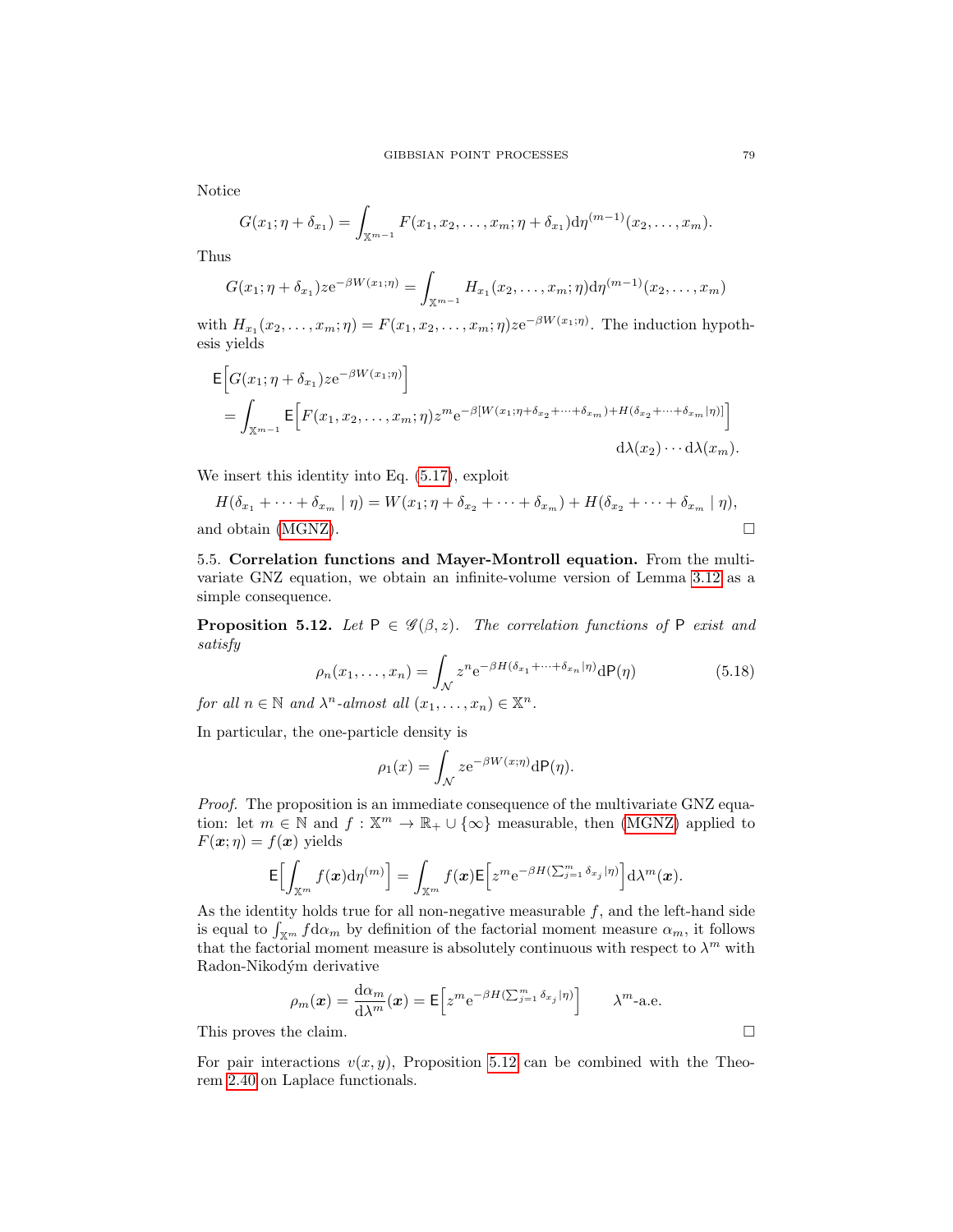Notice

$$G(x_1;\eta+\delta_{x_1}) = \int_{\mathbb{X}^{m-1}} F(x_1,x_2,\dots,x_m;\eta+\delta_{x_1}) \mathrm{d}\eta^{(m-1)}(x_2,\dots,x_m).$$

Thus

$$G(x_1;\eta+\delta_{x_1}) z \mathrm{e}^{-\beta W(x_1;\eta)} = \int_{\mathbb{X}^{m-1}} H_{x_1}(x_2,\dots,x_m;\eta) \mathrm{d}\eta^{(m-1)}(x_2,\dots,x_m)$$

with $H_{x_1}(x_2,\dots,x_m;\eta) = F(x_1,x_2,\dots,x_m;\eta) z \mathrm{e}^{-\beta W(x_1;\eta)}$. The induction hypothesis yields

$$\begin{aligned}
&\mathsf{E}\Big[G(x_1;\eta+\delta_{x_1}) z \mathrm{e}^{-\beta W(x_1;\eta)}\Big] \\
&= \int_{\mathbb{X}^{m-1}} \mathsf{E}\Big[F(x_1,x_2,\dots,x_m;\eta) z^m \mathrm{e}^{-\beta[W(x_1;\eta+\delta_{x_2}+\dots+\delta_{x_m}) + H(\delta_{x_2}+\dots+\delta_{x_m}|\eta)]}\Big] \\
&\qquad\qquad\qquad\qquad\qquad\qquad\qquad\qquad\qquad \mathrm{d}\lambda(x_2)\cdots\mathrm{d}\lambda(x_m).
\end{aligned}$$

We insert this identity into Eq. (5.17), exploit

$$H(\delta_{x_1}+\dots+\delta_{x_m} \mid \eta) = W(x_1;\eta+\delta_{x_2}+\dots+\delta_{x_m}) + H(\delta_{x_2}+\dots+\delta_{x_m} \mid \eta),$$

and obtain (MGNZ). $\square$

**5.5. Correlation functions and Mayer-Montroll equation.** From the multivariate GNZ equation, we obtain an infinite-volume version of Lemma 3.12 as a simple consequence.

**Proposition 5.12.** *Let* $\mathsf{P} \in \mathscr{G}(\beta,z)$. *The correlation functions of* $\mathsf{P}$ *exist and satisfy*

$$\rho_n(x_1,\dots,x_n) = \int_{\mathcal{N}} z^n \mathrm{e}^{-\beta H(\delta_{x_1}+\dots+\delta_{x_n}|\eta)} \mathrm{d}\mathsf{P}(\eta) \tag{5.18}$$

*for all* $n \in \mathbb{N}$ *and* $\lambda^n$*-almost all* $(x_1,\dots,x_n) \in \mathbb{X}^n$.

In particular, the one-particle density is

$$\rho_1(x) = \int_{\mathcal{N}} z \mathrm{e}^{-\beta W(x;\eta)} \mathrm{d}\mathsf{P}(\eta).$$

*Proof.* The proposition is an immediate consequence of the multivariate GNZ equation: let $m \in \mathbb{N}$ and $f: \mathbb{X}^m \to \mathbb{R}_+ \cup \{\infty\}$ measurable, then (MGNZ) applied to $F(\boldsymbol{x};\eta) = f(\boldsymbol{x})$ yields

$$\mathsf{E}\Big[\int_{\mathbb{X}^m} f(\boldsymbol{x}) \mathrm{d}\eta^{(m)}\Big] = \int_{\mathbb{X}^m} f(\boldsymbol{x}) \mathsf{E}\Big[z^m \mathrm{e}^{-\beta H(\sum_{j=1}^m \delta_{x_j}|\eta)}\Big] \mathrm{d}\lambda^m(\boldsymbol{x}).$$

As the identity holds true for all non-negative measurable $f$, and the left-hand side is equal to $\int_{\mathbb{X}^m} f \mathrm{d}\alpha_m$ by definition of the factorial moment measure $\alpha_m$, it follows that the factorial moment measure is absolutely continuous with respect to $\lambda^m$ with Radon-Nikodým derivative

$$\rho_m(\boldsymbol{x}) = \frac{\mathrm{d}\alpha_m}{\mathrm{d}\lambda^m}(\boldsymbol{x}) = \mathsf{E}\Big[z^m \mathrm{e}^{-\beta H(\sum_{j=1}^m \delta_{x_j}|\eta)}\Big] \qquad \lambda^m\text{-a.e.}$$

This proves the claim. $\square$

For pair interactions $v(x,y)$, Proposition 5.12 can be combined with the Theorem 2.40 on Laplace functionals.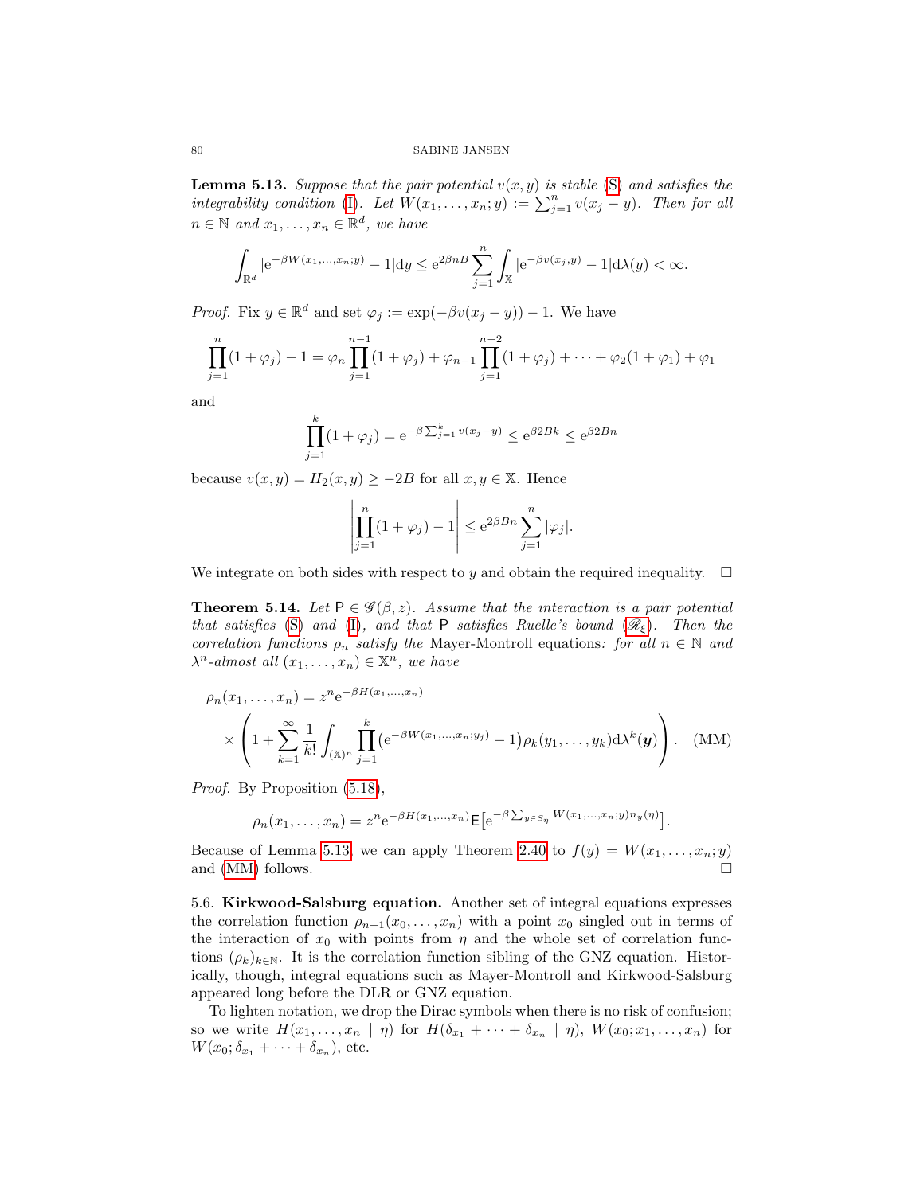**Lemma 5.13.** *Suppose that the pair potential $v(x,y)$ is stable (S) and satisfies the integrability condition (I). Let $W(x_1,\dots,x_n;y) := \sum_{j=1}^n v(x_j - y)$. Then for all $n \in \mathbb{N}$ and $x_1,\dots,x_n \in \mathbb{R}^d$, we have*

$$\int_{\mathbb{R}^d} |\mathrm{e}^{-\beta W(x_1,\dots,x_n;y)} - 1| \mathrm{d}y \leq \mathrm{e}^{2\beta n B} \sum_{j=1}^n \int_{\mathbb{X}} |\mathrm{e}^{-\beta v(x_j,y)} - 1| \mathrm{d}\lambda(y) < \infty.$$

*Proof.* Fix $y \in \mathbb{R}^d$ and set $\varphi_j := \exp(-\beta v(x_j - y)) - 1$. We have

$$\prod_{j=1}^n (1+\varphi_j) - 1 = \varphi_n \prod_{j=1}^{n-1}(1+\varphi_j) + \varphi_{n-1}\prod_{j=1}^{n-2}(1+\varphi_j) + \cdots + \varphi_2(1+\varphi_1) + \varphi_1$$

and

$$\prod_{j=1}^k (1+\varphi_j) = \mathrm{e}^{-\beta \sum_{j=1}^k v(x_j - y)} \leq \mathrm{e}^{\beta 2Bk} \leq \mathrm{e}^{\beta 2Bn}$$

because $v(x,y) = H_2(x,y) \geq -2B$ for all $x,y \in \mathbb{X}$. Hence

$$\left| \prod_{j=1}^n (1+\varphi_j) - 1 \right| \leq \mathrm{e}^{2\beta B n} \sum_{j=1}^n |\varphi_j|.$$

We integrate on both sides with respect to $y$ and obtain the required inequality. $\square$

**Theorem 5.14.** *Let $\mathsf{P} \in \mathscr{G}(\beta, z)$. Assume that the interaction is a pair potential that satisfies (S) and (I), and that $\mathsf{P}$ satisfies Ruelle's bound ($\mathscr{R}_\xi$). Then the correlation functions $\rho_n$ satisfy the* Mayer-Montroll equations*: for all $n \in \mathbb{N}$ and $\lambda^n$-almost all $(x_1,\dots,x_n) \in \mathbb{X}^n$, we have*

$$\rho_n(x_1,\dots,x_n) = z^n \mathrm{e}^{-\beta H(x_1,\dots,x_n)} \\ \times \left( 1 + \sum_{k=1}^\infty \frac{1}{k!} \int_{(\mathbb{X})^n} \prod_{j=1}^k \bigl(\mathrm{e}^{-\beta W(x_1,\dots,x_n;y_j)} - 1\bigr) \rho_k(y_1,\dots,y_k) \mathrm{d}\lambda^k(\boldsymbol{y}) \right). \quad \text{(MM)}$$

*Proof.* By Proposition (5.18),

$$\rho_n(x_1,\dots,x_n) = z^n \mathrm{e}^{-\beta H(x_1,\dots,x_n)} \mathsf{E}\bigl[\mathrm{e}^{-\beta \sum_{y \in S_\eta} W(x_1,\dots,x_n;y) n_y(\eta)}\bigr].$$

Because of Lemma 5.13, we can apply Theorem 2.40 to $f(y) = W(x_1,\dots,x_n;y)$ and (MM) follows. $\square$

5.6. **Kirkwood-Salsburg equation.** Another set of integral equations expresses the correlation function $\rho_{n+1}(x_0,\dots,x_n)$ with a point $x_0$ singled out in terms of the interaction of $x_0$ with points from $\eta$ and the whole set of correlation functions $(\rho_k)_{k\in\mathbb{N}}$. It is the correlation function sibling of the GNZ equation. Historically, though, integral equations such as Mayer-Montroll and Kirkwood-Salsburg appeared long before the DLR or GNZ equation.

To lighten notation, we drop the Dirac symbols when there is no risk of confusion; so we write $H(x_1,\dots,x_n \mid \eta)$ for $H(\delta_{x_1} + \cdots + \delta_{x_n} \mid \eta)$, $W(x_0;x_1,\dots,x_n)$ for $W(x_0;\delta_{x_1} + \cdots + \delta_{x_n})$, etc.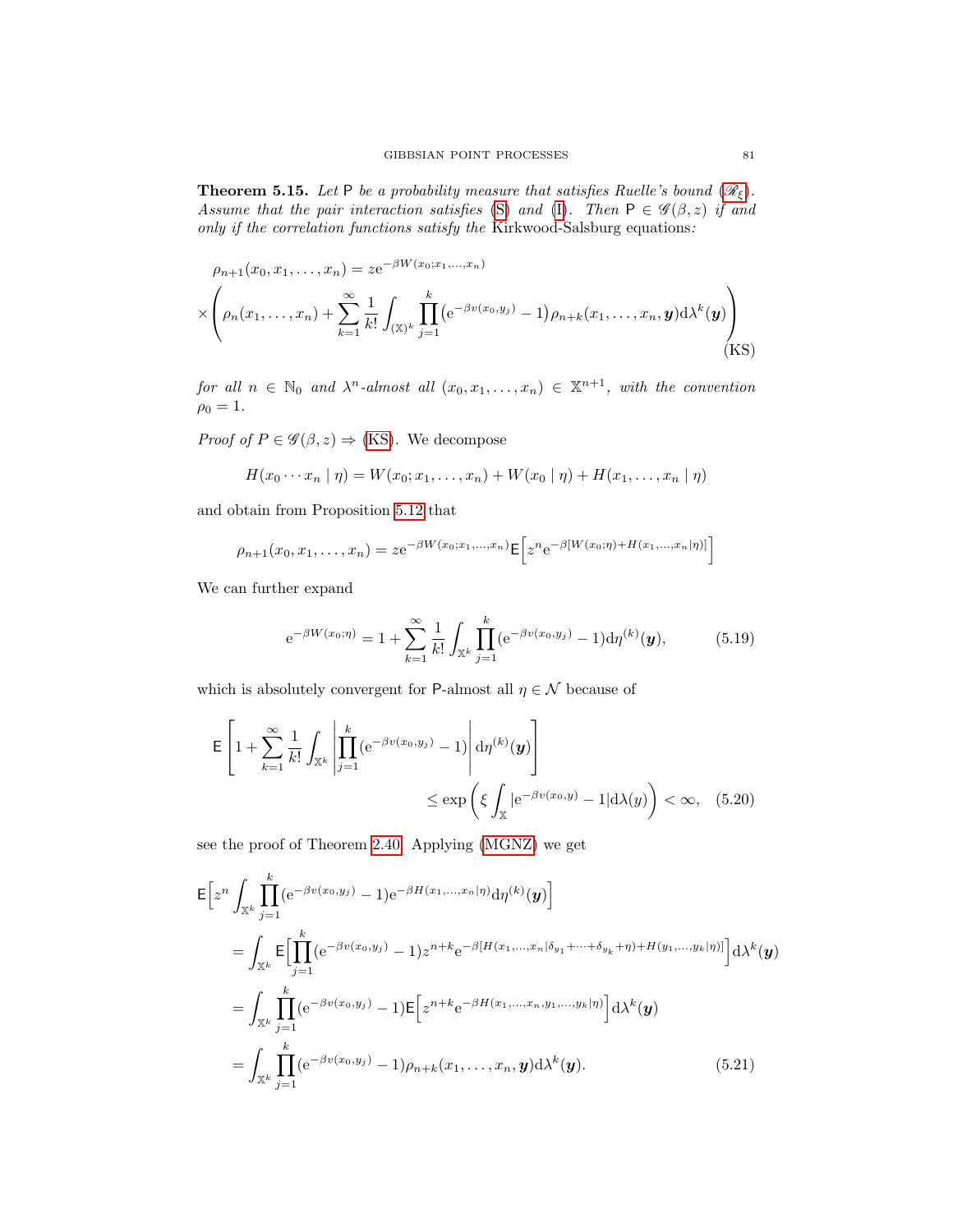**Theorem 5.15.** *Let* $\mathsf{P}$ *be a probability measure that satisfies Ruelle's bound* ($\mathscr{R}_\xi$)*. Assume that the pair interaction satisfies* (S) *and* (I)*. Then* $\mathsf{P} \in \mathscr{G}(\beta, z)$ *if and only if the correlation functions satisfy the* Kirkwood-Salsburg equations*:*

$$
\begin{aligned}
&\rho_{n+1}(x_0, x_1, \dots, x_n) = z\mathrm{e}^{-\beta W(x_0;x_1,\dots,x_n)} \\
&\times\left(\rho_n(x_1,\dots,x_n) + \sum_{k=1}^{\infty}\frac{1}{k!}\int_{(\mathbb{X})^k}\prod_{j=1}^{k}\big(\mathrm{e}^{-\beta v(x_0,y_j)}-1\big)\rho_{n+k}(x_1,\dots,x_n,\boldsymbol{y})\mathrm{d}\lambda^k(\boldsymbol{y})\right)
\end{aligned}
\tag{KS}
$$

*for all* $n \in \mathbb{N}_0$ *and* $\lambda^n$*-almost all* $(x_0, x_1, \dots, x_n) \in \mathbb{X}^{n+1}$*, with the convention* $\rho_0 = 1$*.*

*Proof of* $P \in \mathscr{G}(\beta, z) \Rightarrow$ (KS). We decompose

$$
H(x_0 \cdots x_n \mid \eta) = W(x_0; x_1, \dots, x_n) + W(x_0 \mid \eta) + H(x_1, \dots, x_n \mid \eta)
$$

and obtain from Proposition 5.12 that

$$
\rho_{n+1}(x_0, x_1, \dots, x_n) = z\mathrm{e}^{-\beta W(x_0;x_1,\dots,x_n)}\mathsf{E}\Big[z^n\mathrm{e}^{-\beta[W(x_0;\eta)+H(x_1,\dots,x_n|\eta)]}\Big]
$$

We can further expand

$$
\mathrm{e}^{-\beta W(x_0;\eta)} = 1 + \sum_{k=1}^{\infty}\frac{1}{k!}\int_{\mathbb{X}^k}\prod_{j=1}^{k}(\mathrm{e}^{-\beta v(x_0,y_j)}-1)\mathrm{d}\eta^{(k)}(\boldsymbol{y}), \tag{5.19}
$$

which is absolutely convergent for $\mathsf{P}$-almost all $\eta \in \mathcal{N}$ because of

$$
\mathsf{E}\left[1 + \sum_{k=1}^{\infty}\frac{1}{k!}\int_{\mathbb{X}^k}\left|\prod_{j=1}^{k}(\mathrm{e}^{-\beta v(x_0,y_j)}-1)\right|\mathrm{d}\eta^{(k)}(\boldsymbol{y})\right] \le \exp\left(\xi\int_{\mathbb{X}}|\mathrm{e}^{-\beta v(x_0,y)}-1|\mathrm{d}\lambda(y)\right) < \infty, \tag{5.20}
$$

see the proof of Theorem 2.40. Applying (MGNZ) we get

$$
\begin{aligned}
&\mathsf{E}\Big[z^n\int_{\mathbb{X}^k}\prod_{j=1}^{k}(\mathrm{e}^{-\beta v(x_0,y_j)}-1)\mathrm{e}^{-\beta H(x_1,\dots,x_n|\eta)}\mathrm{d}\eta^{(k)}(\boldsymbol{y})\Big] \\
&\quad= \int_{\mathbb{X}^k}\mathsf{E}\Big[\prod_{j=1}^{k}(\mathrm{e}^{-\beta v(x_0,y_j)}-1)z^{n+k}\mathrm{e}^{-\beta[H(x_1,\dots,x_n|\delta_{y_1}+\dots+\delta_{y_k}+\eta)+H(y_1,\dots,y_k|\eta)]}\Big]\mathrm{d}\lambda^k(\boldsymbol{y}) \\
&\quad= \int_{\mathbb{X}^k}\prod_{j=1}^{k}(\mathrm{e}^{-\beta v(x_0,y_j)}-1)\mathsf{E}\Big[z^{n+k}\mathrm{e}^{-\beta H(x_1,\dots,x_n,y_1,\dots,y_k|\eta)}\Big]\mathrm{d}\lambda^k(\boldsymbol{y}) \\
&\quad= \int_{\mathbb{X}^k}\prod_{j=1}^{k}(\mathrm{e}^{-\beta v(x_0,y_j)}-1)\rho_{n+k}(x_1,\dots,x_n,\boldsymbol{y})\mathrm{d}\lambda^k(\boldsymbol{y}).
\end{aligned}
\tag{5.21}
$$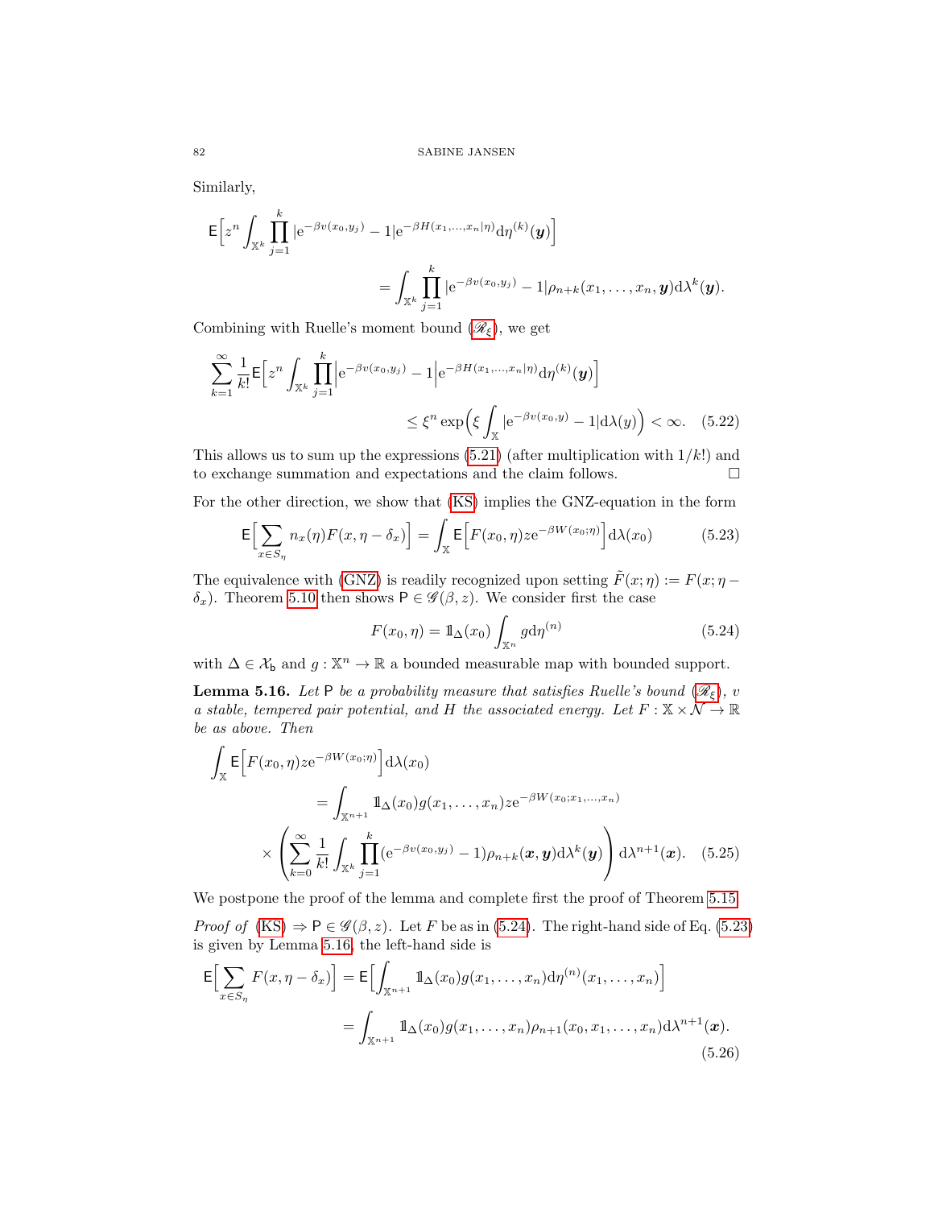Similarly,

$$\mathsf{E}\Big[z^n \int_{\mathbb{X}^k} \prod_{j=1}^k |\mathrm{e}^{-\beta v(x_0,y_j)} - 1| \mathrm{e}^{-\beta H(x_1,\dots,x_n|\eta)} \mathrm{d}\eta^{(k)}(\boldsymbol{y})\Big]$$
$$= \int_{\mathbb{X}^k} \prod_{j=1}^k |\mathrm{e}^{-\beta v(x_0,y_j)} - 1| \rho_{n+k}(x_1,\dots,x_n,\boldsymbol{y}) \mathrm{d}\lambda^k(\boldsymbol{y}).$$

Combining with Ruelle's moment bound ($\mathscr{R}_\xi$), we get

$$\sum_{k=1}^\infty \frac{1}{k!} \mathsf{E}\Big[z^n \int_{\mathbb{X}^k} \prod_{j=1}^k \Big|\mathrm{e}^{-\beta v(x_0,y_j)} - 1\Big| \mathrm{e}^{-\beta H(x_1,\dots,x_n|\eta)} \mathrm{d}\eta^{(k)}(\boldsymbol{y})\Big]$$
$$\leq \xi^n \exp\Big(\xi \int_{\mathbb{X}} |\mathrm{e}^{-\beta v(x_0,y)} - 1| \mathrm{d}\lambda(y)\Big) < \infty. \quad (5.22)$$

This allows us to sum up the expressions (5.21) (after multiplication with $1/k!$) and to exchange summation and expectations and the claim follows. $\square$

For the other direction, we show that (KS) implies the GNZ-equation in the form

$$\mathsf{E}\Big[\sum_{x\in S_\eta} n_x(\eta) F(x,\eta-\delta_x)\Big] = \int_{\mathbb{X}} \mathsf{E}\Big[F(x_0,\eta) z \mathrm{e}^{-\beta W(x_0;\eta)}\Big] \mathrm{d}\lambda(x_0) \quad (5.23)$$

The equivalence with (GNZ) is readily recognized upon setting $\tilde{F}(x;\eta) := F(x;\eta - \delta_x)$. Theorem 5.10 then shows $\mathsf{P} \in \mathscr{G}(\beta, z)$. We consider first the case

$$F(x_0,\eta) = \mathbb{1}_\Delta(x_0) \int_{\mathbb{X}^n} g \mathrm{d}\eta^{(n)} \quad (5.24)$$

with $\Delta \in \mathcal{X}_\mathsf{b}$ and $g : \mathbb{X}^n \to \mathbb{R}$ a bounded measurable map with bounded support.

**Lemma 5.16.** *Let* $\mathsf{P}$ *be a probability measure that satisfies Ruelle's bound* ($\mathscr{R}_\xi$)*,* $v$ *a stable, tempered pair potential, and* $H$ *the associated energy. Let* $F : \mathbb{X} \times \mathcal{N} \to \mathbb{R}$ *be as above. Then*

$$\int_{\mathbb{X}} \mathsf{E}\Big[F(x_0,\eta) z \mathrm{e}^{-\beta W(x_0;\eta)}\Big] \mathrm{d}\lambda(x_0)$$
$$= \int_{\mathbb{X}^{n+1}} \mathbb{1}_\Delta(x_0) g(x_1,\dots,x_n) z \mathrm{e}^{-\beta W(x_0;x_1,\dots,x_n)}$$
$$\times \left(\sum_{k=0}^\infty \frac{1}{k!} \int_{\mathbb{X}^k} \prod_{j=1}^k (\mathrm{e}^{-\beta v(x_0,y_j)} - 1) \rho_{n+k}(\boldsymbol{x},\boldsymbol{y}) \mathrm{d}\lambda^k(\boldsymbol{y})\right) \mathrm{d}\lambda^{n+1}(\boldsymbol{x}). \quad (5.25)$$

We postpone the proof of the lemma and complete first the proof of Theorem 5.15.

*Proof of* (KS) $\Rightarrow \mathsf{P} \in \mathscr{G}(\beta, z)$. Let $F$ be as in (5.24). The right-hand side of Eq. (5.23) is given by Lemma 5.16, the left-hand side is

$$\mathsf{E}\Big[\sum_{x\in S_\eta} F(x,\eta-\delta_x)\Big] = \mathsf{E}\Big[\int_{\mathbb{X}^{n+1}} \mathbb{1}_\Delta(x_0) g(x_1,\dots,x_n) \mathrm{d}\eta^{(n)}(x_1,\dots,x_n)\Big]$$
$$= \int_{\mathbb{X}^{n+1}} \mathbb{1}_\Delta(x_0) g(x_1,\dots,x_n) \rho_{n+1}(x_0,x_1,\dots,x_n) \mathrm{d}\lambda^{n+1}(\boldsymbol{x}). \quad (5.26)$$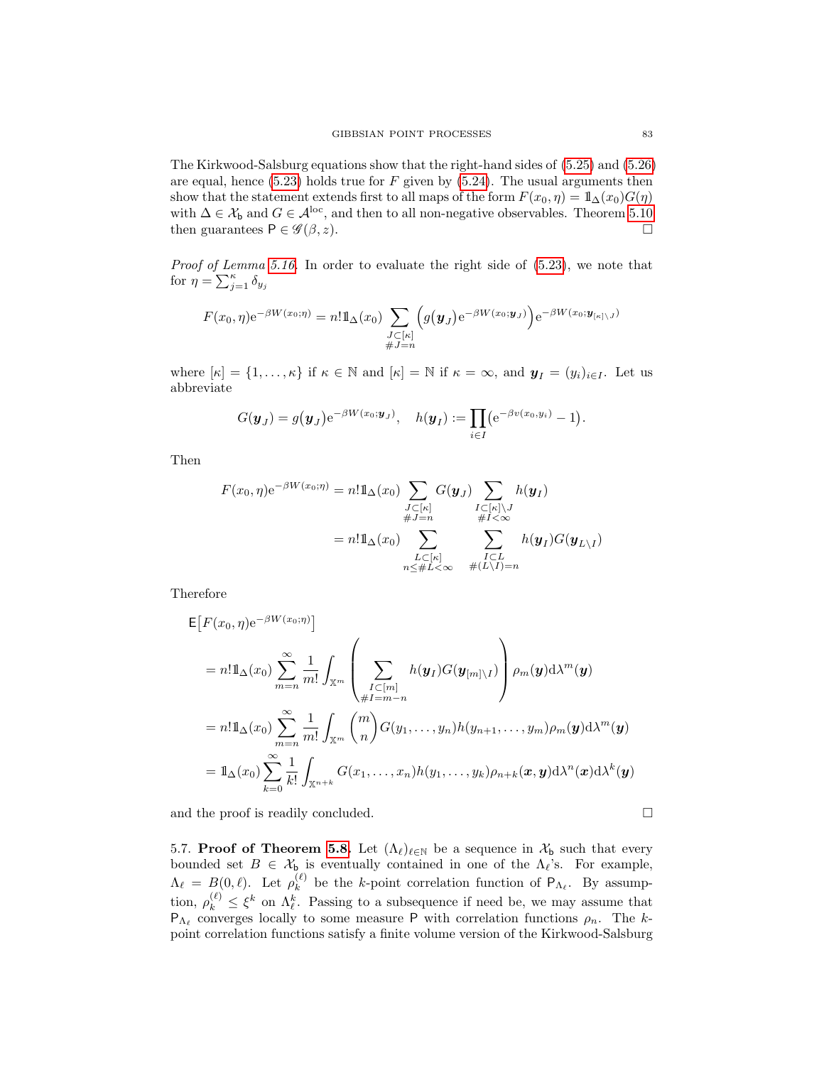The Kirkwood-Salsburg equations show that the right-hand sides of (5.25) and (5.26) are equal, hence (5.23) holds true for $F$ given by (5.24). The usual arguments then show that the statement extends first to all maps of the form $F(x_0,\eta) = \mathbb{1}_\Delta(x_0) G(\eta)$ with $\Delta \in \mathcal{X}_{\mathsf{b}}$ and $G \in \mathcal{A}^{\mathrm{loc}}$, and then to all non-negative observables. Theorem 5.10 then guarantees $\mathsf{P} \in \mathscr{G}(\beta, z)$. $\square$

*Proof of Lemma 5.16.* In order to evaluate the right side of (5.23), we note that for $\eta = \sum_{j=1}^\kappa \delta_{y_j}$

$$F(x_0,\eta)\mathrm{e}^{-\beta W(x_0;\eta)} = n! \mathbb{1}_\Delta(x_0) \sum_{\substack{J\subset[\kappa]\\ \#J = n}} \Big( g(\boldsymbol{y}_J)\, \mathrm{e}^{-\beta W(x_0;\boldsymbol{y}_J)}\Big) \mathrm{e}^{-\beta W(x_0;\boldsymbol{y}_{[\kappa]\setminus J})}$$

where $[\kappa] = \{1,\ldots,\kappa\}$ if $\kappa \in \mathbb{N}$ and $[\kappa] = \mathbb{N}$ if $\kappa = \infty$, and $\boldsymbol{y}_I = (y_i)_{i\in I}$. Let us abbreviate

$$G(\boldsymbol{y}_J) = g(\boldsymbol{y}_J) \mathrm{e}^{-\beta W(x_0;\boldsymbol{y}_J)}, \quad h(\boldsymbol{y}_I) := \prod_{i\in I} \big(\mathrm{e}^{-\beta v(x_0,y_i)} - 1\big).$$

Then

$$\begin{aligned}
F(x_0,\eta)\mathrm{e}^{-\beta W(x_0;\eta)} &= n! \mathbb{1}_\Delta(x_0) \sum_{\substack{J\subset[\kappa]\\ \#J = n}} G(\boldsymbol{y}_J) \sum_{\substack{I\subset[\kappa]\setminus J\\ \#I<\infty}} h(\boldsymbol{y}_I)\\
&= n! \mathbb{1}_\Delta(x_0) \sum_{\substack{L\subset[\kappa]\\ n\leq \#L<\infty}} \sum_{\substack{I\subset L\\ \#(L\setminus I) = n}} h(\boldsymbol{y}_I) G(\boldsymbol{y}_{L\setminus I})
\end{aligned}$$

Therefore

$$\begin{aligned}
&\mathsf{E}\big[F(x_0,\eta)\mathrm{e}^{-\beta W(x_0;\eta)}\big]\\
&= n! \mathbb{1}_\Delta(x_0) \sum_{m=n}^\infty \frac{1}{m!} \int_{\mathbb{X}^m} \left( \sum_{\substack{I\subset[m]\\ \#I = m-n}} h(\boldsymbol{y}_I) G(\boldsymbol{y}_{[m]\setminus I})\right) \rho_m(\boldsymbol{y}) \mathrm{d}\lambda^m(\boldsymbol{y})\\
&= n! \mathbb{1}_\Delta(x_0) \sum_{m=n}^\infty \frac{1}{m!} \int_{\mathbb{X}^m} \binom{m}{n} G(y_1,\ldots,y_n) h(y_{n+1},\ldots,y_m) \rho_m(\boldsymbol{y}) \mathrm{d}\lambda^m(\boldsymbol{y})\\
&= \mathbb{1}_\Delta(x_0) \sum_{k=0}^\infty \frac{1}{k!} \int_{\mathbb{X}^{n+k}} G(x_1,\ldots,x_n) h(y_1,\ldots,y_k) \rho_{n+k}(\boldsymbol{x},\boldsymbol{y}) \mathrm{d}\lambda^n(\boldsymbol{x}) \mathrm{d}\lambda^k(\boldsymbol{y})
\end{aligned}$$

and the proof is readily concluded. $\square$

5.7. **Proof of Theorem 5.8.** Let $(\Lambda_\ell)_{\ell\in\mathbb{N}}$ be a sequence in $\mathcal{X}_{\mathsf{b}}$ such that every bounded set $B \in \mathcal{X}_{\mathsf{b}}$ is eventually contained in one of the $\Lambda_\ell$'s. For example, $\Lambda_\ell = B(0,\ell)$. Let $\rho_k^{(\ell)}$ be the $k$-point correlation function of $\mathsf{P}_{\Lambda_\ell}$. By assumption, $\rho_k^{(\ell)} \leq \xi^k$ on $\Lambda_\ell^k$. Passing to a subsequence if need be, we may assume that $\mathsf{P}_{\Lambda_\ell}$ converges locally to some measure $\mathsf{P}$ with correlation functions $\rho_n$. The $k$-point correlation functions satisfy a finite volume version of the Kirkwood-Salsburg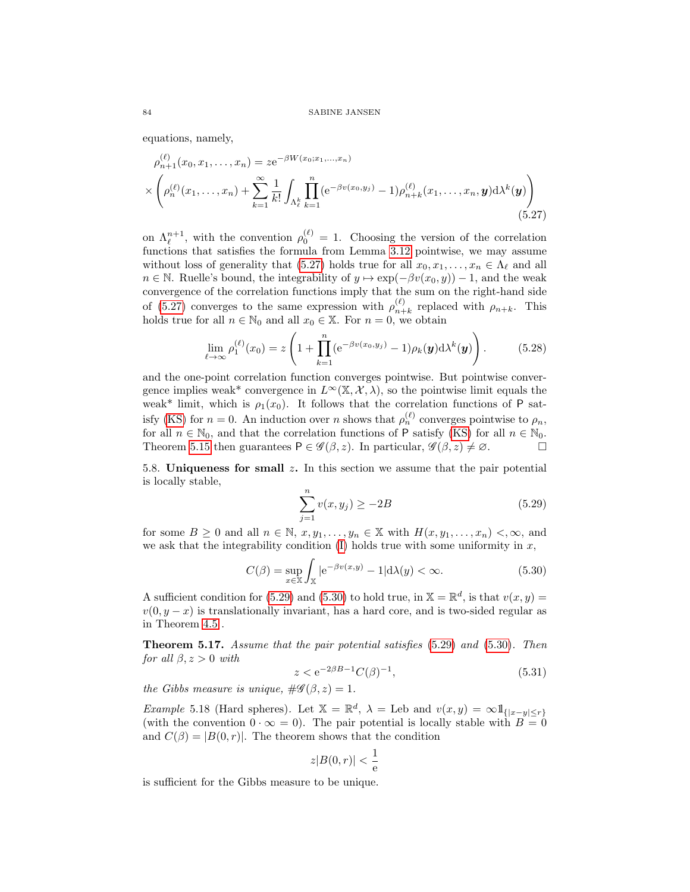equations, namely,

$$
\rho_{n+1}^{(\ell)}(x_0,x_1,\dots,x_n) = z\mathrm{e}^{-\beta W(x_0;x_1,\dots,x_n)}
$$
$$
\times\left(\rho_n^{(\ell)}(x_1,\dots,x_n) + \sum_{k=1}^\infty \frac{1}{k!}\int_{\Lambda_\ell^k}\prod_{k=1}^n (\mathrm{e}^{-\beta v(x_0,y_j)}-1)\rho_{n+k}^{(\ell)}(x_1,\dots,x_n,\boldsymbol{y})\mathrm{d}\lambda^k(\boldsymbol{y})\right) \tag{5.27}
$$

on $\Lambda_\ell^{n+1}$, with the convention $\rho_0^{(\ell)} = 1$. Choosing the version of the correlation functions that satisfies the formula from Lemma 3.12 pointwise, we may assume without loss of generality that (5.27) holds true for all $x_0, x_1, \dots, x_n \in \Lambda_\ell$ and all $n \in \mathbb{N}$. Ruelle's bound, the integrability of $y \mapsto \exp(-\beta v(x_0, y)) - 1$, and the weak convergence of the correlation functions imply that the sum on the right-hand side of (5.27) converges to the same expression with $\rho_{n+k}^{(\ell)}$ replaced with $\rho_{n+k}$. This holds true for all $n \in \mathbb{N}_0$ and all $x_0 \in \mathbb{X}$. For $n = 0$, we obtain

$$
\lim_{\ell\to\infty}\rho_1^{(\ell)}(x_0) = z\left(1 + \prod_{k=1}^n (\mathrm{e}^{-\beta v(x_0,y_j)}-1)\rho_k(\boldsymbol{y})\mathrm{d}\lambda^k(\boldsymbol{y})\right). \tag{5.28}
$$

and the one-point correlation function converges pointwise. But pointwise convergence implies weak\* convergence in $L^\infty(\mathbb{X}, \mathcal{X}, \lambda)$, so the pointwise limit equals the weak\* limit, which is $\rho_1(x_0)$. It follows that the correlation functions of $\mathsf{P}$ satisfy (KS) for $n = 0$. An induction over $n$ shows that $\rho_n^{(\ell)}$ converges pointwise to $\rho_n$, for all $n \in \mathbb{N}_0$, and that the correlation functions of $\mathsf{P}$ satisfy (KS) for all $n \in \mathbb{N}_0$. Theorem 5.15 then guarantees $\mathsf{P} \in \mathscr{G}(\beta, z)$. In particular, $\mathscr{G}(\beta, z) \neq \varnothing$. □

### 5.8. Uniqueness for small $z$.

In this section we assume that the pair potential is locally stable,

$$
\sum_{j=1}^n v(x, y_j) \geq -2B \tag{5.29}
$$

for some $B \geq 0$ and all $n \in \mathbb{N}$, $x, y_1, \dots, y_n \in \mathbb{X}$ with $H(x, y_1, \dots, x_n) <, \infty$, and we ask that the integrability condition (I) holds true with some uniformity in $x$,

$$
C(\beta) = \sup_{x\in\mathbb{X}}\int_{\mathbb{X}} |\mathrm{e}^{-\beta v(x,y)} - 1|\mathrm{d}\lambda(y) < \infty. \tag{5.30}
$$

A sufficient condition for (5.29) and (5.30) to hold true, in $\mathbb{X} = \mathbb{R}^d$, is that $v(x, y) = v(0, y - x)$ is translationally invariant, has a hard core, and is two-sided regular as in Theorem 4.5 .

**Theorem 5.17.** *Assume that the pair potential satisfies (5.29) and (5.30). Then for all $\beta, z > 0$ with*

$$
z < \mathrm{e}^{-2\beta B - 1} C(\beta)^{-1}, \tag{5.31}
$$

*the Gibbs measure is unique, $\#\mathscr{G}(\beta, z) = 1$.*

*Example* 5.18 (Hard spheres). Let $\mathbb{X} = \mathbb{R}^d$, $\lambda = \mathrm{Leb}$ and $v(x, y) = \infty \mathbb{1}_{\{|x-y|\leq r\}}$ (with the convention $0 \cdot \infty = 0$). The pair potential is locally stable with $B = 0$ and $C(\beta) = |B(0, r)|$. The theorem shows that the condition

$$
z|B(0,r)| < \frac{1}{\mathrm{e}}
$$

is sufficient for the Gibbs measure to be unique.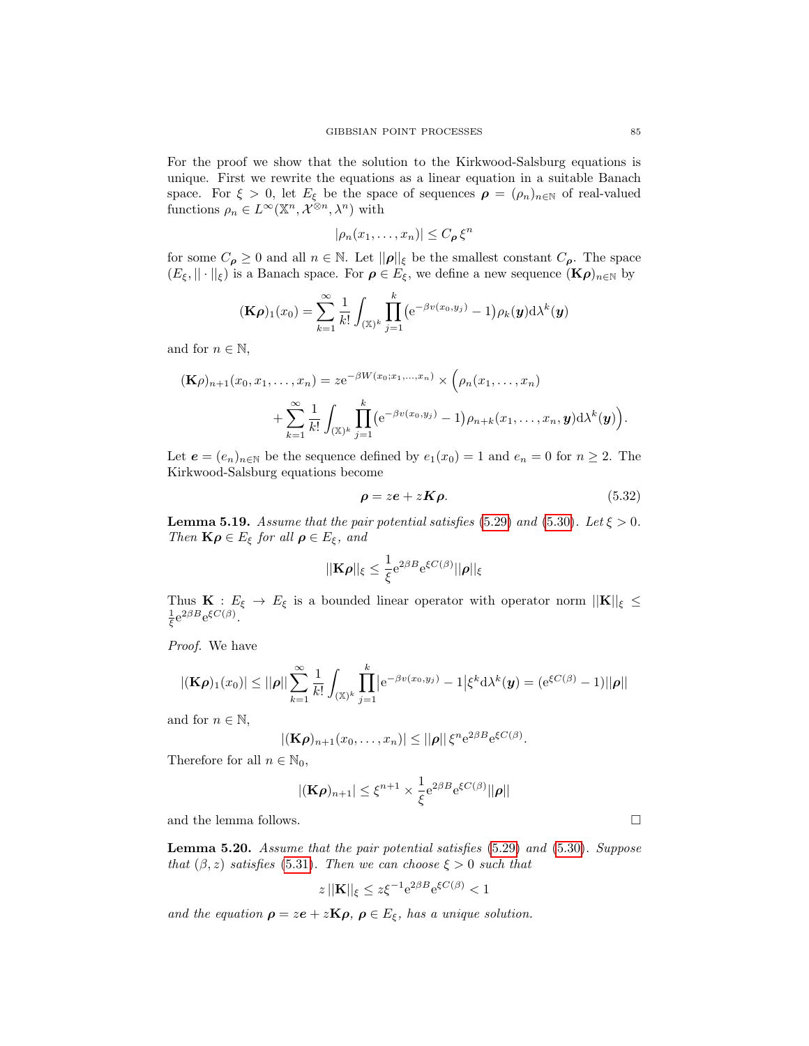For the proof we show that the solution to the Kirkwood-Salsburg equations is unique. First we rewrite the equations as a linear equation in a suitable Banach space. For $\xi > 0$, let $E_\xi$ be the space of sequences $\boldsymbol{\rho} = (\rho_n)_{n\in\mathbb{N}}$ of real-valued functions $\rho_n \in L^\infty(\mathbb{X}^n, \mathcal{X}^{\otimes n}, \lambda^n)$ with

$$|\rho_n(x_1, \dots, x_n)| \leq C_{\boldsymbol{\rho}}\, \xi^n$$

for some $C_{\boldsymbol{\rho}} \geq 0$ and all $n \in \mathbb{N}$. Let $||\boldsymbol{\rho}||_\xi$ be the smallest constant $C_{\boldsymbol{\rho}}$. The space $(E_\xi, ||\cdot||_\xi)$ is a Banach space. For $\boldsymbol{\rho} \in E_\xi$, we define a new sequence $(\mathbf{K}\boldsymbol{\rho})_{n\in\mathbb{N}}$ by

$$(\mathbf{K}\boldsymbol{\rho})_1(x_0) = \sum_{k=1}^\infty \frac{1}{k!} \int_{(\mathbb{X})^k} \prod_{j=1}^k \big(\mathrm{e}^{-\beta v(x_0,y_j)} - 1\big) \rho_k(\boldsymbol{y}) \mathrm{d}\lambda^k(\boldsymbol{y})$$

and for $n \in \mathbb{N}$,

$$(\mathbf{K}\rho)_{n+1}(x_0, x_1, \dots, x_n) = z\mathrm{e}^{-\beta W(x_0;x_1,\dots,x_n)} \times \Big(\rho_n(x_1, \dots, x_n) + \sum_{k=1}^\infty \frac{1}{k!} \int_{(\mathbb{X})^k} \prod_{j=1}^k \big(\mathrm{e}^{-\beta v(x_0,y_j)} - 1\big) \rho_{n+k}(x_1, \dots, x_n, \boldsymbol{y}) \mathrm{d}\lambda^k(\boldsymbol{y})\Big).$$

Let $\boldsymbol{e} = (e_n)_{n\in\mathbb{N}}$ be the sequence defined by $e_1(x_0) = 1$ and $e_n = 0$ for $n \geq 2$. The Kirkwood-Salsburg equations become

$$\boldsymbol{\rho} = z\boldsymbol{e} + z\boldsymbol{K}\boldsymbol{\rho}. \tag{5.32}$$

**Lemma 5.19.** *Assume that the pair potential satisfies (5.29) and (5.30). Let $\xi > 0$. Then $\mathbf{K}\boldsymbol{\rho} \in E_\xi$ for all $\boldsymbol{\rho} \in E_\xi$, and*

$$||\mathbf{K}\boldsymbol{\rho}||_\xi \leq \frac{1}{\xi} \mathrm{e}^{2\beta B} \mathrm{e}^{\xi C(\beta)} ||\boldsymbol{\rho}||_\xi$$

*Thus $\mathbf{K} : E_\xi \to E_\xi$ is a bounded linear operator with operator norm $||\mathbf{K}||_\xi \leq \frac{1}{\xi}\mathrm{e}^{2\beta B}\mathrm{e}^{\xi C(\beta)}$.*

*Proof.* We have

$$|(\mathbf{K}\boldsymbol{\rho})_1(x_0)| \leq ||\boldsymbol{\rho}|| \sum_{k=1}^\infty \frac{1}{k!} \int_{(\mathbb{X})^k} \prod_{j=1}^k \big|\mathrm{e}^{-\beta v(x_0,y_j)} - 1\big| \xi^k \mathrm{d}\lambda^k(\boldsymbol{y}) = (\mathrm{e}^{\xi C(\beta)} - 1)||\boldsymbol{\rho}||$$

and for $n \in \mathbb{N}$,

$$|(\mathbf{K}\boldsymbol{\rho})_{n+1}(x_0, \dots, x_n)| \leq ||\boldsymbol{\rho}||\, \xi^n \mathrm{e}^{2\beta B} \mathrm{e}^{\xi C(\beta)}.$$

Therefore for all $n \in \mathbb{N}_0$,

$$|(\mathbf{K}\boldsymbol{\rho})_{n+1}| \leq \xi^{n+1} \times \frac{1}{\xi} \mathrm{e}^{2\beta B} \mathrm{e}^{\xi C(\beta)} ||\boldsymbol{\rho}||$$

and the lemma follows. □

**Lemma 5.20.** *Assume that the pair potential satisfies (5.29) and (5.30). Suppose that $(\beta, z)$ satisfies (5.31). Then we can choose $\xi > 0$ such that*

$$z\, ||\mathbf{K}||_\xi \leq z\xi^{-1} \mathrm{e}^{2\beta B} \mathrm{e}^{\xi C(\beta)} < 1$$

*and the equation $\boldsymbol{\rho} = z\boldsymbol{e} + z\mathbf{K}\boldsymbol{\rho}$, $\boldsymbol{\rho} \in E_\xi$, has a unique solution.*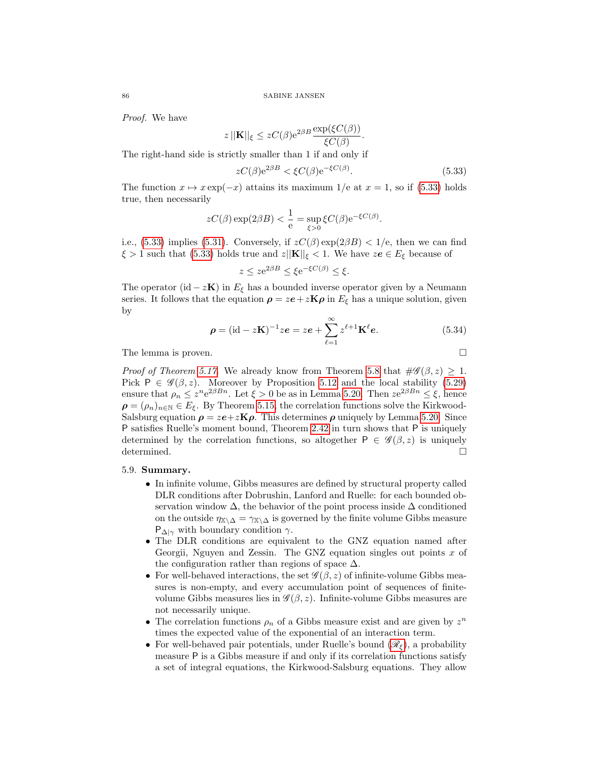*Proof.* We have

$$z\,||\mathbf{K}||_\xi \leq zC(\beta)\mathrm{e}^{2\beta B}\frac{\exp(\xi C(\beta))}{\xi C(\beta)}.$$

The right-hand side is strictly smaller than 1 if and only if

$$zC(\beta)\mathrm{e}^{2\beta B} < \xi C(\beta)\mathrm{e}^{-\xi C(\beta)}. \tag{5.33}$$

The function $x \mapsto x\exp(-x)$ attains its maximum $1/\mathrm{e}$ at $x = 1$, so if (5.33) holds true, then necessarily

$$zC(\beta)\exp(2\beta B) < \frac{1}{\mathrm{e}} = \sup_{\xi > 0} \xi C(\beta)\mathrm{e}^{-\xi C(\beta)}.$$

i.e., (5.33) implies (5.31). Conversely, if $zC(\beta)\exp(2\beta B) < 1/\mathrm{e}$, then we can find $\xi > 1$ such that (5.33) holds true and $z||\mathbf{K}||_\xi < 1$. We have $z\boldsymbol{e} \in E_\xi$ because of

$$z \leq z\mathrm{e}^{2\beta B} \leq \xi \mathrm{e}^{-\xi C(\beta)} \leq \xi.$$

The operator $(\mathrm{id} - z\mathbf{K})$ in $E_\xi$ has a bounded inverse operator given by a Neumann series. It follows that the equation $\boldsymbol{\rho} = z\boldsymbol{e} + z\mathbf{K}\boldsymbol{\rho}$ in $E_\xi$ has a unique solution, given by

$$\boldsymbol{\rho} = (\mathrm{id} - z\mathbf{K})^{-1} z\boldsymbol{e} = z\boldsymbol{e} + \sum_{\ell=1}^{\infty} z^{\ell+1}\mathbf{K}^\ell \boldsymbol{e}. \tag{5.34}$$

The lemma is proven. $\square$

*Proof of Theorem 5.17.* We already know from Theorem 5.8 that $\#\mathscr{G}(\beta, z) \geq 1$. Pick $\mathsf{P} \in \mathscr{G}(\beta, z)$. Moreover by Proposition 5.12 and the local stability (5.29) ensure that $\rho_n \leq z^n \mathrm{e}^{2\beta B n}$. Let $\xi > 0$ be as in Lemma 5.20. Then $z\mathrm{e}^{2\beta B n} \leq \xi$, hence $\boldsymbol{\rho} = (\rho_n)_{n\in\mathbb{N}} \in E_\xi$. By Theorem 5.15, the correlation functions solve the Kirkwood-Salsburg equation $\boldsymbol{\rho} = z\boldsymbol{e} + z\mathbf{K}\boldsymbol{\rho}$. This determines $\boldsymbol{\rho}$ uniquely by Lemma 5.20. Since $\mathsf{P}$ satisfies Ruelle's moment bound, Theorem 2.42 in turn shows that $\mathsf{P}$ is uniquely determined by the correlation functions, so altogether $\mathsf{P} \in \mathscr{G}(\beta, z)$ is uniquely determined. $\square$

## 5.9. **Summary.**

- In infinite volume, Gibbs measures are defined by structural property called DLR conditions after Dobrushin, Lanford and Ruelle: for each bounded observation window $\Delta$, the behavior of the point process inside $\Delta$ conditioned on the outside $\eta_{\mathbb{X}\setminus\Delta} = \gamma_{\mathbb{X}\setminus\Delta}$ is governed by the finite volume Gibbs measure $\mathsf{P}_{\Delta|\gamma}$ with boundary condition $\gamma$.
- The DLR conditions are equivalent to the GNZ equation named after Georgii, Nguyen and Zessin. The GNZ equation singles out points $x$ of the configuration rather than regions of space $\Delta$.
- For well-behaved interactions, the set $\mathscr{G}(\beta, z)$ of infinite-volume Gibbs measures is non-empty, and every accumulation point of sequences of finite-volume Gibbs measures lies in $\mathscr{G}(\beta, z)$. Infinite-volume Gibbs measures are not necessarily unique.
- The correlation functions $\rho_n$ of a Gibbs measure exist and are given by $z^n$ times the expected value of the exponential of an interaction term.
- For well-behaved pair potentials, under Ruelle's bound ($\mathscr{R}_\xi$), a probability measure $\mathsf{P}$ is a Gibbs measure if and only if its correlation functions satisfy a set of integral equations, the Kirkwood-Salsburg equations. They allow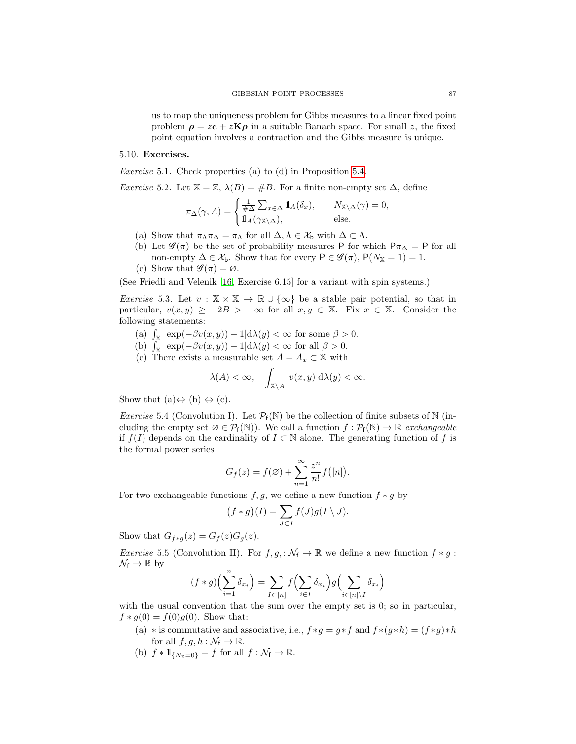us to map the uniqueness problem for Gibbs measures to a linear fixed point problem $\boldsymbol{\rho} = z\boldsymbol{e} + z\mathbf{K}\boldsymbol{\rho}$ in a suitable Banach space. For small $z$, the fixed point equation involves a contraction and the Gibbs measure is unique.

### 5.10. Exercises.

*Exercise* 5.1. Check properties (a) to (d) in Proposition 5.4.

*Exercise* 5.2. Let $\mathbb{X} = \mathbb{Z}$, $\lambda(B) = \#B$. For a finite non-empty set $\Delta$, define

$$\pi_\Delta(\gamma, A) = \begin{cases} \frac{1}{\#\Delta} \sum_{x\in\Delta} \mathbb{1}_A(\delta_x), & N_{\mathbb{X}\setminus\Delta}(\gamma) = 0, \\ \mathbb{1}_A(\gamma_{\mathbb{X}\setminus\Delta}), & \text{else.} \end{cases}$$

(a) Show that $\pi_\Lambda \pi_\Delta = \pi_\Lambda$ for all $\Delta, \Lambda \in \mathcal{X}_\mathsf{b}$ with $\Delta \subset \Lambda$.
(b) Let $\mathscr{G}(\pi)$ be the set of probability measures $\mathsf{P}$ for which $\mathsf{P}\pi_\Delta = \mathsf{P}$ for all non-empty $\Delta \in \mathcal{X}_\mathsf{b}$. Show that for every $\mathsf{P} \in \mathscr{G}(\pi)$, $\mathsf{P}(N_{\mathbb{X}} = 1) = 1$.
(c) Show that $\mathscr{G}(\pi) = \varnothing$.

(See Friedli and Velenik [16, Exercise 6.15] for a variant with spin systems.)

*Exercise* 5.3. Let $v : \mathbb{X} \times \mathbb{X} \to \mathbb{R} \cup \{\infty\}$ be a stable pair potential, so that in particular, $v(x, y) \geq -2B > -\infty$ for all $x, y \in \mathbb{X}$. Fix $x \in \mathbb{X}$. Consider the following statements:

(a) $\int_{\mathbb{X}} |\exp(-\beta v(x, y)) - 1| \mathrm{d}\lambda(y) < \infty$ for some $\beta > 0$.
(b) $\int_{\mathbb{X}} |\exp(-\beta v(x, y)) - 1| \mathrm{d}\lambda(y) < \infty$ for all $\beta > 0$.
(c) There exists a measurable set $A = A_x \subset \mathbb{X}$ with

$$\lambda(A) < \infty, \quad \int_{\mathbb{X}\setminus A} |v(x, y)| \mathrm{d}\lambda(y) < \infty.$$

Show that (a)$\Leftrightarrow$ (b) $\Leftrightarrow$ (c).

*Exercise* 5.4 (Convolution I). Let $\mathcal{P}_\mathsf{f}(\mathbb{N})$ be the collection of finite subsets of $\mathbb{N}$ (including the empty set $\varnothing \in \mathcal{P}_\mathsf{f}(\mathbb{N})$). We call a function $f : \mathcal{P}_\mathsf{f}(\mathbb{N}) \to \mathbb{R}$ *exchangeable* if $f(I)$ depends on the cardinality of $I \subset \mathbb{N}$ alone. The generating function of $f$ is the formal power series

$$G_f(z) = f(\varnothing) + \sum_{n=1}^\infty \frac{z^n}{n!} f\big([n]\big).$$

For two exchangeable functions $f, g$, we define a new function $f * g$ by

$$\big(f * g\big)(I) = \sum_{J\subset I} f(J) g(I \setminus J).$$

Show that $G_{f*g}(z) = G_f(z) G_g(z)$.

*Exercise* 5.5 (Convolution II). For $f, g, : \mathcal{N}_\mathsf{f} \to \mathbb{R}$ we define a new function $f * g : \mathcal{N}_\mathsf{f} \to \mathbb{R}$ by

$$(f * g)\Big(\sum_{i=1}^n \delta_{x_i}\Big) = \sum_{I\subset[n]} f\Big(\sum_{i\in I} \delta_{x_i}\Big) g\Big(\sum_{i\in[n]\setminus I} \delta_{x_i}\Big)$$

with the usual convention that the sum over the empty set is 0; so in particular, $f * g(0) = f(0)g(0)$. Show that:

(a) $*$ is commutative and associative, i.e., $f * g = g * f$ and $f * (g * h) = (f * g) * h$ for all $f, g, h : \mathcal{N}_\mathsf{f} \to \mathbb{R}$.
(b) $f * \mathbb{1}_{\{N_{\mathbb{X}}=0\}} = f$ for all $f : \mathcal{N}_\mathsf{f} \to \mathbb{R}$.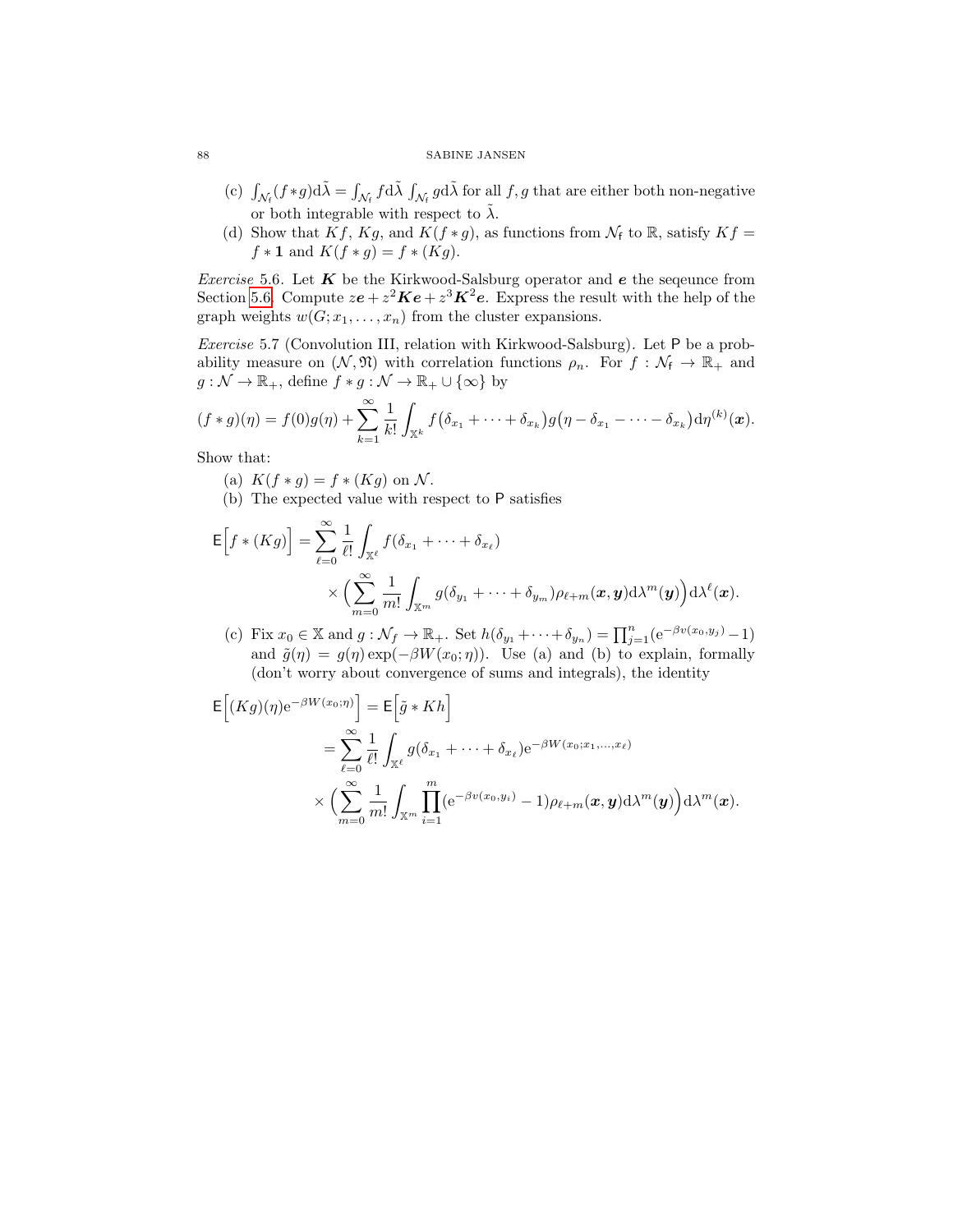(c) $\int_{\mathcal{N}_\mathsf{f}} (f * g) \mathrm{d}\tilde{\lambda} = \int_{\mathcal{N}_\mathsf{f}} f \mathrm{d}\tilde{\lambda} \int_{\mathcal{N}_\mathsf{f}} g \mathrm{d}\tilde{\lambda}$ for all $f, g$ that are either both non-negative or both integrable with respect to $\tilde{\lambda}$.

(d) Show that $Kf$, $Kg$, and $K(f * g)$, as functions from $\mathcal{N}_\mathsf{f}$ to $\mathbb{R}$, satisfy $Kf = f * \mathbf{1}$ and $K(f * g) = f * (Kg)$.

*Exercise* 5.6. Let $\boldsymbol{K}$ be the Kirkwood-Salsburg operator and $\boldsymbol{e}$ the seqeunce from Section 5.6. Compute $z\boldsymbol{e} + z^2 \boldsymbol{K}\boldsymbol{e} + z^3 \boldsymbol{K}^2 \boldsymbol{e}$. Express the result with the help of the graph weights $w(G; x_1, \dots, x_n)$ from the cluster expansions.

*Exercise* 5.7 (Convolution III, relation with Kirkwood-Salsburg). Let $\mathsf{P}$ be a probability measure on $(\mathcal{N}, \mathfrak{N})$ with correlation functions $\rho_n$. For $f : \mathcal{N}_\mathsf{f} \to \mathbb{R}_+$ and $g : \mathcal{N} \to \mathbb{R}_+$, define $f * g : \mathcal{N} \to \mathbb{R}_+ \cup \{\infty\}$ by

$$(f * g)(\eta) = f(0) g(\eta) + \sum_{k=1}^\infty \frac{1}{k!} \int_{\mathbb{X}^k} f\big(\delta_{x_1} + \dots + \delta_{x_k}\big) g\big(\eta - \delta_{x_1} - \dots - \delta_{x_k}\big) \mathrm{d}\eta^{(k)}(\boldsymbol{x}).$$

Show that:

(a) $K(f * g) = f * (Kg)$ on $\mathcal{N}$.

(b) The expected value with respect to $\mathsf{P}$ satisfies

$$\begin{aligned}\mathsf{E}\Big[f * (Kg)\Big] = \sum_{\ell=0}^\infty \frac{1}{\ell!} \int_{\mathbb{X}^\ell} & f(\delta_{x_1} + \dots + \delta_{x_\ell}) \\ & \times \Big( \sum_{m=0}^\infty \frac{1}{m!} \int_{\mathbb{X}^m} g(\delta_{y_1} + \dots + \delta_{y_m}) \rho_{\ell+m}(\boldsymbol{x}, \boldsymbol{y}) \mathrm{d}\lambda^m(\boldsymbol{y}) \Big) \mathrm{d}\lambda^\ell(\boldsymbol{x}).\end{aligned}$$

(c) Fix $x_0 \in \mathbb{X}$ and $g : \mathcal{N}_f \to \mathbb{R}_+$. Set $h(\delta_{y_1} + \dots + \delta_{y_n}) = \prod_{j=1}^n (\mathrm{e}^{-\beta v(x_0, y_j)} - 1)$ and $\tilde{g}(\eta) = g(\eta) \exp(-\beta W(x_0; \eta))$. Use (a) and (b) to explain, formally (don't worry about convergence of sums and integrals), the identity

$$\begin{aligned}\mathsf{E}\Big[(Kg)(\eta) \mathrm{e}^{-\beta W(x_0; \eta)}\Big] &= \mathsf{E}\Big[\tilde{g} * Kh\Big] \\ &= \sum_{\ell=0}^\infty \frac{1}{\ell!} \int_{\mathbb{X}^\ell} g(\delta_{x_1} + \dots + \delta_{x_\ell}) \mathrm{e}^{-\beta W(x_0; x_1, \dots, x_\ell)} \\ &\quad \times \Big( \sum_{m=0}^\infty \frac{1}{m!} \int_{\mathbb{X}^m} \prod_{i=1}^m (\mathrm{e}^{-\beta v(x_0, y_i)} - 1) \rho_{\ell+m}(\boldsymbol{x}, \boldsymbol{y}) \mathrm{d}\lambda^m(\boldsymbol{y}) \Big) \mathrm{d}\lambda^m(\boldsymbol{x}).\end{aligned}$$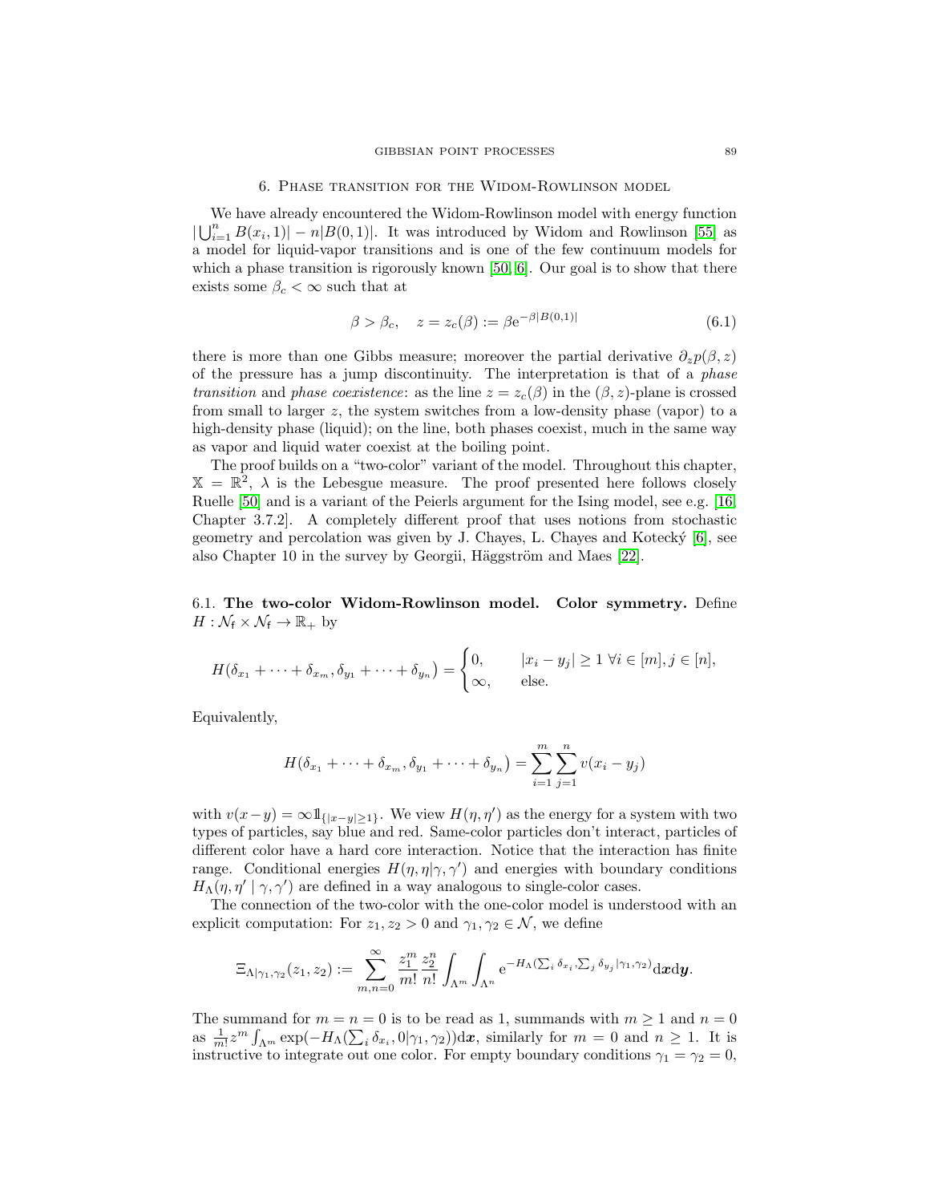## 6. Phase transition for the Widom-Rowlinson model

We have already encountered the Widom-Rowlinson model with energy function $|\bigcup_{i=1}^n B(x_i,1)| - n|B(0,1)|$. It was introduced by Widom and Rowlinson [55] as a model for liquid-vapor transitions and is one of the few continuum models for which a phase transition is rigorously known [50, 6]. Our goal is to show that there exists some $\beta_c < \infty$ such that at

$$\beta > \beta_c, \quad z = z_c(\beta) := \beta \mathrm{e}^{-\beta |B(0,1)|} \tag{6.1}$$

there is more than one Gibbs measure; moreover the partial derivative $\partial_z p(\beta, z)$ of the pressure has a jump discontinuity. The interpretation is that of a *phase transition* and *phase coexistence*: as the line $z = z_c(\beta)$ in the $(\beta, z)$-plane is crossed from small to larger $z$, the system switches from a low-density phase (vapor) to a high-density phase (liquid); on the line, both phases coexist, much in the same way as vapor and liquid water coexist at the boiling point.

The proof builds on a "two-color" variant of the model. Throughout this chapter, $\mathbb{X} = \mathbb{R}^2$, $\lambda$ is the Lebesgue measure. The proof presented here follows closely Ruelle [50] and is a variant of the Peierls argument for the Ising model, see e.g. [16, Chapter 3.7.2]. A completely different proof that uses notions from stochastic geometry and percolation was given by J. Chayes, L. Chayes and Kotecký [6], see also Chapter 10 in the survey by Georgii, Häggström and Maes [22].

### 6.1. The two-color Widom-Rowlinson model. Color symmetry.

Define $H : \mathcal{N}_\mathsf{f} \times \mathcal{N}_\mathsf{f} \to \mathbb{R}_+$ by

$$H(\delta_{x_1} + \cdots + \delta_{x_m}, \delta_{y_1} + \cdots + \delta_{y_n}) = \begin{cases} 0, & |x_i - y_j| \geq 1 \ \forall i \in [m], j \in [n], \\ \infty, & \text{else.} \end{cases}$$

Equivalently,

$$H(\delta_{x_1} + \cdots + \delta_{x_m}, \delta_{y_1} + \cdots + \delta_{y_n}) = \sum_{i=1}^m \sum_{j=1}^n v(x_i - y_j)$$

with $v(x-y) = \infty \mathbb{1}_{\{|x-y| \geq 1\}}$. We view $H(\eta, \eta')$ as the energy for a system with two types of particles, say blue and red. Same-color particles don't interact, particles of different color have a hard core interaction. Notice that the interaction has finite range. Conditional energies $H(\eta, \eta | \gamma, \gamma')$ and energies with boundary conditions $H_\Lambda(\eta, \eta' \mid \gamma, \gamma')$ are defined in a way analogous to single-color cases.

The connection of the two-color with the one-color model is understood with an explicit computation: For $z_1, z_2 > 0$ and $\gamma_1, \gamma_2 \in \mathcal{N}$, we define

$$\Xi_{\Lambda|\gamma_1,\gamma_2}(z_1, z_2) := \sum_{m,n=0}^{\infty} \frac{z_1^m}{m!} \frac{z_2^n}{n!} \int_{\Lambda^m} \int_{\Lambda^n} \mathrm{e}^{-H_\Lambda(\sum_i \delta_{x_i}, \sum_j \delta_{y_j} | \gamma_1, \gamma_2)} \mathrm{d}\boldsymbol{x} \mathrm{d}\boldsymbol{y}.$$

The summand for $m = n = 0$ is to be read as 1, summands with $m \geq 1$ and $n = 0$ as $\frac{1}{m!} z^m \int_{\Lambda^m} \exp(-H_\Lambda(\sum_i \delta_{x_i}, 0 | \gamma_1, \gamma_2)) \mathrm{d}\boldsymbol{x}$, similarly for $m = 0$ and $n \geq 1$. It is instructive to integrate out one color. For empty boundary conditions $\gamma_1 = \gamma_2 = 0$,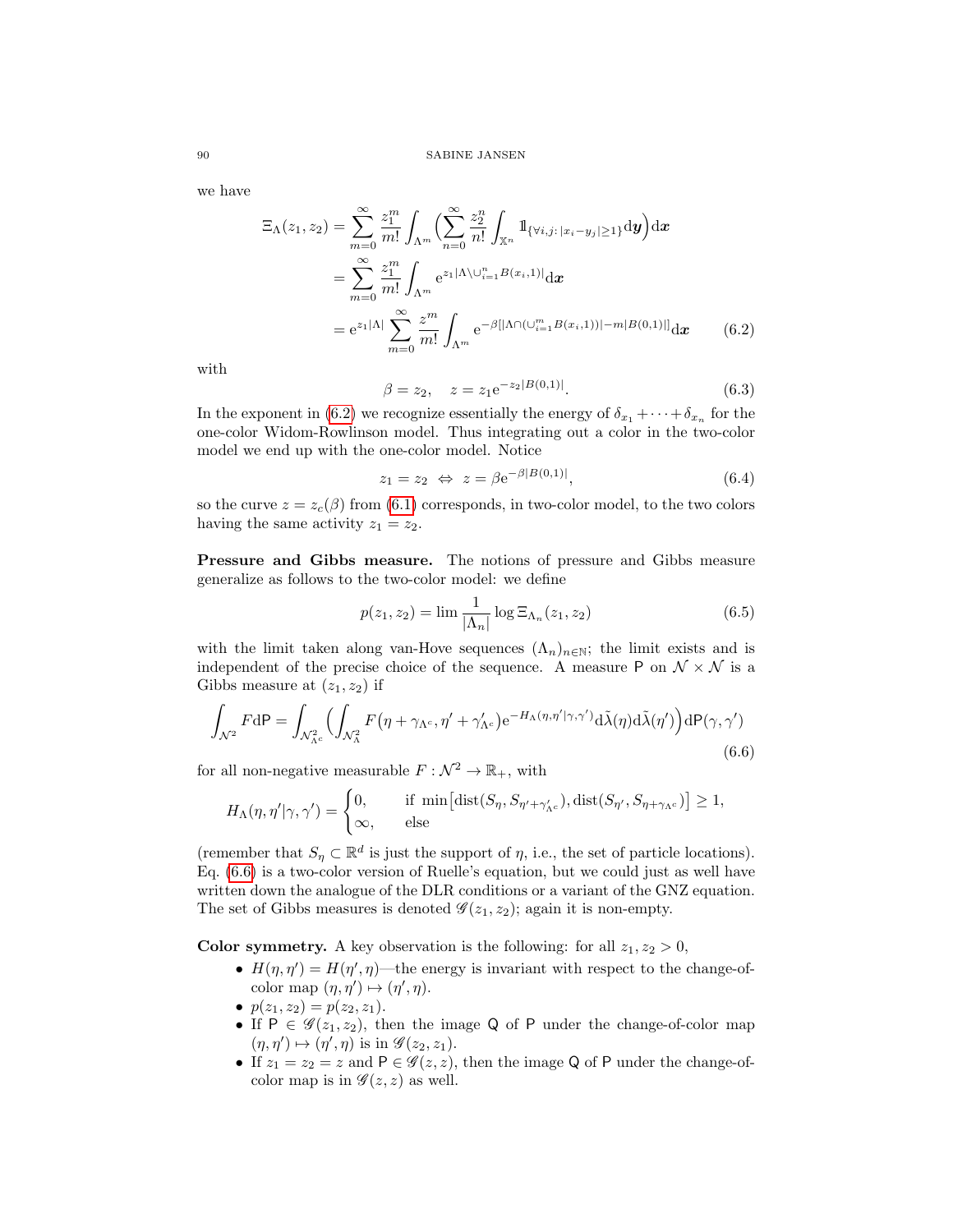we have

$$
\begin{aligned}
\Xi_\Lambda(z_1,z_2) &= \sum_{m=0}^\infty \frac{z_1^m}{m!}\int_{\Lambda^m}\Big(\sum_{n=0}^\infty \frac{z_2^n}{n!}\int_{\mathbb{X}^n} \mathbb{1}_{\{\forall i,j:\, |x_i-y_j|\geq 1\}}\mathrm{d}\boldsymbol{y}\Big)\mathrm{d}\boldsymbol{x}\\
&= \sum_{m=0}^\infty \frac{z_1^m}{m!}\int_{\Lambda^m} \mathrm{e}^{z_1|\Lambda\setminus \cup_{i=1}^n B(x_i,1)|}\mathrm{d}\boldsymbol{x}\\
&= \mathrm{e}^{z_1|\Lambda|}\sum_{m=0}^\infty \frac{z^m}{m!}\int_{\Lambda^m}\mathrm{e}^{-\beta[|\Lambda\cap(\cup_{i=1}^m B(x_i,1))|-m|B(0,1)|]}\mathrm{d}\boldsymbol{x} \qquad (6.2)
\end{aligned}
$$

with

$$
\beta = z_2,\quad z= z_1 \mathrm{e}^{-z_2|B(0,1)|}. \qquad (6.3)
$$

In the exponent in (6.2) we recognize essentially the energy of $\delta_{x_1}+\cdots+\delta_{x_n}$ for the one-color Widom-Rowlinson model. Thus integrating out a color in the two-color model we end up with the one-color model. Notice

$$
z_1=z_2 \ \Leftrightarrow\ z=\beta \mathrm{e}^{-\beta|B(0,1)|}, \qquad (6.4)
$$

so the curve $z=z_c(\beta)$ from (6.1) corresponds, in two-color model, to the two colors having the same activity $z_1=z_2$.

**Pressure and Gibbs measure.** The notions of pressure and Gibbs measure generalize as follows to the two-color model: we define

$$
p(z_1,z_2)=\lim \frac{1}{|\Lambda_n|}\log \Xi_{\Lambda_n}(z_1,z_2) \qquad (6.5)
$$

with the limit taken along van-Hove sequences $(\Lambda_n)_{n\in\mathbb{N}}$; the limit exists and is independent of the precise choice of the sequence. A measure $\mathsf{P}$ on $\mathcal{N}\times\mathcal{N}$ is a Gibbs measure at $(z_1,z_2)$ if

$$
\int_{\mathcal{N}^2} F\mathrm{d}\mathsf{P} = \int_{\mathcal{N}^2_{\Lambda^c}}\Big(\int_{\mathcal{N}^2_\Lambda} F\big(\eta+\gamma_{\Lambda^c},\eta'+\gamma'_{\Lambda^c}\big)\mathrm{e}^{-H_\Lambda(\eta,\eta'|\gamma,\gamma')}\mathrm{d}\tilde\lambda(\eta)\mathrm{d}\tilde\lambda(\eta')\Big)\mathrm{d}\mathsf{P}(\gamma,\gamma') \qquad (6.6)
$$

for all non-negative measurable $F:\mathcal{N}^2\to\mathbb{R}_+$, with

$$
H_\Lambda(\eta,\eta'|\gamma,\gamma') = \begin{cases} 0, & \text{if } \min\big[\mathrm{dist}(S_\eta, S_{\eta'+\gamma'_{\Lambda^c}}), \mathrm{dist}(S_{\eta'}, S_{\eta+\gamma_{\Lambda^c}})\big]\geq 1,\\ \infty, & \text{else}\end{cases}
$$

(remember that $S_\eta\subset\mathbb{R}^d$ is just the support of $\eta$, i.e., the set of particle locations). Eq. (6.6) is a two-color version of Ruelle's equation, but we could just as well have written down the analogue of the DLR conditions or a variant of the GNZ equation. The set of Gibbs measures is denoted $\mathscr{G}(z_1,z_2)$; again it is non-empty.

**Color symmetry.** A key observation is the following: for all $z_1,z_2>0$,

- $H(\eta,\eta')=H(\eta',\eta)$—the energy is invariant with respect to the change-of-color map $(\eta,\eta')\mapsto(\eta',\eta)$.
- $p(z_1,z_2)=p(z_2,z_1)$.
- If $\mathsf{P}\in\mathscr{G}(z_1,z_2)$, then the image $\mathsf{Q}$ of $\mathsf{P}$ under the change-of-color map $(\eta,\eta')\mapsto(\eta',\eta)$ is in $\mathscr{G}(z_2,z_1)$.
- If $z_1=z_2=z$ and $\mathsf{P}\in\mathscr{G}(z,z)$, then the image $\mathsf{Q}$ of $\mathsf{P}$ under the change-of-color map is in $\mathscr{G}(z,z)$ as well.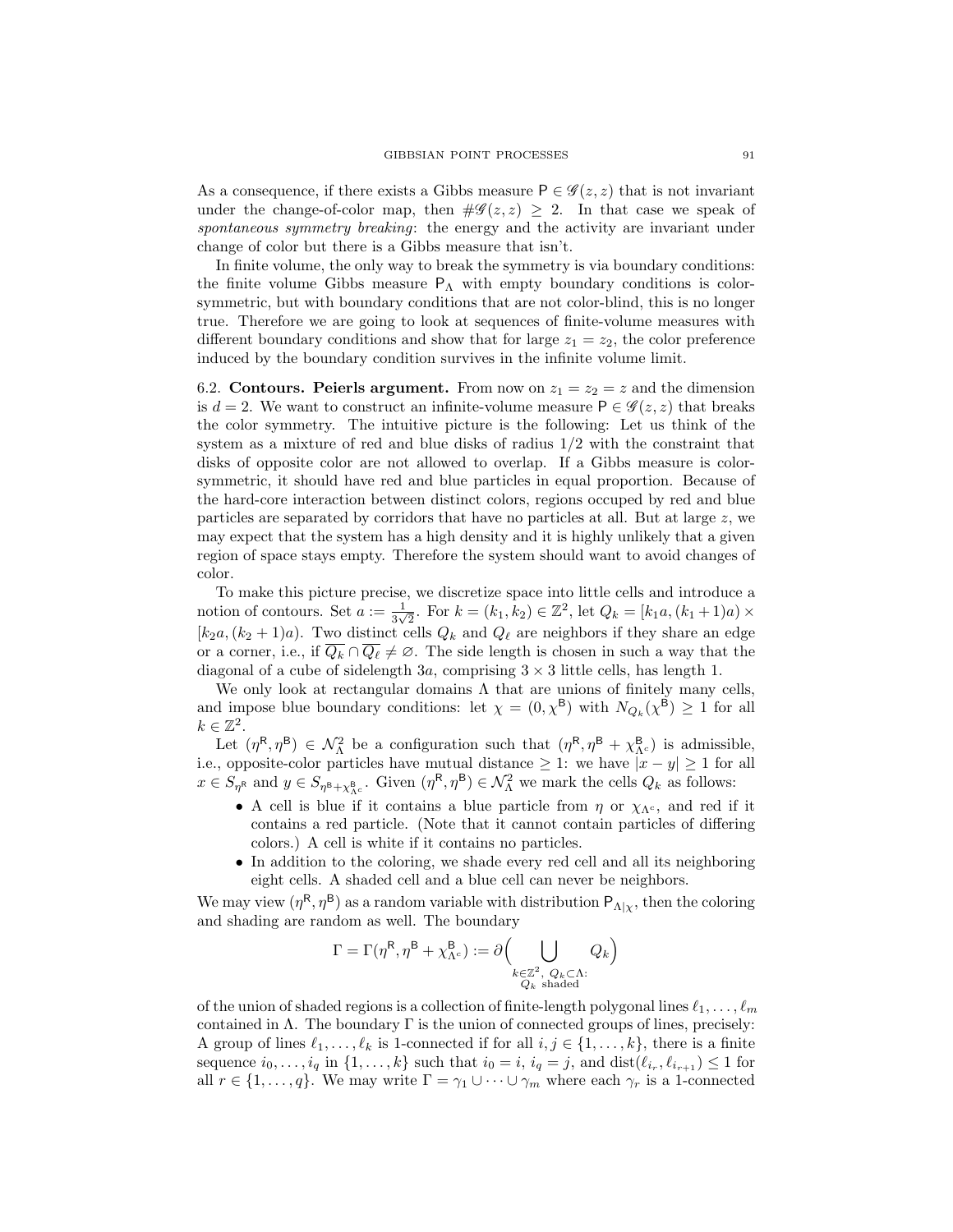As a consequence, if there exists a Gibbs measure $\mathsf{P} \in \mathscr{G}(z,z)$ that is not invariant under the change-of-color map, then $\#\mathscr{G}(z,z) \geq 2$. In that case we speak of *spontaneous symmetry breaking*: the energy and the activity are invariant under change of color but there is a Gibbs measure that isn't.

In finite volume, the only way to break the symmetry is via boundary conditions: the finite volume Gibbs measure $\mathsf{P}_\Lambda$ with empty boundary conditions is color-symmetric, but with boundary conditions that are not color-blind, this is no longer true. Therefore we are going to look at sequences of finite-volume measures with different boundary conditions and show that for large $z_1 = z_2$, the color preference induced by the boundary condition survives in the infinite volume limit.

6.2. **Contours. Peierls argument.** From now on $z_1 = z_2 = z$ and the dimension is $d = 2$. We want to construct an infinite-volume measure $\mathsf{P} \in \mathscr{G}(z,z)$ that breaks the color symmetry. The intuitive picture is the following: Let us think of the system as a mixture of red and blue disks of radius $1/2$ with the constraint that disks of opposite color are not allowed to overlap. If a Gibbs measure is color-symmetric, it should have red and blue particles in equal proportion. Because of the hard-core interaction between distinct colors, regions occuped by red and blue particles are separated by corridors that have no particles at all. But at large $z$, we may expect that the system has a high density and it is highly unlikely that a given region of space stays empty. Therefore the system should want to avoid changes of color.

To make this picture precise, we discretize space into little cells and introduce a notion of contours. Set $a := \frac{1}{3\sqrt{2}}$. For $k = (k_1, k_2) \in \mathbb{Z}^2$, let $Q_k = [k_1 a, (k_1+1)a) \times [k_2 a, (k_2+1)a)$. Two distinct cells $Q_k$ and $Q_\ell$ are neighbors if they share an edge or a corner, i.e., if $\overline{Q_k} \cap \overline{Q_\ell} \neq \varnothing$. The side length is chosen in such a way that the diagonal of a cube of sidelength $3a$, comprising $3 \times 3$ little cells, has length 1.

We only look at rectangular domains $\Lambda$ that are unions of finitely many cells, and impose blue boundary conditions: let $\chi = (0, \chi^{\mathsf{B}})$ with $N_{Q_k}(\chi^{\mathsf{B}}) \geq 1$ for all $k \in \mathbb{Z}^2$.

Let $(\eta^{\mathsf{R}}, \eta^{\mathsf{B}}) \in \mathcal{N}_\Lambda^2$ be a configuration such that $(\eta^{\mathsf{R}}, \eta^{\mathsf{B}} + \chi^{\mathsf{B}}_{\Lambda^c})$ is admissible, i.e., opposite-color particles have mutual distance $\geq 1$: we have $|x - y| \geq 1$ for all $x \in S_{\eta^{\mathsf{R}}}$ and $y \in S_{\eta^{\mathsf{B}} + \chi^{\mathsf{B}}_{\Lambda^c}}$. Given $(\eta^{\mathsf{R}}, \eta^{\mathsf{B}}) \in \mathcal{N}_\Lambda^2$ we mark the cells $Q_k$ as follows:

- A cell is blue if it contains a blue particle from $\eta$ or $\chi_{\Lambda^c}$, and red if it contains a red particle. (Note that it cannot contain particles of differing colors.) A cell is white if it contains no particles.
- In addition to the coloring, we shade every red cell and all its neighboring eight cells. A shaded cell and a blue cell can never be neighbors.

We may view $(\eta^{\mathsf{R}}, \eta^{\mathsf{B}})$ as a random variable with distribution $\mathsf{P}_{\Lambda|\chi}$, then the coloring and shading are random as well. The boundary

$$\Gamma = \Gamma(\eta^{\mathsf{R}}, \eta^{\mathsf{B}} + \chi^{\mathsf{B}}_{\Lambda^c}) := \partial \Big( \bigcup_{\substack{k \in \mathbb{Z}^2,\ Q_k \subset \Lambda: \\ Q_k \text{ shaded}}} Q_k \Big)$$

of the union of shaded regions is a collection of finite-length polygonal lines $\ell_1, \ldots, \ell_m$ contained in $\Lambda$. The boundary $\Gamma$ is the union of connected groups of lines, precisely: A group of lines $\ell_1, \ldots, \ell_k$ is 1-connected if for all $i, j \in \{1, \ldots, k\}$, there is a finite sequence $i_0, \ldots, i_q$ in $\{1, \ldots, k\}$ such that $i_0 = i$, $i_q = j$, and $\operatorname{dist}(\ell_{i_r}, \ell_{i_{r+1}}) \leq 1$ for all $r \in \{1, \ldots, q\}$. We may write $\Gamma = \gamma_1 \cup \cdots \cup \gamma_m$ where each $\gamma_r$ is a 1-connected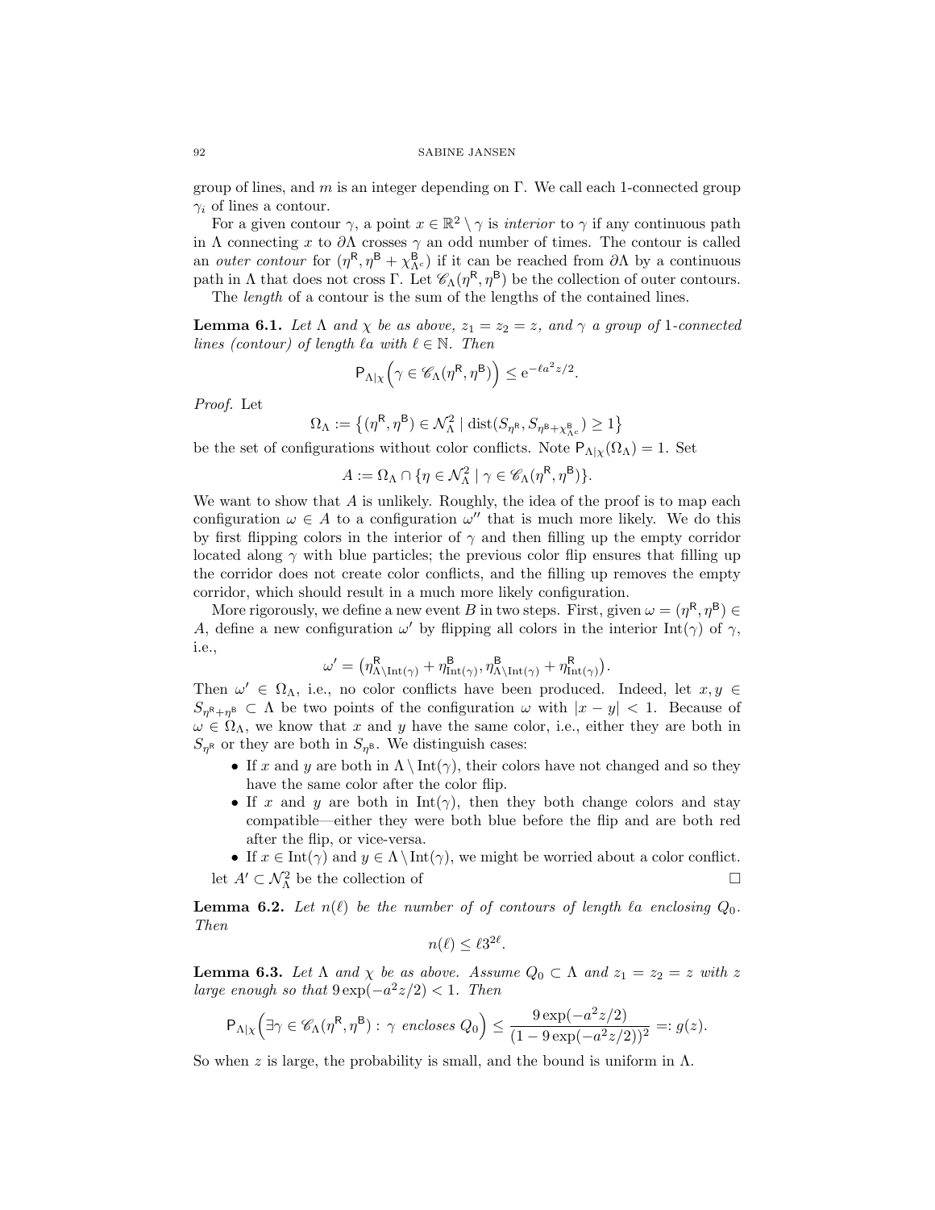group of lines, and $m$ is an integer depending on $\Gamma$. We call each 1-connected group $\gamma_i$ of lines a contour.

For a given contour $\gamma$, a point $x \in \mathbb{R}^2 \setminus \gamma$ is *interior* to $\gamma$ if any continuous path in $\Lambda$ connecting $x$ to $\partial\Lambda$ crosses $\gamma$ an odd number of times. The contour is called an *outer contour* for $(\eta^{\mathsf{R}}, \eta^{\mathsf{B}} + \chi^{\mathsf{B}}_{\Lambda^c})$ if it can be reached from $\partial\Lambda$ by a continuous path in $\Lambda$ that does not cross $\Gamma$. Let $\mathscr{C}_\Lambda(\eta^{\mathsf{R}}, \eta^{\mathsf{B}})$ be the collection of outer contours.

The *length* of a contour is the sum of the lengths of the contained lines.

**Lemma 6.1.** *Let $\Lambda$ and $\chi$ be as above, $z_1 = z_2 = z$, and $\gamma$ a group of 1-connected lines (contour) of length $\ell a$ with $\ell \in \mathbb{N}$. Then*

$$\mathsf{P}_{\Lambda|\chi}\Big(\gamma \in \mathscr{C}_\Lambda(\eta^{\mathsf{R}}, \eta^{\mathsf{B}})\Big) \leq \mathrm{e}^{-\ell a^2 z/2}.$$

*Proof.* Let

$$\Omega_\Lambda := \big\{(\eta^{\mathsf{R}}, \eta^{\mathsf{B}}) \in \mathcal{N}_\Lambda^2 \mid \mathrm{dist}(S_{\eta^{\mathsf{R}}}, S_{\eta^{\mathsf{B}} + \chi^{\mathsf{B}}_{\Lambda^c}}) \geq 1\big\}$$

be the set of configurations without color conflicts. Note $\mathsf{P}_{\Lambda|\chi}(\Omega_\Lambda) = 1$. Set

$$A := \Omega_\Lambda \cap \{\eta \in \mathcal{N}_\Lambda^2 \mid \gamma \in \mathscr{C}_\Lambda(\eta^{\mathsf{R}}, \eta^{\mathsf{B}})\}.$$

We want to show that $A$ is unlikely. Roughly, the idea of the proof is to map each configuration $\omega \in A$ to a configuration $\omega''$ that is much more likely. We do this by first flipping colors in the interior of $\gamma$ and then filling up the empty corridor located along $\gamma$ with blue particles; the previous color flip ensures that filling up the corridor does not create color conflicts, and the filling up removes the empty corridor, which should result in a much more likely configuration.

More rigorously, we define a new event $B$ in two steps. First, given $\omega = (\eta^{\mathsf{R}}, \eta^{\mathsf{B}}) \in A$, define a new configuration $\omega'$ by flipping all colors in the interior $\mathrm{Int}(\gamma)$ of $\gamma$, i.e.,

$$\omega' = \big(\eta^{\mathsf{R}}_{\Lambda\setminus\mathrm{Int}(\gamma)} + \eta^{\mathsf{B}}_{\mathrm{Int}(\gamma)}, \eta^{\mathsf{B}}_{\Lambda\setminus\mathrm{Int}(\gamma)} + \eta^{\mathsf{R}}_{\mathrm{Int}(\gamma)}\big).$$

Then $\omega' \in \Omega_\Lambda$, i.e., no color conflicts have been produced. Indeed, let $x, y \in S_{\eta^{\mathsf{R}}+\eta^{\mathsf{B}}} \subset \Lambda$ be two points of the configuration $\omega$ with $|x - y| < 1$. Because of $\omega \in \Omega_\Lambda$, we know that $x$ and $y$ have the same color, i.e., either they are both in $S_{\eta^{\mathsf{R}}}$ or they are both in $S_{\eta^{\mathsf{B}}}$. We distinguish cases:

- If $x$ and $y$ are both in $\Lambda \setminus \mathrm{Int}(\gamma)$, their colors have not changed and so they have the same color after the color flip.
- If $x$ and $y$ are both in $\mathrm{Int}(\gamma)$, then they both change colors and stay compatible—either they were both blue before the flip and are both red after the flip, or vice-versa.
- If $x \in \mathrm{Int}(\gamma)$ and $y \in \Lambda \setminus \mathrm{Int}(\gamma)$, we might be worried about a color conflict.

let $A' \subset \mathcal{N}_\Lambda^2$ be the collection of □

**Lemma 6.2.** *Let $n(\ell)$ be the number of of contours of length $\ell a$ enclosing $Q_0$. Then*

$$n(\ell) \leq \ell 3^{2\ell}.$$

**Lemma 6.3.** *Let $\Lambda$ and $\chi$ be as above. Assume $Q_0 \subset \Lambda$ and $z_1 = z_2 = z$ with $z$ large enough so that $9\exp(-a^2 z/2) < 1$. Then*

$$\mathsf{P}_{\Lambda|\chi}\Big(\exists \gamma \in \mathscr{C}_\Lambda(\eta^{\mathsf{R}}, \eta^{\mathsf{B}}) : \ \gamma \text{ encloses } Q_0\Big) \leq \frac{9\exp(-a^2 z/2)}{(1 - 9\exp(-a^2 z/2))^2} =: g(z).$$

So when $z$ is large, the probability is small, and the bound is uniform in $\Lambda$.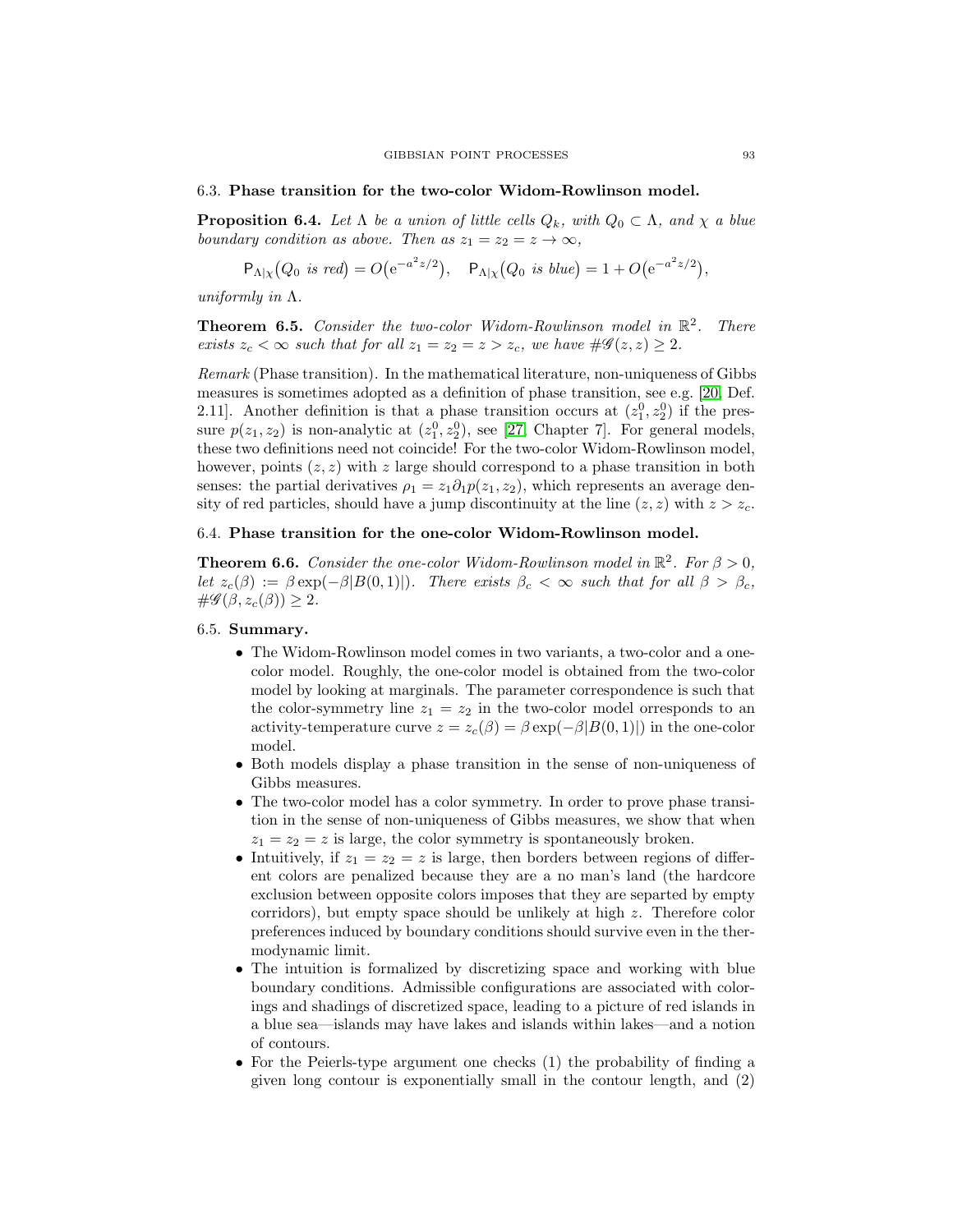### 6.3. **Phase transition for the two-color Widom-Rowlinson model.**

**Proposition 6.4.** *Let $\Lambda$ be a union of little cells $Q_k$, with $Q_0 \subset \Lambda$, and $\chi$ a blue boundary condition as above. Then as $z_1 = z_2 = z \to \infty$,*

$$\mathsf{P}_{\Lambda|\chi}\big(Q_0 \text{ is red}\big) = O\big(\mathrm{e}^{-a^2 z/2}\big), \quad \mathsf{P}_{\Lambda|\chi}\big(Q_0 \text{ is blue}\big) = 1 + O\big(\mathrm{e}^{-a^2 z/2}\big),$$

*uniformly in $\Lambda$.*

**Theorem 6.5.** *Consider the two-color Widom-Rowlinson model in $\mathbb{R}^2$. There exists $z_c < \infty$ such that for all $z_1 = z_2 = z > z_c$, we have $\#\mathscr{G}(z,z) \geq 2$.*

*Remark* (Phase transition). In the mathematical literature, non-uniqueness of Gibbs measures is sometimes adopted as a definition of phase transition, see e.g. [20, Def. 2.11]. Another definition is that a phase transition occurs at $(z_1^0, z_2^0)$ if the pressure $p(z_1, z_2)$ is non-analytic at $(z_1^0, z_2^0)$, see [27, Chapter 7]. For general models, these two definitions need not coincide! For the two-color Widom-Rowlinson model, however, points $(z,z)$ with $z$ large should correspond to a phase transition in both senses: the partial derivatives $\rho_1 = z_1 \partial_1 p(z_1, z_2)$, which represents an average density of red particles, should have a jump discontinuity at the line $(z,z)$ with $z > z_c$.

### 6.4. **Phase transition for the one-color Widom-Rowlinson model.**

**Theorem 6.6.** *Consider the one-color Widom-Rowlinson model in $\mathbb{R}^2$. For $\beta > 0$, let $z_c(\beta) := \beta \exp(-\beta |B(0,1)|)$. There exists $\beta_c < \infty$ such that for all $\beta > \beta_c$, $\#\mathscr{G}(\beta, z_c(\beta)) \geq 2$.*

### 6.5. **Summary.**

- The Widom-Rowlinson model comes in two variants, a two-color and a one-color model. Roughly, the one-color model is obtained from the two-color model by looking at marginals. The parameter correspondence is such that the color-symmetry line $z_1 = z_2$ in the two-color model orresponds to an activity-temperature curve $z = z_c(\beta) = \beta \exp(-\beta |B(0,1)|)$ in the one-color model.
- Both models display a phase transition in the sense of non-uniqueness of Gibbs measures.
- The two-color model has a color symmetry. In order to prove phase transition in the sense of non-uniqueness of Gibbs measures, we show that when $z_1 = z_2 = z$ is large, the color symmetry is spontaneously broken.
- Intuitively, if $z_1 = z_2 = z$ is large, then borders between regions of different colors are penalized because they are a no man's land (the hardcore exclusion between opposite colors imposes that they are separted by empty corridors), but empty space should be unlikely at high $z$. Therefore color preferences induced by boundary conditions should survive even in the thermodynamic limit.
- The intuition is formalized by discretizing space and working with blue boundary conditions. Admissible configurations are associated with colorings and shadings of discretized space, leading to a picture of red islands in a blue sea—islands may have lakes and islands within lakes—and a notion of contours.
- For the Peierls-type argument one checks (1) the probability of finding a given long contour is exponentially small in the contour length, and (2)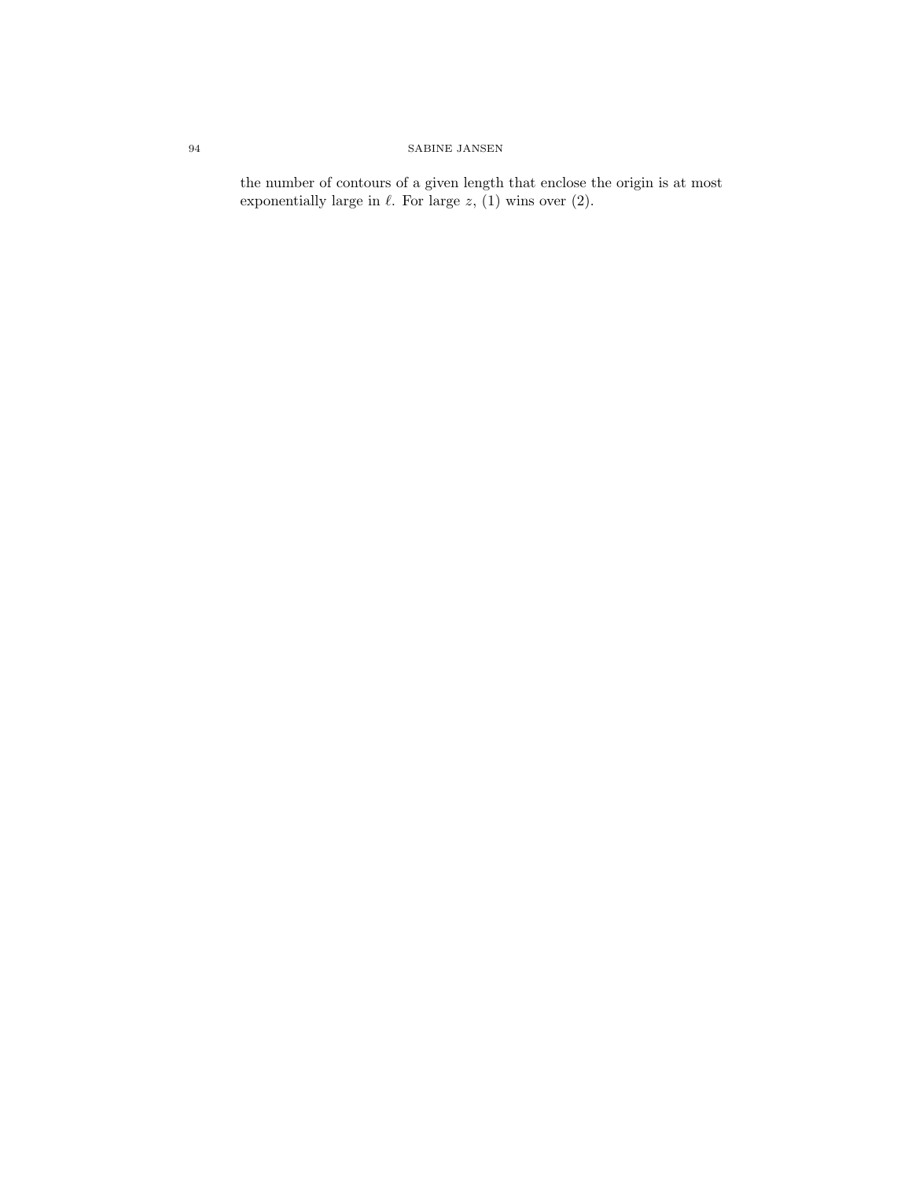the number of contours of a given length that enclose the origin is at most exponentially large in $\ell$. For large $z$, (1) wins over (2).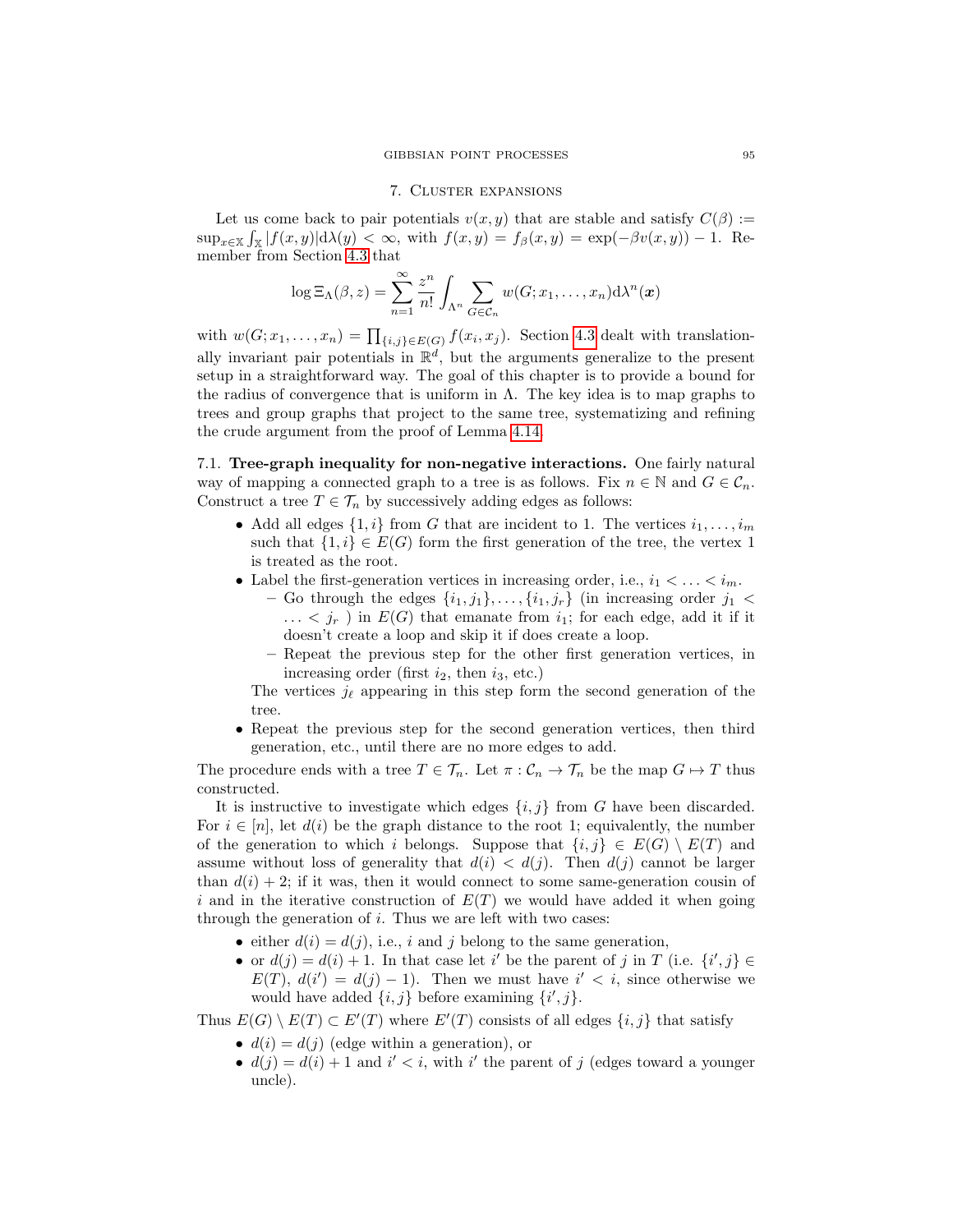## 7. Cluster expansions

Let us come back to pair potentials $v(x,y)$ that are stable and satisfy $C(\beta) := \sup_{x\in\mathbb{X}} \int_{\mathbb{X}} |f(x,y)| \mathrm{d}\lambda(y) < \infty$, with $f(x,y) = f_\beta(x,y) = \exp(-\beta v(x,y)) - 1$. Remember from Section 4.3 that

$$\log \Xi_\Lambda(\beta, z) = \sum_{n=1}^\infty \frac{z^n}{n!} \int_{\Lambda^n} \sum_{G\in\mathcal{C}_n} w(G; x_1,\ldots,x_n) \mathrm{d}\lambda^n(\boldsymbol{x})$$

with $w(G; x_1,\ldots,x_n) = \prod_{\{i,j\}\in E(G)} f(x_i,x_j)$. Section 4.3 dealt with translationally invariant pair potentials in $\mathbb{R}^d$, but the arguments generalize to the present setup in a straightforward way. The goal of this chapter is to provide a bound for the radius of convergence that is uniform in $\Lambda$. The key idea is to map graphs to trees and group graphs that project to the same tree, systematizing and refining the crude argument from the proof of Lemma 4.14.

### 7.1. Tree-graph inequality for non-negative interactions.

**7.1. Tree-graph inequality for non-negative interactions.** One fairly natural way of mapping a connected graph to a tree is as follows. Fix $n \in \mathbb{N}$ and $G \in \mathcal{C}_n$. Construct a tree $T \in \mathcal{T}_n$ by successively adding edges as follows:

- Add all edges $\{1,i\}$ from $G$ that are incident to 1. The vertices $i_1,\ldots,i_m$ such that $\{1,i\} \in E(G)$ form the first generation of the tree, the vertex 1 is treated as the root.
- Label the first-generation vertices in increasing order, i.e., $i_1 < \ldots < i_m$.
  - Go through the edges $\{i_1,j_1\},\ldots,\{i_1,j_r\}$ (in increasing order $j_1 < \ldots < j_r$ ) in $E(G)$ that emanate from $i_1$; for each edge, add it if it doesn't create a loop and skip it if does create a loop.
  - Repeat the previous step for the other first generation vertices, in increasing order (first $i_2$, then $i_3$, etc.)

  The vertices $j_\ell$ appearing in this step form the second generation of the tree.
- Repeat the previous step for the second generation vertices, then third generation, etc., until there are no more edges to add.

The procedure ends with a tree $T \in \mathcal{T}_n$. Let $\pi : \mathcal{C}_n \to \mathcal{T}_n$ be the map $G \mapsto T$ thus constructed.

It is instructive to investigate which edges $\{i,j\}$ from $G$ have been discarded. For $i \in [n]$, let $d(i)$ be the graph distance to the root 1; equivalently, the number of the generation to which $i$ belongs. Suppose that $\{i,j\} \in E(G) \setminus E(T)$ and assume without loss of generality that $d(i) < d(j)$. Then $d(j)$ cannot be larger than $d(i)+2$; if it was, then it would connect to some same-generation cousin of $i$ and in the iterative construction of $E(T)$ we would have added it when going through the generation of $i$. Thus we are left with two cases:

- either $d(i) = d(j)$, i.e., $i$ and $j$ belong to the same generation,
- or $d(j) = d(i)+1$. In that case let $i'$ be the parent of $j$ in $T$ (i.e. $\{i',j\} \in E(T)$, $d(i') = d(j)-1$). Then we must have $i' < i$, since otherwise we would have added $\{i,j\}$ before examining $\{i',j\}$.

Thus $E(G) \setminus E(T) \subset E'(T)$ where $E'(T)$ consists of all edges $\{i,j\}$ that satisfy

- $d(i) = d(j)$ (edge within a generation), or
- $d(j) = d(i)+1$ and $i' < i$, with $i'$ the parent of $j$ (edges toward a younger uncle).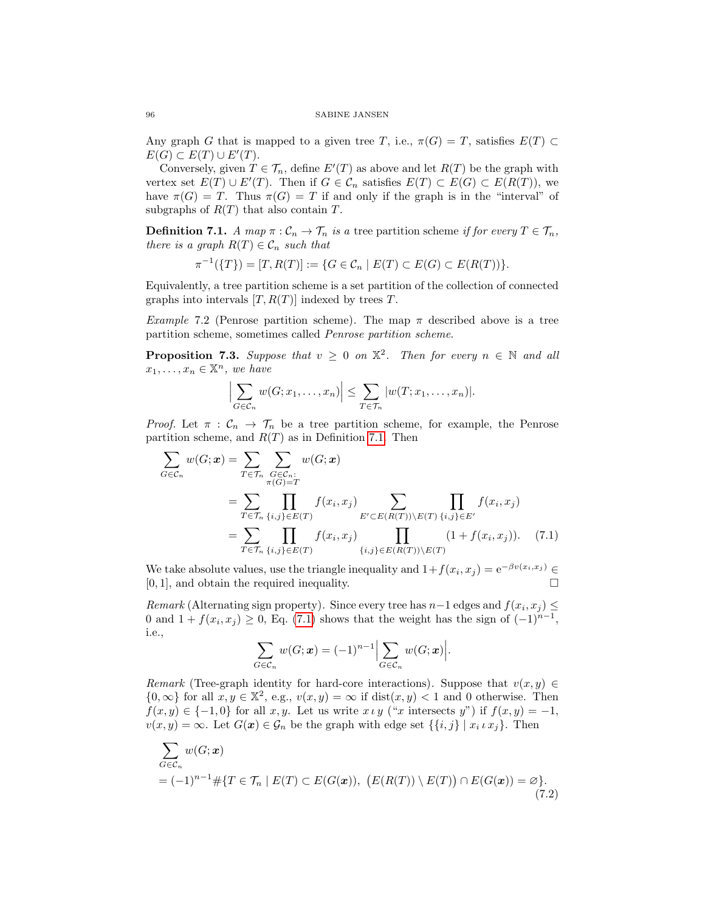Any graph $G$ that is mapped to a given tree $T$, i.e., $\pi(G) = T$, satisfies $E(T) \subset E(G) \subset E(T) \cup E'(T)$.

Conversely, given $T \in \mathcal{T}_n$, define $E'(T)$ as above and let $R(T)$ be the graph with vertex set $E(T) \cup E'(T)$. Then if $G \in \mathcal{C}_n$ satisfies $E(T) \subset E(G) \subset E(R(T))$, we have $\pi(G) = T$. Thus $\pi(G) = T$ if and only if the graph is in the "interval" of subgraphs of $R(T)$ that also contain $T$.

**Definition 7.1.** *A map $\pi : \mathcal{C}_n \to \mathcal{T}_n$ is a* tree partition scheme *if for every $T \in \mathcal{T}_n$, there is a graph $R(T) \in \mathcal{C}_n$ such that*

$$\pi^{-1}(\{T\}) = [T, R(T)] := \{G \in \mathcal{C}_n \mid E(T) \subset E(G) \subset E(R(T))\}.$$

Equivalently, a tree partition scheme is a set partition of the collection of connected graphs into intervals $[T, R(T)]$ indexed by trees $T$.

*Example* 7.2 (Penrose partition scheme). The map $\pi$ described above is a tree partition scheme, sometimes called *Penrose partition scheme*.

**Proposition 7.3.** *Suppose that $v \geq 0$ on $\mathbb{X}^2$. Then for every $n \in \mathbb{N}$ and all $x_1, \ldots, x_n \in \mathbb{X}^n$, we have*

$$\Big| \sum_{G \in \mathcal{C}_n} w(G; x_1, \ldots, x_n) \Big| \leq \sum_{T \in \mathcal{T}_n} |w(T; x_1, \ldots, x_n)|.$$

*Proof.* Let $\pi : \mathcal{C}_n \to \mathcal{T}_n$ be a tree partition scheme, for example, the Penrose partition scheme, and $R(T)$ as in Definition 7.1. Then

$$\begin{aligned}
\sum_{G \in \mathcal{C}_n} w(G; \boldsymbol{x}) &= \sum_{T \in \mathcal{T}_n} \sum_{\substack{G \in \mathcal{C}_n: \\ \pi(G) = T}} w(G; \boldsymbol{x}) \\
&= \sum_{T \in \mathcal{T}_n} \prod_{\{i,j\} \in E(T)} f(x_i, x_j) \sum_{E' \subset E(R(T)) \setminus E(T)} \prod_{\{i,j\} \in E'} f(x_i, x_j) \\
&= \sum_{T \in \mathcal{T}_n} \prod_{\{i,j\} \in E(T)} f(x_i, x_j) \prod_{\{i,j\} \in E(R(T)) \setminus E(T)} (1 + f(x_i, x_j)). \qquad (7.1)
\end{aligned}$$

We take absolute values, use the triangle inequality and $1 + f(x_i, x_j) = \mathrm{e}^{-\beta v(x_i, x_j)} \in [0, 1]$, and obtain the required inequality. $\square$

*Remark* (Alternating sign property). Since every tree has $n-1$ edges and $f(x_i, x_j) \leq 0$ and $1 + f(x_i, x_j) \geq 0$, Eq. (7.1) shows that the weight has the sign of $(-1)^{n-1}$, i.e.,

$$\sum_{G \in \mathcal{C}_n} w(G; \boldsymbol{x}) = (-1)^{n-1} \Big| \sum_{G \in \mathcal{C}_n} w(G; \boldsymbol{x}) \Big|.$$

*Remark* (Tree-graph identity for hard-core interactions). Suppose that $v(x, y) \in \{0, \infty\}$ for all $x, y \in \mathbb{X}^2$, e.g., $v(x, y) = \infty$ if $\mathrm{dist}(x, y) < 1$ and 0 otherwise. Then $f(x, y) \in \{-1, 0\}$ for all $x, y$. Let us write $x \,\iota\, y$ ("$x$ intersects $y$") if $f(x, y) = -1$, $v(x, y) = \infty$. Let $G(\boldsymbol{x}) \in \mathcal{G}_n$ be the graph with edge set $\{\{i, j\} \mid x_i \,\iota\, x_j\}$. Then

$$\begin{aligned}
&\sum_{G \in \mathcal{C}_n} w(G; \boldsymbol{x}) \\
&= (-1)^{n-1} \# \{T \in \mathcal{T}_n \mid E(T) \subset E(G(\boldsymbol{x})), \ \big(E(R(T)) \setminus E(T)\big) \cap E(G(\boldsymbol{x})) = \varnothing\}. \qquad (7.2)
\end{aligned}$$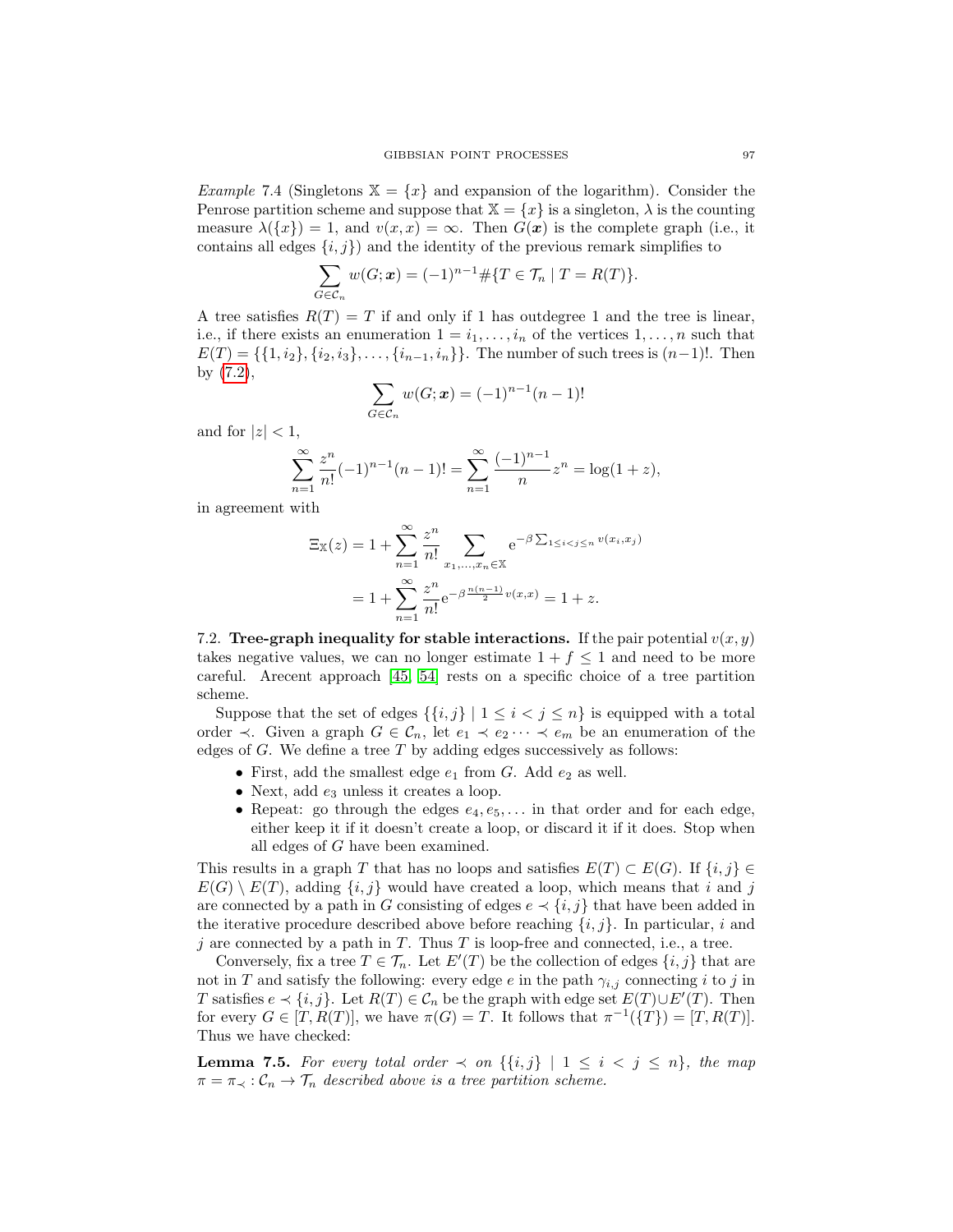*Example* 7.4 (Singletons $\mathbb{X} = \{x\}$ and expansion of the logarithm). Consider the Penrose partition scheme and suppose that $\mathbb{X} = \{x\}$ is a singleton, $\lambda$ is the counting measure $\lambda(\{x\}) = 1$, and $v(x,x) = \infty$. Then $G(\boldsymbol{x})$ is the complete graph (i.e., it contains all edges $\{i,j\}$) and the identity of the previous remark simplifies to

$$\sum_{G \in \mathcal{C}_n} w(G;\boldsymbol{x}) = (-1)^{n-1} \#\{T \in \mathcal{T}_n \mid T = R(T)\}.$$

A tree satisfies $R(T) = T$ if and only if 1 has outdegree 1 and the tree is linear, i.e., if there exists an enumeration $1 = i_1, \ldots, i_n$ of the vertices $1, \ldots, n$ such that $E(T) = \{\{1, i_2\}, \{i_2, i_3\}, \ldots, \{i_{n-1}, i_n\}\}$. The number of such trees is $(n-1)!$. Then by (7.2),

$$\sum_{G \in \mathcal{C}_n} w(G;\boldsymbol{x}) = (-1)^{n-1}(n-1)!$$

and for $|z| < 1$,

$$\sum_{n=1}^{\infty} \frac{z^n}{n!} (-1)^{n-1}(n-1)! = \sum_{n=1}^{\infty} \frac{(-1)^{n-1}}{n} z^n = \log(1+z),$$

in agreement with

$$\begin{aligned}
\Xi_{\mathbb{X}}(z) &= 1 + \sum_{n=1}^{\infty} \frac{z^n}{n!} \sum_{x_1,\ldots,x_n \in \mathbb{X}} \mathrm{e}^{-\beta \sum_{1 \le i < j \le n} v(x_i,x_j)} \\
&= 1 + \sum_{n=1}^{\infty} \frac{z^n}{n!} \mathrm{e}^{-\beta \frac{n(n-1)}{2} v(x,x)} = 1 + z.
\end{aligned}$$

7.2. **Tree-graph inequality for stable interactions.** If the pair potential $v(x,y)$ takes negative values, we can no longer estimate $1 + f \le 1$ and need to be more careful. Arecent approach [45, 54] rests on a specific choice of a tree partition scheme.

Suppose that the set of edges $\{\{i,j\} \mid 1 \le i < j \le n\}$ is equipped with a total order $\prec$. Given a graph $G \in \mathcal{C}_n$, let $e_1 \prec e_2 \cdots \prec e_m$ be an enumeration of the edges of $G$. We define a tree $T$ by adding edges successively as follows:

- First, add the smallest edge $e_1$ from $G$. Add $e_2$ as well.
- Next, add $e_3$ unless it creates a loop.
- Repeat: go through the edges $e_4, e_5, \ldots$ in that order and for each edge, either keep it if it doesn't create a loop, or discard it if it does. Stop when all edges of $G$ have been examined.

This results in a graph $T$ that has no loops and satisfies $E(T) \subset E(G)$. If $\{i,j\} \in E(G) \setminus E(T)$, adding $\{i,j\}$ would have created a loop, which means that $i$ and $j$ are connected by a path in $G$ consisting of edges $e \prec \{i,j\}$ that have been added in the iterative procedure described above before reaching $\{i,j\}$. In particular, $i$ and $j$ are connected by a path in $T$. Thus $T$ is loop-free and connected, i.e., a tree.

Conversely, fix a tree $T \in \mathcal{T}_n$. Let $E'(T)$ be the collection of edges $\{i,j\}$ that are not in $T$ and satisfy the following: every edge $e$ in the path $\gamma_{i,j}$ connecting $i$ to $j$ in $T$ satisfies $e \prec \{i,j\}$. Let $R(T) \in \mathcal{C}_n$ be the graph with edge set $E(T) \cup E'(T)$. Then for every $G \in [T, R(T)]$, we have $\pi(G) = T$. It follows that $\pi^{-1}(\{T\}) = [T, R(T)]$. Thus we have checked:

**Lemma 7.5.** *For every total order $\prec$ on $\{\{i,j\} \mid 1 \le i < j \le n\}$, the map $\pi = \pi_{\prec} : \mathcal{C}_n \to \mathcal{T}_n$ described above is a tree partition scheme.*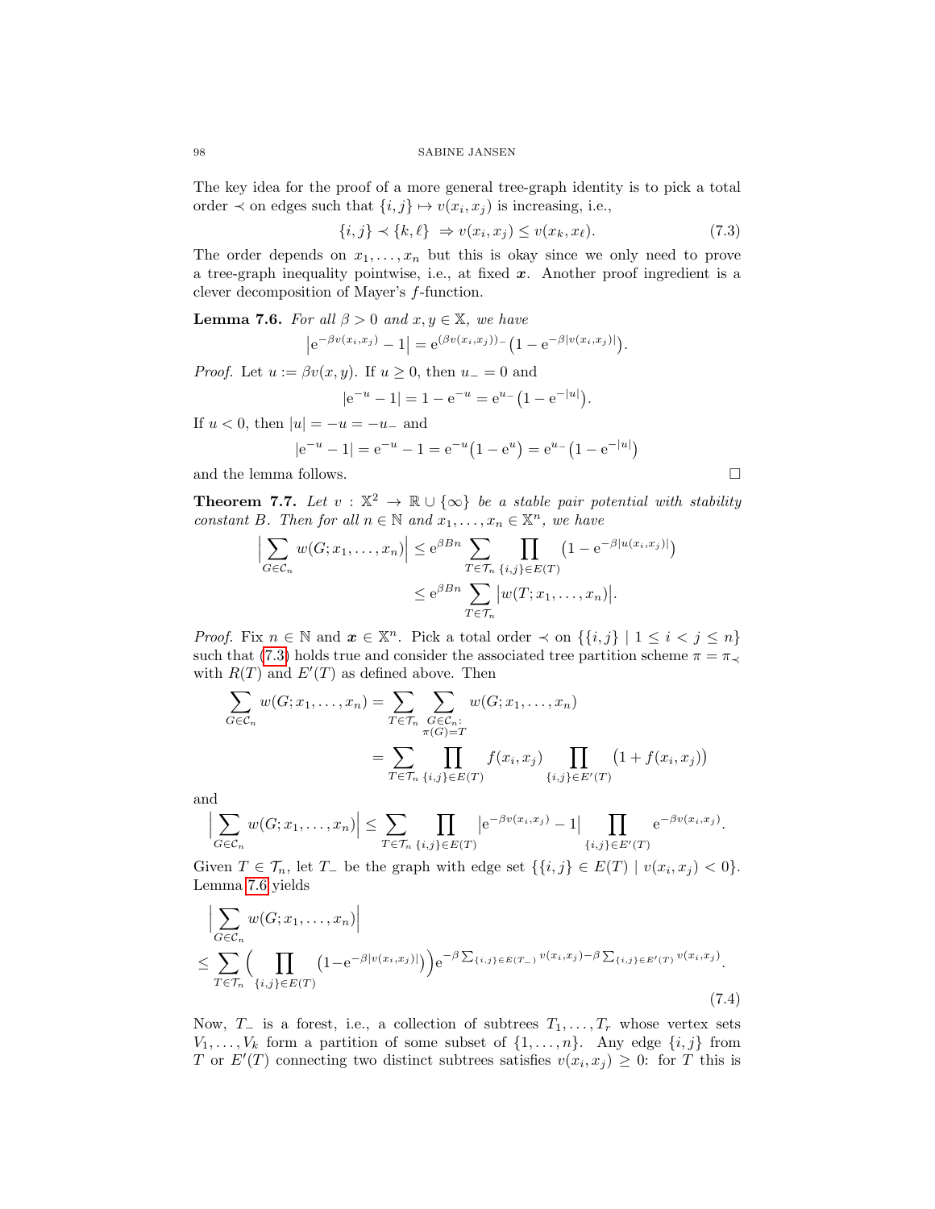The key idea for the proof of a more general tree-graph identity is to pick a total order $\prec$ on edges such that $\{i,j\} \mapsto v(x_i,x_j)$ is increasing, i.e.,

$$\{i,j\} \prec \{k,\ell\} \ \Rightarrow v(x_i,x_j) \le v(x_k,x_\ell). \tag{7.3}$$

The order depends on $x_1,\dots,x_n$ but this is okay since we only need to prove a tree-graph inequality pointwise, i.e., at fixed $\boldsymbol{x}$. Another proof ingredient is a clever decomposition of Mayer's $f$-function.

**Lemma 7.6.** *For all $\beta > 0$ and $x,y \in \mathbb{X}$, we have*

$$\big|\mathrm{e}^{-\beta v(x_i,x_j)} - 1\big| = \mathrm{e}^{(\beta v(x_i,x_j))_-}\big(1 - \mathrm{e}^{-\beta |v(x_i,x_j)|}\big).$$

*Proof.* Let $u := \beta v(x,y)$. If $u \ge 0$, then $u_- = 0$ and

$$|\mathrm{e}^{-u} - 1| = 1 - \mathrm{e}^{-u} = \mathrm{e}^{u_-}\big(1 - \mathrm{e}^{-|u|}\big).$$

If $u < 0$, then $|u| = -u = -u_-$ and

$$|\mathrm{e}^{-u} - 1| = \mathrm{e}^{-u} - 1 = \mathrm{e}^{-u}\big(1 - \mathrm{e}^{u}\big) = \mathrm{e}^{u_-}\big(1 - \mathrm{e}^{-|u|}\big)$$

and the lemma follows. $\square$

**Theorem 7.7.** *Let $v : \mathbb{X}^2 \to \mathbb{R} \cup \{\infty\}$ be a stable pair potential with stability constant $B$. Then for all $n \in \mathbb{N}$ and $x_1,\dots,x_n \in \mathbb{X}^n$, we have*

$$\begin{aligned}\Big|\sum_{G \in \mathcal{C}_n} w(G;x_1,\dots,x_n)\Big| &\le \mathrm{e}^{\beta B n} \sum_{T \in \mathcal{T}_n} \prod_{\{i,j\} \in E(T)} \big(1 - \mathrm{e}^{-\beta |u(x_i,x_j)|}\big) \\ &\le \mathrm{e}^{\beta B n} \sum_{T \in \mathcal{T}_n} \big|w(T;x_1,\dots,x_n)\big|.\end{aligned}$$

*Proof.* Fix $n \in \mathbb{N}$ and $\boldsymbol{x} \in \mathbb{X}^n$. Pick a total order $\prec$ on $\{\{i,j\} \mid 1 \le i < j \le n\}$ such that (7.3) holds true and consider the associated tree partition scheme $\pi = \pi_\prec$ with $R(T)$ and $E'(T)$ as defined above. Then

$$\begin{aligned}\sum_{G \in \mathcal{C}_n} w(G;x_1,\dots,x_n) &= \sum_{T \in \mathcal{T}_n} \sum_{\substack{G \in \mathcal{C}_n:\\ \pi(G) = T}} w(G;x_1,\dots,x_n) \\ &= \sum_{T \in \mathcal{T}_n} \prod_{\{i,j\} \in E(T)} f(x_i,x_j) \prod_{\{i,j\} \in E'(T)} \big(1 + f(x_i,x_j)\big)\end{aligned}$$

and

$$\Big|\sum_{G \in \mathcal{C}_n} w(G;x_1,\dots,x_n)\Big| \le \sum_{T \in \mathcal{T}_n} \prod_{\{i,j\} \in E(T)} \big|\mathrm{e}^{-\beta v(x_i,x_j)} - 1\big| \prod_{\{i,j\} \in E'(T)} \mathrm{e}^{-\beta v(x_i,x_j)}.$$

Given $T \in \mathcal{T}_n$, let $T_-$ be the graph with edge set $\{\{i,j\} \in E(T) \mid v(x_i,x_j) < 0\}$. Lemma 7.6 yields

$$\begin{aligned}&\Big|\sum_{G \in \mathcal{C}_n} w(G;x_1,\dots,x_n)\Big| \\ &\le \sum_{T \in \mathcal{T}_n} \Big(\prod_{\{i,j\} \in E(T)} \big(1 - \mathrm{e}^{-\beta |v(x_i,x_j)|}\big)\Big) \mathrm{e}^{-\beta \sum_{\{i,j\} \in E(T_-)} v(x_i,x_j) - \beta \sum_{\{i,j\} \in E'(T)} v(x_i,x_j)}.\end{aligned} \tag{7.4}$$

Now, $T_-$ is a forest, i.e., a collection of subtrees $T_1,\dots,T_r$ whose vertex sets $V_1,\dots,V_k$ form a partition of some subset of $\{1,\dots,n\}$. Any edge $\{i,j\}$ from $T$ or $E'(T)$ connecting two distinct subtrees satisfies $v(x_i,x_j) \ge 0$: for $T$ this is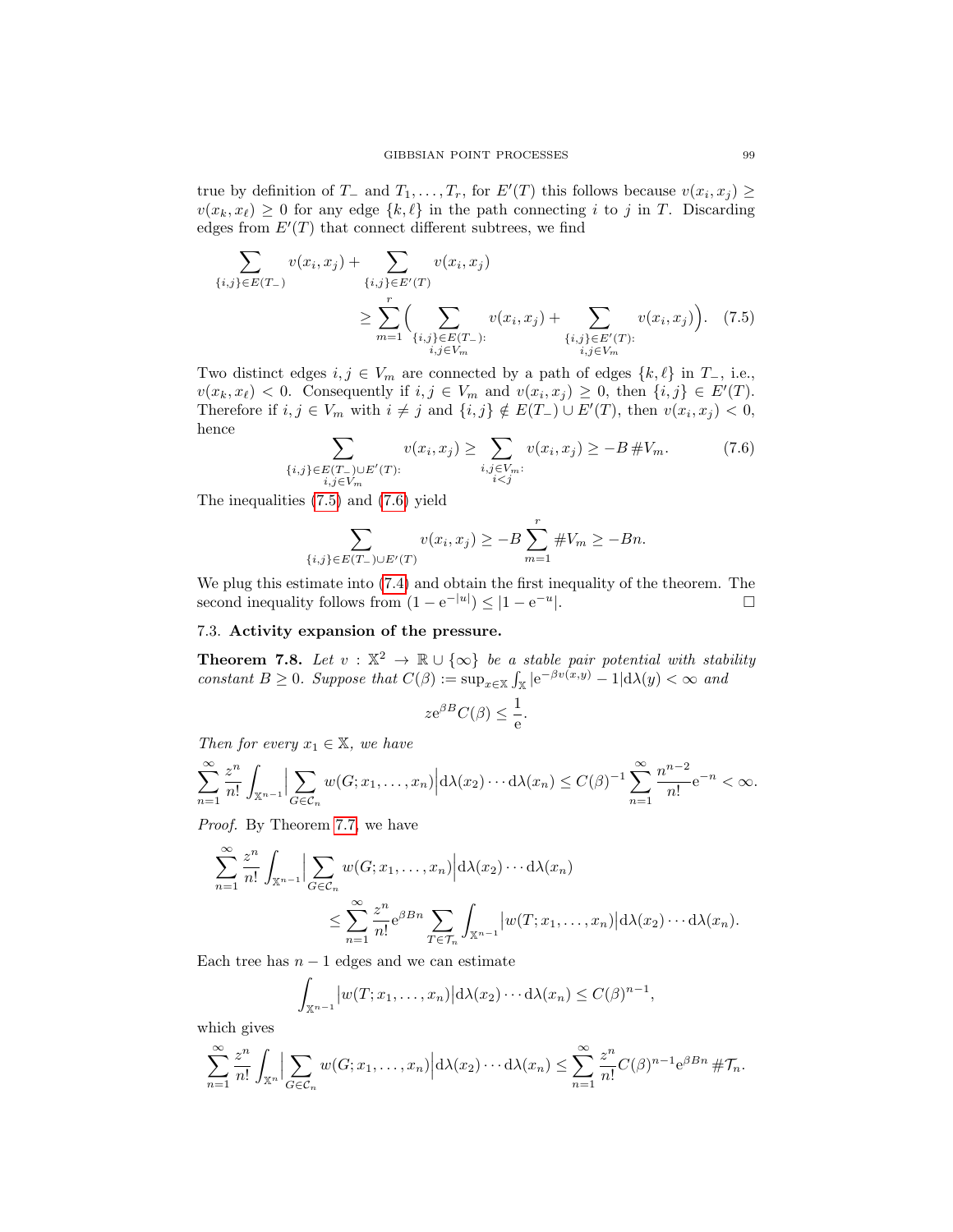true by definition of $T_-$ and $T_1, \dots, T_r$, for $E'(T)$ this follows because $v(x_i, x_j) \geq v(x_k, x_\ell) \geq 0$ for any edge $\{k, \ell\}$ in the path connecting $i$ to $j$ in $T$. Discarding edges from $E'(T)$ that connect different subtrees, we find

$$\sum_{\{i,j\} \in E(T_-)} v(x_i, x_j) + \sum_{\{i,j\} \in E'(T)} v(x_i, x_j) \geq \sum_{m=1}^{r} \Big( \sum_{\substack{\{i,j\} \in E(T_-): \\ i,j \in V_m}} v(x_i, x_j) + \sum_{\substack{\{i,j\} \in E'(T): \\ i,j \in V_m}} v(x_i, x_j) \Big). \tag{7.5}$$

Two distinct edges $i, j \in V_m$ are connected by a path of edges $\{k, \ell\}$ in $T_-$, i.e., $v(x_k, x_\ell) < 0$. Consequently if $i, j \in V_m$ and $v(x_i, x_j) \geq 0$, then $\{i, j\} \in E'(T)$. Therefore if $i, j \in V_m$ with $i \neq j$ and $\{i, j\} \notin E(T_-) \cup E'(T)$, then $v(x_i, x_j) < 0$, hence

$$\sum_{\substack{\{i,j\} \in E(T_-) \cup E'(T): \\ i,j \in V_m}} v(x_i, x_j) \geq \sum_{\substack{i,j \in V_m: \\ i<j}} v(x_i, x_j) \geq -B \, \# V_m. \tag{7.6}$$

The inequalities (7.5) and (7.6) yield

$$\sum_{\{i,j\} \in E(T_-) \cup E'(T)} v(x_i, x_j) \geq -B \sum_{m=1}^{r} \# V_m \geq -Bn.$$

We plug this estimate into (7.4) and obtain the first inequality of the theorem. The second inequality follows from $(1 - \mathrm{e}^{-|u|}) \leq |1 - \mathrm{e}^{-u}|$. $\square$

### 7.3. Activity expansion of the pressure.

**Theorem 7.8.** *Let $v : \mathbb{X}^2 \to \mathbb{R} \cup \{\infty\}$ be a stable pair potential with stability constant $B \geq 0$. Suppose that $C(\beta) := \sup_{x \in \mathbb{X}} \int_{\mathbb{X}} |\mathrm{e}^{-\beta v(x,y)} - 1| \mathrm{d}\lambda(y) < \infty$ and*

$$z \mathrm{e}^{\beta B} C(\beta) \leq \frac{1}{\mathrm{e}}.$$

*Then for every $x_1 \in \mathbb{X}$, we have*

$$\sum_{n=1}^{\infty} \frac{z^n}{n!} \int_{\mathbb{X}^{n-1}} \Big| \sum_{G \in \mathcal{C}_n} w(G; x_1, \dots, x_n) \Big| \mathrm{d}\lambda(x_2) \cdots \mathrm{d}\lambda(x_n) \leq C(\beta)^{-1} \sum_{n=1}^{\infty} \frac{n^{n-2}}{n!} \mathrm{e}^{-n} < \infty.$$

*Proof.* By Theorem 7.7, we have

$$\sum_{n=1}^{\infty} \frac{z^n}{n!} \int_{\mathbb{X}^{n-1}} \Big| \sum_{G \in \mathcal{C}_n} w(G; x_1, \dots, x_n) \Big| \mathrm{d}\lambda(x_2) \cdots \mathrm{d}\lambda(x_n) \leq \sum_{n=1}^{\infty} \frac{z^n}{n!} \mathrm{e}^{\beta B n} \sum_{T \in \mathcal{T}_n} \int_{\mathbb{X}^{n-1}} \big| w(T; x_1, \dots, x_n) \big| \mathrm{d}\lambda(x_2) \cdots \mathrm{d}\lambda(x_n).$$

Each tree has $n-1$ edges and we can estimate

$$\int_{\mathbb{X}^{n-1}} \big| w(T; x_1, \dots, x_n) \big| \mathrm{d}\lambda(x_2) \cdots \mathrm{d}\lambda(x_n) \leq C(\beta)^{n-1},$$

which gives

$$\sum_{n=1}^{\infty} \frac{z^n}{n!} \int_{\mathbb{X}^n} \Big| \sum_{G \in \mathcal{C}_n} w(G; x_1, \dots, x_n) \Big| \mathrm{d}\lambda(x_2) \cdots \mathrm{d}\lambda(x_n) \leq \sum_{n=1}^{\infty} \frac{z^n}{n!} C(\beta)^{n-1} \mathrm{e}^{\beta B n} \, \# \mathcal{T}_n.$$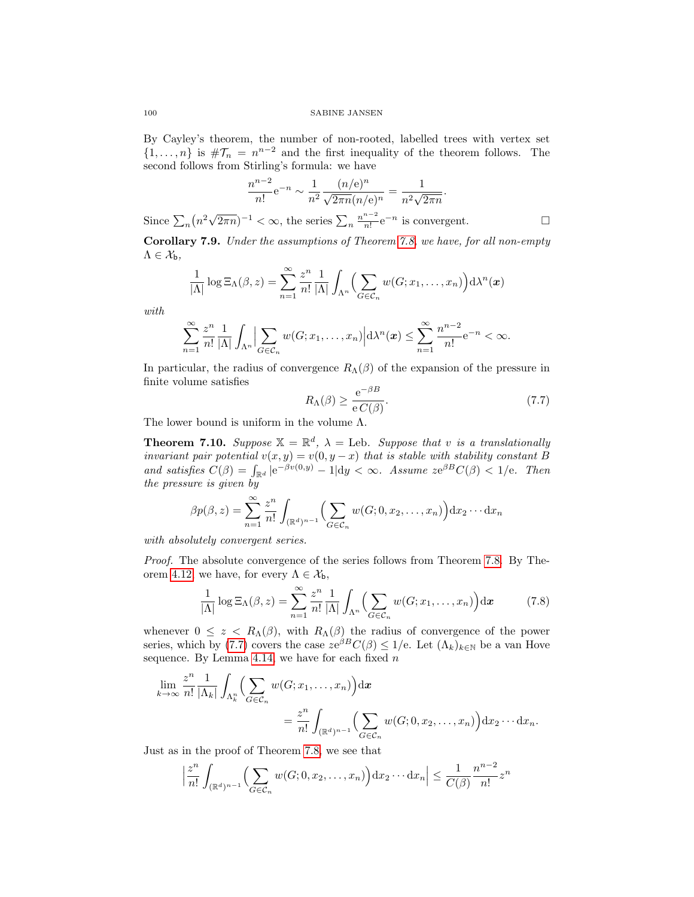By Cayley's theorem, the number of non-rooted, labelled trees with vertex set $\{1,\dots,n\}$ is $\#\mathcal{T}_n = n^{n-2}$ and the first inequality of the theorem follows. The second follows from Stirling's formula: we have

$$\frac{n^{n-2}}{n!}\mathrm{e}^{-n} \sim \frac{1}{n^2}\frac{(n/\mathrm{e})^n}{\sqrt{2\pi n}(n/\mathrm{e})^n} = \frac{1}{n^2\sqrt{2\pi n}}.$$

Since $\sum_n \big(n^2\sqrt{2\pi n}\big)^{-1} < \infty$, the series $\sum_n \frac{n^{n-2}}{n!}\mathrm{e}^{-n}$ is convergent. □

**Corollary 7.9.** *Under the assumptions of Theorem 7.8, we have, for all non-empty $\Lambda \in \mathcal{X}_{\mathsf{b}}$,*

$$\frac{1}{|\Lambda|}\log \Xi_\Lambda(\beta,z) = \sum_{n=1}^\infty \frac{z^n}{n!}\frac{1}{|\Lambda|}\int_{\Lambda^n}\Big(\sum_{G\in\mathcal{C}_n} w(G;x_1,\dots,x_n)\Big)\mathrm{d}\lambda^n(\boldsymbol{x})$$

*with*

$$\sum_{n=1}^\infty \frac{z^n}{n!}\frac{1}{|\Lambda|}\int_{\Lambda^n}\Big|\sum_{G\in\mathcal{C}_n} w(G;x_1,\dots,x_n)\Big|\mathrm{d}\lambda^n(\boldsymbol{x}) \le \sum_{n=1}^\infty \frac{n^{n-2}}{n!}\mathrm{e}^{-n} < \infty.$$

In particular, the radius of convergence $R_\Lambda(\beta)$ of the expansion of the pressure in finite volume satisfies

$$R_\Lambda(\beta) \ge \frac{\mathrm{e}^{-\beta B}}{\mathrm{e}\,C(\beta)}. \tag{7.7}$$

The lower bound is uniform in the volume $\Lambda$.

**Theorem 7.10.** *Suppose $\mathbb{X} = \mathbb{R}^d$, $\lambda = $ Leb. Suppose that $v$ is a translationally invariant pair potential $v(x,y) = v(0,y-x)$ that is stable with stability constant $B$ and satisfies $C(\beta) = \int_{\mathbb{R}^d} |\mathrm{e}^{-\beta v(0,y)} - 1|\mathrm{d}y < \infty$. Assume $z\mathrm{e}^{\beta B}C(\beta) < 1/\mathrm{e}$. Then the pressure is given by*

$$\beta p(\beta,z) = \sum_{n=1}^\infty \frac{z^n}{n!}\int_{(\mathbb{R}^d)^{n-1}}\Big(\sum_{G\in\mathcal{C}_n} w(G;0,x_2,\dots,x_n)\Big)\mathrm{d}x_2\cdots\mathrm{d}x_n$$

*with absolutely convergent series.*

*Proof.* The absolute convergence of the series follows from Theorem 7.8. By Theorem 4.12, we have, for every $\Lambda \in \mathcal{X}_{\mathsf{b}}$,

$$\frac{1}{|\Lambda|}\log \Xi_\Lambda(\beta,z) = \sum_{n=1}^\infty \frac{z^n}{n!}\frac{1}{|\Lambda|}\int_{\Lambda^n}\Big(\sum_{G\in\mathcal{C}_n} w(G;x_1,\dots,x_n)\Big)\mathrm{d}\boldsymbol{x} \tag{7.8}$$

whenever $0 \le z < R_\Lambda(\beta)$, with $R_\Lambda(\beta)$ the radius of convergence of the power series, which by (7.7) covers the case $z\mathrm{e}^{\beta B}C(\beta) \le 1/\mathrm{e}$. Let $(\Lambda_k)_{k\in\mathbb{N}}$ be a van Hove sequence. By Lemma 4.14, we have for each fixed $n$

$$\lim_{k\to\infty}\frac{z^n}{n!}\frac{1}{|\Lambda_k|}\int_{\Lambda_k^n}\Big(\sum_{G\in\mathcal{C}_n} w(G;x_1,\dots,x_n)\Big)\mathrm{d}\boldsymbol{x}$$
$$= \frac{z^n}{n!}\int_{(\mathbb{R}^d)^{n-1}}\Big(\sum_{G\in\mathcal{C}_n} w(G;0,x_2,\dots,x_n)\Big)\mathrm{d}x_2\cdots\mathrm{d}x_n.$$

Just as in the proof of Theorem 7.8, we see that

$$\Big|\frac{z^n}{n!}\int_{(\mathbb{R}^d)^{n-1}}\Big(\sum_{G\in\mathcal{C}_n} w(G;0,x_2,\dots,x_n)\Big)\mathrm{d}x_2\cdots\mathrm{d}x_n\Big| \le \frac{1}{C(\beta)}\frac{n^{n-2}}{n!}z^n$$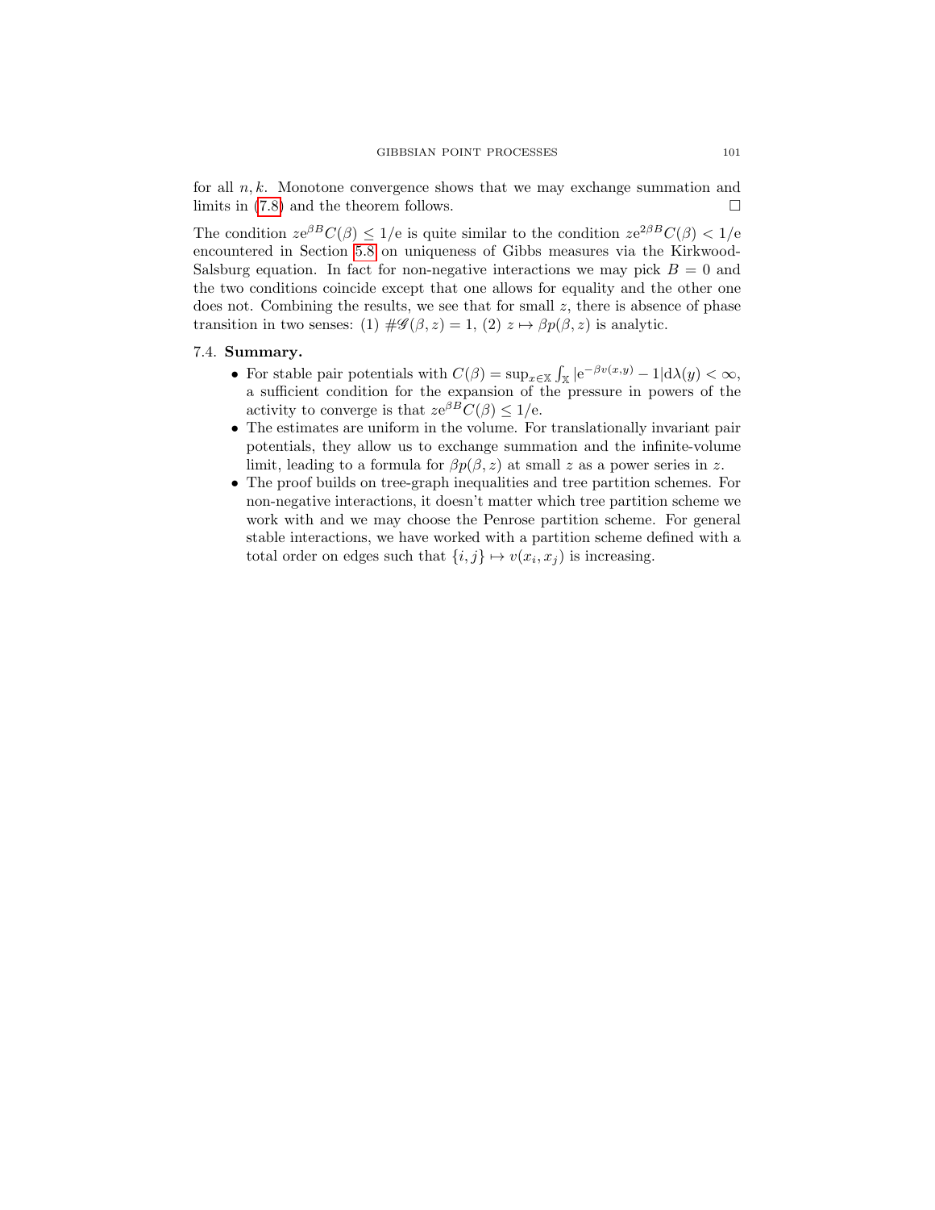for all $n, k$. Monotone convergence shows that we may exchange summation and limits in (7.8) and the theorem follows. □

The condition $z e^{\beta B} C(\beta) \le 1/e$ is quite similar to the condition $z e^{2\beta B} C(\beta) < 1/e$ encountered in Section 5.8 on uniqueness of Gibbs measures via the Kirkwood-Salsburg equation. In fact for non-negative interactions we may pick $B = 0$ and the two conditions coincide except that one allows for equality and the other one does not. Combining the results, we see that for small $z$, there is absence of phase transition in two senses: (1) $\#\mathscr{G}(\beta, z) = 1$, (2) $z \mapsto \beta p(\beta, z)$ is analytic.

### 7.4. Summary.

- For stable pair potentials with $C(\beta) = \sup_{x \in \mathbb{X}} \int_{\mathbb{X}} |e^{-\beta v(x,y)} - 1| d\lambda(y) < \infty$, a sufficient condition for the expansion of the pressure in powers of the activity to converge is that $z e^{\beta B} C(\beta) \le 1/e$.
- The estimates are uniform in the volume. For translationally invariant pair potentials, they allow us to exchange summation and the infinite-volume limit, leading to a formula for $\beta p(\beta, z)$ at small $z$ as a power series in $z$.
- The proof builds on tree-graph inequalities and tree partition schemes. For non-negative interactions, it doesn't matter which tree partition scheme we work with and we may choose the Penrose partition scheme. For general stable interactions, we have worked with a partition scheme defined with a total order on edges such that $\{i, j\} \mapsto v(x_i, x_j)$ is increasing.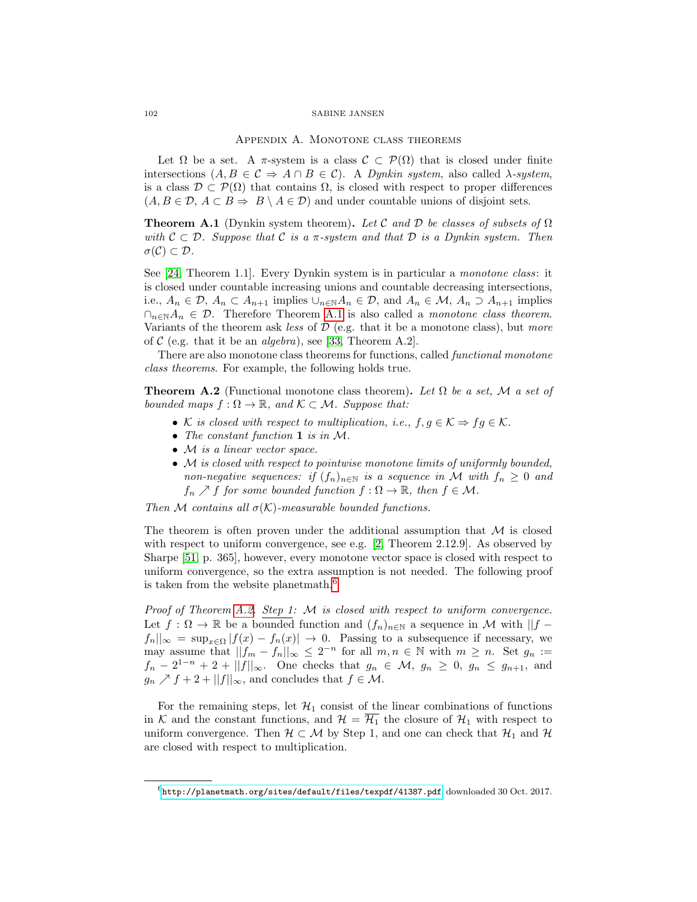## Appendix A. Monotone class theorems

Let $\Omega$ be a set. A $\pi$-system is a class $\mathcal{C} \subset \mathcal{P}(\Omega)$ that is closed under finite intersections ($A, B \in \mathcal{C} \Rightarrow A \cap B \in \mathcal{C}$). A *Dynkin system*, also called $\lambda$*-system*, is a class $\mathcal{D} \subset \mathcal{P}(\Omega)$ that contains $\Omega$, is closed with respect to proper differences ($A, B \in \mathcal{D}$, $A \subset B \Rightarrow B \setminus A \in \mathcal{D}$) and under countable unions of disjoint sets.

**Theorem A.1** (Dynkin system theorem)**.** *Let $\mathcal{C}$ and $\mathcal{D}$ be classes of subsets of $\Omega$ with $\mathcal{C} \subset \mathcal{D}$. Suppose that $\mathcal{C}$ is a $\pi$-system and that $\mathcal{D}$ is a Dynkin system. Then $\sigma(\mathcal{C}) \subset \mathcal{D}$.*

See [24, Theorem 1.1]. Every Dynkin system is in particular a *monotone class*: it is closed under countable increasing unions and countable decreasing intersections, i.e., $A_n \in \mathcal{D}$, $A_n \subset A_{n+1}$ implies $\cup_{n\in\mathbb{N}} A_n \in \mathcal{D}$, and $A_n \in \mathcal{M}$, $A_n \supset A_{n+1}$ implies $\cap_{n\in\mathbb{N}} A_n \in \mathcal{D}$. Therefore Theorem A.1 is also called a *monotone class theorem*. Variants of the theorem ask *less* of $\mathcal{D}$ (e.g. that it be a monotone class), but *more* of $\mathcal{C}$ (e.g. that it be an *algebra*), see [33, Theorem A.2].

There are also monotone class theorems for functions, called *functional monotone class theorems*. For example, the following holds true.

**Theorem A.2** (Functional monotone class theorem)**.** *Let $\Omega$ be a set, $\mathcal{M}$ a set of bounded maps $f : \Omega \to \mathbb{R}$, and $\mathcal{K} \subset \mathcal{M}$. Suppose that:*

- *$\mathcal{K}$ is closed with respect to multiplication, i.e., $f, g \in \mathcal{K} \Rightarrow fg \in \mathcal{K}$.*
- *The constant function $\mathbf{1}$ is in $\mathcal{M}$.*
- *$\mathcal{M}$ is a linear vector space.*
- *$\mathcal{M}$ is closed with respect to pointwise monotone limits of uniformly bounded, non-negative sequences: if $(f_n)_{n\in\mathbb{N}}$ is a sequence in $\mathcal{M}$ with $f_n \geq 0$ and $f_n \nearrow f$ for some bounded function $f : \Omega \to \mathbb{R}$, then $f \in \mathcal{M}$.*

*Then $\mathcal{M}$ contains all $\sigma(\mathcal{K})$-measurable bounded functions.*

The theorem is often proven under the additional assumption that $\mathcal{M}$ is closed with respect to uniform convergence, see e.g. [2, Theorem 2.12.9]. As observed by Sharpe [51, p. 365], however, every monotone vector space is closed with respect to uniform convergence, so the extra assumption is not needed. The following proof is taken from the website planetmath.[6]

*Proof of Theorem A.2.* *Step 1: $\mathcal{M}$ is closed with respect to uniform convergence.* Let $f : \Omega \to \mathbb{R}$ be a bounded function and $(f_n)_{n\in\mathbb{N}}$ a sequence in $\mathcal{M}$ with $||f - f_n||_\infty = \sup_{x\in\Omega} |f(x) - f_n(x)| \to 0$. Passing to a subsequence if necessary, we may assume that $||f_m - f_n||_\infty \leq 2^{-n}$ for all $m, n \in \mathbb{N}$ with $m \geq n$. Set $g_n := f_n - 2^{1-n} + 2 + ||f||_\infty$. One checks that $g_n \in \mathcal{M}$, $g_n \geq 0$, $g_n \leq g_{n+1}$, and $g_n \nearrow f + 2 + ||f||_\infty$, and concludes that $f \in \mathcal{M}$.

For the remaining steps, let $\mathcal{H}_1$ consist of the linear combinations of functions in $\mathcal{K}$ and the constant functions, and $\mathcal{H} = \overline{\mathcal{H}_1}$ the closure of $\mathcal{H}_1$ with respect to uniform convergence. Then $\mathcal{H} \subset \mathcal{M}$ by Step 1, and one can check that $\mathcal{H}_1$ and $\mathcal{H}$ are closed with respect to multiplication.

[6] http://planetmath.org/sites/default/files/texpdf/41387.pdf downloaded 30 Oct. 2017.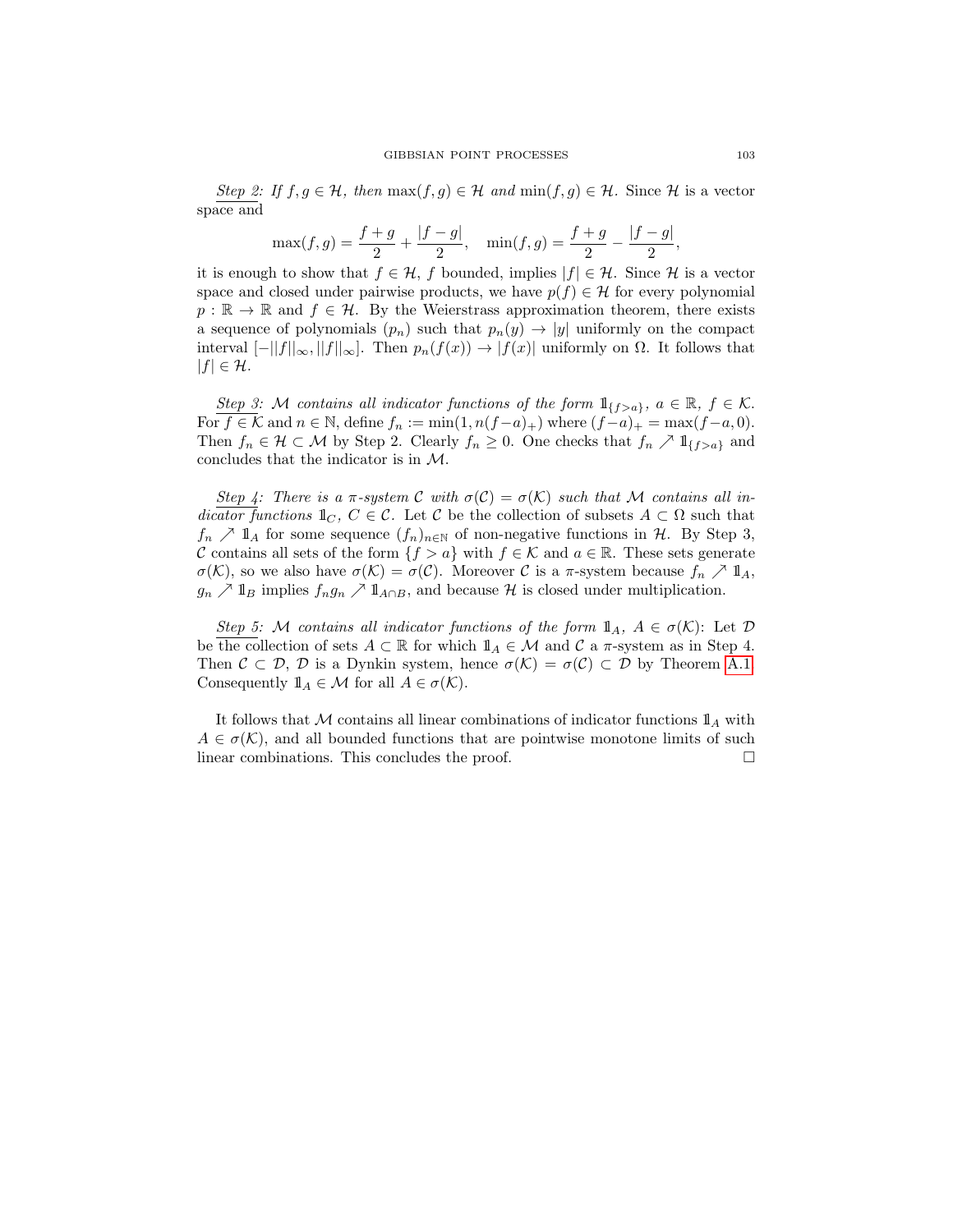<u>*Step 2:*</u> *If $f, g \in \mathcal{H}$, then $\max(f,g) \in \mathcal{H}$ and $\min(f,g) \in \mathcal{H}$.* Since $\mathcal{H}$ is a vector space and

$$\max(f,g) = \frac{f+g}{2} + \frac{|f-g|}{2}, \quad \min(f,g) = \frac{f+g}{2} - \frac{|f-g|}{2},$$

it is enough to show that $f \in \mathcal{H}$, $f$ bounded, implies $|f| \in \mathcal{H}$. Since $\mathcal{H}$ is a vector space and closed under pairwise products, we have $p(f) \in \mathcal{H}$ for every polynomial $p : \mathbb{R} \to \mathbb{R}$ and $f \in \mathcal{H}$. By the Weierstrass approximation theorem, there exists a sequence of polynomials $(p_n)$ such that $p_n(y) \to |y|$ uniformly on the compact interval $[-||f||_\infty, ||f||_\infty]$. Then $p_n(f(x)) \to |f(x)|$ uniformly on $\Omega$. It follows that $|f| \in \mathcal{H}$.

<u>*Step 3:*</u> *$\mathcal{M}$ contains all indicator functions of the form $\mathbb{1}_{\{f>a\}}$, $a \in \mathbb{R}$, $f \in \mathcal{K}$.* For $f \in \mathcal{K}$ and $n \in \mathbb{N}$, define $f_n := \min(1, n(f-a)_+)$ where $(f-a)_+ = \max(f-a, 0)$. Then $f_n \in \mathcal{H} \subset \mathcal{M}$ by Step 2. Clearly $f_n \geq 0$. One checks that $f_n \nearrow \mathbb{1}_{\{f>a\}}$ and concludes that the indicator is in $\mathcal{M}$.

<u>*Step 4:*</u> *There is a $\pi$-system $\mathcal{C}$ with $\sigma(\mathcal{C}) = \sigma(\mathcal{K})$ such that $\mathcal{M}$ contains all indicator functions $\mathbb{1}_C$, $C \in \mathcal{C}$.* Let $\mathcal{C}$ be the collection of subsets $A \subset \Omega$ such that $f_n \nearrow \mathbb{1}_A$ for some sequence $(f_n)_{n\in\mathbb{N}}$ of non-negative functions in $\mathcal{H}$. By Step 3, $\mathcal{C}$ contains all sets of the form $\{f > a\}$ with $f \in \mathcal{K}$ and $a \in \mathbb{R}$. These sets generate $\sigma(\mathcal{K})$, so we also have $\sigma(\mathcal{K}) = \sigma(\mathcal{C})$. Moreover $\mathcal{C}$ is a $\pi$-system because $f_n \nearrow \mathbb{1}_A$, $g_n \nearrow \mathbb{1}_B$ implies $f_n g_n \nearrow \mathbb{1}_{A\cap B}$, and because $\mathcal{H}$ is closed under multiplication.

<u>*Step 5:*</u> *$\mathcal{M}$ contains all indicator functions of the form $\mathbb{1}_A$, $A \in \sigma(\mathcal{K})$:* Let $\mathcal{D}$ be the collection of sets $A \subset \mathbb{R}$ for which $\mathbb{1}_A \in \mathcal{M}$ and $\mathcal{C}$ a $\pi$-system as in Step 4. Then $\mathcal{C} \subset \mathcal{D}$, $\mathcal{D}$ is a Dynkin system, hence $\sigma(\mathcal{K}) = \sigma(\mathcal{C}) \subset \mathcal{D}$ by Theorem A.1. Consequently $\mathbb{1}_A \in \mathcal{M}$ for all $A \in \sigma(\mathcal{K})$.

It follows that $\mathcal{M}$ contains all linear combinations of indicator functions $\mathbb{1}_A$ with $A \in \sigma(\mathcal{K})$, and all bounded functions that are pointwise monotone limits of such linear combinations. This concludes the proof. □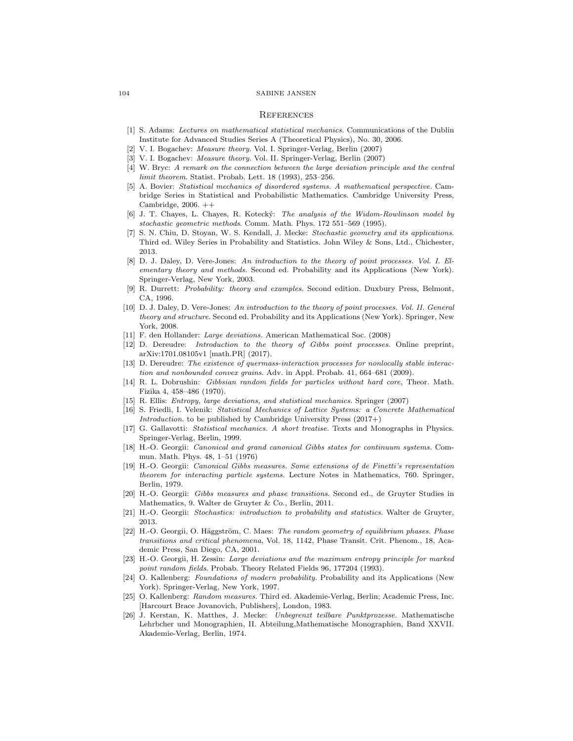## References

[1] S. Adams: *Lectures on mathematical statistical mechanics.* Communications of the Dublin Institute for Advanced Studies Series A (Theoretical Physics), No. 30, 2006.

[2] V. I. Bogachev: *Measure theory.* Vol. I. Springer-Verlag, Berlin (2007)

[3] V. I. Bogachev: *Measure theory.* Vol. II. Springer-Verlag, Berlin (2007)

[4] W. Bryc: *A remark on the connection between the large deviation principle and the central limit theorem.* Statist. Probab. Lett. 18 (1993), 253–256.

[5] A. Bovier: *Statistical mechanics of disordered systems. A mathematical perspective.* Cambridge Series in Statistical and Probabilistic Mathematics. Cambridge University Press, Cambridge, 2006. ++

[6] J. T. Chayes, L. Chayes, R. Kotecký: *The analysis of the Widom-Rowlinson model by stochastic geometric methods.* Comm. Math. Phys. 172 551–569 (1995).

[7] S. N. Chiu, D. Stoyan, W. S. Kendall, J. Mecke: *Stochastic geometry and its applications.* Third ed. Wiley Series in Probability and Statistics. John Wiley & Sons, Ltd., Chichester, 2013.

[8] D. J. Daley, D. Vere-Jones: *An introduction to the theory of point processes. Vol. I. Elementary theory and methods.* Second ed. Probability and its Applications (New York). Springer-Verlag, New York, 2003.

[9] R. Durrett: *Probability: theory and examples.* Second edition. Duxbury Press, Belmont, CA, 1996.

[10] D. J. Daley, D. Vere-Jones: *An introduction to the theory of point processes. Vol. II. General theory and structure.* Second ed. Probability and its Applications (New York). Springer, New York, 2008.

[11] F. den Hollander: *Large deviations.* American Mathematical Soc. (2008)

[12] D. Dereudre: *Introduction to the theory of Gibbs point processes.* Online preprint, arXiv:1701.08105v1 [math.PR] (2017).

[13] D. Dereudre: *The existence of quermass-interaction processes for nonlocally stable interaction and nonbounded convex grains.* Adv. in Appl. Probab. 41, 664–681 (2009).

[14] R. L. Dobrushin: *Gibbsian random fields for particles without hard core,* Theor. Math. Fizika 4, 458–486 (1970).

[15] R. Ellis: *Entropy, large deviations, and statistical mechanics.* Springer (2007)

[16] S. Friedli, I. Velenik: *Statistical Mechanics of Lattice Systems: a Concrete Mathematical Introduction.* to be published by Cambridge University Press (2017+)

[17] G. Gallavotti: *Statistical mechanics. A short treatise.* Texts and Monographs in Physics. Springer-Verlag, Berlin, 1999.

[18] H.-O. Georgii: *Canonical and grand canonical Gibbs states for continuum systems.* Commun. Math. Phys. 48, 1–51 (1976)

[19] H.-O. Georgii: *Canonical Gibbs measures. Some extensions of de Finetti's representation theorem for interacting particle systems.* Lecture Notes in Mathematics, 760. Springer, Berlin, 1979.

[20] H.-O. Georgii: *Gibbs measures and phase transitions.* Second ed., de Gruyter Studies in Mathematics, 9. Walter de Gruyter & Co., Berlin, 2011.

[21] H.-O. Georgii: *Stochastics: introduction to probability and statistics.* Walter de Gruyter, 2013.

[22] H.-O. Georgii, O. Häggström, C. Maes: *The random geometry of equilibrium phases. Phase transitions and critical phenomena,* Vol. 18, 1142, Phase Transit. Crit. Phenom., 18, Academic Press, San Diego, CA, 2001.

[23] H.-O. Georgii, H. Zessin: *Large deviations and the maximum entropy principle for marked point random fields.* Probab. Theory Related Fields 96, 177204 (1993).

[24] O. Kallenberg: *Foundations of modern probability.* Probability and its Applications (New York). Springer-Verlag, New York, 1997.

[25] O. Kallenberg: *Random measures.* Third ed. Akademie-Verlag, Berlin; Academic Press, Inc. [Harcourt Brace Jovanovich, Publishers], London, 1983.

[26] J. Kerstan, K. Matthes, J. Mecke: *Unbegrenzt teilbare Punktprozesse.* Mathematische Lehrbcher und Monographien, II. Abteilung,Mathematische Monographien, Band XXVII. Akademie-Verlag, Berlin, 1974.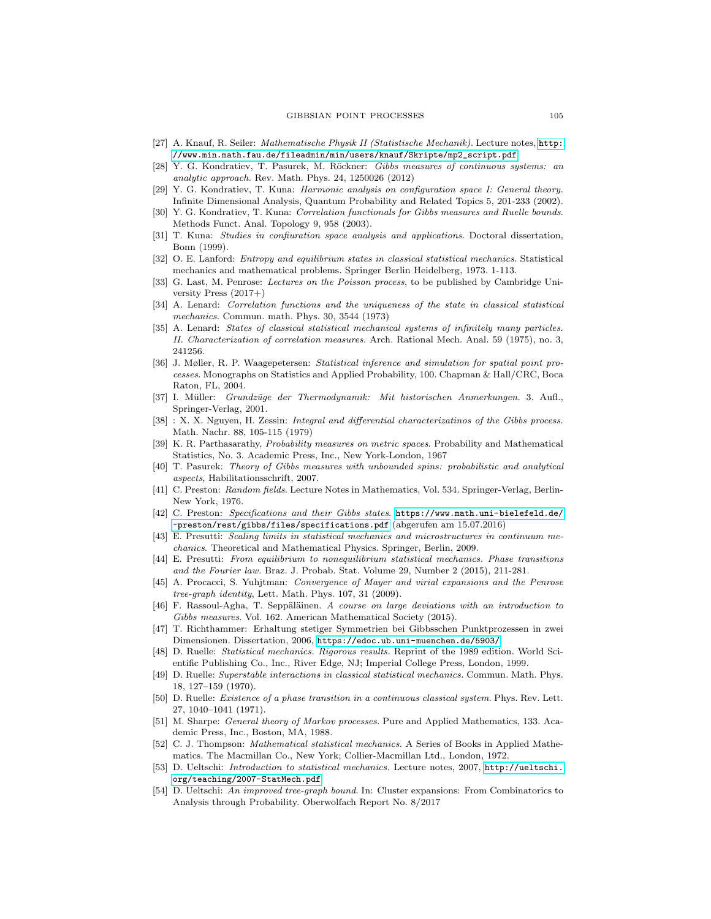[27] A. Knauf, R. Seiler: *Mathematische Physik II (Statistische Mechanik)*. Lecture notes, http://www.min.math.fau.de/fileadmin/min/users/knauf/Skripte/mp2_script.pdf

[28] Y. G. Kondratiev, T. Pasurek, M. Röckner: *Gibbs measures of continuous systems: an analytic approach.* Rev. Math. Phys. 24, 1250026 (2012)

[29] Y. G. Kondratiev, T. Kuna: *Harmonic analysis on configuration space I: General theory.* Infinite Dimensional Analysis, Quantum Probability and Related Topics 5, 201-233 (2002).

[30] Y. G. Kondratiev, T. Kuna: *Correlation functionals for Gibbs measures and Ruelle bounds*. Methods Funct. Anal. Topology 9, 958 (2003).

[31] T. Kuna: *Studies in confiuration space analysis and applications*. Doctoral dissertation, Bonn (1999).

[32] O. E. Lanford: *Entropy and equilibrium states in classical statistical mechanics.* Statistical mechanics and mathematical problems. Springer Berlin Heidelberg, 1973. 1-113.

[33] G. Last, M. Penrose: *Lectures on the Poisson process*, to be published by Cambridge University Press (2017+)

[34] A. Lenard: *Correlation functions and the uniqueness of the state in classical statistical mechanics.* Commun. math. Phys. 30, 3544 (1973)

[35] A. Lenard: *States of classical statistical mechanical systems of infinitely many particles. II. Characterization of correlation measures.* Arch. Rational Mech. Anal. 59 (1975), no. 3, 241256.

[36] J. Møller, R. P. Waagepetersen: *Statistical inference and simulation for spatial point processes*. Monographs on Statistics and Applied Probability, 100. Chapman & Hall/CRC, Boca Raton, FL, 2004.

[37] I. Müller: *Grundzüge der Thermodynamik: Mit historischen Anmerkungen.* 3. Aufl., Springer-Verlag, 2001.

[38] : X. X. Nguyen, H. Zessin: *Integral and differential characterizatinos of the Gibbs process.* Math. Nachr. 88, 105-115 (1979)

[39] K. R. Parthasarathy, *Probability measures on metric spaces.* Probability and Mathematical Statistics, No. 3. Academic Press, Inc., New York-London, 1967

[40] T. Pasurek: *Theory of Gibbs measures with unbounded spins: probabilistic and analytical aspects*, Habilitationsschrift, 2007.

[41] C. Preston: *Random fields*. Lecture Notes in Mathematics, Vol. 534. Springer-Verlag, Berlin-New York, 1976.

[42] C. Preston: *Specifications and their Gibbs states*. https://www.math.uni-bielefeld.de/~preston/rest/gibbs/files/specifications.pdf (abgerufen am 15.07.2016)

[43] E. Presutti: *Scaling limits in statistical mechanics and microstructures in continuum mechanics.* Theoretical and Mathematical Physics. Springer, Berlin, 2009.

[44] E. Presutti: *From equilibrium to nonequilibrium statistical mechanics. Phase transitions and the Fourier law.* Braz. J. Probab. Stat. Volume 29, Number 2 (2015), 211-281.

[45] A. Procacci, S. Yuhjtman: *Convergence of Mayer and virial expansions and the Penrose tree-graph identity*, Lett. Math. Phys. 107, 31 (2009).

[46] F. Rassoul-Agha, T. Seppäläinen. *A course on large deviations with an introduction to Gibbs measures*. Vol. 162. American Mathematical Society (2015).

[47] T. Richthammer: Erhaltung stetiger Symmetrien bei Gibbsschen Punktprozessen in zwei Dimensionen. Dissertation, 2006, https://edoc.ub.uni-muenchen.de/5903/

[48] D. Ruelle: *Statistical mechanics. Rigorous results.* Reprint of the 1989 edition. World Scientific Publishing Co., Inc., River Edge, NJ; Imperial College Press, London, 1999.

[49] D. Ruelle: *Superstable interactions in classical statistical mechanics.* Commun. Math. Phys. 18, 127–159 (1970).

[50] D. Ruelle: *Existence of a phase transition in a continuous classical system*. Phys. Rev. Lett. 27, 1040–1041 (1971).

[51] M. Sharpe: *General theory of Markov processes.* Pure and Applied Mathematics, 133. Academic Press, Inc., Boston, MA, 1988.

[52] C. J. Thompson: *Mathematical statistical mechanics.* A Series of Books in Applied Mathematics. The Macmillan Co., New York; Collier-Macmillan Ltd., London, 1972.

[53] D. Ueltschi: *Introduction to statistical mechanics.* Lecture notes, 2007, http://ueltschi.org/teaching/2007-StatMech.pdf

[54] D. Ueltschi: *An improved tree-graph bound*. In: Cluster expansions: From Combinatorics to Analysis through Probability. Oberwolfach Report No. 8/2017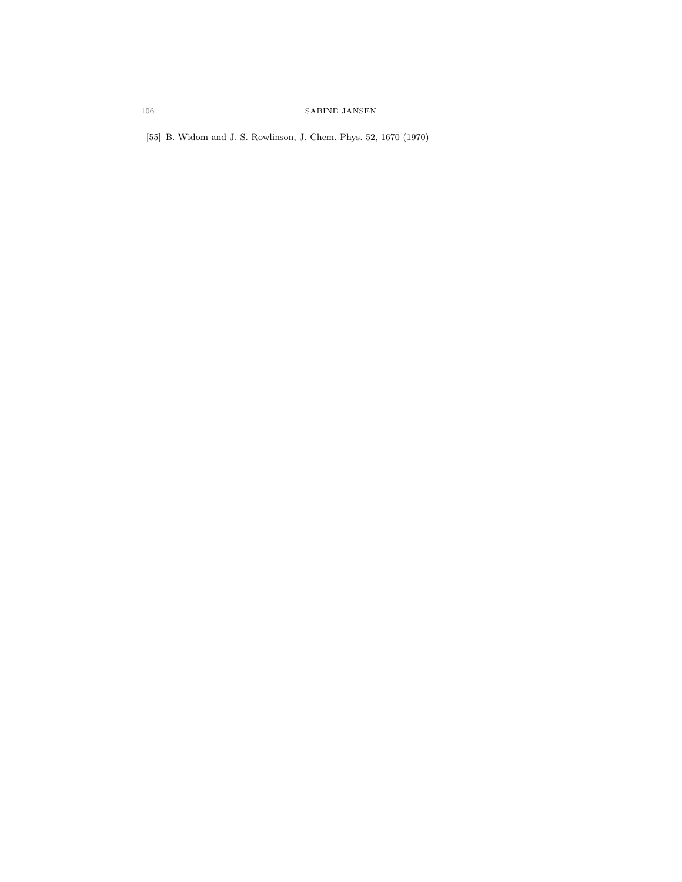[55] B. Widom and J. S. Rowlinson, J. Chem. Phys. 52, 1670 (1970)